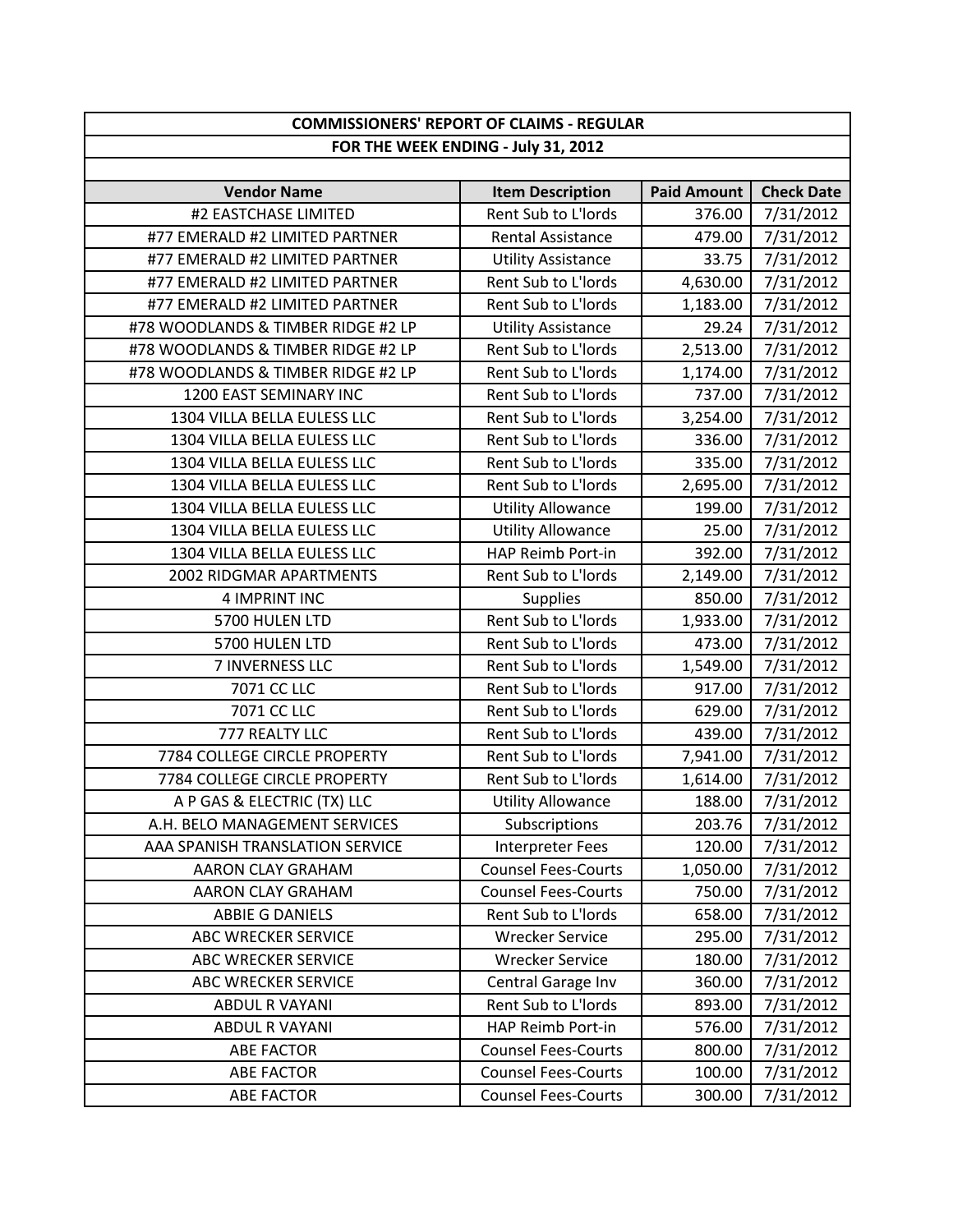## COMMISSIONERS' REPORT OF CLAIMS - REGULAR

### FOR THE WEEK ENDING - July 31, 2012

| Vendor Name | Item Description | Paid Amount | Check Date |
|---|---|---|---|
| #2 EASTCHASE LIMITED | Rent Sub to L'lords | 376.00 | 7/31/2012 |
| #77 EMERALD #2 LIMITED PARTNER | Rental Assistance | 479.00 | 7/31/2012 |
| #77 EMERALD #2 LIMITED PARTNER | Utility Assistance | 33.75 | 7/31/2012 |
| #77 EMERALD #2 LIMITED PARTNER | Rent Sub to L'lords | 4,630.00 | 7/31/2012 |
| #77 EMERALD #2 LIMITED PARTNER | Rent Sub to L'lords | 1,183.00 | 7/31/2012 |
| #78 WOODLANDS & TIMBER RIDGE #2 LP | Utility Assistance | 29.24 | 7/31/2012 |
| #78 WOODLANDS & TIMBER RIDGE #2 LP | Rent Sub to L'lords | 2,513.00 | 7/31/2012 |
| #78 WOODLANDS & TIMBER RIDGE #2 LP | Rent Sub to L'lords | 1,174.00 | 7/31/2012 |
| 1200 EAST SEMINARY INC | Rent Sub to L'lords | 737.00 | 7/31/2012 |
| 1304 VILLA BELLA EULESS LLC | Rent Sub to L'lords | 3,254.00 | 7/31/2012 |
| 1304 VILLA BELLA EULESS LLC | Rent Sub to L'lords | 336.00 | 7/31/2012 |
| 1304 VILLA BELLA EULESS LLC | Rent Sub to L'lords | 335.00 | 7/31/2012 |
| 1304 VILLA BELLA EULESS LLC | Rent Sub to L'lords | 2,695.00 | 7/31/2012 |
| 1304 VILLA BELLA EULESS LLC | Utility Allowance | 199.00 | 7/31/2012 |
| 1304 VILLA BELLA EULESS LLC | Utility Allowance | 25.00 | 7/31/2012 |
| 1304 VILLA BELLA EULESS LLC | HAP Reimb Port-in | 392.00 | 7/31/2012 |
| 2002 RIDGMAR APARTMENTS | Rent Sub to L'lords | 2,149.00 | 7/31/2012 |
| 4 IMPRINT INC | Supplies | 850.00 | 7/31/2012 |
| 5700 HULEN LTD | Rent Sub to L'lords | 1,933.00 | 7/31/2012 |
| 5700 HULEN LTD | Rent Sub to L'lords | 473.00 | 7/31/2012 |
| 7 INVERNESS LLC | Rent Sub to L'lords | 1,549.00 | 7/31/2012 |
| 7071 CC LLC | Rent Sub to L'lords | 917.00 | 7/31/2012 |
| 7071 CC LLC | Rent Sub to L'lords | 629.00 | 7/31/2012 |
| 777 REALTY LLC | Rent Sub to L'lords | 439.00 | 7/31/2012 |
| 7784 COLLEGE CIRCLE PROPERTY | Rent Sub to L'lords | 7,941.00 | 7/31/2012 |
| 7784 COLLEGE CIRCLE PROPERTY | Rent Sub to L'lords | 1,614.00 | 7/31/2012 |
| A P GAS & ELECTRIC (TX) LLC | Utility Allowance | 188.00 | 7/31/2012 |
| A.H. BELO MANAGEMENT SERVICES | Subscriptions | 203.76 | 7/31/2012 |
| AAA SPANISH TRANSLATION SERVICE | Interpreter Fees | 120.00 | 7/31/2012 |
| AARON CLAY GRAHAM | Counsel Fees-Courts | 1,050.00 | 7/31/2012 |
| AARON CLAY GRAHAM | Counsel Fees-Courts | 750.00 | 7/31/2012 |
| ABBIE G DANIELS | Rent Sub to L'lords | 658.00 | 7/31/2012 |
| ABC WRECKER SERVICE | Wrecker Service | 295.00 | 7/31/2012 |
| ABC WRECKER SERVICE | Wrecker Service | 180.00 | 7/31/2012 |
| ABC WRECKER SERVICE | Central Garage Inv | 360.00 | 7/31/2012 |
| ABDUL R VAYANI | Rent Sub to L'lords | 893.00 | 7/31/2012 |
| ABDUL R VAYANI | HAP Reimb Port-in | 576.00 | 7/31/2012 |
| ABE FACTOR | Counsel Fees-Courts | 800.00 | 7/31/2012 |
| ABE FACTOR | Counsel Fees-Courts | 100.00 | 7/31/2012 |
| ABE FACTOR | Counsel Fees-Courts | 300.00 | 7/31/2012 |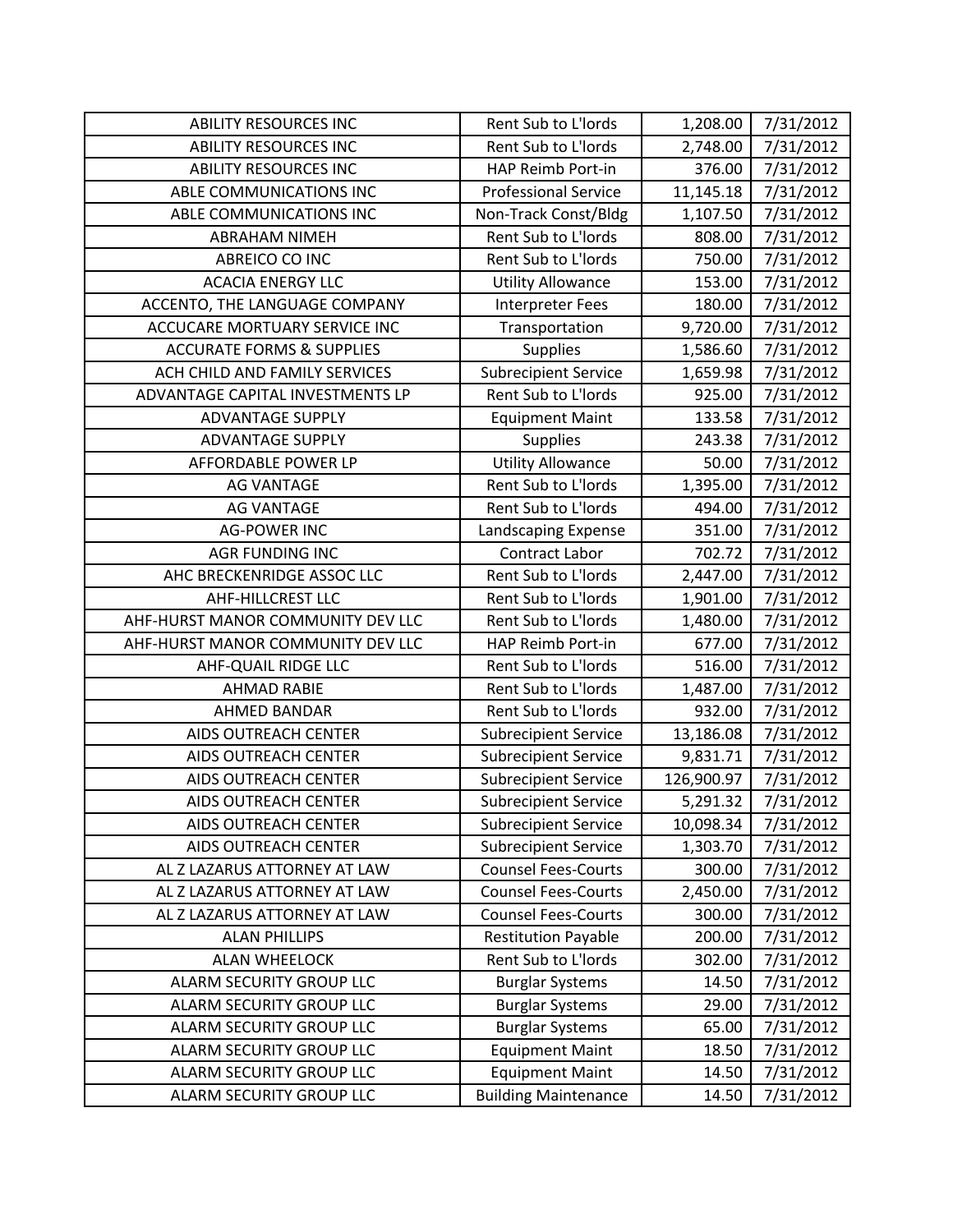| ABILITY RESOURCES INC | Rent Sub to L'lords | 1,208.00 | 7/31/2012 |
|---|---|---|---|
| ABILITY RESOURCES INC | Rent Sub to L'lords | 2,748.00 | 7/31/2012 |
| ABILITY RESOURCES INC | HAP Reimb Port-in | 376.00 | 7/31/2012 |
| ABLE COMMUNICATIONS INC | Professional Service | 11,145.18 | 7/31/2012 |
| ABLE COMMUNICATIONS INC | Non-Track Const/Bldg | 1,107.50 | 7/31/2012 |
| ABRAHAM NIMEH | Rent Sub to L'lords | 808.00 | 7/31/2012 |
| ABREICO CO INC | Rent Sub to L'lords | 750.00 | 7/31/2012 |
| ACACIA ENERGY LLC | Utility Allowance | 153.00 | 7/31/2012 |
| ACCENTO, THE LANGUAGE COMPANY | Interpreter Fees | 180.00 | 7/31/2012 |
| ACCUCARE MORTUARY SERVICE INC | Transportation | 9,720.00 | 7/31/2012 |
| ACCURATE FORMS & SUPPLIES | Supplies | 1,586.60 | 7/31/2012 |
| ACH CHILD AND FAMILY SERVICES | Subrecipient Service | 1,659.98 | 7/31/2012 |
| ADVANTAGE CAPITAL INVESTMENTS LP | Rent Sub to L'lords | 925.00 | 7/31/2012 |
| ADVANTAGE SUPPLY | Equipment Maint | 133.58 | 7/31/2012 |
| ADVANTAGE SUPPLY | Supplies | 243.38 | 7/31/2012 |
| AFFORDABLE POWER LP | Utility Allowance | 50.00 | 7/31/2012 |
| AG VANTAGE | Rent Sub to L'lords | 1,395.00 | 7/31/2012 |
| AG VANTAGE | Rent Sub to L'lords | 494.00 | 7/31/2012 |
| AG-POWER INC | Landscaping Expense | 351.00 | 7/31/2012 |
| AGR FUNDING INC | Contract Labor | 702.72 | 7/31/2012 |
| AHC BRECKENRIDGE ASSOC LLC | Rent Sub to L'lords | 2,447.00 | 7/31/2012 |
| AHF-HILLCREST LLC | Rent Sub to L'lords | 1,901.00 | 7/31/2012 |
| AHF-HURST MANOR COMMUNITY DEV LLC | Rent Sub to L'lords | 1,480.00 | 7/31/2012 |
| AHF-HURST MANOR COMMUNITY DEV LLC | HAP Reimb Port-in | 677.00 | 7/31/2012 |
| AHF-QUAIL RIDGE LLC | Rent Sub to L'lords | 516.00 | 7/31/2012 |
| AHMAD RABIE | Rent Sub to L'lords | 1,487.00 | 7/31/2012 |
| AHMED BANDAR | Rent Sub to L'lords | 932.00 | 7/31/2012 |
| AIDS OUTREACH CENTER | Subrecipient Service | 13,186.08 | 7/31/2012 |
| AIDS OUTREACH CENTER | Subrecipient Service | 9,831.71 | 7/31/2012 |
| AIDS OUTREACH CENTER | Subrecipient Service | 126,900.97 | 7/31/2012 |
| AIDS OUTREACH CENTER | Subrecipient Service | 5,291.32 | 7/31/2012 |
| AIDS OUTREACH CENTER | Subrecipient Service | 10,098.34 | 7/31/2012 |
| AIDS OUTREACH CENTER | Subrecipient Service | 1,303.70 | 7/31/2012 |
| AL Z LAZARUS ATTORNEY AT LAW | Counsel Fees-Courts | 300.00 | 7/31/2012 |
| AL Z LAZARUS ATTORNEY AT LAW | Counsel Fees-Courts | 2,450.00 | 7/31/2012 |
| AL Z LAZARUS ATTORNEY AT LAW | Counsel Fees-Courts | 300.00 | 7/31/2012 |
| ALAN PHILLIPS | Restitution Payable | 200.00 | 7/31/2012 |
| ALAN WHEELOCK | Rent Sub to L'lords | 302.00 | 7/31/2012 |
| ALARM SECURITY GROUP LLC | Burglar Systems | 14.50 | 7/31/2012 |
| ALARM SECURITY GROUP LLC | Burglar Systems | 29.00 | 7/31/2012 |
| ALARM SECURITY GROUP LLC | Burglar Systems | 65.00 | 7/31/2012 |
| ALARM SECURITY GROUP LLC | Equipment Maint | 18.50 | 7/31/2012 |
| ALARM SECURITY GROUP LLC | Equipment Maint | 14.50 | 7/31/2012 |
| ALARM SECURITY GROUP LLC | Building Maintenance | 14.50 | 7/31/2012 |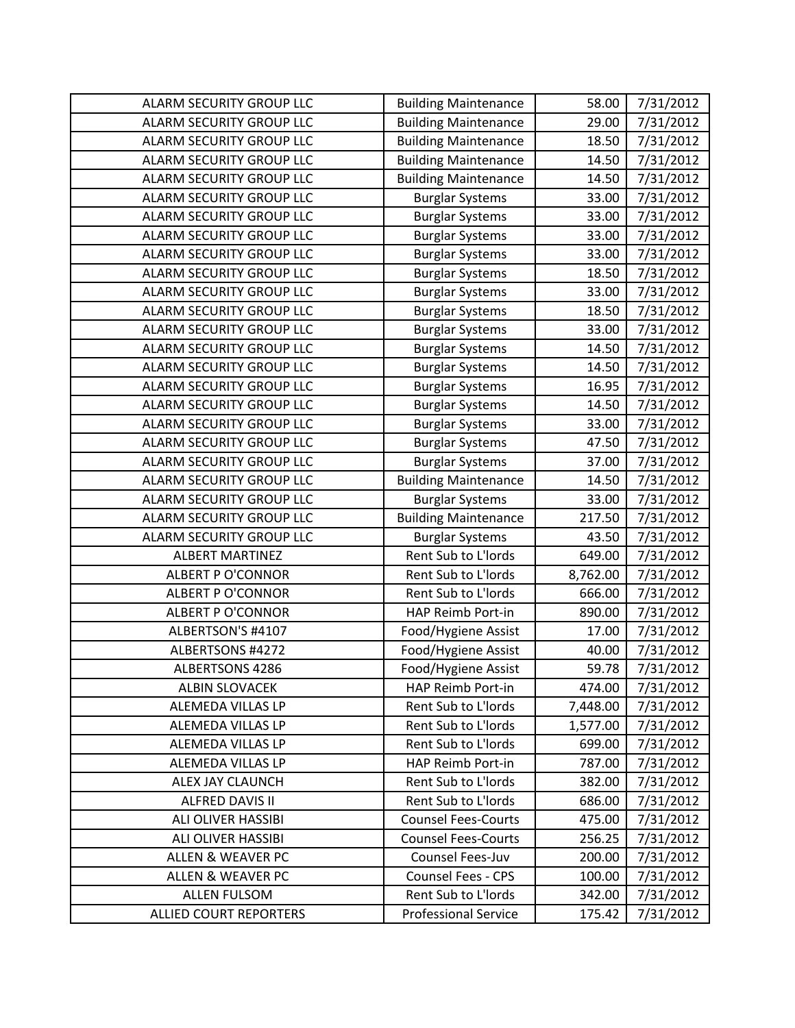| ALARM SECURITY GROUP LLC | Building Maintenance | 58.00 | 7/31/2012 |
|---|---|---|---|
| ALARM SECURITY GROUP LLC | Building Maintenance | 29.00 | 7/31/2012 |
| ALARM SECURITY GROUP LLC | Building Maintenance | 18.50 | 7/31/2012 |
| ALARM SECURITY GROUP LLC | Building Maintenance | 14.50 | 7/31/2012 |
| ALARM SECURITY GROUP LLC | Building Maintenance | 14.50 | 7/31/2012 |
| ALARM SECURITY GROUP LLC | Burglar Systems | 33.00 | 7/31/2012 |
| ALARM SECURITY GROUP LLC | Burglar Systems | 33.00 | 7/31/2012 |
| ALARM SECURITY GROUP LLC | Burglar Systems | 33.00 | 7/31/2012 |
| ALARM SECURITY GROUP LLC | Burglar Systems | 33.00 | 7/31/2012 |
| ALARM SECURITY GROUP LLC | Burglar Systems | 18.50 | 7/31/2012 |
| ALARM SECURITY GROUP LLC | Burglar Systems | 33.00 | 7/31/2012 |
| ALARM SECURITY GROUP LLC | Burglar Systems | 18.50 | 7/31/2012 |
| ALARM SECURITY GROUP LLC | Burglar Systems | 33.00 | 7/31/2012 |
| ALARM SECURITY GROUP LLC | Burglar Systems | 14.50 | 7/31/2012 |
| ALARM SECURITY GROUP LLC | Burglar Systems | 14.50 | 7/31/2012 |
| ALARM SECURITY GROUP LLC | Burglar Systems | 16.95 | 7/31/2012 |
| ALARM SECURITY GROUP LLC | Burglar Systems | 14.50 | 7/31/2012 |
| ALARM SECURITY GROUP LLC | Burglar Systems | 33.00 | 7/31/2012 |
| ALARM SECURITY GROUP LLC | Burglar Systems | 47.50 | 7/31/2012 |
| ALARM SECURITY GROUP LLC | Burglar Systems | 37.00 | 7/31/2012 |
| ALARM SECURITY GROUP LLC | Building Maintenance | 14.50 | 7/31/2012 |
| ALARM SECURITY GROUP LLC | Burglar Systems | 33.00 | 7/31/2012 |
| ALARM SECURITY GROUP LLC | Building Maintenance | 217.50 | 7/31/2012 |
| ALARM SECURITY GROUP LLC | Burglar Systems | 43.50 | 7/31/2012 |
| ALBERT MARTINEZ | Rent Sub to L'lords | 649.00 | 7/31/2012 |
| ALBERT P O'CONNOR | Rent Sub to L'lords | 8,762.00 | 7/31/2012 |
| ALBERT P O'CONNOR | Rent Sub to L'lords | 666.00 | 7/31/2012 |
| ALBERT P O'CONNOR | HAP Reimb Port-in | 890.00 | 7/31/2012 |
| ALBERTSON'S #4107 | Food/Hygiene Assist | 17.00 | 7/31/2012 |
| ALBERTSONS #4272 | Food/Hygiene Assist | 40.00 | 7/31/2012 |
| ALBERTSONS 4286 | Food/Hygiene Assist | 59.78 | 7/31/2012 |
| ALBIN SLOVACEK | HAP Reimb Port-in | 474.00 | 7/31/2012 |
| ALEMEDA VILLAS LP | Rent Sub to L'lords | 7,448.00 | 7/31/2012 |
| ALEMEDA VILLAS LP | Rent Sub to L'lords | 1,577.00 | 7/31/2012 |
| ALEMEDA VILLAS LP | Rent Sub to L'lords | 699.00 | 7/31/2012 |
| ALEMEDA VILLAS LP | HAP Reimb Port-in | 787.00 | 7/31/2012 |
| ALEX JAY CLAUNCH | Rent Sub to L'lords | 382.00 | 7/31/2012 |
| ALFRED DAVIS II | Rent Sub to L'lords | 686.00 | 7/31/2012 |
| ALI OLIVER HASSIBI | Counsel Fees-Courts | 475.00 | 7/31/2012 |
| ALI OLIVER HASSIBI | Counsel Fees-Courts | 256.25 | 7/31/2012 |
| ALLEN & WEAVER PC | Counsel Fees-Juv | 200.00 | 7/31/2012 |
| ALLEN & WEAVER PC | Counsel Fees - CPS | 100.00 | 7/31/2012 |
| ALLEN FULSOM | Rent Sub to L'lords | 342.00 | 7/31/2012 |
| ALLIED COURT REPORTERS | Professional Service | 175.42 | 7/31/2012 |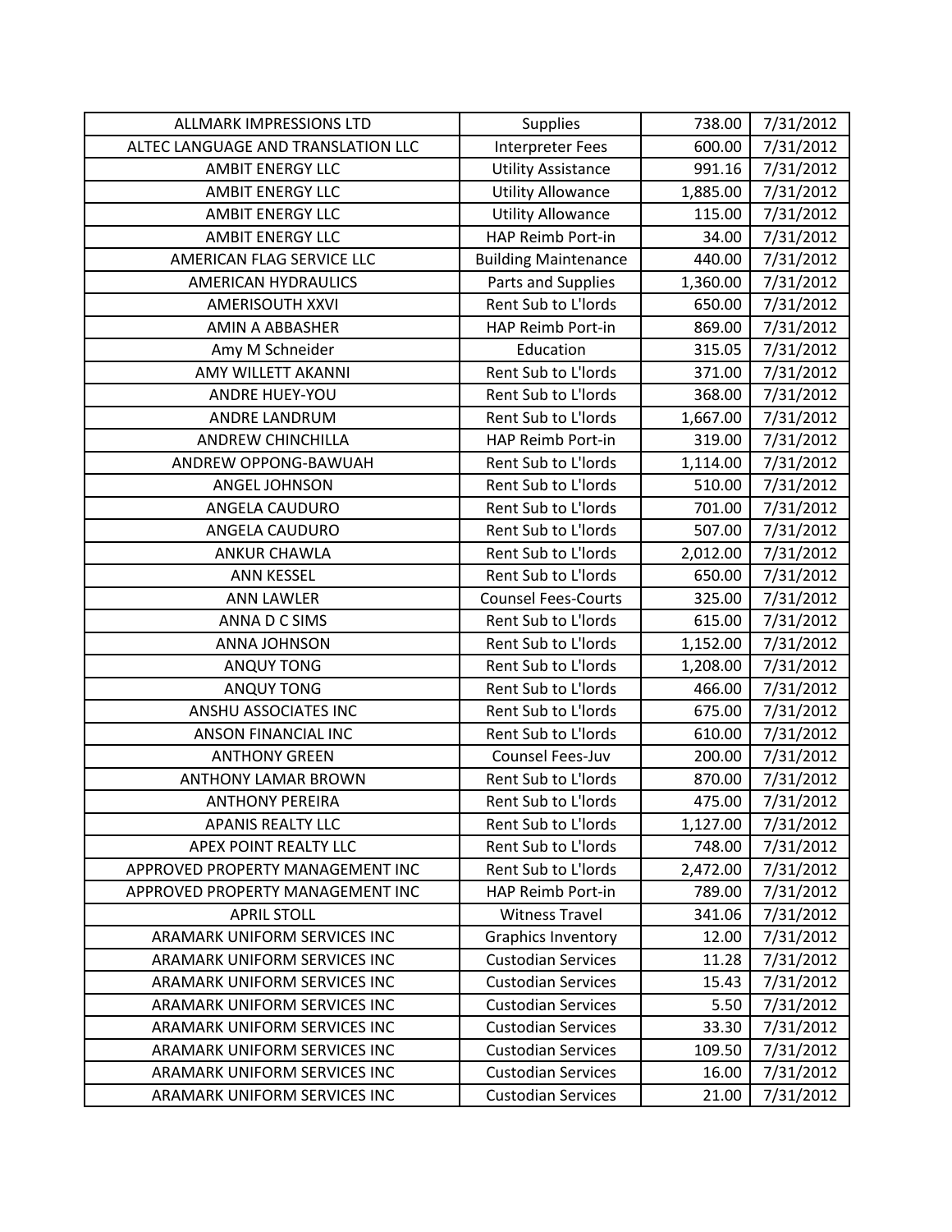| | | | |
|---|---|---|---|
| ALLMARK IMPRESSIONS LTD | Supplies | 738.00 | 7/31/2012 |
| ALTEC LANGUAGE AND TRANSLATION LLC | Interpreter Fees | 600.00 | 7/31/2012 |
| AMBIT ENERGY LLC | Utility Assistance | 991.16 | 7/31/2012 |
| AMBIT ENERGY LLC | Utility Allowance | 1,885.00 | 7/31/2012 |
| AMBIT ENERGY LLC | Utility Allowance | 115.00 | 7/31/2012 |
| AMBIT ENERGY LLC | HAP Reimb Port-in | 34.00 | 7/31/2012 |
| AMERICAN FLAG SERVICE LLC | Building Maintenance | 440.00 | 7/31/2012 |
| AMERICAN HYDRAULICS | Parts and Supplies | 1,360.00 | 7/31/2012 |
| AMERISOUTH XXVI | Rent Sub to L'lords | 650.00 | 7/31/2012 |
| AMIN A ABBASHER | HAP Reimb Port-in | 869.00 | 7/31/2012 |
| Amy M Schneider | Education | 315.05 | 7/31/2012 |
| AMY WILLETT AKANNI | Rent Sub to L'lords | 371.00 | 7/31/2012 |
| ANDRE HUEY-YOU | Rent Sub to L'lords | 368.00 | 7/31/2012 |
| ANDRE LANDRUM | Rent Sub to L'lords | 1,667.00 | 7/31/2012 |
| ANDREW CHINCHILLA | HAP Reimb Port-in | 319.00 | 7/31/2012 |
| ANDREW OPPONG-BAWUAH | Rent Sub to L'lords | 1,114.00 | 7/31/2012 |
| ANGEL JOHNSON | Rent Sub to L'lords | 510.00 | 7/31/2012 |
| ANGELA CAUDURO | Rent Sub to L'lords | 701.00 | 7/31/2012 |
| ANGELA CAUDURO | Rent Sub to L'lords | 507.00 | 7/31/2012 |
| ANKUR CHAWLA | Rent Sub to L'lords | 2,012.00 | 7/31/2012 |
| ANN KESSEL | Rent Sub to L'lords | 650.00 | 7/31/2012 |
| ANN LAWLER | Counsel Fees-Courts | 325.00 | 7/31/2012 |
| ANNA D C SIMS | Rent Sub to L'lords | 615.00 | 7/31/2012 |
| ANNA JOHNSON | Rent Sub to L'lords | 1,152.00 | 7/31/2012 |
| ANQUY TONG | Rent Sub to L'lords | 1,208.00 | 7/31/2012 |
| ANQUY TONG | Rent Sub to L'lords | 466.00 | 7/31/2012 |
| ANSHU ASSOCIATES INC | Rent Sub to L'lords | 675.00 | 7/31/2012 |
| ANSON FINANCIAL INC | Rent Sub to L'lords | 610.00 | 7/31/2012 |
| ANTHONY GREEN | Counsel Fees-Juv | 200.00 | 7/31/2012 |
| ANTHONY LAMAR BROWN | Rent Sub to L'lords | 870.00 | 7/31/2012 |
| ANTHONY PEREIRA | Rent Sub to L'lords | 475.00 | 7/31/2012 |
| APANIS REALTY LLC | Rent Sub to L'lords | 1,127.00 | 7/31/2012 |
| APEX POINT REALTY LLC | Rent Sub to L'lords | 748.00 | 7/31/2012 |
| APPROVED PROPERTY MANAGEMENT INC | Rent Sub to L'lords | 2,472.00 | 7/31/2012 |
| APPROVED PROPERTY MANAGEMENT INC | HAP Reimb Port-in | 789.00 | 7/31/2012 |
| APRIL STOLL | Witness Travel | 341.06 | 7/31/2012 |
| ARAMARK UNIFORM SERVICES INC | Graphics Inventory | 12.00 | 7/31/2012 |
| ARAMARK UNIFORM SERVICES INC | Custodian Services | 11.28 | 7/31/2012 |
| ARAMARK UNIFORM SERVICES INC | Custodian Services | 15.43 | 7/31/2012 |
| ARAMARK UNIFORM SERVICES INC | Custodian Services | 5.50 | 7/31/2012 |
| ARAMARK UNIFORM SERVICES INC | Custodian Services | 33.30 | 7/31/2012 |
| ARAMARK UNIFORM SERVICES INC | Custodian Services | 109.50 | 7/31/2012 |
| ARAMARK UNIFORM SERVICES INC | Custodian Services | 16.00 | 7/31/2012 |
| ARAMARK UNIFORM SERVICES INC | Custodian Services | 21.00 | 7/31/2012 |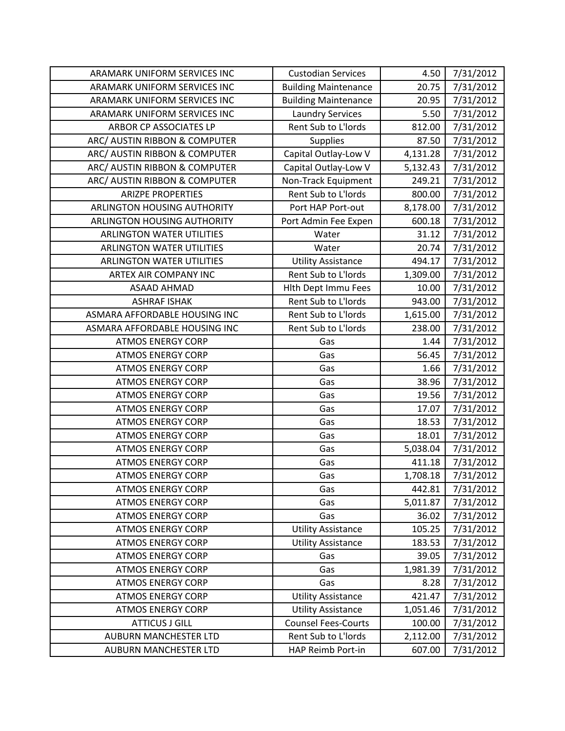| | | | |
|---|---|---|---|
| ARAMARK UNIFORM SERVICES INC | Custodian Services | 4.50 | 7/31/2012 |
| ARAMARK UNIFORM SERVICES INC | Building Maintenance | 20.75 | 7/31/2012 |
| ARAMARK UNIFORM SERVICES INC | Building Maintenance | 20.95 | 7/31/2012 |
| ARAMARK UNIFORM SERVICES INC | Laundry Services | 5.50 | 7/31/2012 |
| ARBOR CP ASSOCIATES LP | Rent Sub to L'lords | 812.00 | 7/31/2012 |
| ARC/ AUSTIN RIBBON & COMPUTER | Supplies | 87.50 | 7/31/2012 |
| ARC/ AUSTIN RIBBON & COMPUTER | Capital Outlay-Low V | 4,131.28 | 7/31/2012 |
| ARC/ AUSTIN RIBBON & COMPUTER | Capital Outlay-Low V | 5,132.43 | 7/31/2012 |
| ARC/ AUSTIN RIBBON & COMPUTER | Non-Track Equipment | 249.21 | 7/31/2012 |
| ARIZPE PROPERTIES | Rent Sub to L'lords | 800.00 | 7/31/2012 |
| ARLINGTON HOUSING AUTHORITY | Port HAP Port-out | 8,178.00 | 7/31/2012 |
| ARLINGTON HOUSING AUTHORITY | Port Admin Fee Expen | 600.18 | 7/31/2012 |
| ARLINGTON WATER UTILITIES | Water | 31.12 | 7/31/2012 |
| ARLINGTON WATER UTILITIES | Water | 20.74 | 7/31/2012 |
| ARLINGTON WATER UTILITIES | Utility Assistance | 494.17 | 7/31/2012 |
| ARTEX AIR COMPANY INC | Rent Sub to L'lords | 1,309.00 | 7/31/2012 |
| ASAAD AHMAD | Hlth Dept Immu Fees | 10.00 | 7/31/2012 |
| ASHRAF ISHAK | Rent Sub to L'lords | 943.00 | 7/31/2012 |
| ASMARA AFFORDABLE HOUSING INC | Rent Sub to L'lords | 1,615.00 | 7/31/2012 |
| ASMARA AFFORDABLE HOUSING INC | Rent Sub to L'lords | 238.00 | 7/31/2012 |
| ATMOS ENERGY CORP | Gas | 1.44 | 7/31/2012 |
| ATMOS ENERGY CORP | Gas | 56.45 | 7/31/2012 |
| ATMOS ENERGY CORP | Gas | 1.66 | 7/31/2012 |
| ATMOS ENERGY CORP | Gas | 38.96 | 7/31/2012 |
| ATMOS ENERGY CORP | Gas | 19.56 | 7/31/2012 |
| ATMOS ENERGY CORP | Gas | 17.07 | 7/31/2012 |
| ATMOS ENERGY CORP | Gas | 18.53 | 7/31/2012 |
| ATMOS ENERGY CORP | Gas | 18.01 | 7/31/2012 |
| ATMOS ENERGY CORP | Gas | 5,038.04 | 7/31/2012 |
| ATMOS ENERGY CORP | Gas | 411.18 | 7/31/2012 |
| ATMOS ENERGY CORP | Gas | 1,708.18 | 7/31/2012 |
| ATMOS ENERGY CORP | Gas | 442.81 | 7/31/2012 |
| ATMOS ENERGY CORP | Gas | 5,011.87 | 7/31/2012 |
| ATMOS ENERGY CORP | Gas | 36.02 | 7/31/2012 |
| ATMOS ENERGY CORP | Utility Assistance | 105.25 | 7/31/2012 |
| ATMOS ENERGY CORP | Utility Assistance | 183.53 | 7/31/2012 |
| ATMOS ENERGY CORP | Gas | 39.05 | 7/31/2012 |
| ATMOS ENERGY CORP | Gas | 1,981.39 | 7/31/2012 |
| ATMOS ENERGY CORP | Gas | 8.28 | 7/31/2012 |
| ATMOS ENERGY CORP | Utility Assistance | 421.47 | 7/31/2012 |
| ATMOS ENERGY CORP | Utility Assistance | 1,051.46 | 7/31/2012 |
| ATTICUS J GILL | Counsel Fees-Courts | 100.00 | 7/31/2012 |
| AUBURN MANCHESTER LTD | Rent Sub to L'lords | 2,112.00 | 7/31/2012 |
| AUBURN MANCHESTER LTD | HAP Reimb Port-in | 607.00 | 7/31/2012 |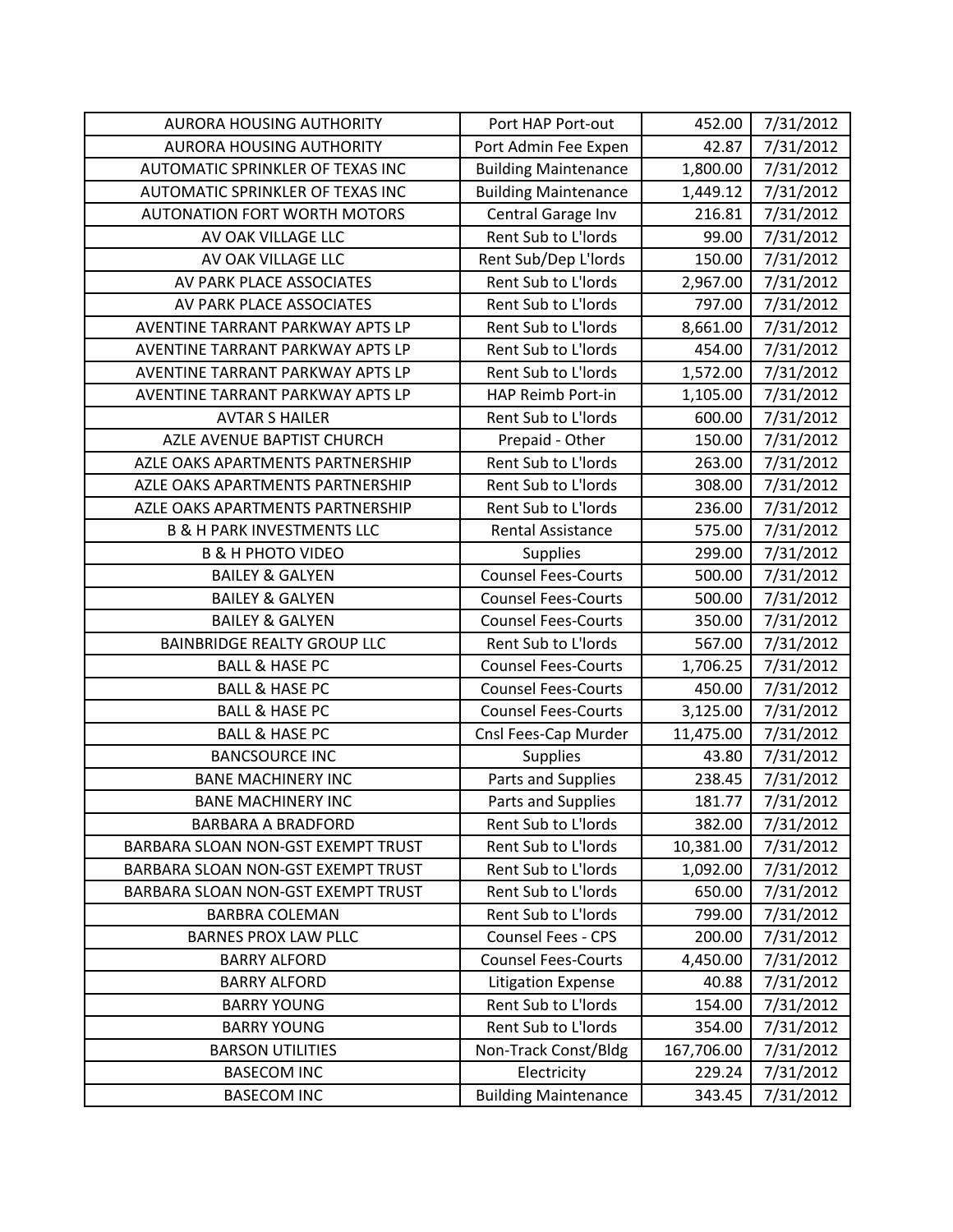| AURORA HOUSING AUTHORITY | Port HAP Port-out | 452.00 | 7/31/2012 |
|---|---|---|---|
| AURORA HOUSING AUTHORITY | Port Admin Fee Expen | 42.87 | 7/31/2012 |
| AUTOMATIC SPRINKLER OF TEXAS INC | Building Maintenance | 1,800.00 | 7/31/2012 |
| AUTOMATIC SPRINKLER OF TEXAS INC | Building Maintenance | 1,449.12 | 7/31/2012 |
| AUTONATION FORT WORTH MOTORS | Central Garage Inv | 216.81 | 7/31/2012 |
| AV OAK VILLAGE LLC | Rent Sub to L'lords | 99.00 | 7/31/2012 |
| AV OAK VILLAGE LLC | Rent Sub/Dep L'lords | 150.00 | 7/31/2012 |
| AV PARK PLACE ASSOCIATES | Rent Sub to L'lords | 2,967.00 | 7/31/2012 |
| AV PARK PLACE ASSOCIATES | Rent Sub to L'lords | 797.00 | 7/31/2012 |
| AVENTINE TARRANT PARKWAY APTS LP | Rent Sub to L'lords | 8,661.00 | 7/31/2012 |
| AVENTINE TARRANT PARKWAY APTS LP | Rent Sub to L'lords | 454.00 | 7/31/2012 |
| AVENTINE TARRANT PARKWAY APTS LP | Rent Sub to L'lords | 1,572.00 | 7/31/2012 |
| AVENTINE TARRANT PARKWAY APTS LP | HAP Reimb Port-in | 1,105.00 | 7/31/2012 |
| AVTAR S HAILER | Rent Sub to L'lords | 600.00 | 7/31/2012 |
| AZLE AVENUE BAPTIST CHURCH | Prepaid - Other | 150.00 | 7/31/2012 |
| AZLE OAKS APARTMENTS PARTNERSHIP | Rent Sub to L'lords | 263.00 | 7/31/2012 |
| AZLE OAKS APARTMENTS PARTNERSHIP | Rent Sub to L'lords | 308.00 | 7/31/2012 |
| AZLE OAKS APARTMENTS PARTNERSHIP | Rent Sub to L'lords | 236.00 | 7/31/2012 |
| B & H PARK INVESTMENTS LLC | Rental Assistance | 575.00 | 7/31/2012 |
| B & H PHOTO VIDEO | Supplies | 299.00 | 7/31/2012 |
| BAILEY & GALYEN | Counsel Fees-Courts | 500.00 | 7/31/2012 |
| BAILEY & GALYEN | Counsel Fees-Courts | 500.00 | 7/31/2012 |
| BAILEY & GALYEN | Counsel Fees-Courts | 350.00 | 7/31/2012 |
| BAINBRIDGE REALTY GROUP LLC | Rent Sub to L'lords | 567.00 | 7/31/2012 |
| BALL & HASE PC | Counsel Fees-Courts | 1,706.25 | 7/31/2012 |
| BALL & HASE PC | Counsel Fees-Courts | 450.00 | 7/31/2012 |
| BALL & HASE PC | Counsel Fees-Courts | 3,125.00 | 7/31/2012 |
| BALL & HASE PC | Cnsl Fees-Cap Murder | 11,475.00 | 7/31/2012 |
| BANCSOURCE INC | Supplies | 43.80 | 7/31/2012 |
| BANE MACHINERY INC | Parts and Supplies | 238.45 | 7/31/2012 |
| BANE MACHINERY INC | Parts and Supplies | 181.77 | 7/31/2012 |
| BARBARA A BRADFORD | Rent Sub to L'lords | 382.00 | 7/31/2012 |
| BARBARA SLOAN NON-GST EXEMPT TRUST | Rent Sub to L'lords | 10,381.00 | 7/31/2012 |
| BARBARA SLOAN NON-GST EXEMPT TRUST | Rent Sub to L'lords | 1,092.00 | 7/31/2012 |
| BARBARA SLOAN NON-GST EXEMPT TRUST | Rent Sub to L'lords | 650.00 | 7/31/2012 |
| BARBRA COLEMAN | Rent Sub to L'lords | 799.00 | 7/31/2012 |
| BARNES PROX LAW PLLC | Counsel Fees - CPS | 200.00 | 7/31/2012 |
| BARRY ALFORD | Counsel Fees-Courts | 4,450.00 | 7/31/2012 |
| BARRY ALFORD | Litigation Expense | 40.88 | 7/31/2012 |
| BARRY YOUNG | Rent Sub to L'lords | 154.00 | 7/31/2012 |
| BARRY YOUNG | Rent Sub to L'lords | 354.00 | 7/31/2012 |
| BARSON UTILITIES | Non-Track Const/Bldg | 167,706.00 | 7/31/2012 |
| BASECOM INC | Electricity | 229.24 | 7/31/2012 |
| BASECOM INC | Building Maintenance | 343.45 | 7/31/2012 |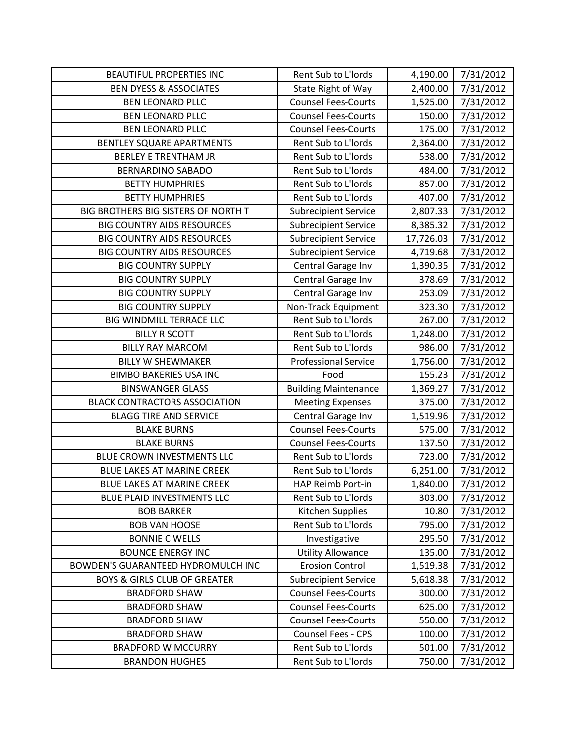| BEAUTIFUL PROPERTIES INC | Rent Sub to L'lords | 4,190.00 | 7/31/2012 |
|---|---|---|---|
| BEN DYESS & ASSOCIATES | State Right of Way | 2,400.00 | 7/31/2012 |
| BEN LEONARD PLLC | Counsel Fees-Courts | 1,525.00 | 7/31/2012 |
| BEN LEONARD PLLC | Counsel Fees-Courts | 150.00 | 7/31/2012 |
| BEN LEONARD PLLC | Counsel Fees-Courts | 175.00 | 7/31/2012 |
| BENTLEY SQUARE APARTMENTS | Rent Sub to L'lords | 2,364.00 | 7/31/2012 |
| BERLEY E TRENTHAM JR | Rent Sub to L'lords | 538.00 | 7/31/2012 |
| BERNARDINO SABADO | Rent Sub to L'lords | 484.00 | 7/31/2012 |
| BETTY HUMPHRIES | Rent Sub to L'lords | 857.00 | 7/31/2012 |
| BETTY HUMPHRIES | Rent Sub to L'lords | 407.00 | 7/31/2012 |
| BIG BROTHERS BIG SISTERS OF NORTH T | Subrecipient Service | 2,807.33 | 7/31/2012 |
| BIG COUNTRY AIDS RESOURCES | Subrecipient Service | 8,385.32 | 7/31/2012 |
| BIG COUNTRY AIDS RESOURCES | Subrecipient Service | 17,726.03 | 7/31/2012 |
| BIG COUNTRY AIDS RESOURCES | Subrecipient Service | 4,719.68 | 7/31/2012 |
| BIG COUNTRY SUPPLY | Central Garage Inv | 1,390.35 | 7/31/2012 |
| BIG COUNTRY SUPPLY | Central Garage Inv | 378.69 | 7/31/2012 |
| BIG COUNTRY SUPPLY | Central Garage Inv | 253.09 | 7/31/2012 |
| BIG COUNTRY SUPPLY | Non-Track Equipment | 323.30 | 7/31/2012 |
| BIG WINDMILL TERRACE LLC | Rent Sub to L'lords | 267.00 | 7/31/2012 |
| BILLY R SCOTT | Rent Sub to L'lords | 1,248.00 | 7/31/2012 |
| BILLY RAY MARCOM | Rent Sub to L'lords | 986.00 | 7/31/2012 |
| BILLY W SHEWMAKER | Professional Service | 1,756.00 | 7/31/2012 |
| BIMBO BAKERIES USA INC | Food | 155.23 | 7/31/2012 |
| BINSWANGER GLASS | Building Maintenance | 1,369.27 | 7/31/2012 |
| BLACK CONTRACTORS ASSOCIATION | Meeting Expenses | 375.00 | 7/31/2012 |
| BLAGG TIRE AND SERVICE | Central Garage Inv | 1,519.96 | 7/31/2012 |
| BLAKE BURNS | Counsel Fees-Courts | 575.00 | 7/31/2012 |
| BLAKE BURNS | Counsel Fees-Courts | 137.50 | 7/31/2012 |
| BLUE CROWN INVESTMENTS LLC | Rent Sub to L'lords | 723.00 | 7/31/2012 |
| BLUE LAKES AT MARINE CREEK | Rent Sub to L'lords | 6,251.00 | 7/31/2012 |
| BLUE LAKES AT MARINE CREEK | HAP Reimb Port-in | 1,840.00 | 7/31/2012 |
| BLUE PLAID INVESTMENTS LLC | Rent Sub to L'lords | 303.00 | 7/31/2012 |
| BOB BARKER | Kitchen Supplies | 10.80 | 7/31/2012 |
| BOB VAN HOOSE | Rent Sub to L'lords | 795.00 | 7/31/2012 |
| BONNIE C WELLS | Investigative | 295.50 | 7/31/2012 |
| BOUNCE ENERGY INC | Utility Allowance | 135.00 | 7/31/2012 |
| BOWDEN'S GUARANTEED HYDROMULCH INC | Erosion Control | 1,519.38 | 7/31/2012 |
| BOYS & GIRLS CLUB OF GREATER | Subrecipient Service | 5,618.38 | 7/31/2012 |
| BRADFORD SHAW | Counsel Fees-Courts | 300.00 | 7/31/2012 |
| BRADFORD SHAW | Counsel Fees-Courts | 625.00 | 7/31/2012 |
| BRADFORD SHAW | Counsel Fees-Courts | 550.00 | 7/31/2012 |
| BRADFORD SHAW | Counsel Fees - CPS | 100.00 | 7/31/2012 |
| BRADFORD W MCCURRY | Rent Sub to L'lords | 501.00 | 7/31/2012 |
| BRANDON HUGHES | Rent Sub to L'lords | 750.00 | 7/31/2012 |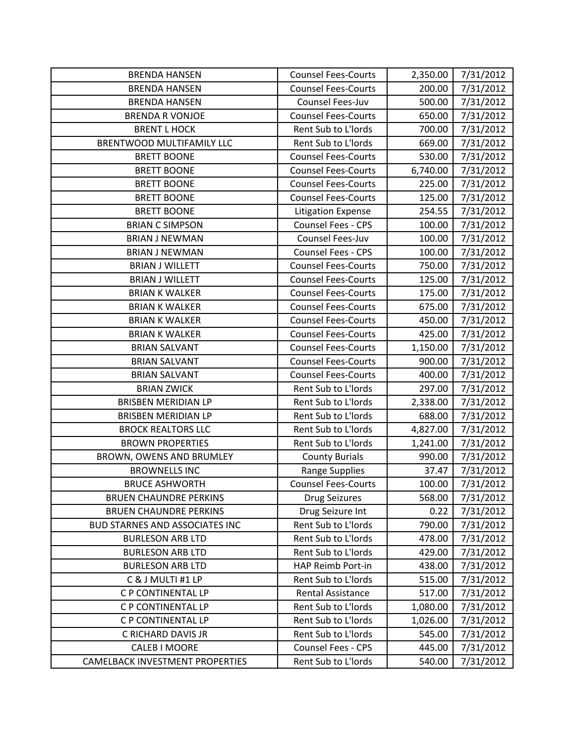| BRENDA HANSEN | Counsel Fees-Courts | 2,350.00 | 7/31/2012 |
|---|---|---|---|
| BRENDA HANSEN | Counsel Fees-Courts | 200.00 | 7/31/2012 |
| BRENDA HANSEN | Counsel Fees-Juv | 500.00 | 7/31/2012 |
| BRENDA R VONJOE | Counsel Fees-Courts | 650.00 | 7/31/2012 |
| BRENT L HOCK | Rent Sub to L'lords | 700.00 | 7/31/2012 |
| BRENTWOOD MULTIFAMILY LLC | Rent Sub to L'lords | 669.00 | 7/31/2012 |
| BRETT BOONE | Counsel Fees-Courts | 530.00 | 7/31/2012 |
| BRETT BOONE | Counsel Fees-Courts | 6,740.00 | 7/31/2012 |
| BRETT BOONE | Counsel Fees-Courts | 225.00 | 7/31/2012 |
| BRETT BOONE | Counsel Fees-Courts | 125.00 | 7/31/2012 |
| BRETT BOONE | Litigation Expense | 254.55 | 7/31/2012 |
| BRIAN C SIMPSON | Counsel Fees - CPS | 100.00 | 7/31/2012 |
| BRIAN J NEWMAN | Counsel Fees-Juv | 100.00 | 7/31/2012 |
| BRIAN J NEWMAN | Counsel Fees - CPS | 100.00 | 7/31/2012 |
| BRIAN J WILLETT | Counsel Fees-Courts | 750.00 | 7/31/2012 |
| BRIAN J WILLETT | Counsel Fees-Courts | 125.00 | 7/31/2012 |
| BRIAN K WALKER | Counsel Fees-Courts | 175.00 | 7/31/2012 |
| BRIAN K WALKER | Counsel Fees-Courts | 675.00 | 7/31/2012 |
| BRIAN K WALKER | Counsel Fees-Courts | 450.00 | 7/31/2012 |
| BRIAN K WALKER | Counsel Fees-Courts | 425.00 | 7/31/2012 |
| BRIAN SALVANT | Counsel Fees-Courts | 1,150.00 | 7/31/2012 |
| BRIAN SALVANT | Counsel Fees-Courts | 900.00 | 7/31/2012 |
| BRIAN SALVANT | Counsel Fees-Courts | 400.00 | 7/31/2012 |
| BRIAN ZWICK | Rent Sub to L'lords | 297.00 | 7/31/2012 |
| BRISBEN MERIDIAN LP | Rent Sub to L'lords | 2,338.00 | 7/31/2012 |
| BRISBEN MERIDIAN LP | Rent Sub to L'lords | 688.00 | 7/31/2012 |
| BROCK REALTORS LLC | Rent Sub to L'lords | 4,827.00 | 7/31/2012 |
| BROWN PROPERTIES | Rent Sub to L'lords | 1,241.00 | 7/31/2012 |
| BROWN, OWENS AND BRUMLEY | County Burials | 990.00 | 7/31/2012 |
| BROWNELLS INC | Range Supplies | 37.47 | 7/31/2012 |
| BRUCE ASHWORTH | Counsel Fees-Courts | 100.00 | 7/31/2012 |
| BRUEN CHAUNDRE PERKINS | Drug Seizures | 568.00 | 7/31/2012 |
| BRUEN CHAUNDRE PERKINS | Drug Seizure Int | 0.22 | 7/31/2012 |
| BUD STARNES AND ASSOCIATES INC | Rent Sub to L'lords | 790.00 | 7/31/2012 |
| BURLESON ARB LTD | Rent Sub to L'lords | 478.00 | 7/31/2012 |
| BURLESON ARB LTD | Rent Sub to L'lords | 429.00 | 7/31/2012 |
| BURLESON ARB LTD | HAP Reimb Port-in | 438.00 | 7/31/2012 |
| C & J MULTI #1 LP | Rent Sub to L'lords | 515.00 | 7/31/2012 |
| C P CONTINENTAL LP | Rental Assistance | 517.00 | 7/31/2012 |
| C P CONTINENTAL LP | Rent Sub to L'lords | 1,080.00 | 7/31/2012 |
| C P CONTINENTAL LP | Rent Sub to L'lords | 1,026.00 | 7/31/2012 |
| C RICHARD DAVIS JR | Rent Sub to L'lords | 545.00 | 7/31/2012 |
| CALEB I MOORE | Counsel Fees - CPS | 445.00 | 7/31/2012 |
| CAMELBACK INVESTMENT PROPERTIES | Rent Sub to L'lords | 540.00 | 7/31/2012 |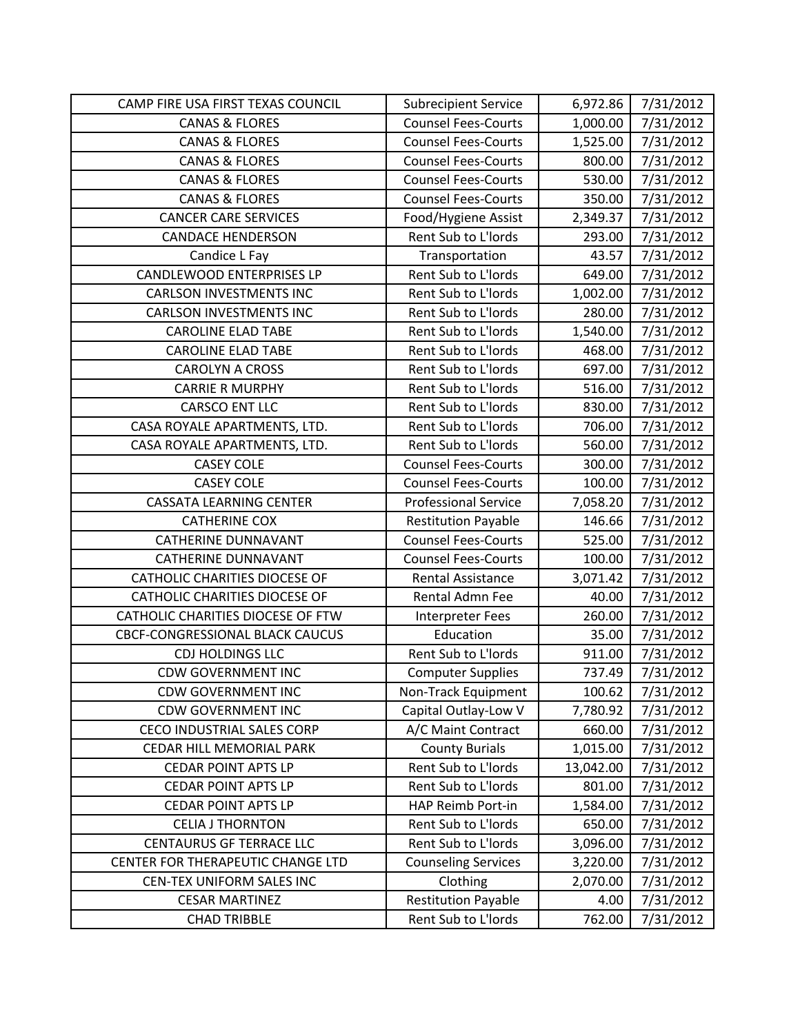| | | | |
|---|---|---|---|
| CAMP FIRE USA FIRST TEXAS COUNCIL | Subrecipient Service | 6,972.86 | 7/31/2012 |
| CANAS & FLORES | Counsel Fees-Courts | 1,000.00 | 7/31/2012 |
| CANAS & FLORES | Counsel Fees-Courts | 1,525.00 | 7/31/2012 |
| CANAS & FLORES | Counsel Fees-Courts | 800.00 | 7/31/2012 |
| CANAS & FLORES | Counsel Fees-Courts | 530.00 | 7/31/2012 |
| CANAS & FLORES | Counsel Fees-Courts | 350.00 | 7/31/2012 |
| CANCER CARE SERVICES | Food/Hygiene Assist | 2,349.37 | 7/31/2012 |
| CANDACE HENDERSON | Rent Sub to L'lords | 293.00 | 7/31/2012 |
| Candice L Fay | Transportation | 43.57 | 7/31/2012 |
| CANDLEWOOD ENTERPRISES LP | Rent Sub to L'lords | 649.00 | 7/31/2012 |
| CARLSON INVESTMENTS INC | Rent Sub to L'lords | 1,002.00 | 7/31/2012 |
| CARLSON INVESTMENTS INC | Rent Sub to L'lords | 280.00 | 7/31/2012 |
| CAROLINE ELAD TABE | Rent Sub to L'lords | 1,540.00 | 7/31/2012 |
| CAROLINE ELAD TABE | Rent Sub to L'lords | 468.00 | 7/31/2012 |
| CAROLYN A CROSS | Rent Sub to L'lords | 697.00 | 7/31/2012 |
| CARRIE R MURPHY | Rent Sub to L'lords | 516.00 | 7/31/2012 |
| CARSCO ENT LLC | Rent Sub to L'lords | 830.00 | 7/31/2012 |
| CASA ROYALE APARTMENTS, LTD. | Rent Sub to L'lords | 706.00 | 7/31/2012 |
| CASA ROYALE APARTMENTS, LTD. | Rent Sub to L'lords | 560.00 | 7/31/2012 |
| CASEY COLE | Counsel Fees-Courts | 300.00 | 7/31/2012 |
| CASEY COLE | Counsel Fees-Courts | 100.00 | 7/31/2012 |
| CASSATA LEARNING CENTER | Professional Service | 7,058.20 | 7/31/2012 |
| CATHERINE COX | Restitution Payable | 146.66 | 7/31/2012 |
| CATHERINE DUNNAVANT | Counsel Fees-Courts | 525.00 | 7/31/2012 |
| CATHERINE DUNNAVANT | Counsel Fees-Courts | 100.00 | 7/31/2012 |
| CATHOLIC CHARITIES DIOCESE OF | Rental Assistance | 3,071.42 | 7/31/2012 |
| CATHOLIC CHARITIES DIOCESE OF | Rental Admn Fee | 40.00 | 7/31/2012 |
| CATHOLIC CHARITIES DIOCESE OF FTW | Interpreter Fees | 260.00 | 7/31/2012 |
| CBCF-CONGRESSIONAL BLACK CAUCUS | Education | 35.00 | 7/31/2012 |
| CDJ HOLDINGS LLC | Rent Sub to L'lords | 911.00 | 7/31/2012 |
| CDW GOVERNMENT INC | Computer Supplies | 737.49 | 7/31/2012 |
| CDW GOVERNMENT INC | Non-Track Equipment | 100.62 | 7/31/2012 |
| CDW GOVERNMENT INC | Capital Outlay-Low V | 7,780.92 | 7/31/2012 |
| CECO INDUSTRIAL SALES CORP | A/C Maint Contract | 660.00 | 7/31/2012 |
| CEDAR HILL MEMORIAL PARK | County Burials | 1,015.00 | 7/31/2012 |
| CEDAR POINT APTS LP | Rent Sub to L'lords | 13,042.00 | 7/31/2012 |
| CEDAR POINT APTS LP | Rent Sub to L'lords | 801.00 | 7/31/2012 |
| CEDAR POINT APTS LP | HAP Reimb Port-in | 1,584.00 | 7/31/2012 |
| CELIA J THORNTON | Rent Sub to L'lords | 650.00 | 7/31/2012 |
| CENTAURUS GF TERRACE LLC | Rent Sub to L'lords | 3,096.00 | 7/31/2012 |
| CENTER FOR THERAPEUTIC CHANGE LTD | Counseling Services | 3,220.00 | 7/31/2012 |
| CEN-TEX UNIFORM SALES INC | Clothing | 2,070.00 | 7/31/2012 |
| CESAR MARTINEZ | Restitution Payable | 4.00 | 7/31/2012 |
| CHAD TRIBBLE | Rent Sub to L'lords | 762.00 | 7/31/2012 |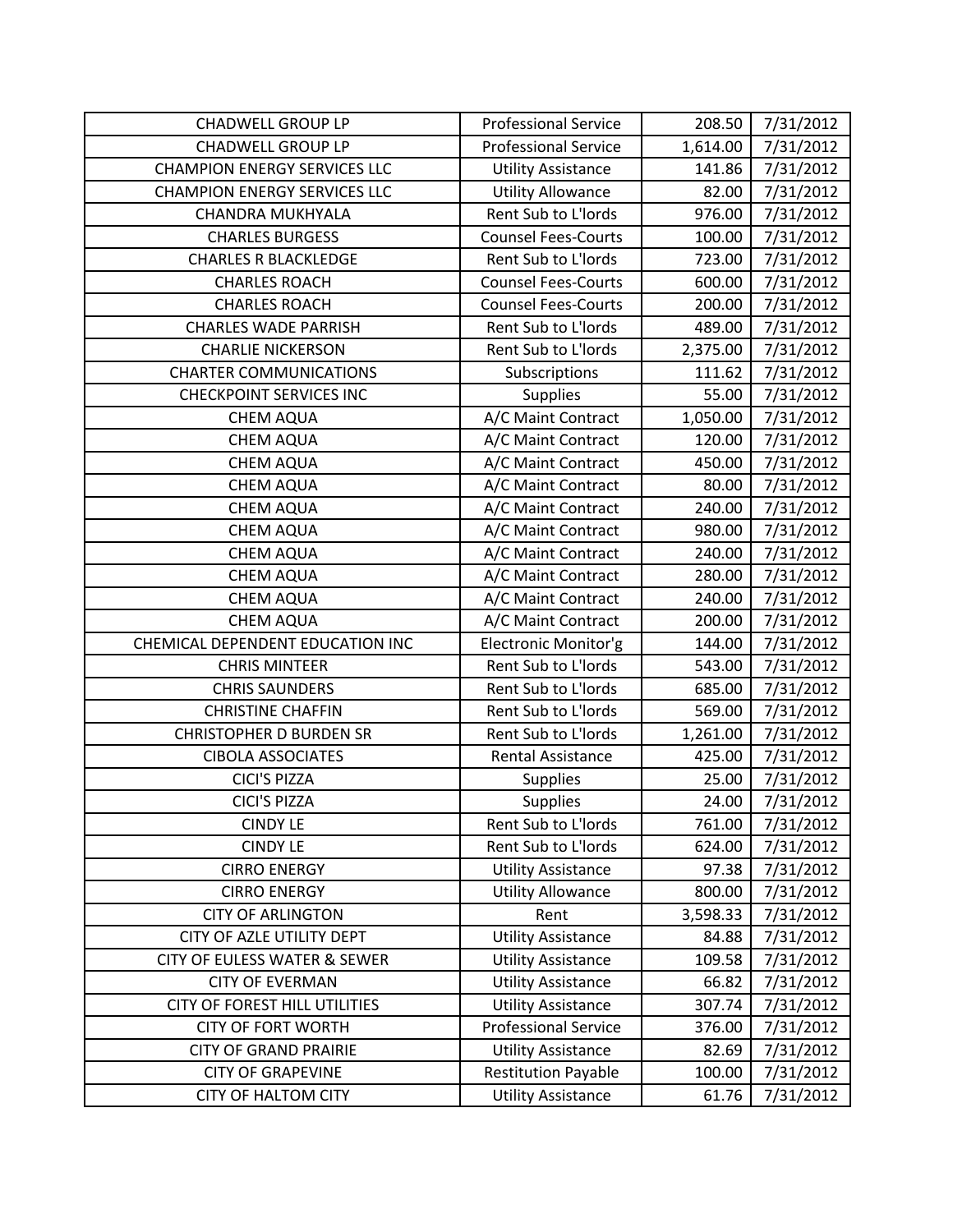| CHADWELL GROUP LP | Professional Service | 208.50 | 7/31/2012 |
|---|---|---|---|
| CHADWELL GROUP LP | Professional Service | 1,614.00 | 7/31/2012 |
| CHAMPION ENERGY SERVICES LLC | Utility Assistance | 141.86 | 7/31/2012 |
| CHAMPION ENERGY SERVICES LLC | Utility Allowance | 82.00 | 7/31/2012 |
| CHANDRA MUKHYALA | Rent Sub to L'lords | 976.00 | 7/31/2012 |
| CHARLES BURGESS | Counsel Fees-Courts | 100.00 | 7/31/2012 |
| CHARLES R BLACKLEDGE | Rent Sub to L'lords | 723.00 | 7/31/2012 |
| CHARLES ROACH | Counsel Fees-Courts | 600.00 | 7/31/2012 |
| CHARLES ROACH | Counsel Fees-Courts | 200.00 | 7/31/2012 |
| CHARLES WADE PARRISH | Rent Sub to L'lords | 489.00 | 7/31/2012 |
| CHARLIE NICKERSON | Rent Sub to L'lords | 2,375.00 | 7/31/2012 |
| CHARTER COMMUNICATIONS | Subscriptions | 111.62 | 7/31/2012 |
| CHECKPOINT SERVICES INC | Supplies | 55.00 | 7/31/2012 |
| CHEM AQUA | A/C Maint Contract | 1,050.00 | 7/31/2012 |
| CHEM AQUA | A/C Maint Contract | 120.00 | 7/31/2012 |
| CHEM AQUA | A/C Maint Contract | 450.00 | 7/31/2012 |
| CHEM AQUA | A/C Maint Contract | 80.00 | 7/31/2012 |
| CHEM AQUA | A/C Maint Contract | 240.00 | 7/31/2012 |
| CHEM AQUA | A/C Maint Contract | 980.00 | 7/31/2012 |
| CHEM AQUA | A/C Maint Contract | 240.00 | 7/31/2012 |
| CHEM AQUA | A/C Maint Contract | 280.00 | 7/31/2012 |
| CHEM AQUA | A/C Maint Contract | 240.00 | 7/31/2012 |
| CHEM AQUA | A/C Maint Contract | 200.00 | 7/31/2012 |
| CHEMICAL DEPENDENT EDUCATION INC | Electronic Monitor'g | 144.00 | 7/31/2012 |
| CHRIS MINTEER | Rent Sub to L'lords | 543.00 | 7/31/2012 |
| CHRIS SAUNDERS | Rent Sub to L'lords | 685.00 | 7/31/2012 |
| CHRISTINE CHAFFIN | Rent Sub to L'lords | 569.00 | 7/31/2012 |
| CHRISTOPHER D BURDEN SR | Rent Sub to L'lords | 1,261.00 | 7/31/2012 |
| CIBOLA ASSOCIATES | Rental Assistance | 425.00 | 7/31/2012 |
| CICI'S PIZZA | Supplies | 25.00 | 7/31/2012 |
| CICI'S PIZZA | Supplies | 24.00 | 7/31/2012 |
| CINDY LE | Rent Sub to L'lords | 761.00 | 7/31/2012 |
| CINDY LE | Rent Sub to L'lords | 624.00 | 7/31/2012 |
| CIRRO ENERGY | Utility Assistance | 97.38 | 7/31/2012 |
| CIRRO ENERGY | Utility Allowance | 800.00 | 7/31/2012 |
| CITY OF ARLINGTON | Rent | 3,598.33 | 7/31/2012 |
| CITY OF AZLE UTILITY DEPT | Utility Assistance | 84.88 | 7/31/2012 |
| CITY OF EULESS WATER & SEWER | Utility Assistance | 109.58 | 7/31/2012 |
| CITY OF EVERMAN | Utility Assistance | 66.82 | 7/31/2012 |
| CITY OF FOREST HILL UTILITIES | Utility Assistance | 307.74 | 7/31/2012 |
| CITY OF FORT WORTH | Professional Service | 376.00 | 7/31/2012 |
| CITY OF GRAND PRAIRIE | Utility Assistance | 82.69 | 7/31/2012 |
| CITY OF GRAPEVINE | Restitution Payable | 100.00 | 7/31/2012 |
| CITY OF HALTOM CITY | Utility Assistance | 61.76 | 7/31/2012 |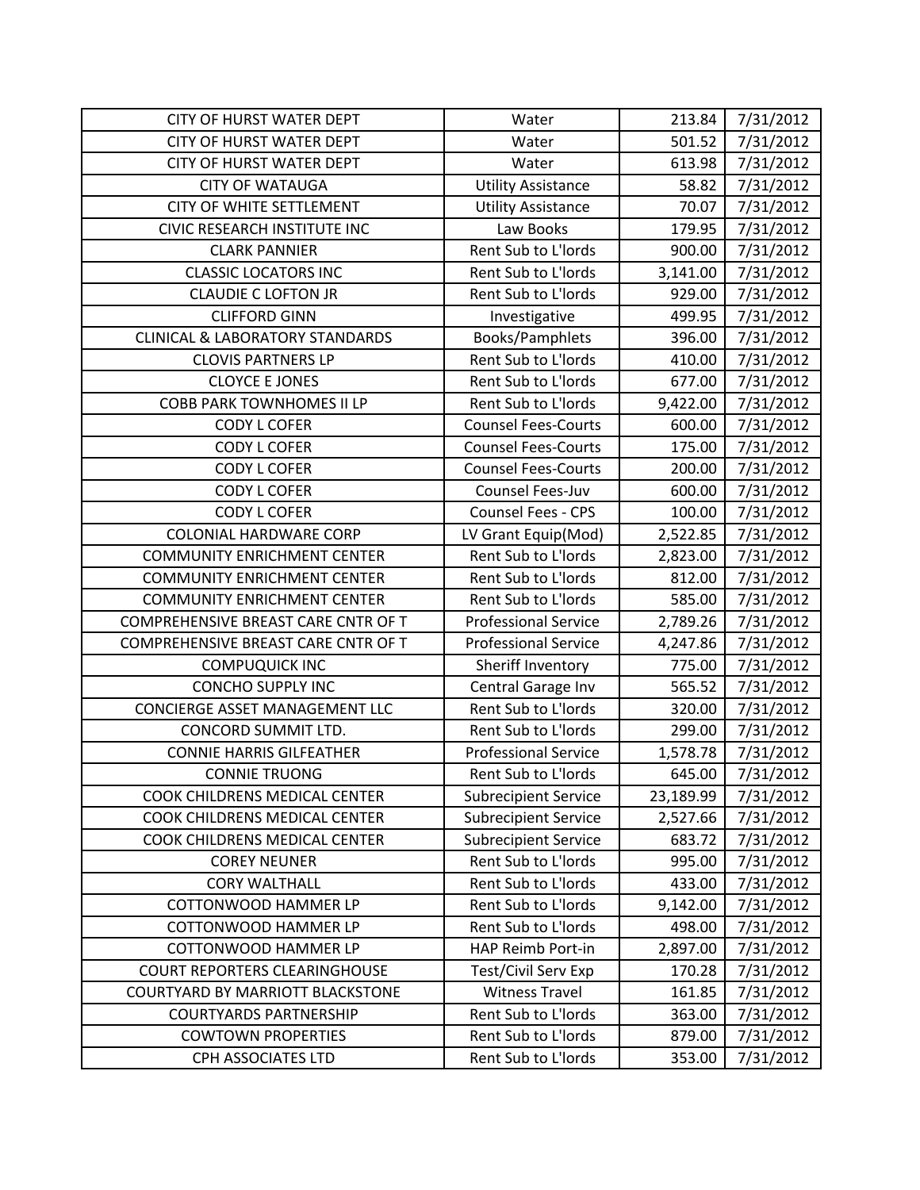| | | | |
|---|---|---|---|
| CITY OF HURST WATER DEPT | Water | 213.84 | 7/31/2012 |
| CITY OF HURST WATER DEPT | Water | 501.52 | 7/31/2012 |
| CITY OF HURST WATER DEPT | Water | 613.98 | 7/31/2012 |
| CITY OF WATAUGA | Utility Assistance | 58.82 | 7/31/2012 |
| CITY OF WHITE SETTLEMENT | Utility Assistance | 70.07 | 7/31/2012 |
| CIVIC RESEARCH INSTITUTE INC | Law Books | 179.95 | 7/31/2012 |
| CLARK PANNIER | Rent Sub to L'lords | 900.00 | 7/31/2012 |
| CLASSIC LOCATORS INC | Rent Sub to L'lords | 3,141.00 | 7/31/2012 |
| CLAUDIE C LOFTON JR | Rent Sub to L'lords | 929.00 | 7/31/2012 |
| CLIFFORD GINN | Investigative | 499.95 | 7/31/2012 |
| CLINICAL & LABORATORY STANDARDS | Books/Pamphlets | 396.00 | 7/31/2012 |
| CLOVIS PARTNERS LP | Rent Sub to L'lords | 410.00 | 7/31/2012 |
| CLOYCE E JONES | Rent Sub to L'lords | 677.00 | 7/31/2012 |
| COBB PARK TOWNHOMES II LP | Rent Sub to L'lords | 9,422.00 | 7/31/2012 |
| CODY L COFER | Counsel Fees-Courts | 600.00 | 7/31/2012 |
| CODY L COFER | Counsel Fees-Courts | 175.00 | 7/31/2012 |
| CODY L COFER | Counsel Fees-Courts | 200.00 | 7/31/2012 |
| CODY L COFER | Counsel Fees-Juv | 600.00 | 7/31/2012 |
| CODY L COFER | Counsel Fees - CPS | 100.00 | 7/31/2012 |
| COLONIAL HARDWARE CORP | LV Grant Equip(Mod) | 2,522.85 | 7/31/2012 |
| COMMUNITY ENRICHMENT CENTER | Rent Sub to L'lords | 2,823.00 | 7/31/2012 |
| COMMUNITY ENRICHMENT CENTER | Rent Sub to L'lords | 812.00 | 7/31/2012 |
| COMMUNITY ENRICHMENT CENTER | Rent Sub to L'lords | 585.00 | 7/31/2012 |
| COMPREHENSIVE BREAST CARE CNTR OF T | Professional Service | 2,789.26 | 7/31/2012 |
| COMPREHENSIVE BREAST CARE CNTR OF T | Professional Service | 4,247.86 | 7/31/2012 |
| COMPUQUICK INC | Sheriff Inventory | 775.00 | 7/31/2012 |
| CONCHO SUPPLY INC | Central Garage Inv | 565.52 | 7/31/2012 |
| CONCIERGE ASSET MANAGEMENT LLC | Rent Sub to L'lords | 320.00 | 7/31/2012 |
| CONCORD SUMMIT LTD. | Rent Sub to L'lords | 299.00 | 7/31/2012 |
| CONNIE HARRIS GILFEATHER | Professional Service | 1,578.78 | 7/31/2012 |
| CONNIE TRUONG | Rent Sub to L'lords | 645.00 | 7/31/2012 |
| COOK CHILDRENS MEDICAL CENTER | Subrecipient Service | 23,189.99 | 7/31/2012 |
| COOK CHILDRENS MEDICAL CENTER | Subrecipient Service | 2,527.66 | 7/31/2012 |
| COOK CHILDRENS MEDICAL CENTER | Subrecipient Service | 683.72 | 7/31/2012 |
| COREY NEUNER | Rent Sub to L'lords | 995.00 | 7/31/2012 |
| CORY WALTHALL | Rent Sub to L'lords | 433.00 | 7/31/2012 |
| COTTONWOOD HAMMER LP | Rent Sub to L'lords | 9,142.00 | 7/31/2012 |
| COTTONWOOD HAMMER LP | Rent Sub to L'lords | 498.00 | 7/31/2012 |
| COTTONWOOD HAMMER LP | HAP Reimb Port-in | 2,897.00 | 7/31/2012 |
| COURT REPORTERS CLEARINGHOUSE | Test/Civil Serv Exp | 170.28 | 7/31/2012 |
| COURTYARD BY MARRIOTT BLACKSTONE | Witness Travel | 161.85 | 7/31/2012 |
| COURTYARDS PARTNERSHIP | Rent Sub to L'lords | 363.00 | 7/31/2012 |
| COWTOWN PROPERTIES | Rent Sub to L'lords | 879.00 | 7/31/2012 |
| CPH ASSOCIATES LTD | Rent Sub to L'lords | 353.00 | 7/31/2012 |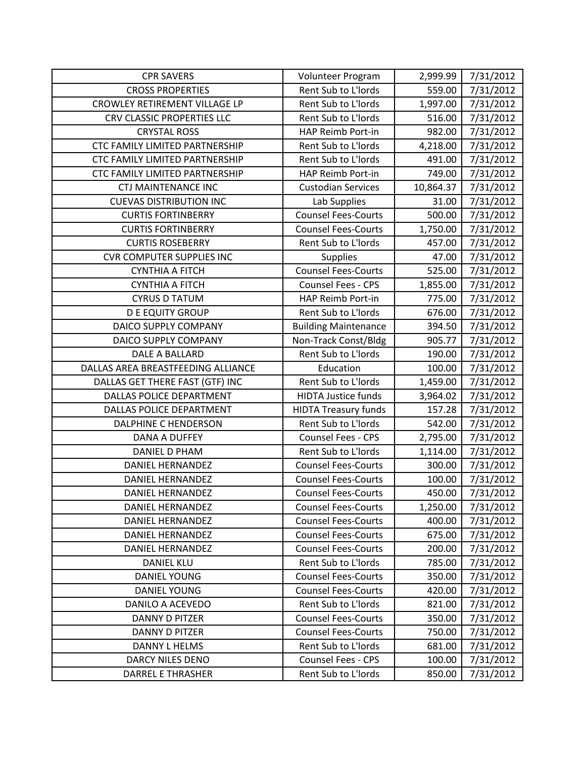| CPR SAVERS | Volunteer Program | 2,999.99 | 7/31/2012 |
|---|---|---|---|
| CROSS PROPERTIES | Rent Sub to L'lords | 559.00 | 7/31/2012 |
| CROWLEY RETIREMENT VILLAGE LP | Rent Sub to L'lords | 1,997.00 | 7/31/2012 |
| CRV CLASSIC PROPERTIES LLC | Rent Sub to L'lords | 516.00 | 7/31/2012 |
| CRYSTAL ROSS | HAP Reimb Port-in | 982.00 | 7/31/2012 |
| CTC FAMILY LIMITED PARTNERSHIP | Rent Sub to L'lords | 4,218.00 | 7/31/2012 |
| CTC FAMILY LIMITED PARTNERSHIP | Rent Sub to L'lords | 491.00 | 7/31/2012 |
| CTC FAMILY LIMITED PARTNERSHIP | HAP Reimb Port-in | 749.00 | 7/31/2012 |
| CTJ MAINTENANCE INC | Custodian Services | 10,864.37 | 7/31/2012 |
| CUEVAS DISTRIBUTION INC | Lab Supplies | 31.00 | 7/31/2012 |
| CURTIS FORTINBERRY | Counsel Fees-Courts | 500.00 | 7/31/2012 |
| CURTIS FORTINBERRY | Counsel Fees-Courts | 1,750.00 | 7/31/2012 |
| CURTIS ROSEBERRY | Rent Sub to L'lords | 457.00 | 7/31/2012 |
| CVR COMPUTER SUPPLIES INC | Supplies | 47.00 | 7/31/2012 |
| CYNTHIA A FITCH | Counsel Fees-Courts | 525.00 | 7/31/2012 |
| CYNTHIA A FITCH | Counsel Fees - CPS | 1,855.00 | 7/31/2012 |
| CYRUS D TATUM | HAP Reimb Port-in | 775.00 | 7/31/2012 |
| D E EQUITY GROUP | Rent Sub to L'lords | 676.00 | 7/31/2012 |
| DAICO SUPPLY COMPANY | Building Maintenance | 394.50 | 7/31/2012 |
| DAICO SUPPLY COMPANY | Non-Track Const/Bldg | 905.77 | 7/31/2012 |
| DALE A BALLARD | Rent Sub to L'lords | 190.00 | 7/31/2012 |
| DALLAS AREA BREASTFEEDING ALLIANCE | Education | 100.00 | 7/31/2012 |
| DALLAS GET THERE FAST (GTF) INC | Rent Sub to L'lords | 1,459.00 | 7/31/2012 |
| DALLAS POLICE DEPARTMENT | HIDTA Justice funds | 3,964.02 | 7/31/2012 |
| DALLAS POLICE DEPARTMENT | HIDTA Treasury funds | 157.28 | 7/31/2012 |
| DALPHINE C HENDERSON | Rent Sub to L'lords | 542.00 | 7/31/2012 |
| DANA A DUFFEY | Counsel Fees - CPS | 2,795.00 | 7/31/2012 |
| DANIEL D PHAM | Rent Sub to L'lords | 1,114.00 | 7/31/2012 |
| DANIEL HERNANDEZ | Counsel Fees-Courts | 300.00 | 7/31/2012 |
| DANIEL HERNANDEZ | Counsel Fees-Courts | 100.00 | 7/31/2012 |
| DANIEL HERNANDEZ | Counsel Fees-Courts | 450.00 | 7/31/2012 |
| DANIEL HERNANDEZ | Counsel Fees-Courts | 1,250.00 | 7/31/2012 |
| DANIEL HERNANDEZ | Counsel Fees-Courts | 400.00 | 7/31/2012 |
| DANIEL HERNANDEZ | Counsel Fees-Courts | 675.00 | 7/31/2012 |
| DANIEL HERNANDEZ | Counsel Fees-Courts | 200.00 | 7/31/2012 |
| DANIEL KLU | Rent Sub to L'lords | 785.00 | 7/31/2012 |
| DANIEL YOUNG | Counsel Fees-Courts | 350.00 | 7/31/2012 |
| DANIEL YOUNG | Counsel Fees-Courts | 420.00 | 7/31/2012 |
| DANILO A ACEVEDO | Rent Sub to L'lords | 821.00 | 7/31/2012 |
| DANNY D PITZER | Counsel Fees-Courts | 350.00 | 7/31/2012 |
| DANNY D PITZER | Counsel Fees-Courts | 750.00 | 7/31/2012 |
| DANNY L HELMS | Rent Sub to L'lords | 681.00 | 7/31/2012 |
| DARCY NILES DENO | Counsel Fees - CPS | 100.00 | 7/31/2012 |
| DARREL E THRASHER | Rent Sub to L'lords | 850.00 | 7/31/2012 |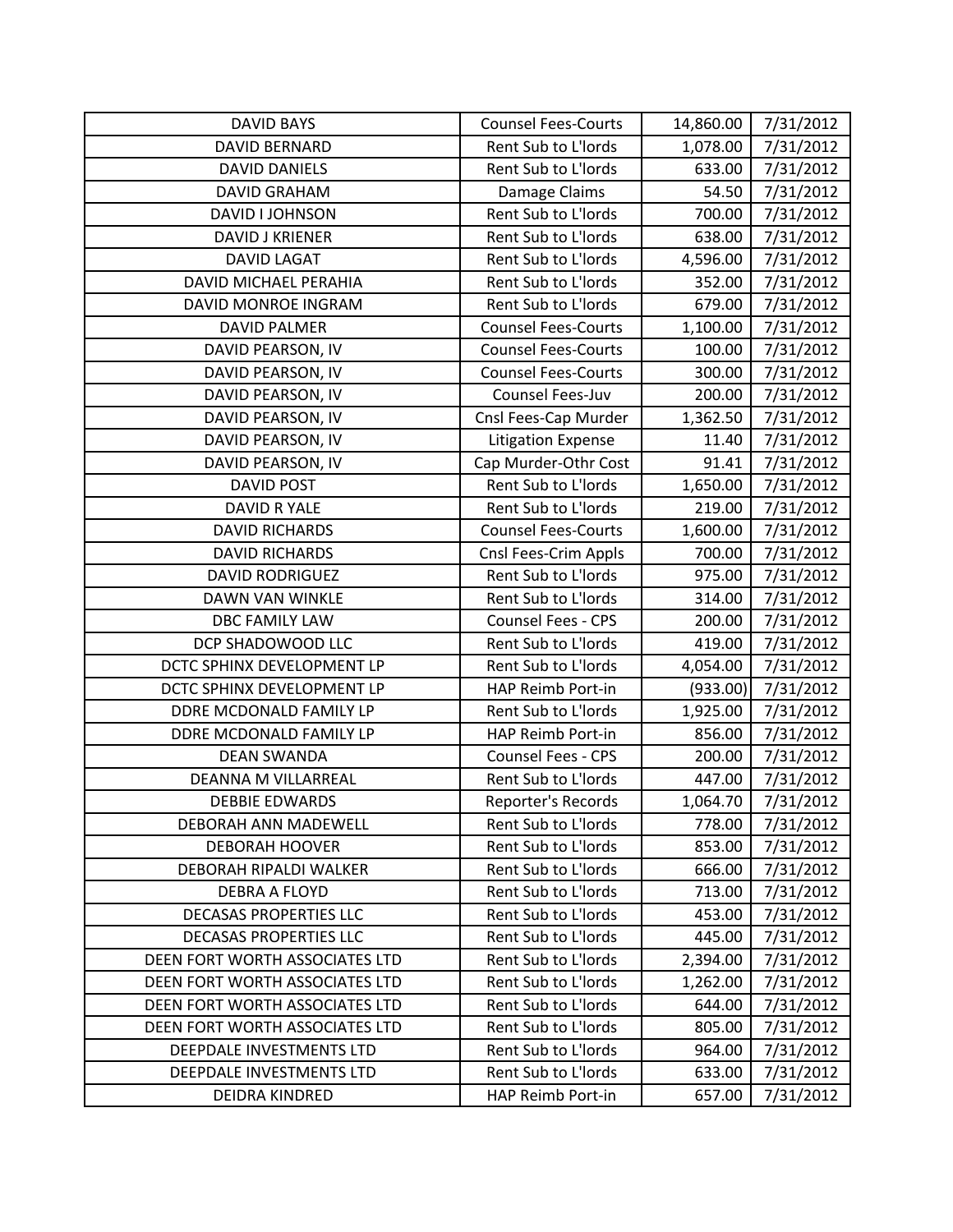| DAVID BAYS | Counsel Fees-Courts | 14,860.00 | 7/31/2012 |
|---|---|---|---|
| DAVID BERNARD | Rent Sub to L'lords | 1,078.00 | 7/31/2012 |
| DAVID DANIELS | Rent Sub to L'lords | 633.00 | 7/31/2012 |
| DAVID GRAHAM | Damage Claims | 54.50 | 7/31/2012 |
| DAVID I JOHNSON | Rent Sub to L'lords | 700.00 | 7/31/2012 |
| DAVID J KRIENER | Rent Sub to L'lords | 638.00 | 7/31/2012 |
| DAVID LAGAT | Rent Sub to L'lords | 4,596.00 | 7/31/2012 |
| DAVID MICHAEL PERAHIA | Rent Sub to L'lords | 352.00 | 7/31/2012 |
| DAVID MONROE INGRAM | Rent Sub to L'lords | 679.00 | 7/31/2012 |
| DAVID PALMER | Counsel Fees-Courts | 1,100.00 | 7/31/2012 |
| DAVID PEARSON, IV | Counsel Fees-Courts | 100.00 | 7/31/2012 |
| DAVID PEARSON, IV | Counsel Fees-Courts | 300.00 | 7/31/2012 |
| DAVID PEARSON, IV | Counsel Fees-Juv | 200.00 | 7/31/2012 |
| DAVID PEARSON, IV | Cnsl Fees-Cap Murder | 1,362.50 | 7/31/2012 |
| DAVID PEARSON, IV | Litigation Expense | 11.40 | 7/31/2012 |
| DAVID PEARSON, IV | Cap Murder-Othr Cost | 91.41 | 7/31/2012 |
| DAVID POST | Rent Sub to L'lords | 1,650.00 | 7/31/2012 |
| DAVID R YALE | Rent Sub to L'lords | 219.00 | 7/31/2012 |
| DAVID RICHARDS | Counsel Fees-Courts | 1,600.00 | 7/31/2012 |
| DAVID RICHARDS | Cnsl Fees-Crim Appls | 700.00 | 7/31/2012 |
| DAVID RODRIGUEZ | Rent Sub to L'lords | 975.00 | 7/31/2012 |
| DAWN VAN WINKLE | Rent Sub to L'lords | 314.00 | 7/31/2012 |
| DBC FAMILY LAW | Counsel Fees - CPS | 200.00 | 7/31/2012 |
| DCP SHADOWOOD LLC | Rent Sub to L'lords | 419.00 | 7/31/2012 |
| DCTC SPHINX DEVELOPMENT LP | Rent Sub to L'lords | 4,054.00 | 7/31/2012 |
| DCTC SPHINX DEVELOPMENT LP | HAP Reimb Port-in | (933.00) | 7/31/2012 |
| DDRE MCDONALD FAMILY LP | Rent Sub to L'lords | 1,925.00 | 7/31/2012 |
| DDRE MCDONALD FAMILY LP | HAP Reimb Port-in | 856.00 | 7/31/2012 |
| DEAN SWANDA | Counsel Fees - CPS | 200.00 | 7/31/2012 |
| DEANNA M VILLARREAL | Rent Sub to L'lords | 447.00 | 7/31/2012 |
| DEBBIE EDWARDS | Reporter's Records | 1,064.70 | 7/31/2012 |
| DEBORAH ANN MADEWELL | Rent Sub to L'lords | 778.00 | 7/31/2012 |
| DEBORAH HOOVER | Rent Sub to L'lords | 853.00 | 7/31/2012 |
| DEBORAH RIPALDI WALKER | Rent Sub to L'lords | 666.00 | 7/31/2012 |
| DEBRA A FLOYD | Rent Sub to L'lords | 713.00 | 7/31/2012 |
| DECASAS PROPERTIES LLC | Rent Sub to L'lords | 453.00 | 7/31/2012 |
| DECASAS PROPERTIES LLC | Rent Sub to L'lords | 445.00 | 7/31/2012 |
| DEEN FORT WORTH ASSOCIATES LTD | Rent Sub to L'lords | 2,394.00 | 7/31/2012 |
| DEEN FORT WORTH ASSOCIATES LTD | Rent Sub to L'lords | 1,262.00 | 7/31/2012 |
| DEEN FORT WORTH ASSOCIATES LTD | Rent Sub to L'lords | 644.00 | 7/31/2012 |
| DEEN FORT WORTH ASSOCIATES LTD | Rent Sub to L'lords | 805.00 | 7/31/2012 |
| DEEPDALE INVESTMENTS LTD | Rent Sub to L'lords | 964.00 | 7/31/2012 |
| DEEPDALE INVESTMENTS LTD | Rent Sub to L'lords | 633.00 | 7/31/2012 |
| DEIDRA KINDRED | HAP Reimb Port-in | 657.00 | 7/31/2012 |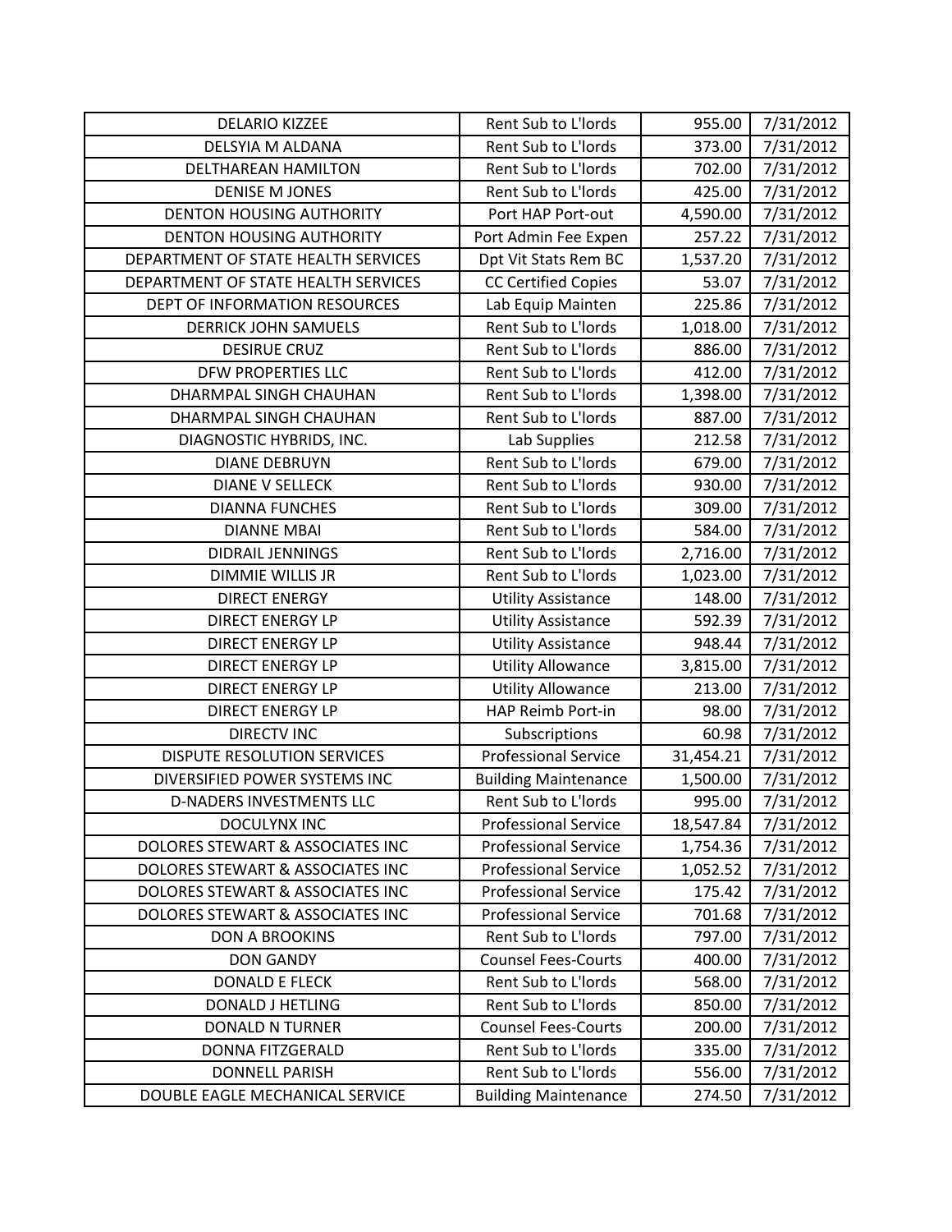| DELARIO KIZZEE | Rent Sub to L'lords | 955.00 | 7/31/2012 |
|---|---|---|---|
| DELSYIA M ALDANA | Rent Sub to L'lords | 373.00 | 7/31/2012 |
| DELTHAREAN HAMILTON | Rent Sub to L'lords | 702.00 | 7/31/2012 |
| DENISE M JONES | Rent Sub to L'lords | 425.00 | 7/31/2012 |
| DENTON HOUSING AUTHORITY | Port HAP Port-out | 4,590.00 | 7/31/2012 |
| DENTON HOUSING AUTHORITY | Port Admin Fee Expen | 257.22 | 7/31/2012 |
| DEPARTMENT OF STATE HEALTH SERVICES | Dpt Vit Stats Rem BC | 1,537.20 | 7/31/2012 |
| DEPARTMENT OF STATE HEALTH SERVICES | CC Certified Copies | 53.07 | 7/31/2012 |
| DEPT OF INFORMATION RESOURCES | Lab Equip Mainten | 225.86 | 7/31/2012 |
| DERRICK JOHN SAMUELS | Rent Sub to L'lords | 1,018.00 | 7/31/2012 |
| DESIRUE CRUZ | Rent Sub to L'lords | 886.00 | 7/31/2012 |
| DFW PROPERTIES LLC | Rent Sub to L'lords | 412.00 | 7/31/2012 |
| DHARMPAL SINGH CHAUHAN | Rent Sub to L'lords | 1,398.00 | 7/31/2012 |
| DHARMPAL SINGH CHAUHAN | Rent Sub to L'lords | 887.00 | 7/31/2012 |
| DIAGNOSTIC HYBRIDS, INC. | Lab Supplies | 212.58 | 7/31/2012 |
| DIANE DEBRUYN | Rent Sub to L'lords | 679.00 | 7/31/2012 |
| DIANE V SELLECK | Rent Sub to L'lords | 930.00 | 7/31/2012 |
| DIANNA FUNCHES | Rent Sub to L'lords | 309.00 | 7/31/2012 |
| DIANNE MBAI | Rent Sub to L'lords | 584.00 | 7/31/2012 |
| DIDRAIL JENNINGS | Rent Sub to L'lords | 2,716.00 | 7/31/2012 |
| DIMMIE WILLIS JR | Rent Sub to L'lords | 1,023.00 | 7/31/2012 |
| DIRECT ENERGY | Utility Assistance | 148.00 | 7/31/2012 |
| DIRECT ENERGY LP | Utility Assistance | 592.39 | 7/31/2012 |
| DIRECT ENERGY LP | Utility Assistance | 948.44 | 7/31/2012 |
| DIRECT ENERGY LP | Utility Allowance | 3,815.00 | 7/31/2012 |
| DIRECT ENERGY LP | Utility Allowance | 213.00 | 7/31/2012 |
| DIRECT ENERGY LP | HAP Reimb Port-in | 98.00 | 7/31/2012 |
| DIRECTV INC | Subscriptions | 60.98 | 7/31/2012 |
| DISPUTE RESOLUTION SERVICES | Professional Service | 31,454.21 | 7/31/2012 |
| DIVERSIFIED POWER SYSTEMS INC | Building Maintenance | 1,500.00 | 7/31/2012 |
| D-NADERS INVESTMENTS LLC | Rent Sub to L'lords | 995.00 | 7/31/2012 |
| DOCULYNX INC | Professional Service | 18,547.84 | 7/31/2012 |
| DOLORES STEWART & ASSOCIATES INC | Professional Service | 1,754.36 | 7/31/2012 |
| DOLORES STEWART & ASSOCIATES INC | Professional Service | 1,052.52 | 7/31/2012 |
| DOLORES STEWART & ASSOCIATES INC | Professional Service | 175.42 | 7/31/2012 |
| DOLORES STEWART & ASSOCIATES INC | Professional Service | 701.68 | 7/31/2012 |
| DON A BROOKINS | Rent Sub to L'lords | 797.00 | 7/31/2012 |
| DON GANDY | Counsel Fees-Courts | 400.00 | 7/31/2012 |
| DONALD E FLECK | Rent Sub to L'lords | 568.00 | 7/31/2012 |
| DONALD J HETLING | Rent Sub to L'lords | 850.00 | 7/31/2012 |
| DONALD N TURNER | Counsel Fees-Courts | 200.00 | 7/31/2012 |
| DONNA FITZGERALD | Rent Sub to L'lords | 335.00 | 7/31/2012 |
| DONNELL PARISH | Rent Sub to L'lords | 556.00 | 7/31/2012 |
| DOUBLE EAGLE MECHANICAL SERVICE | Building Maintenance | 274.50 | 7/31/2012 |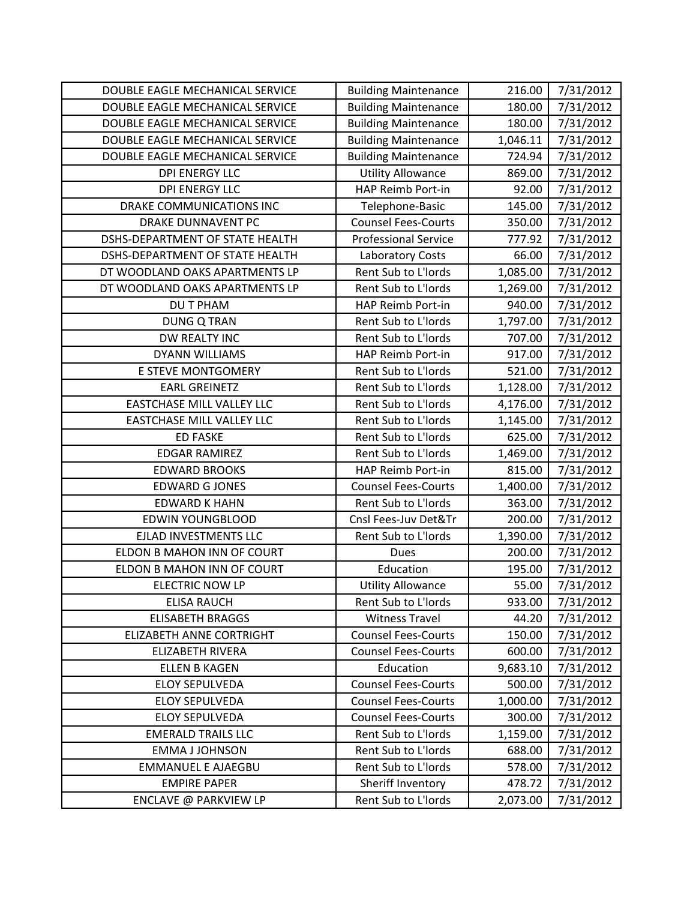| DOUBLE EAGLE MECHANICAL SERVICE | Building Maintenance | 216.00 | 7/31/2012 |
|---|---|---|---|
| DOUBLE EAGLE MECHANICAL SERVICE | Building Maintenance | 180.00 | 7/31/2012 |
| DOUBLE EAGLE MECHANICAL SERVICE | Building Maintenance | 180.00 | 7/31/2012 |
| DOUBLE EAGLE MECHANICAL SERVICE | Building Maintenance | 1,046.11 | 7/31/2012 |
| DOUBLE EAGLE MECHANICAL SERVICE | Building Maintenance | 724.94 | 7/31/2012 |
| DPI ENERGY LLC | Utility Allowance | 869.00 | 7/31/2012 |
| DPI ENERGY LLC | HAP Reimb Port-in | 92.00 | 7/31/2012 |
| DRAKE COMMUNICATIONS INC | Telephone-Basic | 145.00 | 7/31/2012 |
| DRAKE DUNNAVENT PC | Counsel Fees-Courts | 350.00 | 7/31/2012 |
| DSHS-DEPARTMENT OF STATE HEALTH | Professional Service | 777.92 | 7/31/2012 |
| DSHS-DEPARTMENT OF STATE HEALTH | Laboratory Costs | 66.00 | 7/31/2012 |
| DT WOODLAND OAKS APARTMENTS LP | Rent Sub to L'lords | 1,085.00 | 7/31/2012 |
| DT WOODLAND OAKS APARTMENTS LP | Rent Sub to L'lords | 1,269.00 | 7/31/2012 |
| DU T PHAM | HAP Reimb Port-in | 940.00 | 7/31/2012 |
| DUNG Q TRAN | Rent Sub to L'lords | 1,797.00 | 7/31/2012 |
| DW REALTY INC | Rent Sub to L'lords | 707.00 | 7/31/2012 |
| DYANN WILLIAMS | HAP Reimb Port-in | 917.00 | 7/31/2012 |
| E STEVE MONTGOMERY | Rent Sub to L'lords | 521.00 | 7/31/2012 |
| EARL GREINETZ | Rent Sub to L'lords | 1,128.00 | 7/31/2012 |
| EASTCHASE MILL VALLEY LLC | Rent Sub to L'lords | 4,176.00 | 7/31/2012 |
| EASTCHASE MILL VALLEY LLC | Rent Sub to L'lords | 1,145.00 | 7/31/2012 |
| ED FASKE | Rent Sub to L'lords | 625.00 | 7/31/2012 |
| EDGAR RAMIREZ | Rent Sub to L'lords | 1,469.00 | 7/31/2012 |
| EDWARD BROOKS | HAP Reimb Port-in | 815.00 | 7/31/2012 |
| EDWARD G JONES | Counsel Fees-Courts | 1,400.00 | 7/31/2012 |
| EDWARD K HAHN | Rent Sub to L'lords | 363.00 | 7/31/2012 |
| EDWIN YOUNGBLOOD | Cnsl Fees-Juv Det&Tr | 200.00 | 7/31/2012 |
| EJLAD INVESTMENTS LLC | Rent Sub to L'lords | 1,390.00 | 7/31/2012 |
| ELDON B MAHON INN OF COURT | Dues | 200.00 | 7/31/2012 |
| ELDON B MAHON INN OF COURT | Education | 195.00 | 7/31/2012 |
| ELECTRIC NOW LP | Utility Allowance | 55.00 | 7/31/2012 |
| ELISA RAUCH | Rent Sub to L'lords | 933.00 | 7/31/2012 |
| ELISABETH BRAGGS | Witness Travel | 44.20 | 7/31/2012 |
| ELIZABETH ANNE CORTRIGHT | Counsel Fees-Courts | 150.00 | 7/31/2012 |
| ELIZABETH RIVERA | Counsel Fees-Courts | 600.00 | 7/31/2012 |
| ELLEN B KAGEN | Education | 9,683.10 | 7/31/2012 |
| ELOY SEPULVEDA | Counsel Fees-Courts | 500.00 | 7/31/2012 |
| ELOY SEPULVEDA | Counsel Fees-Courts | 1,000.00 | 7/31/2012 |
| ELOY SEPULVEDA | Counsel Fees-Courts | 300.00 | 7/31/2012 |
| EMERALD TRAILS LLC | Rent Sub to L'lords | 1,159.00 | 7/31/2012 |
| EMMA J JOHNSON | Rent Sub to L'lords | 688.00 | 7/31/2012 |
| EMMANUEL E AJAEGBU | Rent Sub to L'lords | 578.00 | 7/31/2012 |
| EMPIRE PAPER | Sheriff Inventory | 478.72 | 7/31/2012 |
| ENCLAVE @ PARKVIEW LP | Rent Sub to L'lords | 2,073.00 | 7/31/2012 |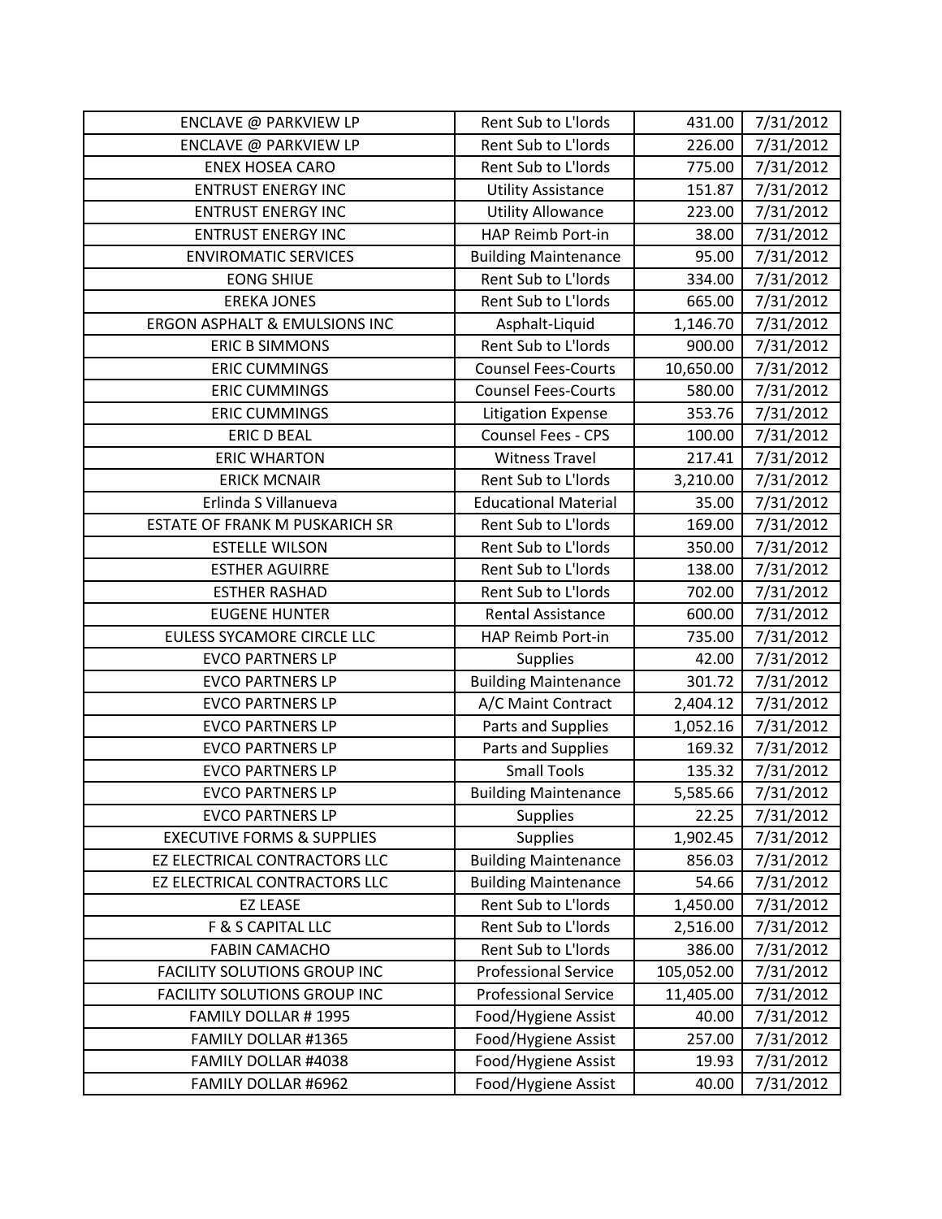| | | | |
|---|---|---|---|
| ENCLAVE @ PARKVIEW LP | Rent Sub to L'lords | 431.00 | 7/31/2012 |
| ENCLAVE @ PARKVIEW LP | Rent Sub to L'lords | 226.00 | 7/31/2012 |
| ENEX HOSEA CARO | Rent Sub to L'lords | 775.00 | 7/31/2012 |
| ENTRUST ENERGY INC | Utility Assistance | 151.87 | 7/31/2012 |
| ENTRUST ENERGY INC | Utility Allowance | 223.00 | 7/31/2012 |
| ENTRUST ENERGY INC | HAP Reimb Port-in | 38.00 | 7/31/2012 |
| ENVIROMATIC SERVICES | Building Maintenance | 95.00 | 7/31/2012 |
| EONG SHIUE | Rent Sub to L'lords | 334.00 | 7/31/2012 |
| EREKA JONES | Rent Sub to L'lords | 665.00 | 7/31/2012 |
| ERGON ASPHALT & EMULSIONS INC | Asphalt-Liquid | 1,146.70 | 7/31/2012 |
| ERIC B SIMMONS | Rent Sub to L'lords | 900.00 | 7/31/2012 |
| ERIC CUMMINGS | Counsel Fees-Courts | 10,650.00 | 7/31/2012 |
| ERIC CUMMINGS | Counsel Fees-Courts | 580.00 | 7/31/2012 |
| ERIC CUMMINGS | Litigation Expense | 353.76 | 7/31/2012 |
| ERIC D BEAL | Counsel Fees - CPS | 100.00 | 7/31/2012 |
| ERIC WHARTON | Witness Travel | 217.41 | 7/31/2012 |
| ERICK MCNAIR | Rent Sub to L'lords | 3,210.00 | 7/31/2012 |
| Erlinda S Villanueva | Educational Material | 35.00 | 7/31/2012 |
| ESTATE OF FRANK M PUSKARICH SR | Rent Sub to L'lords | 169.00 | 7/31/2012 |
| ESTELLE WILSON | Rent Sub to L'lords | 350.00 | 7/31/2012 |
| ESTHER AGUIRRE | Rent Sub to L'lords | 138.00 | 7/31/2012 |
| ESTHER RASHAD | Rent Sub to L'lords | 702.00 | 7/31/2012 |
| EUGENE HUNTER | Rental Assistance | 600.00 | 7/31/2012 |
| EULESS SYCAMORE CIRCLE LLC | HAP Reimb Port-in | 735.00 | 7/31/2012 |
| EVCO PARTNERS LP | Supplies | 42.00 | 7/31/2012 |
| EVCO PARTNERS LP | Building Maintenance | 301.72 | 7/31/2012 |
| EVCO PARTNERS LP | A/C Maint Contract | 2,404.12 | 7/31/2012 |
| EVCO PARTNERS LP | Parts and Supplies | 1,052.16 | 7/31/2012 |
| EVCO PARTNERS LP | Parts and Supplies | 169.32 | 7/31/2012 |
| EVCO PARTNERS LP | Small Tools | 135.32 | 7/31/2012 |
| EVCO PARTNERS LP | Building Maintenance | 5,585.66 | 7/31/2012 |
| EVCO PARTNERS LP | Supplies | 22.25 | 7/31/2012 |
| EXECUTIVE FORMS & SUPPLIES | Supplies | 1,902.45 | 7/31/2012 |
| EZ ELECTRICAL CONTRACTORS LLC | Building Maintenance | 856.03 | 7/31/2012 |
| EZ ELECTRICAL CONTRACTORS LLC | Building Maintenance | 54.66 | 7/31/2012 |
| EZ LEASE | Rent Sub to L'lords | 1,450.00 | 7/31/2012 |
| F & S CAPITAL LLC | Rent Sub to L'lords | 2,516.00 | 7/31/2012 |
| FABIN CAMACHO | Rent Sub to L'lords | 386.00 | 7/31/2012 |
| FACILITY SOLUTIONS GROUP INC | Professional Service | 105,052.00 | 7/31/2012 |
| FACILITY SOLUTIONS GROUP INC | Professional Service | 11,405.00 | 7/31/2012 |
| FAMILY DOLLAR # 1995 | Food/Hygiene Assist | 40.00 | 7/31/2012 |
| FAMILY DOLLAR #1365 | Food/Hygiene Assist | 257.00 | 7/31/2012 |
| FAMILY DOLLAR #4038 | Food/Hygiene Assist | 19.93 | 7/31/2012 |
| FAMILY DOLLAR #6962 | Food/Hygiene Assist | 40.00 | 7/31/2012 |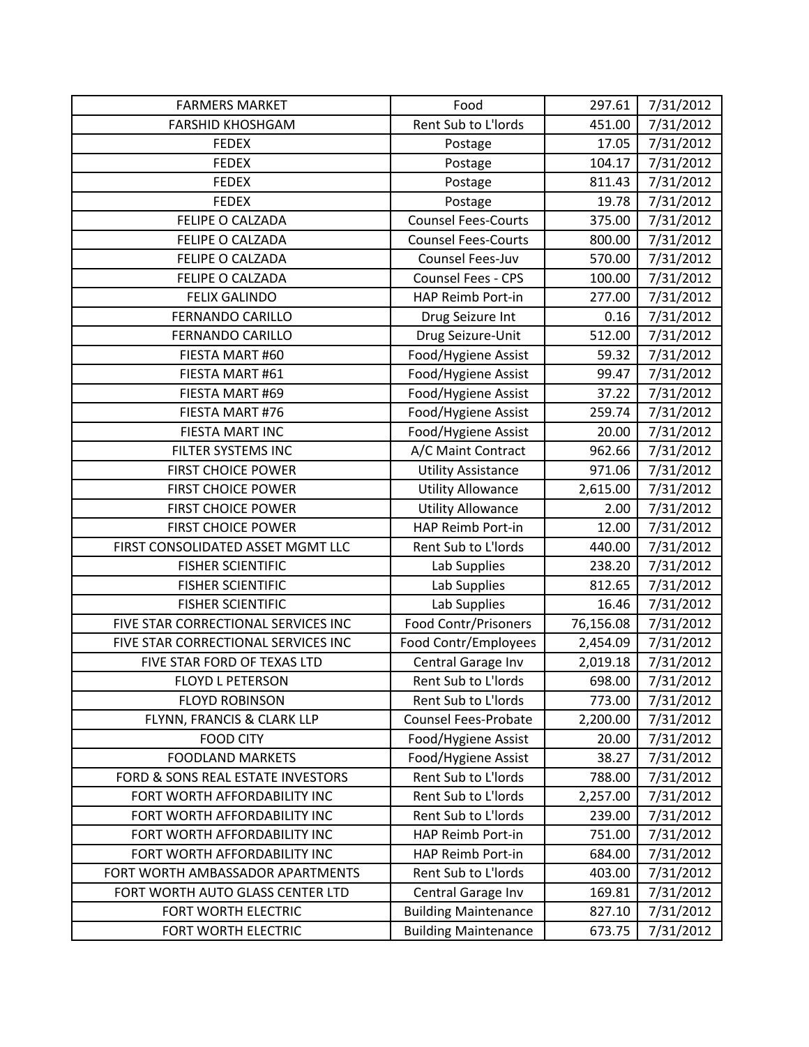| FARMERS MARKET | Food | 297.61 | 7/31/2012 |
|---|---|---|---|
| FARSHID KHOSHGAM | Rent Sub to L'lords | 451.00 | 7/31/2012 |
| FEDEX | Postage | 17.05 | 7/31/2012 |
| FEDEX | Postage | 104.17 | 7/31/2012 |
| FEDEX | Postage | 811.43 | 7/31/2012 |
| FEDEX | Postage | 19.78 | 7/31/2012 |
| FELIPE O CALZADA | Counsel Fees-Courts | 375.00 | 7/31/2012 |
| FELIPE O CALZADA | Counsel Fees-Courts | 800.00 | 7/31/2012 |
| FELIPE O CALZADA | Counsel Fees-Juv | 570.00 | 7/31/2012 |
| FELIPE O CALZADA | Counsel Fees - CPS | 100.00 | 7/31/2012 |
| FELIX GALINDO | HAP Reimb Port-in | 277.00 | 7/31/2012 |
| FERNANDO CARILLO | Drug Seizure Int | 0.16 | 7/31/2012 |
| FERNANDO CARILLO | Drug Seizure-Unit | 512.00 | 7/31/2012 |
| FIESTA MART #60 | Food/Hygiene Assist | 59.32 | 7/31/2012 |
| FIESTA MART #61 | Food/Hygiene Assist | 99.47 | 7/31/2012 |
| FIESTA MART #69 | Food/Hygiene Assist | 37.22 | 7/31/2012 |
| FIESTA MART #76 | Food/Hygiene Assist | 259.74 | 7/31/2012 |
| FIESTA MART INC | Food/Hygiene Assist | 20.00 | 7/31/2012 |
| FILTER SYSTEMS INC | A/C Maint Contract | 962.66 | 7/31/2012 |
| FIRST CHOICE POWER | Utility Assistance | 971.06 | 7/31/2012 |
| FIRST CHOICE POWER | Utility Allowance | 2,615.00 | 7/31/2012 |
| FIRST CHOICE POWER | Utility Allowance | 2.00 | 7/31/2012 |
| FIRST CHOICE POWER | HAP Reimb Port-in | 12.00 | 7/31/2012 |
| FIRST CONSOLIDATED ASSET MGMT LLC | Rent Sub to L'lords | 440.00 | 7/31/2012 |
| FISHER SCIENTIFIC | Lab Supplies | 238.20 | 7/31/2012 |
| FISHER SCIENTIFIC | Lab Supplies | 812.65 | 7/31/2012 |
| FISHER SCIENTIFIC | Lab Supplies | 16.46 | 7/31/2012 |
| FIVE STAR CORRECTIONAL SERVICES INC | Food Contr/Prisoners | 76,156.08 | 7/31/2012 |
| FIVE STAR CORRECTIONAL SERVICES INC | Food Contr/Employees | 2,454.09 | 7/31/2012 |
| FIVE STAR FORD OF TEXAS LTD | Central Garage Inv | 2,019.18 | 7/31/2012 |
| FLOYD L PETERSON | Rent Sub to L'lords | 698.00 | 7/31/2012 |
| FLOYD ROBINSON | Rent Sub to L'lords | 773.00 | 7/31/2012 |
| FLYNN, FRANCIS & CLARK LLP | Counsel Fees-Probate | 2,200.00 | 7/31/2012 |
| FOOD CITY | Food/Hygiene Assist | 20.00 | 7/31/2012 |
| FOODLAND MARKETS | Food/Hygiene Assist | 38.27 | 7/31/2012 |
| FORD & SONS REAL ESTATE INVESTORS | Rent Sub to L'lords | 788.00 | 7/31/2012 |
| FORT WORTH AFFORDABILITY INC | Rent Sub to L'lords | 2,257.00 | 7/31/2012 |
| FORT WORTH AFFORDABILITY INC | Rent Sub to L'lords | 239.00 | 7/31/2012 |
| FORT WORTH AFFORDABILITY INC | HAP Reimb Port-in | 751.00 | 7/31/2012 |
| FORT WORTH AFFORDABILITY INC | HAP Reimb Port-in | 684.00 | 7/31/2012 |
| FORT WORTH AMBASSADOR APARTMENTS | Rent Sub to L'lords | 403.00 | 7/31/2012 |
| FORT WORTH AUTO GLASS CENTER LTD | Central Garage Inv | 169.81 | 7/31/2012 |
| FORT WORTH ELECTRIC | Building Maintenance | 827.10 | 7/31/2012 |
| FORT WORTH ELECTRIC | Building Maintenance | 673.75 | 7/31/2012 |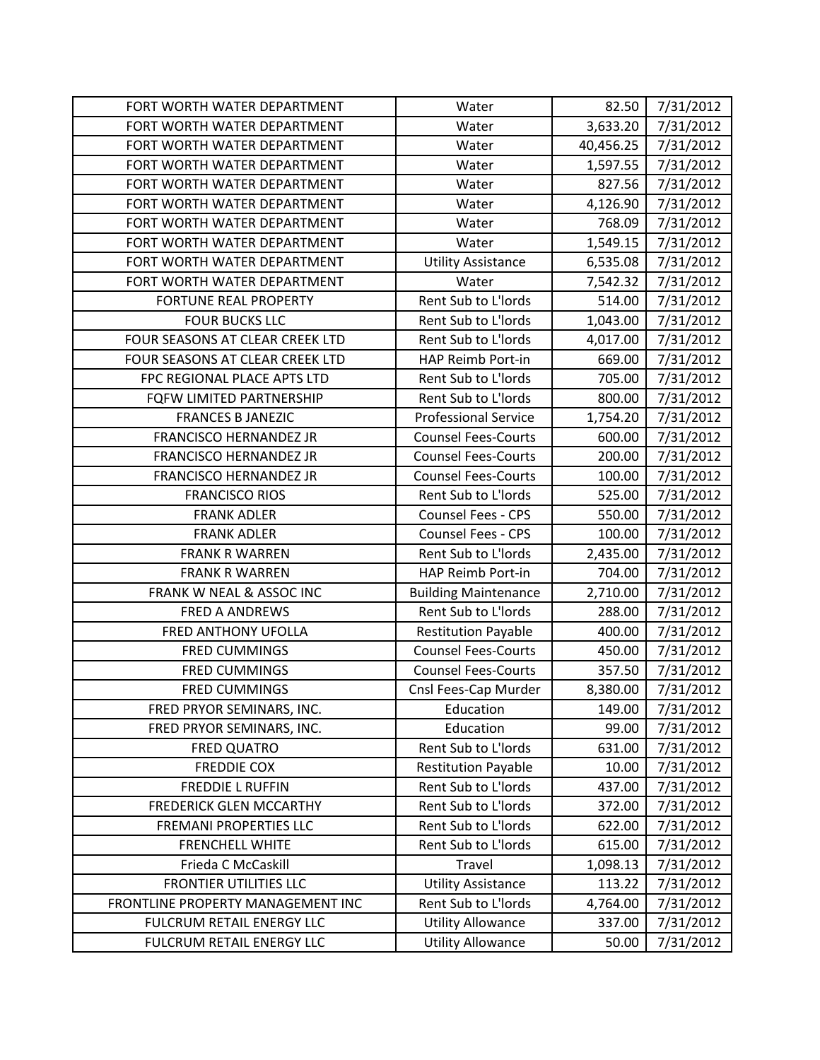| | | | |
|---|---|---|---|
| FORT WORTH WATER DEPARTMENT | Water | 82.50 | 7/31/2012 |
| FORT WORTH WATER DEPARTMENT | Water | 3,633.20 | 7/31/2012 |
| FORT WORTH WATER DEPARTMENT | Water | 40,456.25 | 7/31/2012 |
| FORT WORTH WATER DEPARTMENT | Water | 1,597.55 | 7/31/2012 |
| FORT WORTH WATER DEPARTMENT | Water | 827.56 | 7/31/2012 |
| FORT WORTH WATER DEPARTMENT | Water | 4,126.90 | 7/31/2012 |
| FORT WORTH WATER DEPARTMENT | Water | 768.09 | 7/31/2012 |
| FORT WORTH WATER DEPARTMENT | Water | 1,549.15 | 7/31/2012 |
| FORT WORTH WATER DEPARTMENT | Utility Assistance | 6,535.08 | 7/31/2012 |
| FORT WORTH WATER DEPARTMENT | Water | 7,542.32 | 7/31/2012 |
| FORTUNE REAL PROPERTY | Rent Sub to L'lords | 514.00 | 7/31/2012 |
| FOUR BUCKS LLC | Rent Sub to L'lords | 1,043.00 | 7/31/2012 |
| FOUR SEASONS AT CLEAR CREEK LTD | Rent Sub to L'lords | 4,017.00 | 7/31/2012 |
| FOUR SEASONS AT CLEAR CREEK LTD | HAP Reimb Port-in | 669.00 | 7/31/2012 |
| FPC REGIONAL PLACE APTS LTD | Rent Sub to L'lords | 705.00 | 7/31/2012 |
| FQFW LIMITED PARTNERSHIP | Rent Sub to L'lords | 800.00 | 7/31/2012 |
| FRANCES B JANEZIC | Professional Service | 1,754.20 | 7/31/2012 |
| FRANCISCO HERNANDEZ JR | Counsel Fees-Courts | 600.00 | 7/31/2012 |
| FRANCISCO HERNANDEZ JR | Counsel Fees-Courts | 200.00 | 7/31/2012 |
| FRANCISCO HERNANDEZ JR | Counsel Fees-Courts | 100.00 | 7/31/2012 |
| FRANCISCO RIOS | Rent Sub to L'lords | 525.00 | 7/31/2012 |
| FRANK ADLER | Counsel Fees - CPS | 550.00 | 7/31/2012 |
| FRANK ADLER | Counsel Fees - CPS | 100.00 | 7/31/2012 |
| FRANK R WARREN | Rent Sub to L'lords | 2,435.00 | 7/31/2012 |
| FRANK R WARREN | HAP Reimb Port-in | 704.00 | 7/31/2012 |
| FRANK W NEAL & ASSOC INC | Building Maintenance | 2,710.00 | 7/31/2012 |
| FRED A ANDREWS | Rent Sub to L'lords | 288.00 | 7/31/2012 |
| FRED ANTHONY UFOLLA | Restitution Payable | 400.00 | 7/31/2012 |
| FRED CUMMINGS | Counsel Fees-Courts | 450.00 | 7/31/2012 |
| FRED CUMMINGS | Counsel Fees-Courts | 357.50 | 7/31/2012 |
| FRED CUMMINGS | Cnsl Fees-Cap Murder | 8,380.00 | 7/31/2012 |
| FRED PRYOR SEMINARS, INC. | Education | 149.00 | 7/31/2012 |
| FRED PRYOR SEMINARS, INC. | Education | 99.00 | 7/31/2012 |
| FRED QUATRO | Rent Sub to L'lords | 631.00 | 7/31/2012 |
| FREDDIE COX | Restitution Payable | 10.00 | 7/31/2012 |
| FREDDIE L RUFFIN | Rent Sub to L'lords | 437.00 | 7/31/2012 |
| FREDERICK GLEN MCCARTHY | Rent Sub to L'lords | 372.00 | 7/31/2012 |
| FREMANI PROPERTIES LLC | Rent Sub to L'lords | 622.00 | 7/31/2012 |
| FRENCHELL WHITE | Rent Sub to L'lords | 615.00 | 7/31/2012 |
| Frieda C McCaskill | Travel | 1,098.13 | 7/31/2012 |
| FRONTIER UTILITIES LLC | Utility Assistance | 113.22 | 7/31/2012 |
| FRONTLINE PROPERTY MANAGEMENT INC | Rent Sub to L'lords | 4,764.00 | 7/31/2012 |
| FULCRUM RETAIL ENERGY LLC | Utility Allowance | 337.00 | 7/31/2012 |
| FULCRUM RETAIL ENERGY LLC | Utility Allowance | 50.00 | 7/31/2012 |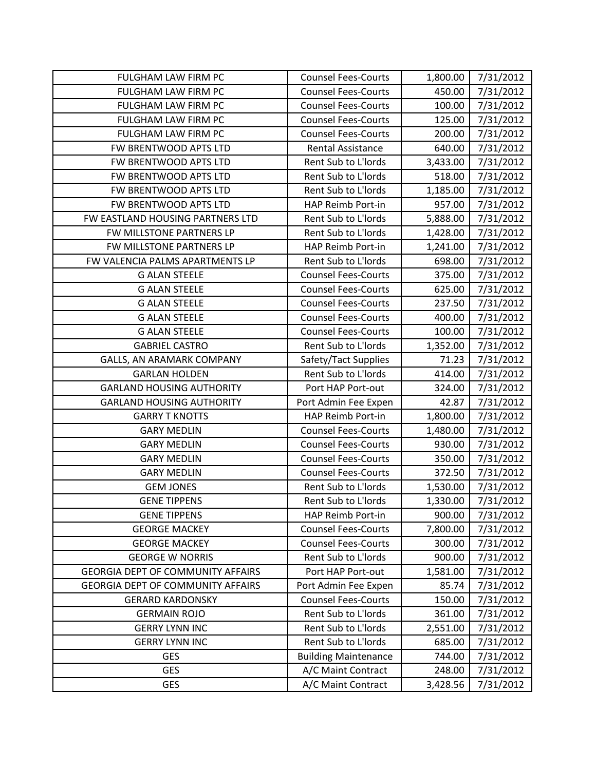| FULGHAM LAW FIRM PC | Counsel Fees-Courts | 1,800.00 | 7/31/2012 |
|---|---|---|---|
| FULGHAM LAW FIRM PC | Counsel Fees-Courts | 450.00 | 7/31/2012 |
| FULGHAM LAW FIRM PC | Counsel Fees-Courts | 100.00 | 7/31/2012 |
| FULGHAM LAW FIRM PC | Counsel Fees-Courts | 125.00 | 7/31/2012 |
| FULGHAM LAW FIRM PC | Counsel Fees-Courts | 200.00 | 7/31/2012 |
| FW BRENTWOOD APTS LTD | Rental Assistance | 640.00 | 7/31/2012 |
| FW BRENTWOOD APTS LTD | Rent Sub to L'lords | 3,433.00 | 7/31/2012 |
| FW BRENTWOOD APTS LTD | Rent Sub to L'lords | 518.00 | 7/31/2012 |
| FW BRENTWOOD APTS LTD | Rent Sub to L'lords | 1,185.00 | 7/31/2012 |
| FW BRENTWOOD APTS LTD | HAP Reimb Port-in | 957.00 | 7/31/2012 |
| FW EASTLAND HOUSING PARTNERS LTD | Rent Sub to L'lords | 5,888.00 | 7/31/2012 |
| FW MILLSTONE PARTNERS LP | Rent Sub to L'lords | 1,428.00 | 7/31/2012 |
| FW MILLSTONE PARTNERS LP | HAP Reimb Port-in | 1,241.00 | 7/31/2012 |
| FW VALENCIA PALMS APARTMENTS LP | Rent Sub to L'lords | 698.00 | 7/31/2012 |
| G ALAN STEELE | Counsel Fees-Courts | 375.00 | 7/31/2012 |
| G ALAN STEELE | Counsel Fees-Courts | 625.00 | 7/31/2012 |
| G ALAN STEELE | Counsel Fees-Courts | 237.50 | 7/31/2012 |
| G ALAN STEELE | Counsel Fees-Courts | 400.00 | 7/31/2012 |
| G ALAN STEELE | Counsel Fees-Courts | 100.00 | 7/31/2012 |
| GABRIEL CASTRO | Rent Sub to L'lords | 1,352.00 | 7/31/2012 |
| GALLS, AN ARAMARK COMPANY | Safety/Tact Supplies | 71.23 | 7/31/2012 |
| GARLAN HOLDEN | Rent Sub to L'lords | 414.00 | 7/31/2012 |
| GARLAND HOUSING AUTHORITY | Port HAP Port-out | 324.00 | 7/31/2012 |
| GARLAND HOUSING AUTHORITY | Port Admin Fee Expen | 42.87 | 7/31/2012 |
| GARRY T KNOTTS | HAP Reimb Port-in | 1,800.00 | 7/31/2012 |
| GARY MEDLIN | Counsel Fees-Courts | 1,480.00 | 7/31/2012 |
| GARY MEDLIN | Counsel Fees-Courts | 930.00 | 7/31/2012 |
| GARY MEDLIN | Counsel Fees-Courts | 350.00 | 7/31/2012 |
| GARY MEDLIN | Counsel Fees-Courts | 372.50 | 7/31/2012 |
| GEM JONES | Rent Sub to L'lords | 1,530.00 | 7/31/2012 |
| GENE TIPPENS | Rent Sub to L'lords | 1,330.00 | 7/31/2012 |
| GENE TIPPENS | HAP Reimb Port-in | 900.00 | 7/31/2012 |
| GEORGE MACKEY | Counsel Fees-Courts | 7,800.00 | 7/31/2012 |
| GEORGE MACKEY | Counsel Fees-Courts | 300.00 | 7/31/2012 |
| GEORGE W NORRIS | Rent Sub to L'lords | 900.00 | 7/31/2012 |
| GEORGIA DEPT OF COMMUNITY AFFAIRS | Port HAP Port-out | 1,581.00 | 7/31/2012 |
| GEORGIA DEPT OF COMMUNITY AFFAIRS | Port Admin Fee Expen | 85.74 | 7/31/2012 |
| GERARD KARDONSKY | Counsel Fees-Courts | 150.00 | 7/31/2012 |
| GERMAIN ROJO | Rent Sub to L'lords | 361.00 | 7/31/2012 |
| GERRY LYNN INC | Rent Sub to L'lords | 2,551.00 | 7/31/2012 |
| GERRY LYNN INC | Rent Sub to L'lords | 685.00 | 7/31/2012 |
| GES | Building Maintenance | 744.00 | 7/31/2012 |
| GES | A/C Maint Contract | 248.00 | 7/31/2012 |
| GES | A/C Maint Contract | 3,428.56 | 7/31/2012 |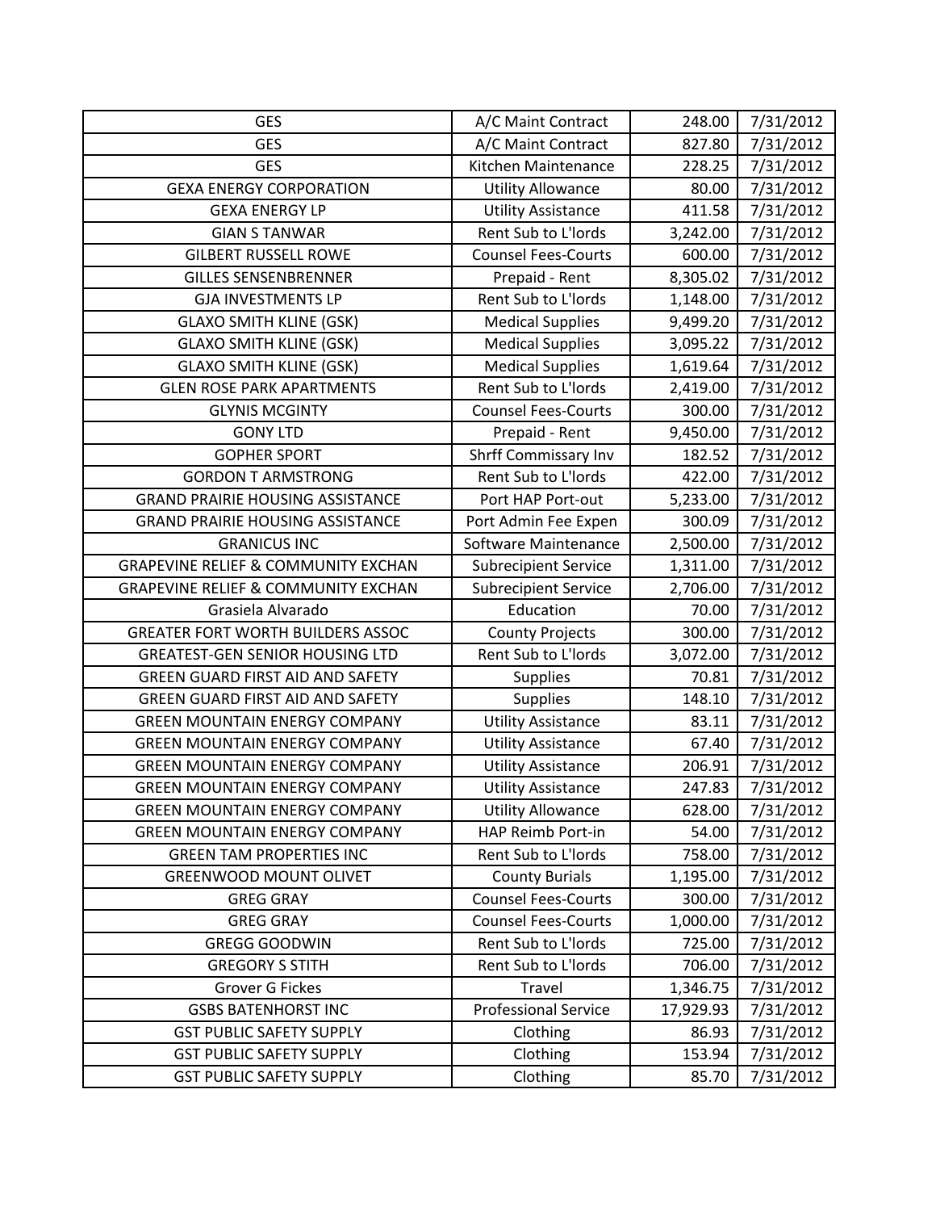| GES | A/C Maint Contract | 248.00 | 7/31/2012 |
|---|---|---|---|
| GES | A/C Maint Contract | 827.80 | 7/31/2012 |
| GES | Kitchen Maintenance | 228.25 | 7/31/2012 |
| GEXA ENERGY CORPORATION | Utility Allowance | 80.00 | 7/31/2012 |
| GEXA ENERGY LP | Utility Assistance | 411.58 | 7/31/2012 |
| GIAN S TANWAR | Rent Sub to L'lords | 3,242.00 | 7/31/2012 |
| GILBERT RUSSELL ROWE | Counsel Fees-Courts | 600.00 | 7/31/2012 |
| GILLES SENSENBRENNER | Prepaid - Rent | 8,305.02 | 7/31/2012 |
| GJA INVESTMENTS LP | Rent Sub to L'lords | 1,148.00 | 7/31/2012 |
| GLAXO SMITH KLINE (GSK) | Medical Supplies | 9,499.20 | 7/31/2012 |
| GLAXO SMITH KLINE (GSK) | Medical Supplies | 3,095.22 | 7/31/2012 |
| GLAXO SMITH KLINE (GSK) | Medical Supplies | 1,619.64 | 7/31/2012 |
| GLEN ROSE PARK APARTMENTS | Rent Sub to L'lords | 2,419.00 | 7/31/2012 |
| GLYNIS MCGINTY | Counsel Fees-Courts | 300.00 | 7/31/2012 |
| GONY LTD | Prepaid - Rent | 9,450.00 | 7/31/2012 |
| GOPHER SPORT | Shrff Commissary Inv | 182.52 | 7/31/2012 |
| GORDON T ARMSTRONG | Rent Sub to L'lords | 422.00 | 7/31/2012 |
| GRAND PRAIRIE HOUSING ASSISTANCE | Port HAP Port-out | 5,233.00 | 7/31/2012 |
| GRAND PRAIRIE HOUSING ASSISTANCE | Port Admin Fee Expen | 300.09 | 7/31/2012 |
| GRANICUS INC | Software Maintenance | 2,500.00 | 7/31/2012 |
| GRAPEVINE RELIEF & COMMUNITY EXCHAN | Subrecipient Service | 1,311.00 | 7/31/2012 |
| GRAPEVINE RELIEF & COMMUNITY EXCHAN | Subrecipient Service | 2,706.00 | 7/31/2012 |
| Grasiela Alvarado | Education | 70.00 | 7/31/2012 |
| GREATER FORT WORTH BUILDERS ASSOC | County Projects | 300.00 | 7/31/2012 |
| GREATEST-GEN SENIOR HOUSING LTD | Rent Sub to L'lords | 3,072.00 | 7/31/2012 |
| GREEN GUARD FIRST AID AND SAFETY | Supplies | 70.81 | 7/31/2012 |
| GREEN GUARD FIRST AID AND SAFETY | Supplies | 148.10 | 7/31/2012 |
| GREEN MOUNTAIN ENERGY COMPANY | Utility Assistance | 83.11 | 7/31/2012 |
| GREEN MOUNTAIN ENERGY COMPANY | Utility Assistance | 67.40 | 7/31/2012 |
| GREEN MOUNTAIN ENERGY COMPANY | Utility Assistance | 206.91 | 7/31/2012 |
| GREEN MOUNTAIN ENERGY COMPANY | Utility Assistance | 247.83 | 7/31/2012 |
| GREEN MOUNTAIN ENERGY COMPANY | Utility Allowance | 628.00 | 7/31/2012 |
| GREEN MOUNTAIN ENERGY COMPANY | HAP Reimb Port-in | 54.00 | 7/31/2012 |
| GREEN TAM PROPERTIES INC | Rent Sub to L'lords | 758.00 | 7/31/2012 |
| GREENWOOD MOUNT OLIVET | County Burials | 1,195.00 | 7/31/2012 |
| GREG GRAY | Counsel Fees-Courts | 300.00 | 7/31/2012 |
| GREG GRAY | Counsel Fees-Courts | 1,000.00 | 7/31/2012 |
| GREGG GOODWIN | Rent Sub to L'lords | 725.00 | 7/31/2012 |
| GREGORY S STITH | Rent Sub to L'lords | 706.00 | 7/31/2012 |
| Grover G Fickes | Travel | 1,346.75 | 7/31/2012 |
| GSBS BATENHORST INC | Professional Service | 17,929.93 | 7/31/2012 |
| GST PUBLIC SAFETY SUPPLY | Clothing | 86.93 | 7/31/2012 |
| GST PUBLIC SAFETY SUPPLY | Clothing | 153.94 | 7/31/2012 |
| GST PUBLIC SAFETY SUPPLY | Clothing | 85.70 | 7/31/2012 |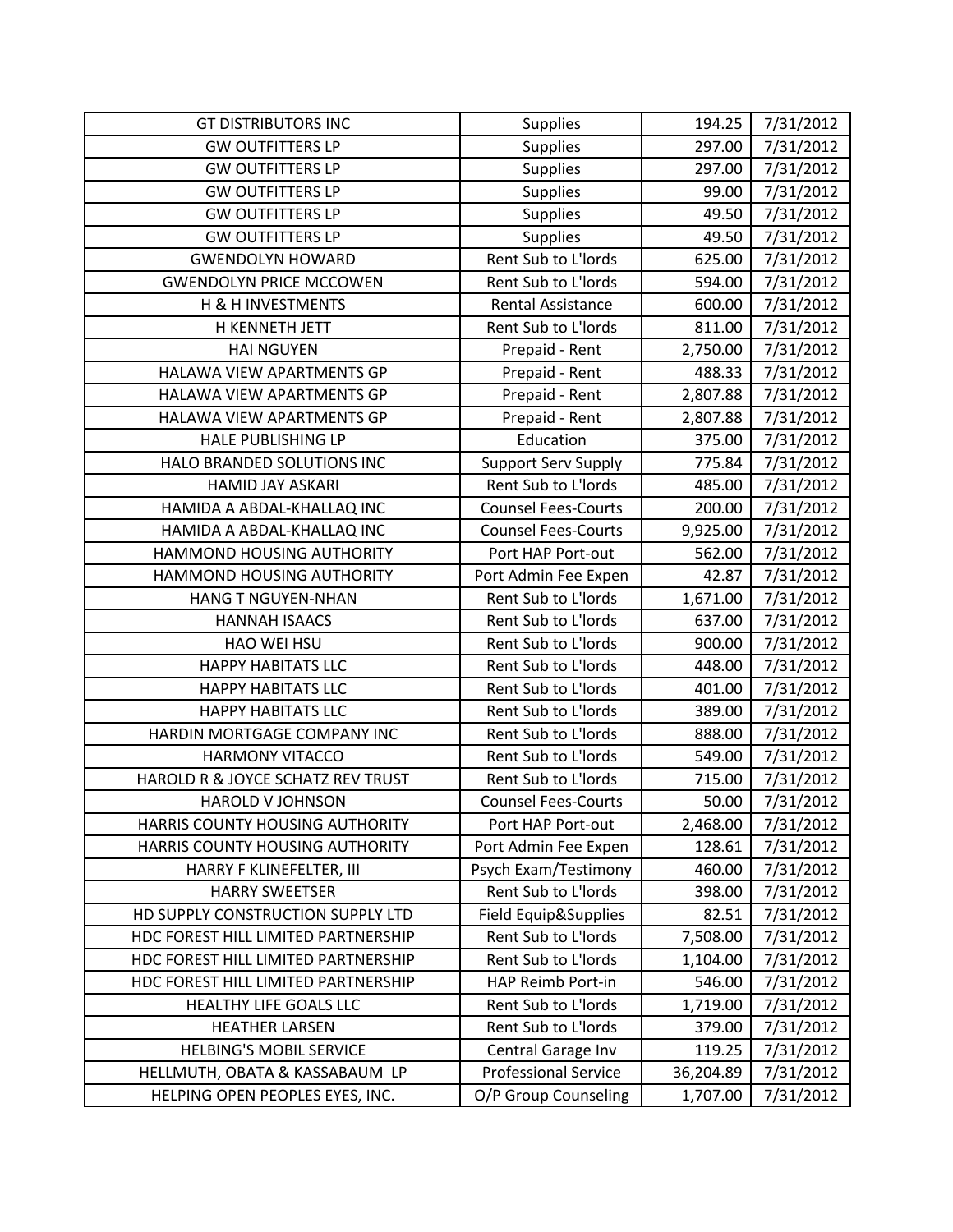| GT DISTRIBUTORS INC | Supplies | 194.25 | 7/31/2012 |
|---|---|---|---|
| GW OUTFITTERS LP | Supplies | 297.00 | 7/31/2012 |
| GW OUTFITTERS LP | Supplies | 297.00 | 7/31/2012 |
| GW OUTFITTERS LP | Supplies | 99.00 | 7/31/2012 |
| GW OUTFITTERS LP | Supplies | 49.50 | 7/31/2012 |
| GW OUTFITTERS LP | Supplies | 49.50 | 7/31/2012 |
| GWENDOLYN HOWARD | Rent Sub to L'lords | 625.00 | 7/31/2012 |
| GWENDOLYN PRICE MCCOWEN | Rent Sub to L'lords | 594.00 | 7/31/2012 |
| H & H INVESTMENTS | Rental Assistance | 600.00 | 7/31/2012 |
| H KENNETH JETT | Rent Sub to L'lords | 811.00 | 7/31/2012 |
| HAI NGUYEN | Prepaid - Rent | 2,750.00 | 7/31/2012 |
| HALAWA VIEW APARTMENTS GP | Prepaid - Rent | 488.33 | 7/31/2012 |
| HALAWA VIEW APARTMENTS GP | Prepaid - Rent | 2,807.88 | 7/31/2012 |
| HALAWA VIEW APARTMENTS GP | Prepaid - Rent | 2,807.88 | 7/31/2012 |
| HALE PUBLISHING LP | Education | 375.00 | 7/31/2012 |
| HALO BRANDED SOLUTIONS INC | Support Serv Supply | 775.84 | 7/31/2012 |
| HAMID JAY ASKARI | Rent Sub to L'lords | 485.00 | 7/31/2012 |
| HAMIDA A ABDAL-KHALLAQ INC | Counsel Fees-Courts | 200.00 | 7/31/2012 |
| HAMIDA A ABDAL-KHALLAQ INC | Counsel Fees-Courts | 9,925.00 | 7/31/2012 |
| HAMMOND HOUSING AUTHORITY | Port HAP Port-out | 562.00 | 7/31/2012 |
| HAMMOND HOUSING AUTHORITY | Port Admin Fee Expen | 42.87 | 7/31/2012 |
| HANG T NGUYEN-NHAN | Rent Sub to L'lords | 1,671.00 | 7/31/2012 |
| HANNAH ISAACS | Rent Sub to L'lords | 637.00 | 7/31/2012 |
| HAO WEI HSU | Rent Sub to L'lords | 900.00 | 7/31/2012 |
| HAPPY HABITATS LLC | Rent Sub to L'lords | 448.00 | 7/31/2012 |
| HAPPY HABITATS LLC | Rent Sub to L'lords | 401.00 | 7/31/2012 |
| HAPPY HABITATS LLC | Rent Sub to L'lords | 389.00 | 7/31/2012 |
| HARDIN MORTGAGE COMPANY INC | Rent Sub to L'lords | 888.00 | 7/31/2012 |
| HARMONY VITACCO | Rent Sub to L'lords | 549.00 | 7/31/2012 |
| HAROLD R & JOYCE SCHATZ REV TRUST | Rent Sub to L'lords | 715.00 | 7/31/2012 |
| HAROLD V JOHNSON | Counsel Fees-Courts | 50.00 | 7/31/2012 |
| HARRIS COUNTY HOUSING AUTHORITY | Port HAP Port-out | 2,468.00 | 7/31/2012 |
| HARRIS COUNTY HOUSING AUTHORITY | Port Admin Fee Expen | 128.61 | 7/31/2012 |
| HARRY F KLINEFELTER, III | Psych Exam/Testimony | 460.00 | 7/31/2012 |
| HARRY SWEETSER | Rent Sub to L'lords | 398.00 | 7/31/2012 |
| HD SUPPLY CONSTRUCTION SUPPLY LTD | Field Equip&Supplies | 82.51 | 7/31/2012 |
| HDC FOREST HILL LIMITED PARTNERSHIP | Rent Sub to L'lords | 7,508.00 | 7/31/2012 |
| HDC FOREST HILL LIMITED PARTNERSHIP | Rent Sub to L'lords | 1,104.00 | 7/31/2012 |
| HDC FOREST HILL LIMITED PARTNERSHIP | HAP Reimb Port-in | 546.00 | 7/31/2012 |
| HEALTHY LIFE GOALS LLC | Rent Sub to L'lords | 1,719.00 | 7/31/2012 |
| HEATHER LARSEN | Rent Sub to L'lords | 379.00 | 7/31/2012 |
| HELBING'S MOBIL SERVICE | Central Garage Inv | 119.25 | 7/31/2012 |
| HELLMUTH, OBATA & KASSABAUM LP | Professional Service | 36,204.89 | 7/31/2012 |
| HELPING OPEN PEOPLES EYES, INC. | O/P Group Counseling | 1,707.00 | 7/31/2012 |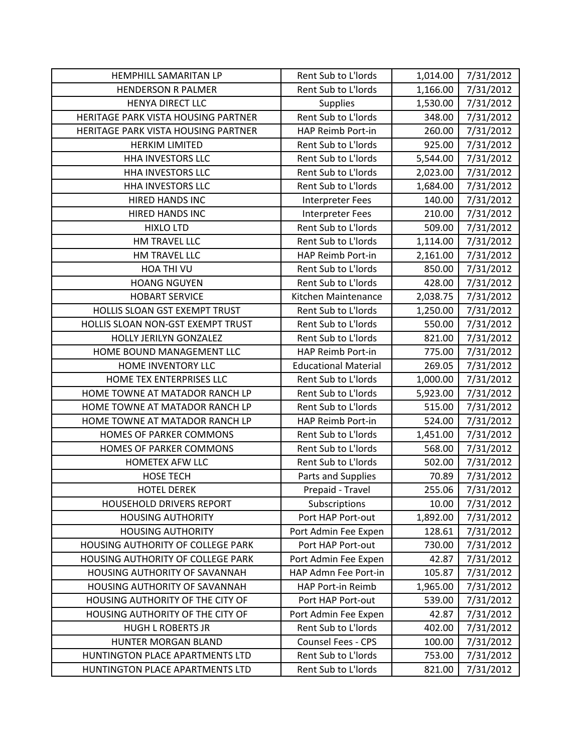| HEMPHILL SAMARITAN LP | Rent Sub to L'lords | 1,014.00 | 7/31/2012 |
|---|---|---|---|
| HENDERSON R PALMER | Rent Sub to L'lords | 1,166.00 | 7/31/2012 |
| HENYA DIRECT LLC | Supplies | 1,530.00 | 7/31/2012 |
| HERITAGE PARK VISTA HOUSING PARTNER | Rent Sub to L'lords | 348.00 | 7/31/2012 |
| HERITAGE PARK VISTA HOUSING PARTNER | HAP Reimb Port-in | 260.00 | 7/31/2012 |
| HERKIM LIMITED | Rent Sub to L'lords | 925.00 | 7/31/2012 |
| HHA INVESTORS LLC | Rent Sub to L'lords | 5,544.00 | 7/31/2012 |
| HHA INVESTORS LLC | Rent Sub to L'lords | 2,023.00 | 7/31/2012 |
| HHA INVESTORS LLC | Rent Sub to L'lords | 1,684.00 | 7/31/2012 |
| HIRED HANDS INC | Interpreter Fees | 140.00 | 7/31/2012 |
| HIRED HANDS INC | Interpreter Fees | 210.00 | 7/31/2012 |
| HIXLO LTD | Rent Sub to L'lords | 509.00 | 7/31/2012 |
| HM TRAVEL LLC | Rent Sub to L'lords | 1,114.00 | 7/31/2012 |
| HM TRAVEL LLC | HAP Reimb Port-in | 2,161.00 | 7/31/2012 |
| HOA THI VU | Rent Sub to L'lords | 850.00 | 7/31/2012 |
| HOANG NGUYEN | Rent Sub to L'lords | 428.00 | 7/31/2012 |
| HOBART SERVICE | Kitchen Maintenance | 2,038.75 | 7/31/2012 |
| HOLLIS SLOAN GST EXEMPT TRUST | Rent Sub to L'lords | 1,250.00 | 7/31/2012 |
| HOLLIS SLOAN NON-GST EXEMPT TRUST | Rent Sub to L'lords | 550.00 | 7/31/2012 |
| HOLLY JERILYN GONZALEZ | Rent Sub to L'lords | 821.00 | 7/31/2012 |
| HOME BOUND MANAGEMENT LLC | HAP Reimb Port-in | 775.00 | 7/31/2012 |
| HOME INVENTORY LLC | Educational Material | 269.05 | 7/31/2012 |
| HOME TEX ENTERPRISES LLC | Rent Sub to L'lords | 1,000.00 | 7/31/2012 |
| HOME TOWNE AT MATADOR RANCH LP | Rent Sub to L'lords | 5,923.00 | 7/31/2012 |
| HOME TOWNE AT MATADOR RANCH LP | Rent Sub to L'lords | 515.00 | 7/31/2012 |
| HOME TOWNE AT MATADOR RANCH LP | HAP Reimb Port-in | 524.00 | 7/31/2012 |
| HOMES OF PARKER COMMONS | Rent Sub to L'lords | 1,451.00 | 7/31/2012 |
| HOMES OF PARKER COMMONS | Rent Sub to L'lords | 568.00 | 7/31/2012 |
| HOMETEX AFW LLC | Rent Sub to L'lords | 502.00 | 7/31/2012 |
| HOSE TECH | Parts and Supplies | 70.89 | 7/31/2012 |
| HOTEL DEREK | Prepaid - Travel | 255.06 | 7/31/2012 |
| HOUSEHOLD DRIVERS REPORT | Subscriptions | 10.00 | 7/31/2012 |
| HOUSING AUTHORITY | Port HAP Port-out | 1,892.00 | 7/31/2012 |
| HOUSING AUTHORITY | Port Admin Fee Expen | 128.61 | 7/31/2012 |
| HOUSING AUTHORITY OF COLLEGE PARK | Port HAP Port-out | 730.00 | 7/31/2012 |
| HOUSING AUTHORITY OF COLLEGE PARK | Port Admin Fee Expen | 42.87 | 7/31/2012 |
| HOUSING AUTHORITY OF SAVANNAH | HAP Admn Fee Port-in | 105.87 | 7/31/2012 |
| HOUSING AUTHORITY OF SAVANNAH | HAP Port-in Reimb | 1,965.00 | 7/31/2012 |
| HOUSING AUTHORITY OF THE CITY OF | Port HAP Port-out | 539.00 | 7/31/2012 |
| HOUSING AUTHORITY OF THE CITY OF | Port Admin Fee Expen | 42.87 | 7/31/2012 |
| HUGH L ROBERTS JR | Rent Sub to L'lords | 402.00 | 7/31/2012 |
| HUNTER MORGAN BLAND | Counsel Fees - CPS | 100.00 | 7/31/2012 |
| HUNTINGTON PLACE APARTMENTS LTD | Rent Sub to L'lords | 753.00 | 7/31/2012 |
| HUNTINGTON PLACE APARTMENTS LTD | Rent Sub to L'lords | 821.00 | 7/31/2012 |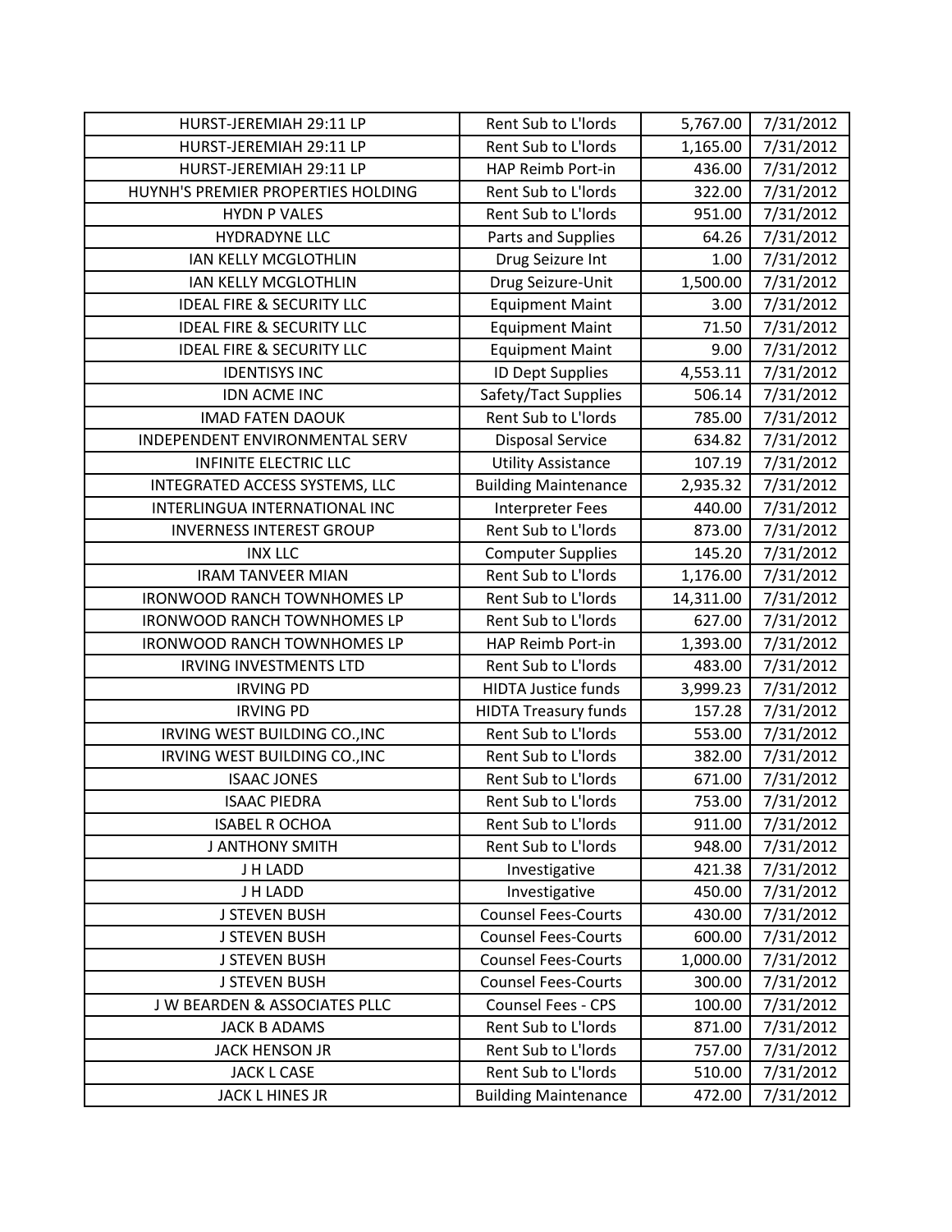| HURST-JEREMIAH 29:11 LP | Rent Sub to L'lords | 5,767.00 | 7/31/2012 |
|---|---|---|---|
| HURST-JEREMIAH 29:11 LP | Rent Sub to L'lords | 1,165.00 | 7/31/2012 |
| HURST-JEREMIAH 29:11 LP | HAP Reimb Port-in | 436.00 | 7/31/2012 |
| HUYNH'S PREMIER PROPERTIES HOLDING | Rent Sub to L'lords | 322.00 | 7/31/2012 |
| HYDN P VALES | Rent Sub to L'lords | 951.00 | 7/31/2012 |
| HYDRADYNE LLC | Parts and Supplies | 64.26 | 7/31/2012 |
| IAN KELLY MCGLOTHLIN | Drug Seizure Int | 1.00 | 7/31/2012 |
| IAN KELLY MCGLOTHLIN | Drug Seizure-Unit | 1,500.00 | 7/31/2012 |
| IDEAL FIRE & SECURITY LLC | Equipment Maint | 3.00 | 7/31/2012 |
| IDEAL FIRE & SECURITY LLC | Equipment Maint | 71.50 | 7/31/2012 |
| IDEAL FIRE & SECURITY LLC | Equipment Maint | 9.00 | 7/31/2012 |
| IDENTISYS INC | ID Dept Supplies | 4,553.11 | 7/31/2012 |
| IDN ACME INC | Safety/Tact Supplies | 506.14 | 7/31/2012 |
| IMAD FATEN DAOUK | Rent Sub to L'lords | 785.00 | 7/31/2012 |
| INDEPENDENT ENVIRONMENTAL SERV | Disposal Service | 634.82 | 7/31/2012 |
| INFINITE ELECTRIC LLC | Utility Assistance | 107.19 | 7/31/2012 |
| INTEGRATED ACCESS SYSTEMS, LLC | Building Maintenance | 2,935.32 | 7/31/2012 |
| INTERLINGUA INTERNATIONAL INC | Interpreter Fees | 440.00 | 7/31/2012 |
| INVERNESS INTEREST GROUP | Rent Sub to L'lords | 873.00 | 7/31/2012 |
| INX LLC | Computer Supplies | 145.20 | 7/31/2012 |
| IRAM TANVEER MIAN | Rent Sub to L'lords | 1,176.00 | 7/31/2012 |
| IRONWOOD RANCH TOWNHOMES LP | Rent Sub to L'lords | 14,311.00 | 7/31/2012 |
| IRONWOOD RANCH TOWNHOMES LP | Rent Sub to L'lords | 627.00 | 7/31/2012 |
| IRONWOOD RANCH TOWNHOMES LP | HAP Reimb Port-in | 1,393.00 | 7/31/2012 |
| IRVING INVESTMENTS LTD | Rent Sub to L'lords | 483.00 | 7/31/2012 |
| IRVING PD | HIDTA Justice funds | 3,999.23 | 7/31/2012 |
| IRVING PD | HIDTA Treasury funds | 157.28 | 7/31/2012 |
| IRVING WEST BUILDING CO.,INC | Rent Sub to L'lords | 553.00 | 7/31/2012 |
| IRVING WEST BUILDING CO.,INC | Rent Sub to L'lords | 382.00 | 7/31/2012 |
| ISAAC JONES | Rent Sub to L'lords | 671.00 | 7/31/2012 |
| ISAAC PIEDRA | Rent Sub to L'lords | 753.00 | 7/31/2012 |
| ISABEL R OCHOA | Rent Sub to L'lords | 911.00 | 7/31/2012 |
| J ANTHONY SMITH | Rent Sub to L'lords | 948.00 | 7/31/2012 |
| J H LADD | Investigative | 421.38 | 7/31/2012 |
| J H LADD | Investigative | 450.00 | 7/31/2012 |
| J STEVEN BUSH | Counsel Fees-Courts | 430.00 | 7/31/2012 |
| J STEVEN BUSH | Counsel Fees-Courts | 600.00 | 7/31/2012 |
| J STEVEN BUSH | Counsel Fees-Courts | 1,000.00 | 7/31/2012 |
| J STEVEN BUSH | Counsel Fees-Courts | 300.00 | 7/31/2012 |
| J W BEARDEN & ASSOCIATES PLLC | Counsel Fees - CPS | 100.00 | 7/31/2012 |
| JACK B ADAMS | Rent Sub to L'lords | 871.00 | 7/31/2012 |
| JACK HENSON JR | Rent Sub to L'lords | 757.00 | 7/31/2012 |
| JACK L CASE | Rent Sub to L'lords | 510.00 | 7/31/2012 |
| JACK L HINES JR | Building Maintenance | 472.00 | 7/31/2012 |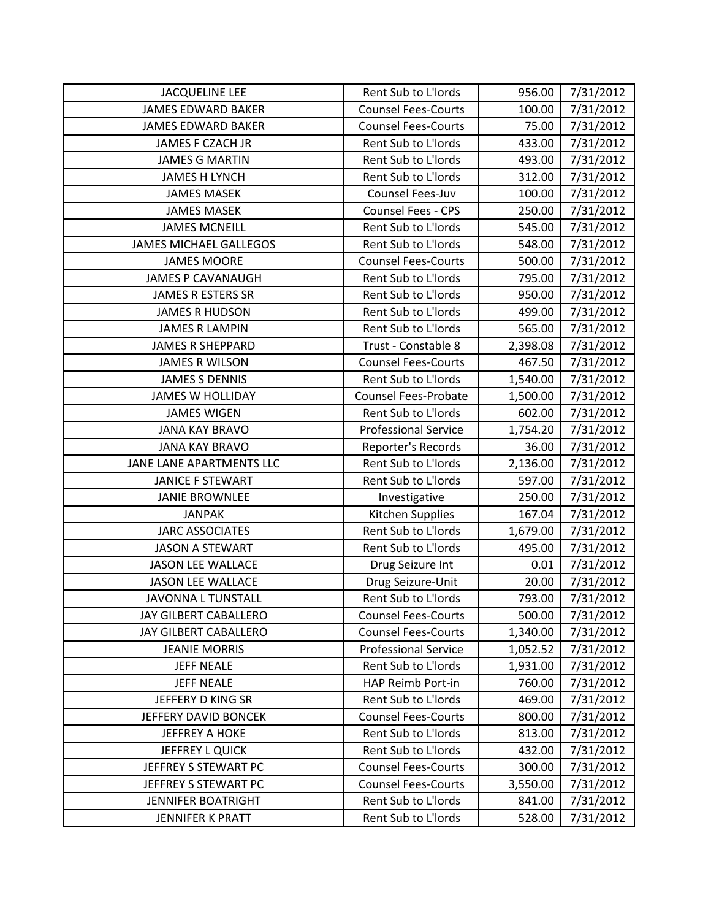| JACQUELINE LEE | Rent Sub to L'lords | 956.00 | 7/31/2012 |
|---|---|---|---|
| JAMES EDWARD BAKER | Counsel Fees-Courts | 100.00 | 7/31/2012 |
| JAMES EDWARD BAKER | Counsel Fees-Courts | 75.00 | 7/31/2012 |
| JAMES F CZACH JR | Rent Sub to L'lords | 433.00 | 7/31/2012 |
| JAMES G MARTIN | Rent Sub to L'lords | 493.00 | 7/31/2012 |
| JAMES H LYNCH | Rent Sub to L'lords | 312.00 | 7/31/2012 |
| JAMES MASEK | Counsel Fees-Juv | 100.00 | 7/31/2012 |
| JAMES MASEK | Counsel Fees - CPS | 250.00 | 7/31/2012 |
| JAMES MCNEILL | Rent Sub to L'lords | 545.00 | 7/31/2012 |
| JAMES MICHAEL GALLEGOS | Rent Sub to L'lords | 548.00 | 7/31/2012 |
| JAMES MOORE | Counsel Fees-Courts | 500.00 | 7/31/2012 |
| JAMES P CAVANAUGH | Rent Sub to L'lords | 795.00 | 7/31/2012 |
| JAMES R ESTERS SR | Rent Sub to L'lords | 950.00 | 7/31/2012 |
| JAMES R HUDSON | Rent Sub to L'lords | 499.00 | 7/31/2012 |
| JAMES R LAMPIN | Rent Sub to L'lords | 565.00 | 7/31/2012 |
| JAMES R SHEPPARD | Trust - Constable 8 | 2,398.08 | 7/31/2012 |
| JAMES R WILSON | Counsel Fees-Courts | 467.50 | 7/31/2012 |
| JAMES S DENNIS | Rent Sub to L'lords | 1,540.00 | 7/31/2012 |
| JAMES W HOLLIDAY | Counsel Fees-Probate | 1,500.00 | 7/31/2012 |
| JAMES WIGEN | Rent Sub to L'lords | 602.00 | 7/31/2012 |
| JANA KAY BRAVO | Professional Service | 1,754.20 | 7/31/2012 |
| JANA KAY BRAVO | Reporter's Records | 36.00 | 7/31/2012 |
| JANE LANE APARTMENTS LLC | Rent Sub to L'lords | 2,136.00 | 7/31/2012 |
| JANICE F STEWART | Rent Sub to L'lords | 597.00 | 7/31/2012 |
| JANIE BROWNLEE | Investigative | 250.00 | 7/31/2012 |
| JANPAK | Kitchen Supplies | 167.04 | 7/31/2012 |
| JARC ASSOCIATES | Rent Sub to L'lords | 1,679.00 | 7/31/2012 |
| JASON A STEWART | Rent Sub to L'lords | 495.00 | 7/31/2012 |
| JASON LEE WALLACE | Drug Seizure Int | 0.01 | 7/31/2012 |
| JASON LEE WALLACE | Drug Seizure-Unit | 20.00 | 7/31/2012 |
| JAVONNA L TUNSTALL | Rent Sub to L'lords | 793.00 | 7/31/2012 |
| JAY GILBERT CABALLERO | Counsel Fees-Courts | 500.00 | 7/31/2012 |
| JAY GILBERT CABALLERO | Counsel Fees-Courts | 1,340.00 | 7/31/2012 |
| JEANIE MORRIS | Professional Service | 1,052.52 | 7/31/2012 |
| JEFF NEALE | Rent Sub to L'lords | 1,931.00 | 7/31/2012 |
| JEFF NEALE | HAP Reimb Port-in | 760.00 | 7/31/2012 |
| JEFFERY D KING SR | Rent Sub to L'lords | 469.00 | 7/31/2012 |
| JEFFERY DAVID BONCEK | Counsel Fees-Courts | 800.00 | 7/31/2012 |
| JEFFREY A HOKE | Rent Sub to L'lords | 813.00 | 7/31/2012 |
| JEFFREY L QUICK | Rent Sub to L'lords | 432.00 | 7/31/2012 |
| JEFFREY S STEWART PC | Counsel Fees-Courts | 300.00 | 7/31/2012 |
| JEFFREY S STEWART PC | Counsel Fees-Courts | 3,550.00 | 7/31/2012 |
| JENNIFER BOATRIGHT | Rent Sub to L'lords | 841.00 | 7/31/2012 |
| JENNIFER K PRATT | Rent Sub to L'lords | 528.00 | 7/31/2012 |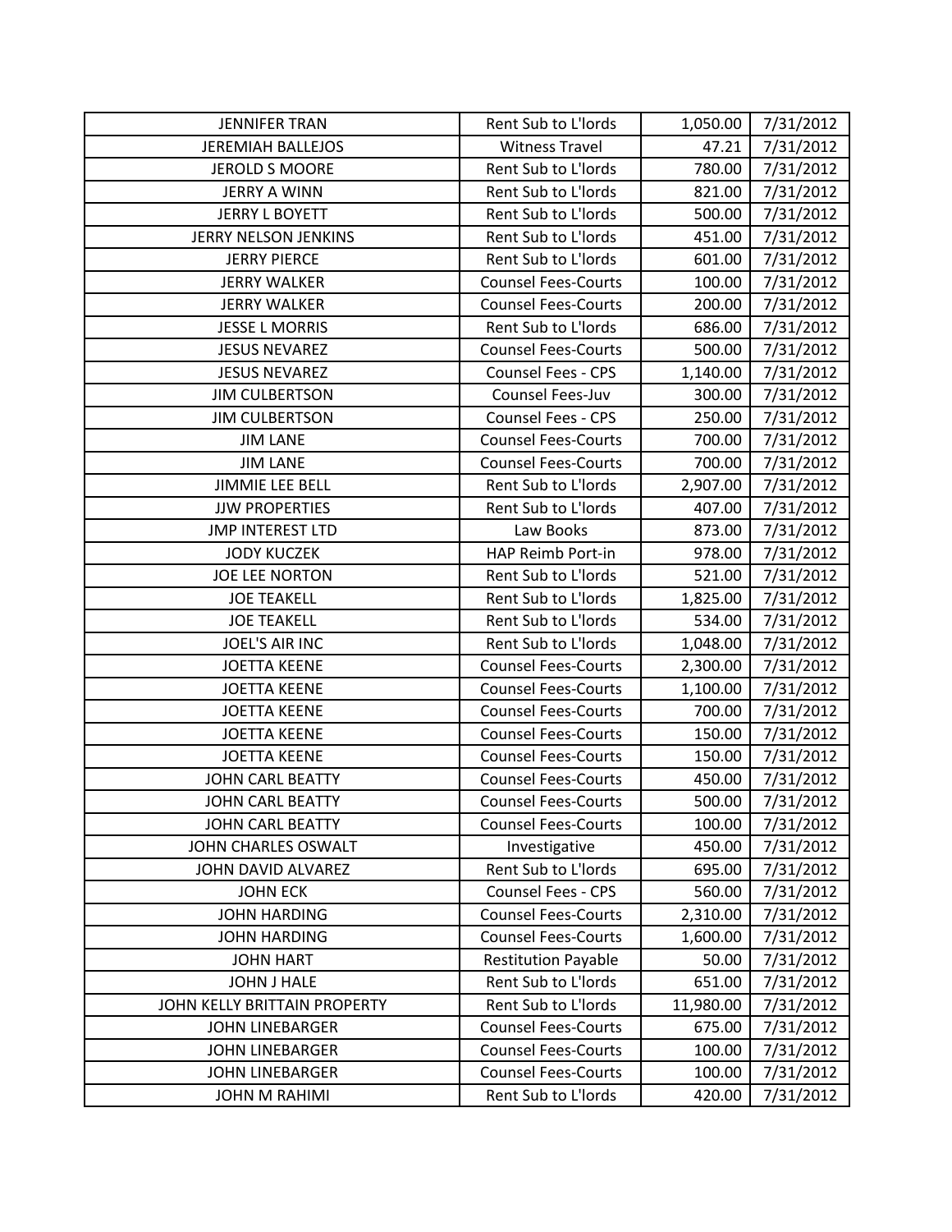| | | | |
|---|---|---|---|
| JENNIFER TRAN | Rent Sub to L'lords | 1,050.00 | 7/31/2012 |
| JEREMIAH BALLEJOS | Witness Travel | 47.21 | 7/31/2012 |
| JEROLD S MOORE | Rent Sub to L'lords | 780.00 | 7/31/2012 |
| JERRY A WINN | Rent Sub to L'lords | 821.00 | 7/31/2012 |
| JERRY L BOYETT | Rent Sub to L'lords | 500.00 | 7/31/2012 |
| JERRY NELSON JENKINS | Rent Sub to L'lords | 451.00 | 7/31/2012 |
| JERRY PIERCE | Rent Sub to L'lords | 601.00 | 7/31/2012 |
| JERRY WALKER | Counsel Fees-Courts | 100.00 | 7/31/2012 |
| JERRY WALKER | Counsel Fees-Courts | 200.00 | 7/31/2012 |
| JESSE L MORRIS | Rent Sub to L'lords | 686.00 | 7/31/2012 |
| JESUS NEVAREZ | Counsel Fees-Courts | 500.00 | 7/31/2012 |
| JESUS NEVAREZ | Counsel Fees - CPS | 1,140.00 | 7/31/2012 |
| JIM CULBERTSON | Counsel Fees-Juv | 300.00 | 7/31/2012 |
| JIM CULBERTSON | Counsel Fees - CPS | 250.00 | 7/31/2012 |
| JIM LANE | Counsel Fees-Courts | 700.00 | 7/31/2012 |
| JIM LANE | Counsel Fees-Courts | 700.00 | 7/31/2012 |
| JIMMIE LEE BELL | Rent Sub to L'lords | 2,907.00 | 7/31/2012 |
| JJW PROPERTIES | Rent Sub to L'lords | 407.00 | 7/31/2012 |
| JMP INTEREST LTD | Law Books | 873.00 | 7/31/2012 |
| JODY KUCZEK | HAP Reimb Port-in | 978.00 | 7/31/2012 |
| JOE LEE NORTON | Rent Sub to L'lords | 521.00 | 7/31/2012 |
| JOE TEAKELL | Rent Sub to L'lords | 1,825.00 | 7/31/2012 |
| JOE TEAKELL | Rent Sub to L'lords | 534.00 | 7/31/2012 |
| JOEL'S AIR INC | Rent Sub to L'lords | 1,048.00 | 7/31/2012 |
| JOETTA KEENE | Counsel Fees-Courts | 2,300.00 | 7/31/2012 |
| JOETTA KEENE | Counsel Fees-Courts | 1,100.00 | 7/31/2012 |
| JOETTA KEENE | Counsel Fees-Courts | 700.00 | 7/31/2012 |
| JOETTA KEENE | Counsel Fees-Courts | 150.00 | 7/31/2012 |
| JOETTA KEENE | Counsel Fees-Courts | 150.00 | 7/31/2012 |
| JOHN CARL BEATTY | Counsel Fees-Courts | 450.00 | 7/31/2012 |
| JOHN CARL BEATTY | Counsel Fees-Courts | 500.00 | 7/31/2012 |
| JOHN CARL BEATTY | Counsel Fees-Courts | 100.00 | 7/31/2012 |
| JOHN CHARLES OSWALT | Investigative | 450.00 | 7/31/2012 |
| JOHN DAVID ALVAREZ | Rent Sub to L'lords | 695.00 | 7/31/2012 |
| JOHN ECK | Counsel Fees - CPS | 560.00 | 7/31/2012 |
| JOHN HARDING | Counsel Fees-Courts | 2,310.00 | 7/31/2012 |
| JOHN HARDING | Counsel Fees-Courts | 1,600.00 | 7/31/2012 |
| JOHN HART | Restitution Payable | 50.00 | 7/31/2012 |
| JOHN J HALE | Rent Sub to L'lords | 651.00 | 7/31/2012 |
| JOHN KELLY BRITTAIN PROPERTY | Rent Sub to L'lords | 11,980.00 | 7/31/2012 |
| JOHN LINEBARGER | Counsel Fees-Courts | 675.00 | 7/31/2012 |
| JOHN LINEBARGER | Counsel Fees-Courts | 100.00 | 7/31/2012 |
| JOHN LINEBARGER | Counsel Fees-Courts | 100.00 | 7/31/2012 |
| JOHN M RAHIMI | Rent Sub to L'lords | 420.00 | 7/31/2012 |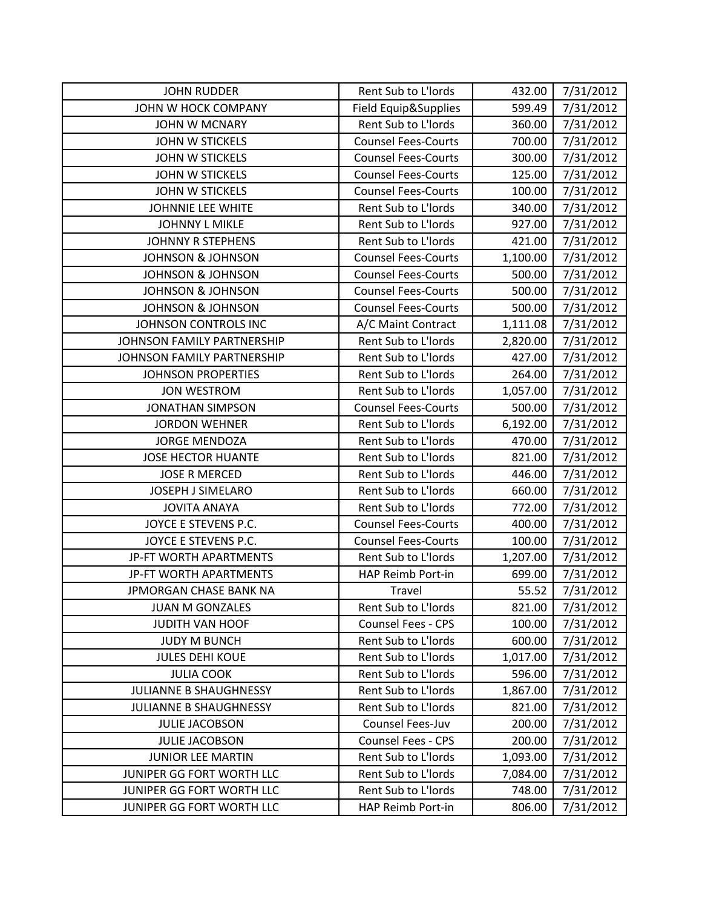| | | | |
|---|---|---|---|
| JOHN RUDDER | Rent Sub to L'lords | 432.00 | 7/31/2012 |
| JOHN W HOCK COMPANY | Field Equip&Supplies | 599.49 | 7/31/2012 |
| JOHN W MCNARY | Rent Sub to L'lords | 360.00 | 7/31/2012 |
| JOHN W STICKELS | Counsel Fees-Courts | 700.00 | 7/31/2012 |
| JOHN W STICKELS | Counsel Fees-Courts | 300.00 | 7/31/2012 |
| JOHN W STICKELS | Counsel Fees-Courts | 125.00 | 7/31/2012 |
| JOHN W STICKELS | Counsel Fees-Courts | 100.00 | 7/31/2012 |
| JOHNNIE LEE WHITE | Rent Sub to L'lords | 340.00 | 7/31/2012 |
| JOHNNY L MIKLE | Rent Sub to L'lords | 927.00 | 7/31/2012 |
| JOHNNY R STEPHENS | Rent Sub to L'lords | 421.00 | 7/31/2012 |
| JOHNSON & JOHNSON | Counsel Fees-Courts | 1,100.00 | 7/31/2012 |
| JOHNSON & JOHNSON | Counsel Fees-Courts | 500.00 | 7/31/2012 |
| JOHNSON & JOHNSON | Counsel Fees-Courts | 500.00 | 7/31/2012 |
| JOHNSON & JOHNSON | Counsel Fees-Courts | 500.00 | 7/31/2012 |
| JOHNSON CONTROLS INC | A/C Maint Contract | 1,111.08 | 7/31/2012 |
| JOHNSON FAMILY PARTNERSHIP | Rent Sub to L'lords | 2,820.00 | 7/31/2012 |
| JOHNSON FAMILY PARTNERSHIP | Rent Sub to L'lords | 427.00 | 7/31/2012 |
| JOHNSON PROPERTIES | Rent Sub to L'lords | 264.00 | 7/31/2012 |
| JON WESTROM | Rent Sub to L'lords | 1,057.00 | 7/31/2012 |
| JONATHAN SIMPSON | Counsel Fees-Courts | 500.00 | 7/31/2012 |
| JORDON WEHNER | Rent Sub to L'lords | 6,192.00 | 7/31/2012 |
| JORGE MENDOZA | Rent Sub to L'lords | 470.00 | 7/31/2012 |
| JOSE HECTOR HUANTE | Rent Sub to L'lords | 821.00 | 7/31/2012 |
| JOSE R MERCED | Rent Sub to L'lords | 446.00 | 7/31/2012 |
| JOSEPH J SIMELARO | Rent Sub to L'lords | 660.00 | 7/31/2012 |
| JOVITA ANAYA | Rent Sub to L'lords | 772.00 | 7/31/2012 |
| JOYCE E STEVENS P.C. | Counsel Fees-Courts | 400.00 | 7/31/2012 |
| JOYCE E STEVENS P.C. | Counsel Fees-Courts | 100.00 | 7/31/2012 |
| JP-FT WORTH APARTMENTS | Rent Sub to L'lords | 1,207.00 | 7/31/2012 |
| JP-FT WORTH APARTMENTS | HAP Reimb Port-in | 699.00 | 7/31/2012 |
| JPMORGAN CHASE BANK NA | Travel | 55.52 | 7/31/2012 |
| JUAN M GONZALES | Rent Sub to L'lords | 821.00 | 7/31/2012 |
| JUDITH VAN HOOF | Counsel Fees - CPS | 100.00 | 7/31/2012 |
| JUDY M BUNCH | Rent Sub to L'lords | 600.00 | 7/31/2012 |
| JULES DEHI KOUE | Rent Sub to L'lords | 1,017.00 | 7/31/2012 |
| JULIA COOK | Rent Sub to L'lords | 596.00 | 7/31/2012 |
| JULIANNE B SHAUGHNESSY | Rent Sub to L'lords | 1,867.00 | 7/31/2012 |
| JULIANNE B SHAUGHNESSY | Rent Sub to L'lords | 821.00 | 7/31/2012 |
| JULIE JACOBSON | Counsel Fees-Juv | 200.00 | 7/31/2012 |
| JULIE JACOBSON | Counsel Fees - CPS | 200.00 | 7/31/2012 |
| JUNIOR LEE MARTIN | Rent Sub to L'lords | 1,093.00 | 7/31/2012 |
| JUNIPER GG FORT WORTH LLC | Rent Sub to L'lords | 7,084.00 | 7/31/2012 |
| JUNIPER GG FORT WORTH LLC | Rent Sub to L'lords | 748.00 | 7/31/2012 |
| JUNIPER GG FORT WORTH LLC | HAP Reimb Port-in | 806.00 | 7/31/2012 |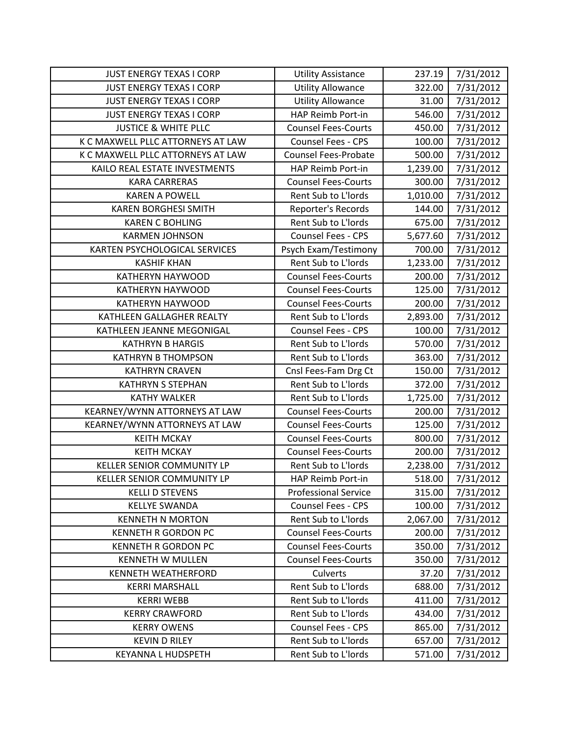| JUST ENERGY TEXAS I CORP | Utility Assistance | 237.19 | 7/31/2012 |
|---|---|---|---|
| JUST ENERGY TEXAS I CORP | Utility Allowance | 322.00 | 7/31/2012 |
| JUST ENERGY TEXAS I CORP | Utility Allowance | 31.00 | 7/31/2012 |
| JUST ENERGY TEXAS I CORP | HAP Reimb Port-in | 546.00 | 7/31/2012 |
| JUSTICE & WHITE PLLC | Counsel Fees-Courts | 450.00 | 7/31/2012 |
| K C MAXWELL PLLC ATTORNEYS AT LAW | Counsel Fees - CPS | 100.00 | 7/31/2012 |
| K C MAXWELL PLLC ATTORNEYS AT LAW | Counsel Fees-Probate | 500.00 | 7/31/2012 |
| KAILO REAL ESTATE INVESTMENTS | HAP Reimb Port-in | 1,239.00 | 7/31/2012 |
| KARA CARRERAS | Counsel Fees-Courts | 300.00 | 7/31/2012 |
| KAREN A POWELL | Rent Sub to L'lords | 1,010.00 | 7/31/2012 |
| KAREN BORGHESI SMITH | Reporter's Records | 144.00 | 7/31/2012 |
| KAREN C BOHLING | Rent Sub to L'lords | 675.00 | 7/31/2012 |
| KARMEN JOHNSON | Counsel Fees - CPS | 5,677.60 | 7/31/2012 |
| KARTEN PSYCHOLOGICAL SERVICES | Psych Exam/Testimony | 700.00 | 7/31/2012 |
| KASHIF KHAN | Rent Sub to L'lords | 1,233.00 | 7/31/2012 |
| KATHERYN HAYWOOD | Counsel Fees-Courts | 200.00 | 7/31/2012 |
| KATHERYN HAYWOOD | Counsel Fees-Courts | 125.00 | 7/31/2012 |
| KATHERYN HAYWOOD | Counsel Fees-Courts | 200.00 | 7/31/2012 |
| KATHLEEN GALLAGHER REALTY | Rent Sub to L'lords | 2,893.00 | 7/31/2012 |
| KATHLEEN JEANNE MEGONIGAL | Counsel Fees - CPS | 100.00 | 7/31/2012 |
| KATHRYN B HARGIS | Rent Sub to L'lords | 570.00 | 7/31/2012 |
| KATHRYN B THOMPSON | Rent Sub to L'lords | 363.00 | 7/31/2012 |
| KATHRYN CRAVEN | Cnsl Fees-Fam Drg Ct | 150.00 | 7/31/2012 |
| KATHRYN S STEPHAN | Rent Sub to L'lords | 372.00 | 7/31/2012 |
| KATHY WALKER | Rent Sub to L'lords | 1,725.00 | 7/31/2012 |
| KEARNEY/WYNN ATTORNEYS AT LAW | Counsel Fees-Courts | 200.00 | 7/31/2012 |
| KEARNEY/WYNN ATTORNEYS AT LAW | Counsel Fees-Courts | 125.00 | 7/31/2012 |
| KEITH MCKAY | Counsel Fees-Courts | 800.00 | 7/31/2012 |
| KEITH MCKAY | Counsel Fees-Courts | 200.00 | 7/31/2012 |
| KELLER SENIOR COMMUNITY LP | Rent Sub to L'lords | 2,238.00 | 7/31/2012 |
| KELLER SENIOR COMMUNITY LP | HAP Reimb Port-in | 518.00 | 7/31/2012 |
| KELLI D STEVENS | Professional Service | 315.00 | 7/31/2012 |
| KELLYE SWANDA | Counsel Fees - CPS | 100.00 | 7/31/2012 |
| KENNETH N MORTON | Rent Sub to L'lords | 2,067.00 | 7/31/2012 |
| KENNETH R GORDON PC | Counsel Fees-Courts | 200.00 | 7/31/2012 |
| KENNETH R GORDON PC | Counsel Fees-Courts | 350.00 | 7/31/2012 |
| KENNETH W MULLEN | Counsel Fees-Courts | 350.00 | 7/31/2012 |
| KENNETH WEATHERFORD | Culverts | 37.20 | 7/31/2012 |
| KERRI MARSHALL | Rent Sub to L'lords | 688.00 | 7/31/2012 |
| KERRI WEBB | Rent Sub to L'lords | 411.00 | 7/31/2012 |
| KERRY CRAWFORD | Rent Sub to L'lords | 434.00 | 7/31/2012 |
| KERRY OWENS | Counsel Fees - CPS | 865.00 | 7/31/2012 |
| KEVIN D RILEY | Rent Sub to L'lords | 657.00 | 7/31/2012 |
| KEYANNA L HUDSPETH | Rent Sub to L'lords | 571.00 | 7/31/2012 |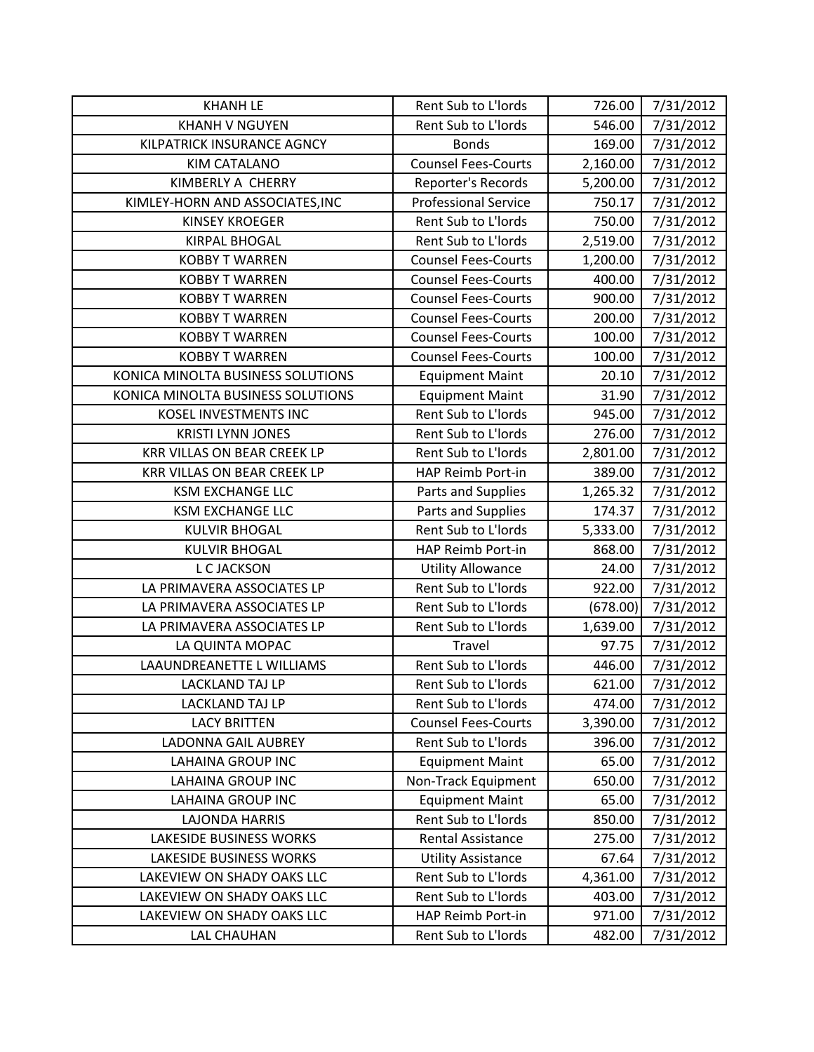| KHANH LE | Rent Sub to L'lords | 726.00 | 7/31/2012 |
|---|---|---|---|
| KHANH V NGUYEN | Rent Sub to L'lords | 546.00 | 7/31/2012 |
| KILPATRICK INSURANCE AGNCY | Bonds | 169.00 | 7/31/2012 |
| KIM CATALANO | Counsel Fees-Courts | 2,160.00 | 7/31/2012 |
| KIMBERLY A CHERRY | Reporter's Records | 5,200.00 | 7/31/2012 |
| KIMLEY-HORN AND ASSOCIATES,INC | Professional Service | 750.17 | 7/31/2012 |
| KINSEY KROEGER | Rent Sub to L'lords | 750.00 | 7/31/2012 |
| KIRPAL BHOGAL | Rent Sub to L'lords | 2,519.00 | 7/31/2012 |
| KOBBY T WARREN | Counsel Fees-Courts | 1,200.00 | 7/31/2012 |
| KOBBY T WARREN | Counsel Fees-Courts | 400.00 | 7/31/2012 |
| KOBBY T WARREN | Counsel Fees-Courts | 900.00 | 7/31/2012 |
| KOBBY T WARREN | Counsel Fees-Courts | 200.00 | 7/31/2012 |
| KOBBY T WARREN | Counsel Fees-Courts | 100.00 | 7/31/2012 |
| KOBBY T WARREN | Counsel Fees-Courts | 100.00 | 7/31/2012 |
| KONICA MINOLTA BUSINESS SOLUTIONS | Equipment Maint | 20.10 | 7/31/2012 |
| KONICA MINOLTA BUSINESS SOLUTIONS | Equipment Maint | 31.90 | 7/31/2012 |
| KOSEL INVESTMENTS INC | Rent Sub to L'lords | 945.00 | 7/31/2012 |
| KRISTI LYNN JONES | Rent Sub to L'lords | 276.00 | 7/31/2012 |
| KRR VILLAS ON BEAR CREEK LP | Rent Sub to L'lords | 2,801.00 | 7/31/2012 |
| KRR VILLAS ON BEAR CREEK LP | HAP Reimb Port-in | 389.00 | 7/31/2012 |
| KSM EXCHANGE LLC | Parts and Supplies | 1,265.32 | 7/31/2012 |
| KSM EXCHANGE LLC | Parts and Supplies | 174.37 | 7/31/2012 |
| KULVIR BHOGAL | Rent Sub to L'lords | 5,333.00 | 7/31/2012 |
| KULVIR BHOGAL | HAP Reimb Port-in | 868.00 | 7/31/2012 |
| L C JACKSON | Utility Allowance | 24.00 | 7/31/2012 |
| LA PRIMAVERA ASSOCIATES LP | Rent Sub to L'lords | 922.00 | 7/31/2012 |
| LA PRIMAVERA ASSOCIATES LP | Rent Sub to L'lords | (678.00) | 7/31/2012 |
| LA PRIMAVERA ASSOCIATES LP | Rent Sub to L'lords | 1,639.00 | 7/31/2012 |
| LA QUINTA MOPAC | Travel | 97.75 | 7/31/2012 |
| LAAUNDREANETTE L WILLIAMS | Rent Sub to L'lords | 446.00 | 7/31/2012 |
| LACKLAND TAJ LP | Rent Sub to L'lords | 621.00 | 7/31/2012 |
| LACKLAND TAJ LP | Rent Sub to L'lords | 474.00 | 7/31/2012 |
| LACY BRITTEN | Counsel Fees-Courts | 3,390.00 | 7/31/2012 |
| LADONNA GAIL AUBREY | Rent Sub to L'lords | 396.00 | 7/31/2012 |
| LAHAINA GROUP INC | Equipment Maint | 65.00 | 7/31/2012 |
| LAHAINA GROUP INC | Non-Track Equipment | 650.00 | 7/31/2012 |
| LAHAINA GROUP INC | Equipment Maint | 65.00 | 7/31/2012 |
| LAJONDA HARRIS | Rent Sub to L'lords | 850.00 | 7/31/2012 |
| LAKESIDE BUSINESS WORKS | Rental Assistance | 275.00 | 7/31/2012 |
| LAKESIDE BUSINESS WORKS | Utility Assistance | 67.64 | 7/31/2012 |
| LAKEVIEW ON SHADY OAKS LLC | Rent Sub to L'lords | 4,361.00 | 7/31/2012 |
| LAKEVIEW ON SHADY OAKS LLC | Rent Sub to L'lords | 403.00 | 7/31/2012 |
| LAKEVIEW ON SHADY OAKS LLC | HAP Reimb Port-in | 971.00 | 7/31/2012 |
| LAL CHAUHAN | Rent Sub to L'lords | 482.00 | 7/31/2012 |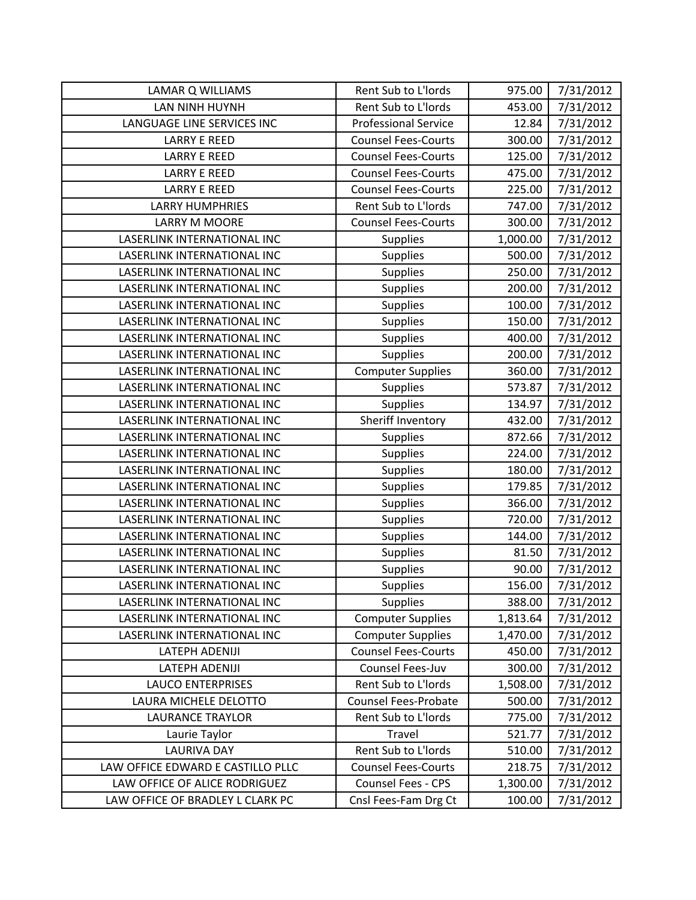| LAMAR Q WILLIAMS | Rent Sub to L'lords | 975.00 | 7/31/2012 |
|---|---|---|---|
| LAN NINH HUYNH | Rent Sub to L'lords | 453.00 | 7/31/2012 |
| LANGUAGE LINE SERVICES INC | Professional Service | 12.84 | 7/31/2012 |
| LARRY E REED | Counsel Fees-Courts | 300.00 | 7/31/2012 |
| LARRY E REED | Counsel Fees-Courts | 125.00 | 7/31/2012 |
| LARRY E REED | Counsel Fees-Courts | 475.00 | 7/31/2012 |
| LARRY E REED | Counsel Fees-Courts | 225.00 | 7/31/2012 |
| LARRY HUMPHRIES | Rent Sub to L'lords | 747.00 | 7/31/2012 |
| LARRY M MOORE | Counsel Fees-Courts | 300.00 | 7/31/2012 |
| LASERLINK INTERNATIONAL INC | Supplies | 1,000.00 | 7/31/2012 |
| LASERLINK INTERNATIONAL INC | Supplies | 500.00 | 7/31/2012 |
| LASERLINK INTERNATIONAL INC | Supplies | 250.00 | 7/31/2012 |
| LASERLINK INTERNATIONAL INC | Supplies | 200.00 | 7/31/2012 |
| LASERLINK INTERNATIONAL INC | Supplies | 100.00 | 7/31/2012 |
| LASERLINK INTERNATIONAL INC | Supplies | 150.00 | 7/31/2012 |
| LASERLINK INTERNATIONAL INC | Supplies | 400.00 | 7/31/2012 |
| LASERLINK INTERNATIONAL INC | Supplies | 200.00 | 7/31/2012 |
| LASERLINK INTERNATIONAL INC | Computer Supplies | 360.00 | 7/31/2012 |
| LASERLINK INTERNATIONAL INC | Supplies | 573.87 | 7/31/2012 |
| LASERLINK INTERNATIONAL INC | Supplies | 134.97 | 7/31/2012 |
| LASERLINK INTERNATIONAL INC | Sheriff Inventory | 432.00 | 7/31/2012 |
| LASERLINK INTERNATIONAL INC | Supplies | 872.66 | 7/31/2012 |
| LASERLINK INTERNATIONAL INC | Supplies | 224.00 | 7/31/2012 |
| LASERLINK INTERNATIONAL INC | Supplies | 180.00 | 7/31/2012 |
| LASERLINK INTERNATIONAL INC | Supplies | 179.85 | 7/31/2012 |
| LASERLINK INTERNATIONAL INC | Supplies | 366.00 | 7/31/2012 |
| LASERLINK INTERNATIONAL INC | Supplies | 720.00 | 7/31/2012 |
| LASERLINK INTERNATIONAL INC | Supplies | 144.00 | 7/31/2012 |
| LASERLINK INTERNATIONAL INC | Supplies | 81.50 | 7/31/2012 |
| LASERLINK INTERNATIONAL INC | Supplies | 90.00 | 7/31/2012 |
| LASERLINK INTERNATIONAL INC | Supplies | 156.00 | 7/31/2012 |
| LASERLINK INTERNATIONAL INC | Supplies | 388.00 | 7/31/2012 |
| LASERLINK INTERNATIONAL INC | Computer Supplies | 1,813.64 | 7/31/2012 |
| LASERLINK INTERNATIONAL INC | Computer Supplies | 1,470.00 | 7/31/2012 |
| LATEPH ADENIJI | Counsel Fees-Courts | 450.00 | 7/31/2012 |
| LATEPH ADENIJI | Counsel Fees-Juv | 300.00 | 7/31/2012 |
| LAUCO ENTERPRISES | Rent Sub to L'lords | 1,508.00 | 7/31/2012 |
| LAURA MICHELE DELOTTO | Counsel Fees-Probate | 500.00 | 7/31/2012 |
| LAURANCE TRAYLOR | Rent Sub to L'lords | 775.00 | 7/31/2012 |
| Laurie Taylor | Travel | 521.77 | 7/31/2012 |
| LAURIVA DAY | Rent Sub to L'lords | 510.00 | 7/31/2012 |
| LAW OFFICE EDWARD E CASTILLO PLLC | Counsel Fees-Courts | 218.75 | 7/31/2012 |
| LAW OFFICE OF ALICE RODRIGUEZ | Counsel Fees - CPS | 1,300.00 | 7/31/2012 |
| LAW OFFICE OF BRADLEY L CLARK PC | Cnsl Fees-Fam Drg Ct | 100.00 | 7/31/2012 |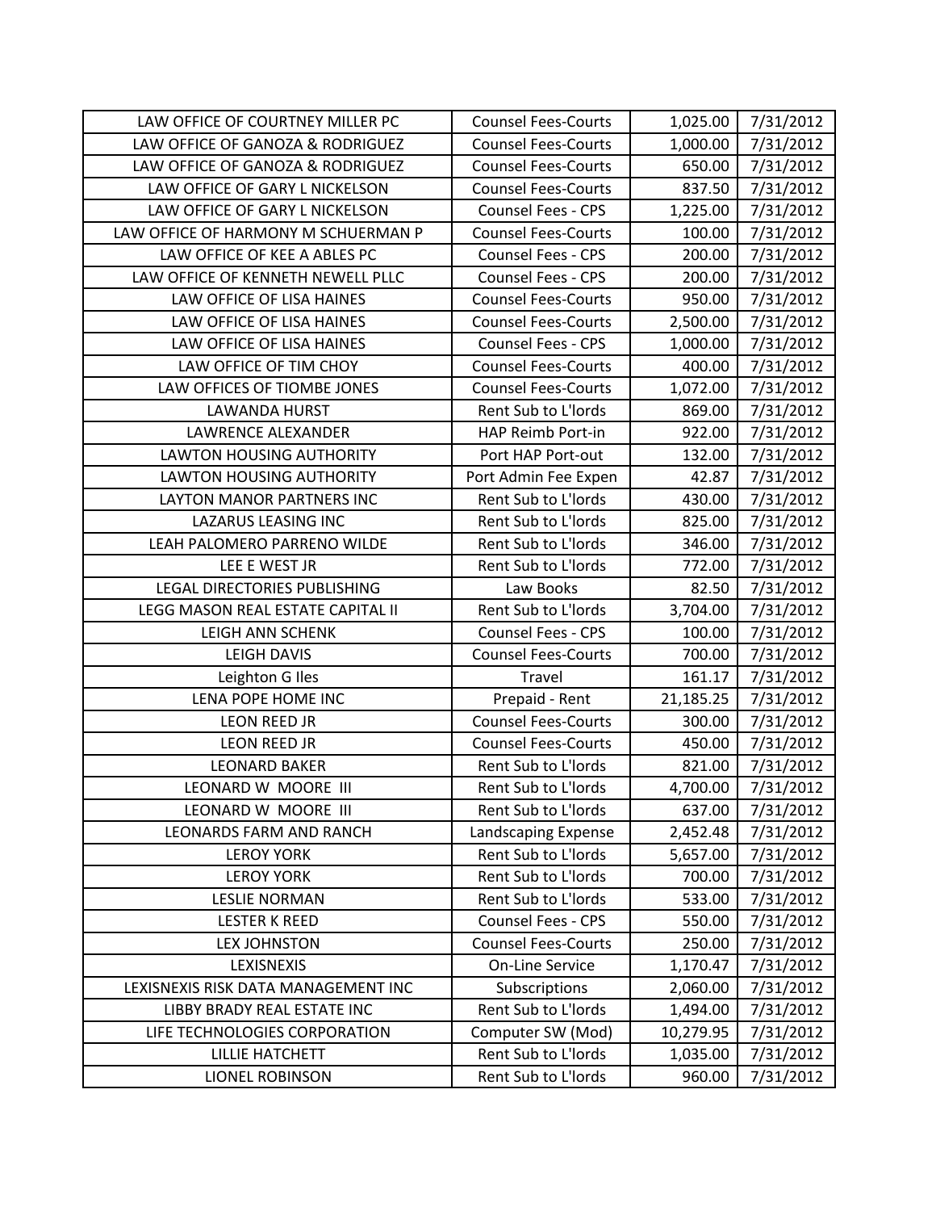| LAW OFFICE OF COURTNEY MILLER PC | Counsel Fees-Courts | 1,025.00 | 7/31/2012 |
|---|---|---|---|
| LAW OFFICE OF GANOZA & RODRIGUEZ | Counsel Fees-Courts | 1,000.00 | 7/31/2012 |
| LAW OFFICE OF GANOZA & RODRIGUEZ | Counsel Fees-Courts | 650.00 | 7/31/2012 |
| LAW OFFICE OF GARY L NICKELSON | Counsel Fees-Courts | 837.50 | 7/31/2012 |
| LAW OFFICE OF GARY L NICKELSON | Counsel Fees - CPS | 1,225.00 | 7/31/2012 |
| LAW OFFICE OF HARMONY M SCHUERMAN P | Counsel Fees-Courts | 100.00 | 7/31/2012 |
| LAW OFFICE OF KEE A ABLES PC | Counsel Fees - CPS | 200.00 | 7/31/2012 |
| LAW OFFICE OF KENNETH NEWELL PLLC | Counsel Fees - CPS | 200.00 | 7/31/2012 |
| LAW OFFICE OF LISA HAINES | Counsel Fees-Courts | 950.00 | 7/31/2012 |
| LAW OFFICE OF LISA HAINES | Counsel Fees-Courts | 2,500.00 | 7/31/2012 |
| LAW OFFICE OF LISA HAINES | Counsel Fees - CPS | 1,000.00 | 7/31/2012 |
| LAW OFFICE OF TIM CHOY | Counsel Fees-Courts | 400.00 | 7/31/2012 |
| LAW OFFICES OF TIOMBE JONES | Counsel Fees-Courts | 1,072.00 | 7/31/2012 |
| LAWANDA HURST | Rent Sub to L'lords | 869.00 | 7/31/2012 |
| LAWRENCE ALEXANDER | HAP Reimb Port-in | 922.00 | 7/31/2012 |
| LAWTON HOUSING AUTHORITY | Port HAP Port-out | 132.00 | 7/31/2012 |
| LAWTON HOUSING AUTHORITY | Port Admin Fee Expen | 42.87 | 7/31/2012 |
| LAYTON MANOR PARTNERS INC | Rent Sub to L'lords | 430.00 | 7/31/2012 |
| LAZARUS LEASING INC | Rent Sub to L'lords | 825.00 | 7/31/2012 |
| LEAH PALOMERO PARRENO WILDE | Rent Sub to L'lords | 346.00 | 7/31/2012 |
| LEE E WEST JR | Rent Sub to L'lords | 772.00 | 7/31/2012 |
| LEGAL DIRECTORIES PUBLISHING | Law Books | 82.50 | 7/31/2012 |
| LEGG MASON REAL ESTATE CAPITAL II | Rent Sub to L'lords | 3,704.00 | 7/31/2012 |
| LEIGH ANN SCHENK | Counsel Fees - CPS | 100.00 | 7/31/2012 |
| LEIGH DAVIS | Counsel Fees-Courts | 700.00 | 7/31/2012 |
| Leighton G Iles | Travel | 161.17 | 7/31/2012 |
| LENA POPE HOME INC | Prepaid - Rent | 21,185.25 | 7/31/2012 |
| LEON REED JR | Counsel Fees-Courts | 300.00 | 7/31/2012 |
| LEON REED JR | Counsel Fees-Courts | 450.00 | 7/31/2012 |
| LEONARD BAKER | Rent Sub to L'lords | 821.00 | 7/31/2012 |
| LEONARD W MOORE III | Rent Sub to L'lords | 4,700.00 | 7/31/2012 |
| LEONARD W MOORE III | Rent Sub to L'lords | 637.00 | 7/31/2012 |
| LEONARDS FARM AND RANCH | Landscaping Expense | 2,452.48 | 7/31/2012 |
| LEROY YORK | Rent Sub to L'lords | 5,657.00 | 7/31/2012 |
| LEROY YORK | Rent Sub to L'lords | 700.00 | 7/31/2012 |
| LESLIE NORMAN | Rent Sub to L'lords | 533.00 | 7/31/2012 |
| LESTER K REED | Counsel Fees - CPS | 550.00 | 7/31/2012 |
| LEX JOHNSTON | Counsel Fees-Courts | 250.00 | 7/31/2012 |
| LEXISNEXIS | On-Line Service | 1,170.47 | 7/31/2012 |
| LEXISNEXIS RISK DATA MANAGEMENT INC | Subscriptions | 2,060.00 | 7/31/2012 |
| LIBBY BRADY REAL ESTATE INC | Rent Sub to L'lords | 1,494.00 | 7/31/2012 |
| LIFE TECHNOLOGIES CORPORATION | Computer SW (Mod) | 10,279.95 | 7/31/2012 |
| LILLIE HATCHETT | Rent Sub to L'lords | 1,035.00 | 7/31/2012 |
| LIONEL ROBINSON | Rent Sub to L'lords | 960.00 | 7/31/2012 |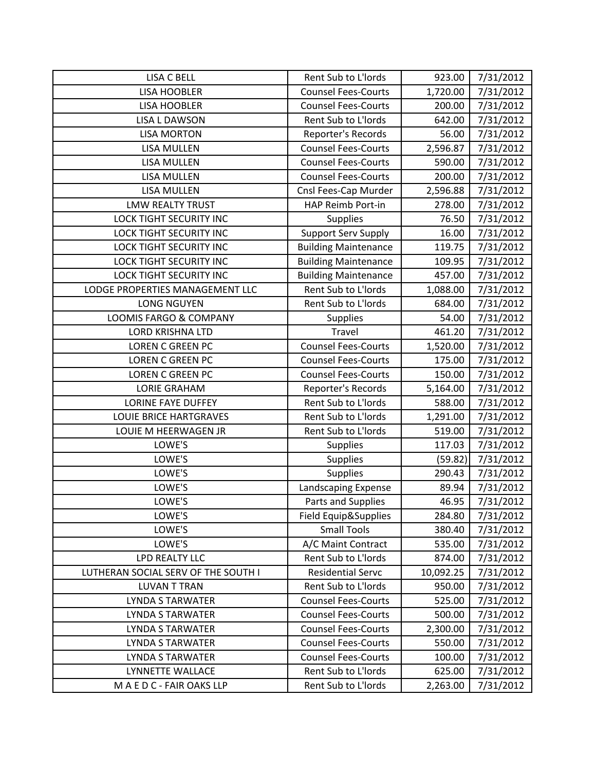| LISA C BELL | Rent Sub to L'lords | 923.00 | 7/31/2012 |
|---|---|---|---|
| LISA HOOBLER | Counsel Fees-Courts | 1,720.00 | 7/31/2012 |
| LISA HOOBLER | Counsel Fees-Courts | 200.00 | 7/31/2012 |
| LISA L DAWSON | Rent Sub to L'lords | 642.00 | 7/31/2012 |
| LISA MORTON | Reporter's Records | 56.00 | 7/31/2012 |
| LISA MULLEN | Counsel Fees-Courts | 2,596.87 | 7/31/2012 |
| LISA MULLEN | Counsel Fees-Courts | 590.00 | 7/31/2012 |
| LISA MULLEN | Counsel Fees-Courts | 200.00 | 7/31/2012 |
| LISA MULLEN | Cnsl Fees-Cap Murder | 2,596.88 | 7/31/2012 |
| LMW REALTY TRUST | HAP Reimb Port-in | 278.00 | 7/31/2012 |
| LOCK TIGHT SECURITY INC | Supplies | 76.50 | 7/31/2012 |
| LOCK TIGHT SECURITY INC | Support Serv Supply | 16.00 | 7/31/2012 |
| LOCK TIGHT SECURITY INC | Building Maintenance | 119.75 | 7/31/2012 |
| LOCK TIGHT SECURITY INC | Building Maintenance | 109.95 | 7/31/2012 |
| LOCK TIGHT SECURITY INC | Building Maintenance | 457.00 | 7/31/2012 |
| LODGE PROPERTIES MANAGEMENT LLC | Rent Sub to L'lords | 1,088.00 | 7/31/2012 |
| LONG NGUYEN | Rent Sub to L'lords | 684.00 | 7/31/2012 |
| LOOMIS FARGO & COMPANY | Supplies | 54.00 | 7/31/2012 |
| LORD KRISHNA LTD | Travel | 461.20 | 7/31/2012 |
| LOREN C GREEN PC | Counsel Fees-Courts | 1,520.00 | 7/31/2012 |
| LOREN C GREEN PC | Counsel Fees-Courts | 175.00 | 7/31/2012 |
| LOREN C GREEN PC | Counsel Fees-Courts | 150.00 | 7/31/2012 |
| LORIE GRAHAM | Reporter's Records | 5,164.00 | 7/31/2012 |
| LORINE FAYE DUFFEY | Rent Sub to L'lords | 588.00 | 7/31/2012 |
| LOUIE BRICE HARTGRAVES | Rent Sub to L'lords | 1,291.00 | 7/31/2012 |
| LOUIE M HEERWAGEN JR | Rent Sub to L'lords | 519.00 | 7/31/2012 |
| LOWE'S | Supplies | 117.03 | 7/31/2012 |
| LOWE'S | Supplies | (59.82) | 7/31/2012 |
| LOWE'S | Supplies | 290.43 | 7/31/2012 |
| LOWE'S | Landscaping Expense | 89.94 | 7/31/2012 |
| LOWE'S | Parts and Supplies | 46.95 | 7/31/2012 |
| LOWE'S | Field Equip&Supplies | 284.80 | 7/31/2012 |
| LOWE'S | Small Tools | 380.40 | 7/31/2012 |
| LOWE'S | A/C Maint Contract | 535.00 | 7/31/2012 |
| LPD REALTY LLC | Rent Sub to L'lords | 874.00 | 7/31/2012 |
| LUTHERAN SOCIAL SERV OF THE SOUTH I | Residential Servc | 10,092.25 | 7/31/2012 |
| LUVAN T TRAN | Rent Sub to L'lords | 950.00 | 7/31/2012 |
| LYNDA S TARWATER | Counsel Fees-Courts | 525.00 | 7/31/2012 |
| LYNDA S TARWATER | Counsel Fees-Courts | 500.00 | 7/31/2012 |
| LYNDA S TARWATER | Counsel Fees-Courts | 2,300.00 | 7/31/2012 |
| LYNDA S TARWATER | Counsel Fees-Courts | 550.00 | 7/31/2012 |
| LYNDA S TARWATER | Counsel Fees-Courts | 100.00 | 7/31/2012 |
| LYNNETTE WALLACE | Rent Sub to L'lords | 625.00 | 7/31/2012 |
| M A E D C - FAIR OAKS LLP | Rent Sub to L'lords | 2,263.00 | 7/31/2012 |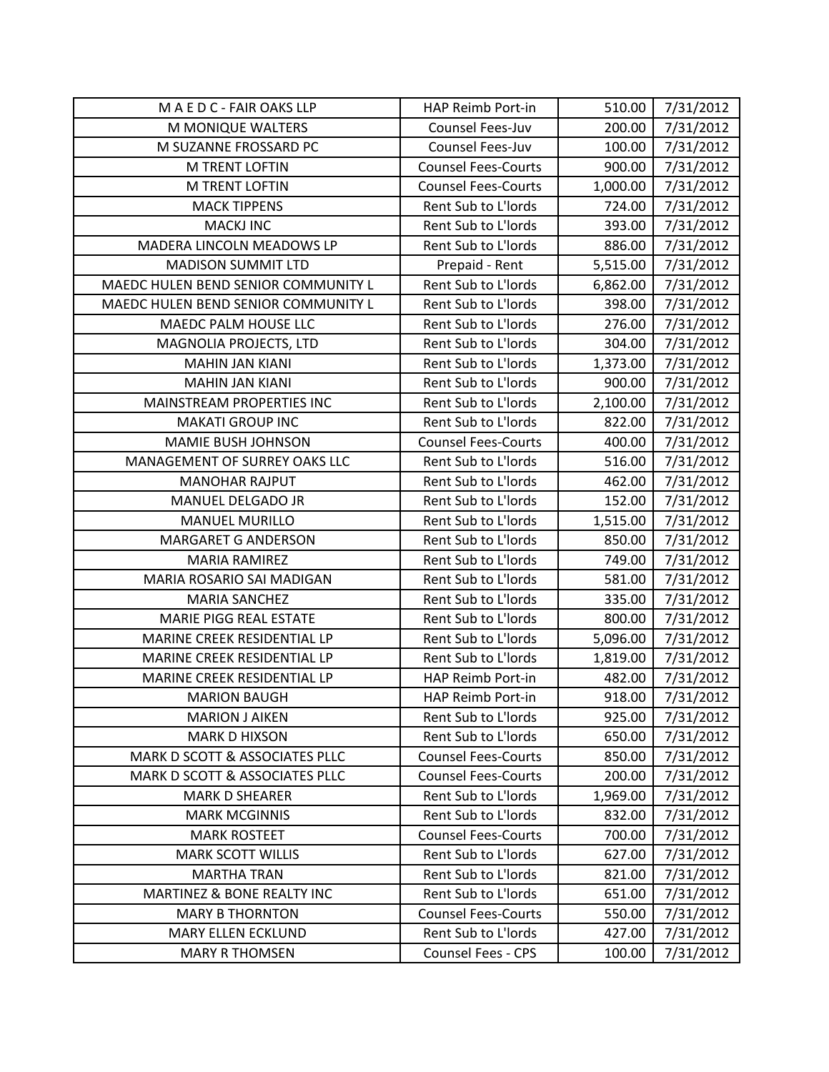| | | | |
|---|---|---|---|
| M A E D C - FAIR OAKS LLP | HAP Reimb Port-in | 510.00 | 7/31/2012 |
| M MONIQUE WALTERS | Counsel Fees-Juv | 200.00 | 7/31/2012 |
| M SUZANNE FROSSARD PC | Counsel Fees-Juv | 100.00 | 7/31/2012 |
| M TRENT LOFTIN | Counsel Fees-Courts | 900.00 | 7/31/2012 |
| M TRENT LOFTIN | Counsel Fees-Courts | 1,000.00 | 7/31/2012 |
| MACK TIPPENS | Rent Sub to L'lords | 724.00 | 7/31/2012 |
| MACKJ INC | Rent Sub to L'lords | 393.00 | 7/31/2012 |
| MADERA LINCOLN MEADOWS LP | Rent Sub to L'lords | 886.00 | 7/31/2012 |
| MADISON SUMMIT LTD | Prepaid - Rent | 5,515.00 | 7/31/2012 |
| MAEDC HULEN BEND SENIOR COMMUNITY L | Rent Sub to L'lords | 6,862.00 | 7/31/2012 |
| MAEDC HULEN BEND SENIOR COMMUNITY L | Rent Sub to L'lords | 398.00 | 7/31/2012 |
| MAEDC PALM HOUSE LLC | Rent Sub to L'lords | 276.00 | 7/31/2012 |
| MAGNOLIA PROJECTS, LTD | Rent Sub to L'lords | 304.00 | 7/31/2012 |
| MAHIN JAN KIANI | Rent Sub to L'lords | 1,373.00 | 7/31/2012 |
| MAHIN JAN KIANI | Rent Sub to L'lords | 900.00 | 7/31/2012 |
| MAINSTREAM PROPERTIES INC | Rent Sub to L'lords | 2,100.00 | 7/31/2012 |
| MAKATI GROUP INC | Rent Sub to L'lords | 822.00 | 7/31/2012 |
| MAMIE BUSH JOHNSON | Counsel Fees-Courts | 400.00 | 7/31/2012 |
| MANAGEMENT OF SURREY OAKS LLC | Rent Sub to L'lords | 516.00 | 7/31/2012 |
| MANOHAR RAJPUT | Rent Sub to L'lords | 462.00 | 7/31/2012 |
| MANUEL DELGADO JR | Rent Sub to L'lords | 152.00 | 7/31/2012 |
| MANUEL MURILLO | Rent Sub to L'lords | 1,515.00 | 7/31/2012 |
| MARGARET G ANDERSON | Rent Sub to L'lords | 850.00 | 7/31/2012 |
| MARIA RAMIREZ | Rent Sub to L'lords | 749.00 | 7/31/2012 |
| MARIA ROSARIO SAI MADIGAN | Rent Sub to L'lords | 581.00 | 7/31/2012 |
| MARIA SANCHEZ | Rent Sub to L'lords | 335.00 | 7/31/2012 |
| MARIE PIGG REAL ESTATE | Rent Sub to L'lords | 800.00 | 7/31/2012 |
| MARINE CREEK RESIDENTIAL LP | Rent Sub to L'lords | 5,096.00 | 7/31/2012 |
| MARINE CREEK RESIDENTIAL LP | Rent Sub to L'lords | 1,819.00 | 7/31/2012 |
| MARINE CREEK RESIDENTIAL LP | HAP Reimb Port-in | 482.00 | 7/31/2012 |
| MARION BAUGH | HAP Reimb Port-in | 918.00 | 7/31/2012 |
| MARION J AIKEN | Rent Sub to L'lords | 925.00 | 7/31/2012 |
| MARK D HIXSON | Rent Sub to L'lords | 650.00 | 7/31/2012 |
| MARK D SCOTT & ASSOCIATES PLLC | Counsel Fees-Courts | 850.00 | 7/31/2012 |
| MARK D SCOTT & ASSOCIATES PLLC | Counsel Fees-Courts | 200.00 | 7/31/2012 |
| MARK D SHEARER | Rent Sub to L'lords | 1,969.00 | 7/31/2012 |
| MARK MCGINNIS | Rent Sub to L'lords | 832.00 | 7/31/2012 |
| MARK ROSTEET | Counsel Fees-Courts | 700.00 | 7/31/2012 |
| MARK SCOTT WILLIS | Rent Sub to L'lords | 627.00 | 7/31/2012 |
| MARTHA TRAN | Rent Sub to L'lords | 821.00 | 7/31/2012 |
| MARTINEZ & BONE REALTY INC | Rent Sub to L'lords | 651.00 | 7/31/2012 |
| MARY B THORNTON | Counsel Fees-Courts | 550.00 | 7/31/2012 |
| MARY ELLEN ECKLUND | Rent Sub to L'lords | 427.00 | 7/31/2012 |
| MARY R THOMSEN | Counsel Fees - CPS | 100.00 | 7/31/2012 |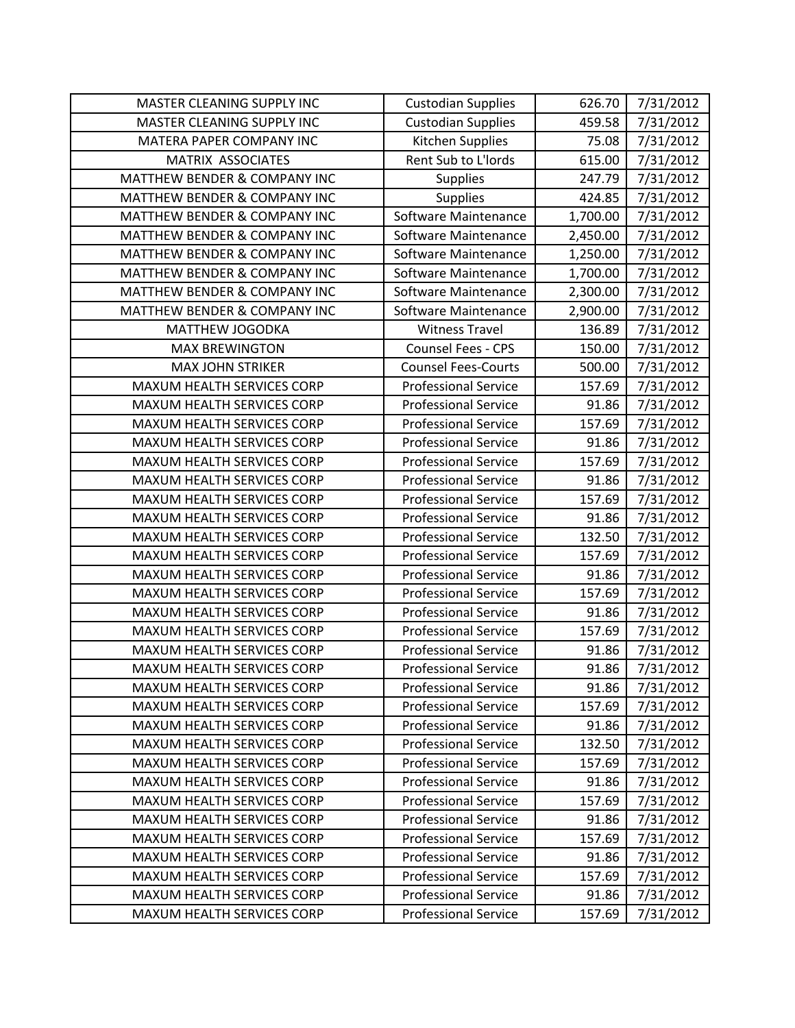| MASTER CLEANING SUPPLY INC | Custodian Supplies | 626.70 | 7/31/2012 |
|---|---|---|---|
| MASTER CLEANING SUPPLY INC | Custodian Supplies | 459.58 | 7/31/2012 |
| MATERA PAPER COMPANY INC | Kitchen Supplies | 75.08 | 7/31/2012 |
| MATRIX ASSOCIATES | Rent Sub to L'lords | 615.00 | 7/31/2012 |
| MATTHEW BENDER & COMPANY INC | Supplies | 247.79 | 7/31/2012 |
| MATTHEW BENDER & COMPANY INC | Supplies | 424.85 | 7/31/2012 |
| MATTHEW BENDER & COMPANY INC | Software Maintenance | 1,700.00 | 7/31/2012 |
| MATTHEW BENDER & COMPANY INC | Software Maintenance | 2,450.00 | 7/31/2012 |
| MATTHEW BENDER & COMPANY INC | Software Maintenance | 1,250.00 | 7/31/2012 |
| MATTHEW BENDER & COMPANY INC | Software Maintenance | 1,700.00 | 7/31/2012 |
| MATTHEW BENDER & COMPANY INC | Software Maintenance | 2,300.00 | 7/31/2012 |
| MATTHEW BENDER & COMPANY INC | Software Maintenance | 2,900.00 | 7/31/2012 |
| MATTHEW JOGODKA | Witness Travel | 136.89 | 7/31/2012 |
| MAX BREWINGTON | Counsel Fees - CPS | 150.00 | 7/31/2012 |
| MAX JOHN STRIKER | Counsel Fees-Courts | 500.00 | 7/31/2012 |
| MAXUM HEALTH SERVICES CORP | Professional Service | 157.69 | 7/31/2012 |
| MAXUM HEALTH SERVICES CORP | Professional Service | 91.86 | 7/31/2012 |
| MAXUM HEALTH SERVICES CORP | Professional Service | 157.69 | 7/31/2012 |
| MAXUM HEALTH SERVICES CORP | Professional Service | 91.86 | 7/31/2012 |
| MAXUM HEALTH SERVICES CORP | Professional Service | 157.69 | 7/31/2012 |
| MAXUM HEALTH SERVICES CORP | Professional Service | 91.86 | 7/31/2012 |
| MAXUM HEALTH SERVICES CORP | Professional Service | 157.69 | 7/31/2012 |
| MAXUM HEALTH SERVICES CORP | Professional Service | 91.86 | 7/31/2012 |
| MAXUM HEALTH SERVICES CORP | Professional Service | 132.50 | 7/31/2012 |
| MAXUM HEALTH SERVICES CORP | Professional Service | 157.69 | 7/31/2012 |
| MAXUM HEALTH SERVICES CORP | Professional Service | 91.86 | 7/31/2012 |
| MAXUM HEALTH SERVICES CORP | Professional Service | 157.69 | 7/31/2012 |
| MAXUM HEALTH SERVICES CORP | Professional Service | 91.86 | 7/31/2012 |
| MAXUM HEALTH SERVICES CORP | Professional Service | 157.69 | 7/31/2012 |
| MAXUM HEALTH SERVICES CORP | Professional Service | 91.86 | 7/31/2012 |
| MAXUM HEALTH SERVICES CORP | Professional Service | 91.86 | 7/31/2012 |
| MAXUM HEALTH SERVICES CORP | Professional Service | 91.86 | 7/31/2012 |
| MAXUM HEALTH SERVICES CORP | Professional Service | 157.69 | 7/31/2012 |
| MAXUM HEALTH SERVICES CORP | Professional Service | 91.86 | 7/31/2012 |
| MAXUM HEALTH SERVICES CORP | Professional Service | 132.50 | 7/31/2012 |
| MAXUM HEALTH SERVICES CORP | Professional Service | 157.69 | 7/31/2012 |
| MAXUM HEALTH SERVICES CORP | Professional Service | 91.86 | 7/31/2012 |
| MAXUM HEALTH SERVICES CORP | Professional Service | 157.69 | 7/31/2012 |
| MAXUM HEALTH SERVICES CORP | Professional Service | 91.86 | 7/31/2012 |
| MAXUM HEALTH SERVICES CORP | Professional Service | 157.69 | 7/31/2012 |
| MAXUM HEALTH SERVICES CORP | Professional Service | 91.86 | 7/31/2012 |
| MAXUM HEALTH SERVICES CORP | Professional Service | 157.69 | 7/31/2012 |
| MAXUM HEALTH SERVICES CORP | Professional Service | 91.86 | 7/31/2012 |
| MAXUM HEALTH SERVICES CORP | Professional Service | 157.69 | 7/31/2012 |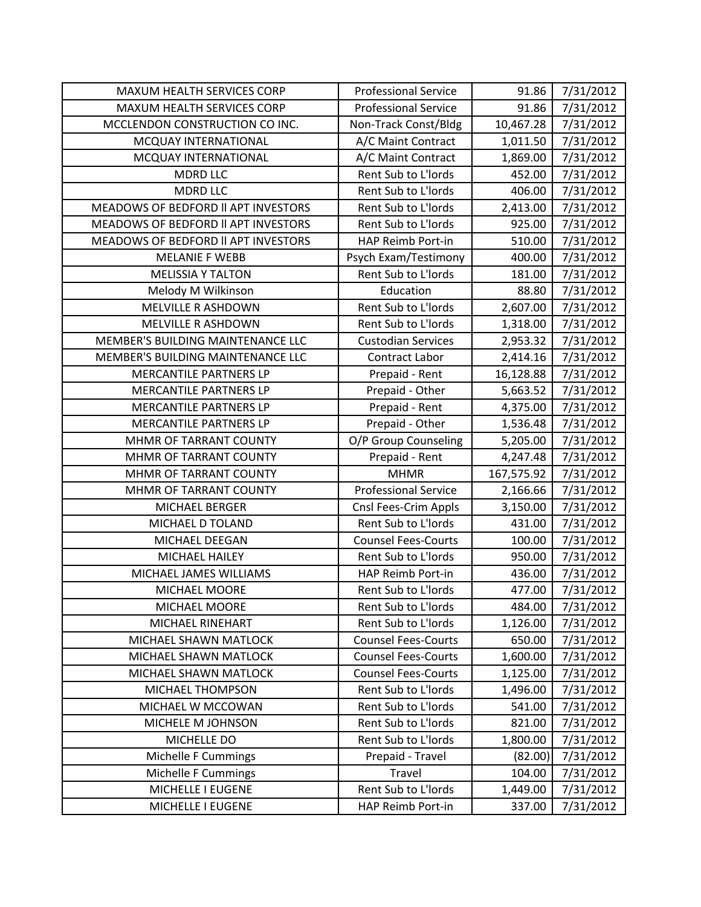| MAXUM HEALTH SERVICES CORP | Professional Service | 91.86 | 7/31/2012 |
|---|---|---|---|
| MAXUM HEALTH SERVICES CORP | Professional Service | 91.86 | 7/31/2012 |
| MCCLENDON CONSTRUCTION CO INC. | Non-Track Const/Bldg | 10,467.28 | 7/31/2012 |
| MCQUAY INTERNATIONAL | A/C Maint Contract | 1,011.50 | 7/31/2012 |
| MCQUAY INTERNATIONAL | A/C Maint Contract | 1,869.00 | 7/31/2012 |
| MDRD LLC | Rent Sub to L'lords | 452.00 | 7/31/2012 |
| MDRD LLC | Rent Sub to L'lords | 406.00 | 7/31/2012 |
| MEADOWS OF BEDFORD ll APT INVESTORS | Rent Sub to L'lords | 2,413.00 | 7/31/2012 |
| MEADOWS OF BEDFORD ll APT INVESTORS | Rent Sub to L'lords | 925.00 | 7/31/2012 |
| MEADOWS OF BEDFORD ll APT INVESTORS | HAP Reimb Port-in | 510.00 | 7/31/2012 |
| MELANIE F WEBB | Psych Exam/Testimony | 400.00 | 7/31/2012 |
| MELISSIA Y TALTON | Rent Sub to L'lords | 181.00 | 7/31/2012 |
| Melody M Wilkinson | Education | 88.80 | 7/31/2012 |
| MELVILLE R ASHDOWN | Rent Sub to L'lords | 2,607.00 | 7/31/2012 |
| MELVILLE R ASHDOWN | Rent Sub to L'lords | 1,318.00 | 7/31/2012 |
| MEMBER'S BUILDING MAINTENANCE LLC | Custodian Services | 2,953.32 | 7/31/2012 |
| MEMBER'S BUILDING MAINTENANCE LLC | Contract Labor | 2,414.16 | 7/31/2012 |
| MERCANTILE PARTNERS LP | Prepaid - Rent | 16,128.88 | 7/31/2012 |
| MERCANTILE PARTNERS LP | Prepaid - Other | 5,663.52 | 7/31/2012 |
| MERCANTILE PARTNERS LP | Prepaid - Rent | 4,375.00 | 7/31/2012 |
| MERCANTILE PARTNERS LP | Prepaid - Other | 1,536.48 | 7/31/2012 |
| MHMR OF TARRANT COUNTY | O/P Group Counseling | 5,205.00 | 7/31/2012 |
| MHMR OF TARRANT COUNTY | Prepaid - Rent | 4,247.48 | 7/31/2012 |
| MHMR OF TARRANT COUNTY | MHMR | 167,575.92 | 7/31/2012 |
| MHMR OF TARRANT COUNTY | Professional Service | 2,166.66 | 7/31/2012 |
| MICHAEL BERGER | Cnsl Fees-Crim Appls | 3,150.00 | 7/31/2012 |
| MICHAEL D TOLAND | Rent Sub to L'lords | 431.00 | 7/31/2012 |
| MICHAEL DEEGAN | Counsel Fees-Courts | 100.00 | 7/31/2012 |
| MICHAEL HAILEY | Rent Sub to L'lords | 950.00 | 7/31/2012 |
| MICHAEL JAMES WILLIAMS | HAP Reimb Port-in | 436.00 | 7/31/2012 |
| MICHAEL MOORE | Rent Sub to L'lords | 477.00 | 7/31/2012 |
| MICHAEL MOORE | Rent Sub to L'lords | 484.00 | 7/31/2012 |
| MICHAEL RINEHART | Rent Sub to L'lords | 1,126.00 | 7/31/2012 |
| MICHAEL SHAWN MATLOCK | Counsel Fees-Courts | 650.00 | 7/31/2012 |
| MICHAEL SHAWN MATLOCK | Counsel Fees-Courts | 1,600.00 | 7/31/2012 |
| MICHAEL SHAWN MATLOCK | Counsel Fees-Courts | 1,125.00 | 7/31/2012 |
| MICHAEL THOMPSON | Rent Sub to L'lords | 1,496.00 | 7/31/2012 |
| MICHAEL W MCCOWAN | Rent Sub to L'lords | 541.00 | 7/31/2012 |
| MICHELE M JOHNSON | Rent Sub to L'lords | 821.00 | 7/31/2012 |
| MICHELLE DO | Rent Sub to L'lords | 1,800.00 | 7/31/2012 |
| Michelle F Cummings | Prepaid - Travel | (82.00) | 7/31/2012 |
| Michelle F Cummings | Travel | 104.00 | 7/31/2012 |
| MICHELLE I EUGENE | Rent Sub to L'lords | 1,449.00 | 7/31/2012 |
| MICHELLE I EUGENE | HAP Reimb Port-in | 337.00 | 7/31/2012 |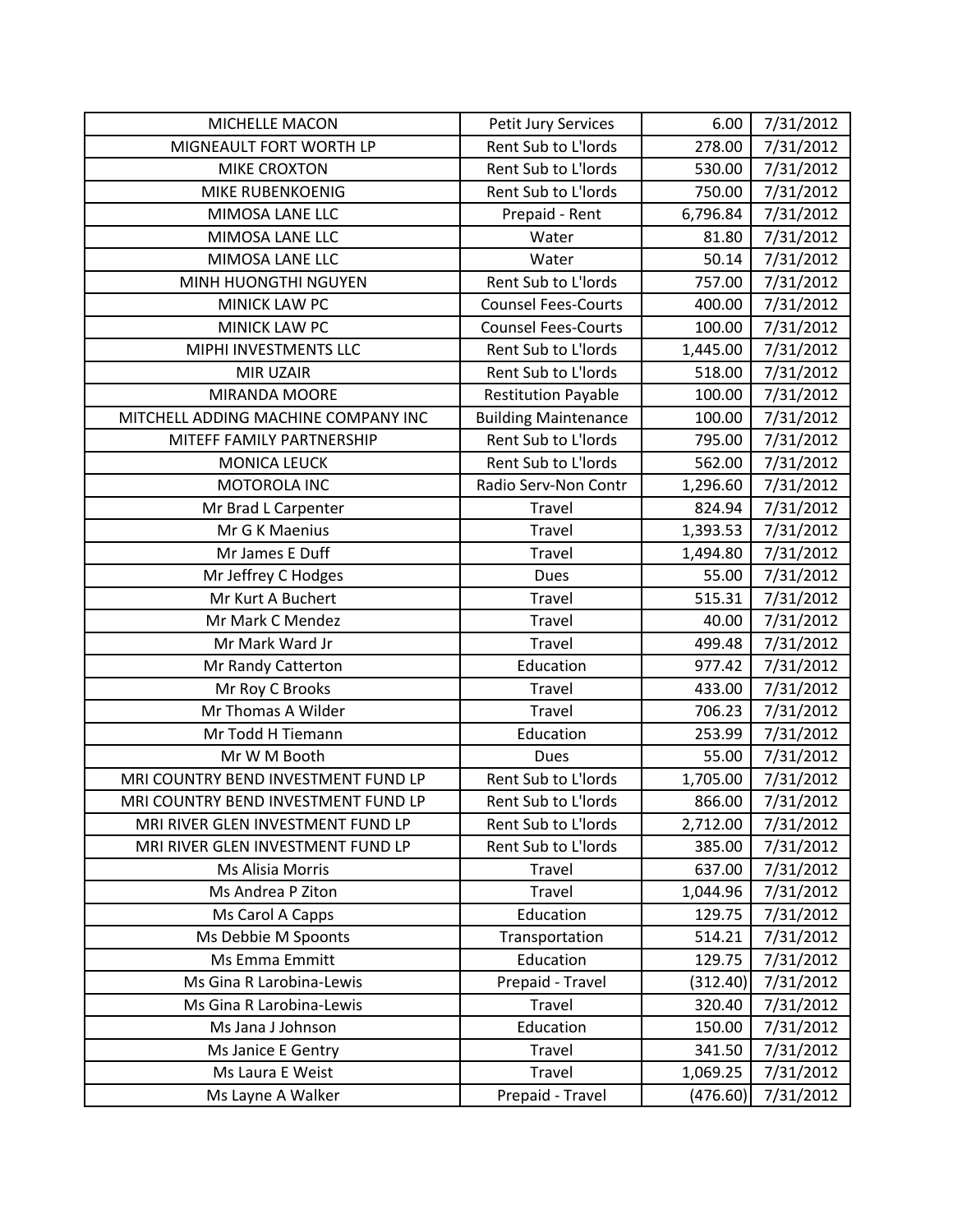| MICHELLE MACON | Petit Jury Services | 6.00 | 7/31/2012 |
|---|---|---|---|
| MIGNEAULT FORT WORTH LP | Rent Sub to L'lords | 278.00 | 7/31/2012 |
| MIKE CROXTON | Rent Sub to L'lords | 530.00 | 7/31/2012 |
| MIKE RUBENKOENIG | Rent Sub to L'lords | 750.00 | 7/31/2012 |
| MIMOSA LANE LLC | Prepaid - Rent | 6,796.84 | 7/31/2012 |
| MIMOSA LANE LLC | Water | 81.80 | 7/31/2012 |
| MIMOSA LANE LLC | Water | 50.14 | 7/31/2012 |
| MINH HUONGTHI NGUYEN | Rent Sub to L'lords | 757.00 | 7/31/2012 |
| MINICK LAW PC | Counsel Fees-Courts | 400.00 | 7/31/2012 |
| MINICK LAW PC | Counsel Fees-Courts | 100.00 | 7/31/2012 |
| MIPHI INVESTMENTS LLC | Rent Sub to L'lords | 1,445.00 | 7/31/2012 |
| MIR UZAIR | Rent Sub to L'lords | 518.00 | 7/31/2012 |
| MIRANDA MOORE | Restitution Payable | 100.00 | 7/31/2012 |
| MITCHELL ADDING MACHINE COMPANY INC | Building Maintenance | 100.00 | 7/31/2012 |
| MITEFF FAMILY PARTNERSHIP | Rent Sub to L'lords | 795.00 | 7/31/2012 |
| MONICA LEUCK | Rent Sub to L'lords | 562.00 | 7/31/2012 |
| MOTOROLA INC | Radio Serv-Non Contr | 1,296.60 | 7/31/2012 |
| Mr Brad L Carpenter | Travel | 824.94 | 7/31/2012 |
| Mr G K Maenius | Travel | 1,393.53 | 7/31/2012 |
| Mr James E Duff | Travel | 1,494.80 | 7/31/2012 |
| Mr Jeffrey C Hodges | Dues | 55.00 | 7/31/2012 |
| Mr Kurt A Buchert | Travel | 515.31 | 7/31/2012 |
| Mr Mark C Mendez | Travel | 40.00 | 7/31/2012 |
| Mr Mark Ward Jr | Travel | 499.48 | 7/31/2012 |
| Mr Randy Catterton | Education | 977.42 | 7/31/2012 |
| Mr Roy C Brooks | Travel | 433.00 | 7/31/2012 |
| Mr Thomas A Wilder | Travel | 706.23 | 7/31/2012 |
| Mr Todd H Tiemann | Education | 253.99 | 7/31/2012 |
| Mr W M Booth | Dues | 55.00 | 7/31/2012 |
| MRI COUNTRY BEND INVESTMENT FUND LP | Rent Sub to L'lords | 1,705.00 | 7/31/2012 |
| MRI COUNTRY BEND INVESTMENT FUND LP | Rent Sub to L'lords | 866.00 | 7/31/2012 |
| MRI RIVER GLEN INVESTMENT FUND LP | Rent Sub to L'lords | 2,712.00 | 7/31/2012 |
| MRI RIVER GLEN INVESTMENT FUND LP | Rent Sub to L'lords | 385.00 | 7/31/2012 |
| Ms Alisia Morris | Travel | 637.00 | 7/31/2012 |
| Ms Andrea P Ziton | Travel | 1,044.96 | 7/31/2012 |
| Ms Carol A Capps | Education | 129.75 | 7/31/2012 |
| Ms Debbie M Spoonts | Transportation | 514.21 | 7/31/2012 |
| Ms Emma Emmitt | Education | 129.75 | 7/31/2012 |
| Ms Gina R Larobina-Lewis | Prepaid - Travel | (312.40) | 7/31/2012 |
| Ms Gina R Larobina-Lewis | Travel | 320.40 | 7/31/2012 |
| Ms Jana J Johnson | Education | 150.00 | 7/31/2012 |
| Ms Janice E Gentry | Travel | 341.50 | 7/31/2012 |
| Ms Laura E Weist | Travel | 1,069.25 | 7/31/2012 |
| Ms Layne A Walker | Prepaid - Travel | (476.60) | 7/31/2012 |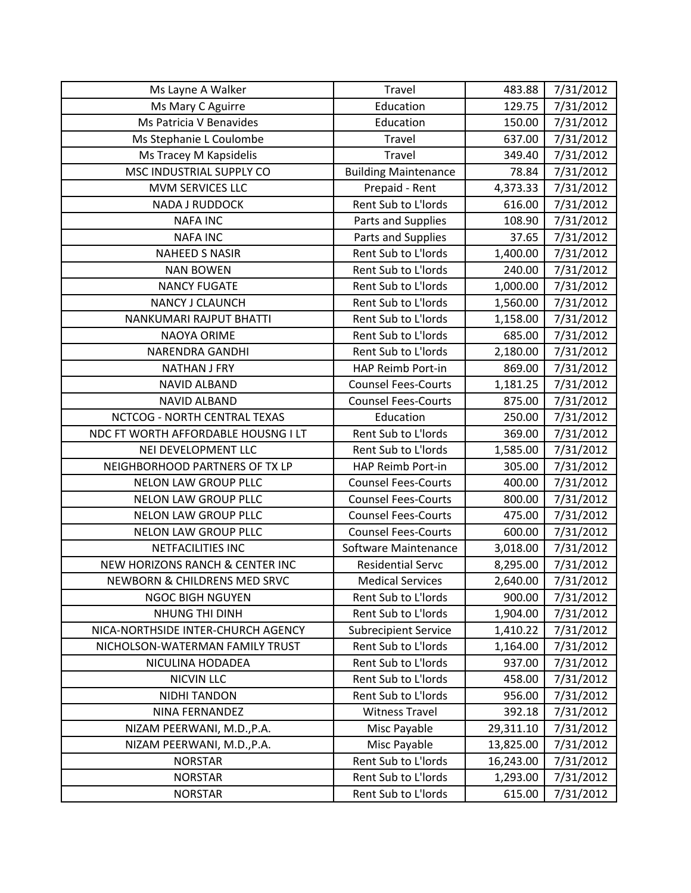| Ms Layne A Walker | Travel | 483.88 | 7/31/2012 |
|---|---|---|---|
| Ms Mary C Aguirre | Education | 129.75 | 7/31/2012 |
| Ms Patricia V Benavides | Education | 150.00 | 7/31/2012 |
| Ms Stephanie L Coulombe | Travel | 637.00 | 7/31/2012 |
| Ms Tracey M Kapsidelis | Travel | 349.40 | 7/31/2012 |
| MSC INDUSTRIAL SUPPLY CO | Building Maintenance | 78.84 | 7/31/2012 |
| MVM SERVICES LLC | Prepaid - Rent | 4,373.33 | 7/31/2012 |
| NADA J RUDDOCK | Rent Sub to L'lords | 616.00 | 7/31/2012 |
| NAFA INC | Parts and Supplies | 108.90 | 7/31/2012 |
| NAFA INC | Parts and Supplies | 37.65 | 7/31/2012 |
| NAHEED S NASIR | Rent Sub to L'lords | 1,400.00 | 7/31/2012 |
| NAN BOWEN | Rent Sub to L'lords | 240.00 | 7/31/2012 |
| NANCY FUGATE | Rent Sub to L'lords | 1,000.00 | 7/31/2012 |
| NANCY J CLAUNCH | Rent Sub to L'lords | 1,560.00 | 7/31/2012 |
| NANKUMARI RAJPUT BHATTI | Rent Sub to L'lords | 1,158.00 | 7/31/2012 |
| NAOYA ORIME | Rent Sub to L'lords | 685.00 | 7/31/2012 |
| NARENDRA GANDHI | Rent Sub to L'lords | 2,180.00 | 7/31/2012 |
| NATHAN J FRY | HAP Reimb Port-in | 869.00 | 7/31/2012 |
| NAVID ALBAND | Counsel Fees-Courts | 1,181.25 | 7/31/2012 |
| NAVID ALBAND | Counsel Fees-Courts | 875.00 | 7/31/2012 |
| NCTCOG - NORTH CENTRAL TEXAS | Education | 250.00 | 7/31/2012 |
| NDC FT WORTH AFFORDABLE HOUSNG I LT | Rent Sub to L'lords | 369.00 | 7/31/2012 |
| NEI DEVELOPMENT LLC | Rent Sub to L'lords | 1,585.00 | 7/31/2012 |
| NEIGHBORHOOD PARTNERS OF TX LP | HAP Reimb Port-in | 305.00 | 7/31/2012 |
| NELON LAW GROUP PLLC | Counsel Fees-Courts | 400.00 | 7/31/2012 |
| NELON LAW GROUP PLLC | Counsel Fees-Courts | 800.00 | 7/31/2012 |
| NELON LAW GROUP PLLC | Counsel Fees-Courts | 475.00 | 7/31/2012 |
| NELON LAW GROUP PLLC | Counsel Fees-Courts | 600.00 | 7/31/2012 |
| NETFACILITIES INC | Software Maintenance | 3,018.00 | 7/31/2012 |
| NEW HORIZONS RANCH & CENTER INC | Residential Servc | 8,295.00 | 7/31/2012 |
| NEWBORN & CHILDRENS MED SRVC | Medical Services | 2,640.00 | 7/31/2012 |
| NGOC BIGH NGUYEN | Rent Sub to L'lords | 900.00 | 7/31/2012 |
| NHUNG THI DINH | Rent Sub to L'lords | 1,904.00 | 7/31/2012 |
| NICA-NORTHSIDE INTER-CHURCH AGENCY | Subrecipient Service | 1,410.22 | 7/31/2012 |
| NICHOLSON-WATERMAN FAMILY TRUST | Rent Sub to L'lords | 1,164.00 | 7/31/2012 |
| NICULINA HODADEA | Rent Sub to L'lords | 937.00 | 7/31/2012 |
| NICVIN LLC | Rent Sub to L'lords | 458.00 | 7/31/2012 |
| NIDHI TANDON | Rent Sub to L'lords | 956.00 | 7/31/2012 |
| NINA FERNANDEZ | Witness Travel | 392.18 | 7/31/2012 |
| NIZAM PEERWANI, M.D.,P.A. | Misc Payable | 29,311.10 | 7/31/2012 |
| NIZAM PEERWANI, M.D.,P.A. | Misc Payable | 13,825.00 | 7/31/2012 |
| NORSTAR | Rent Sub to L'lords | 16,243.00 | 7/31/2012 |
| NORSTAR | Rent Sub to L'lords | 1,293.00 | 7/31/2012 |
| NORSTAR | Rent Sub to L'lords | 615.00 | 7/31/2012 |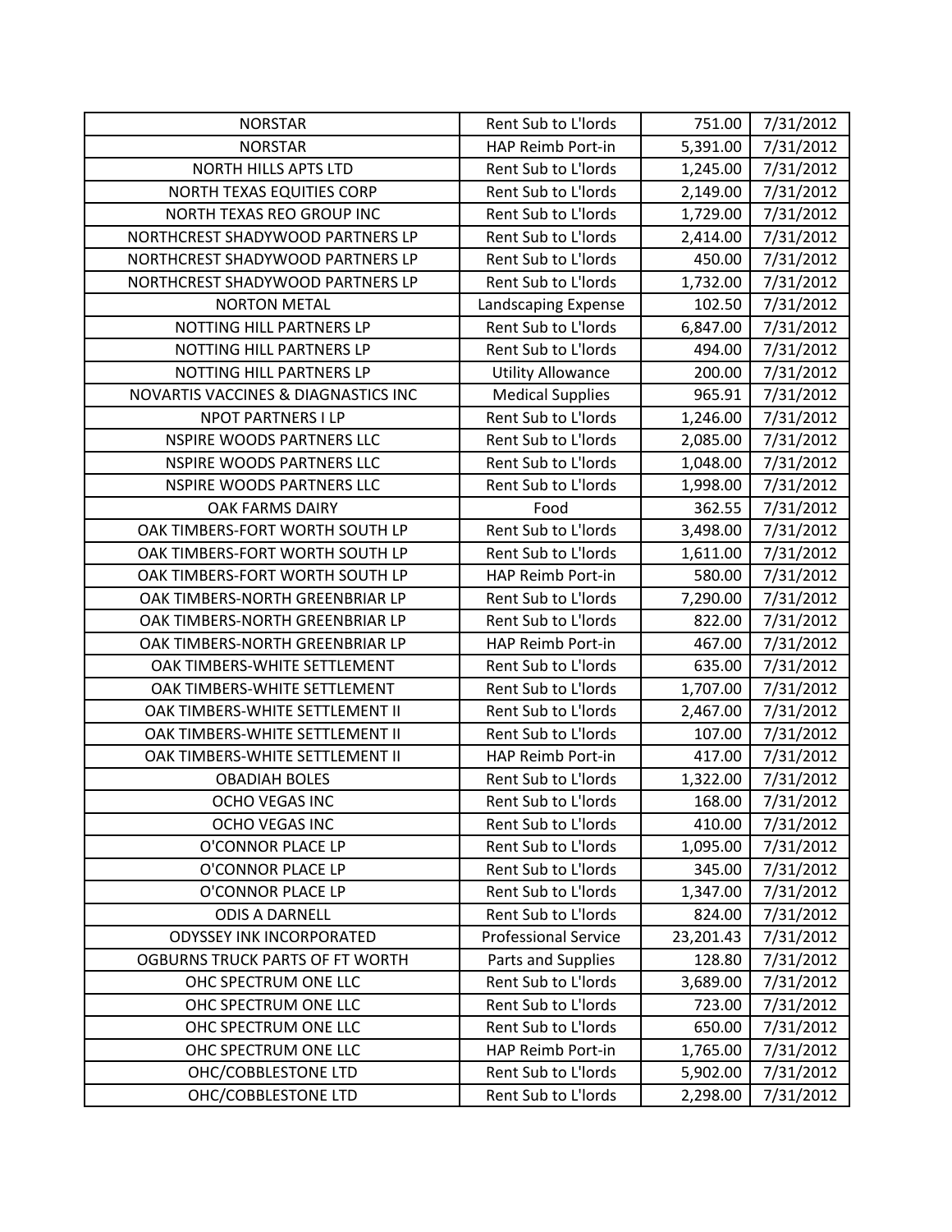| | | | |
|---|---|---|---|
| NORSTAR | Rent Sub to L'lords | 751.00 | 7/31/2012 |
| NORSTAR | HAP Reimb Port-in | 5,391.00 | 7/31/2012 |
| NORTH HILLS APTS LTD | Rent Sub to L'lords | 1,245.00 | 7/31/2012 |
| NORTH TEXAS EQUITIES CORP | Rent Sub to L'lords | 2,149.00 | 7/31/2012 |
| NORTH TEXAS REO GROUP INC | Rent Sub to L'lords | 1,729.00 | 7/31/2012 |
| NORTHCREST SHADYWOOD PARTNERS LP | Rent Sub to L'lords | 2,414.00 | 7/31/2012 |
| NORTHCREST SHADYWOOD PARTNERS LP | Rent Sub to L'lords | 450.00 | 7/31/2012 |
| NORTHCREST SHADYWOOD PARTNERS LP | Rent Sub to L'lords | 1,732.00 | 7/31/2012 |
| NORTON METAL | Landscaping Expense | 102.50 | 7/31/2012 |
| NOTTING HILL PARTNERS LP | Rent Sub to L'lords | 6,847.00 | 7/31/2012 |
| NOTTING HILL PARTNERS LP | Rent Sub to L'lords | 494.00 | 7/31/2012 |
| NOTTING HILL PARTNERS LP | Utility Allowance | 200.00 | 7/31/2012 |
| NOVARTIS VACCINES & DIAGNASTICS INC | Medical Supplies | 965.91 | 7/31/2012 |
| NPOT PARTNERS I LP | Rent Sub to L'lords | 1,246.00 | 7/31/2012 |
| NSPIRE WOODS PARTNERS LLC | Rent Sub to L'lords | 2,085.00 | 7/31/2012 |
| NSPIRE WOODS PARTNERS LLC | Rent Sub to L'lords | 1,048.00 | 7/31/2012 |
| NSPIRE WOODS PARTNERS LLC | Rent Sub to L'lords | 1,998.00 | 7/31/2012 |
| OAK FARMS DAIRY | Food | 362.55 | 7/31/2012 |
| OAK TIMBERS-FORT WORTH SOUTH LP | Rent Sub to L'lords | 3,498.00 | 7/31/2012 |
| OAK TIMBERS-FORT WORTH SOUTH LP | Rent Sub to L'lords | 1,611.00 | 7/31/2012 |
| OAK TIMBERS-FORT WORTH SOUTH LP | HAP Reimb Port-in | 580.00 | 7/31/2012 |
| OAK TIMBERS-NORTH GREENBRIAR LP | Rent Sub to L'lords | 7,290.00 | 7/31/2012 |
| OAK TIMBERS-NORTH GREENBRIAR LP | Rent Sub to L'lords | 822.00 | 7/31/2012 |
| OAK TIMBERS-NORTH GREENBRIAR LP | HAP Reimb Port-in | 467.00 | 7/31/2012 |
| OAK TIMBERS-WHITE SETTLEMENT | Rent Sub to L'lords | 635.00 | 7/31/2012 |
| OAK TIMBERS-WHITE SETTLEMENT | Rent Sub to L'lords | 1,707.00 | 7/31/2012 |
| OAK TIMBERS-WHITE SETTLEMENT II | Rent Sub to L'lords | 2,467.00 | 7/31/2012 |
| OAK TIMBERS-WHITE SETTLEMENT II | Rent Sub to L'lords | 107.00 | 7/31/2012 |
| OAK TIMBERS-WHITE SETTLEMENT II | HAP Reimb Port-in | 417.00 | 7/31/2012 |
| OBADIAH BOLES | Rent Sub to L'lords | 1,322.00 | 7/31/2012 |
| OCHO VEGAS INC | Rent Sub to L'lords | 168.00 | 7/31/2012 |
| OCHO VEGAS INC | Rent Sub to L'lords | 410.00 | 7/31/2012 |
| O'CONNOR PLACE LP | Rent Sub to L'lords | 1,095.00 | 7/31/2012 |
| O'CONNOR PLACE LP | Rent Sub to L'lords | 345.00 | 7/31/2012 |
| O'CONNOR PLACE LP | Rent Sub to L'lords | 1,347.00 | 7/31/2012 |
| ODIS A DARNELL | Rent Sub to L'lords | 824.00 | 7/31/2012 |
| ODYSSEY INK INCORPORATED | Professional Service | 23,201.43 | 7/31/2012 |
| OGBURNS TRUCK PARTS OF FT WORTH | Parts and Supplies | 128.80 | 7/31/2012 |
| OHC SPECTRUM ONE LLC | Rent Sub to L'lords | 3,689.00 | 7/31/2012 |
| OHC SPECTRUM ONE LLC | Rent Sub to L'lords | 723.00 | 7/31/2012 |
| OHC SPECTRUM ONE LLC | Rent Sub to L'lords | 650.00 | 7/31/2012 |
| OHC SPECTRUM ONE LLC | HAP Reimb Port-in | 1,765.00 | 7/31/2012 |
| OHC/COBBLESTONE LTD | Rent Sub to L'lords | 5,902.00 | 7/31/2012 |
| OHC/COBBLESTONE LTD | Rent Sub to L'lords | 2,298.00 | 7/31/2012 |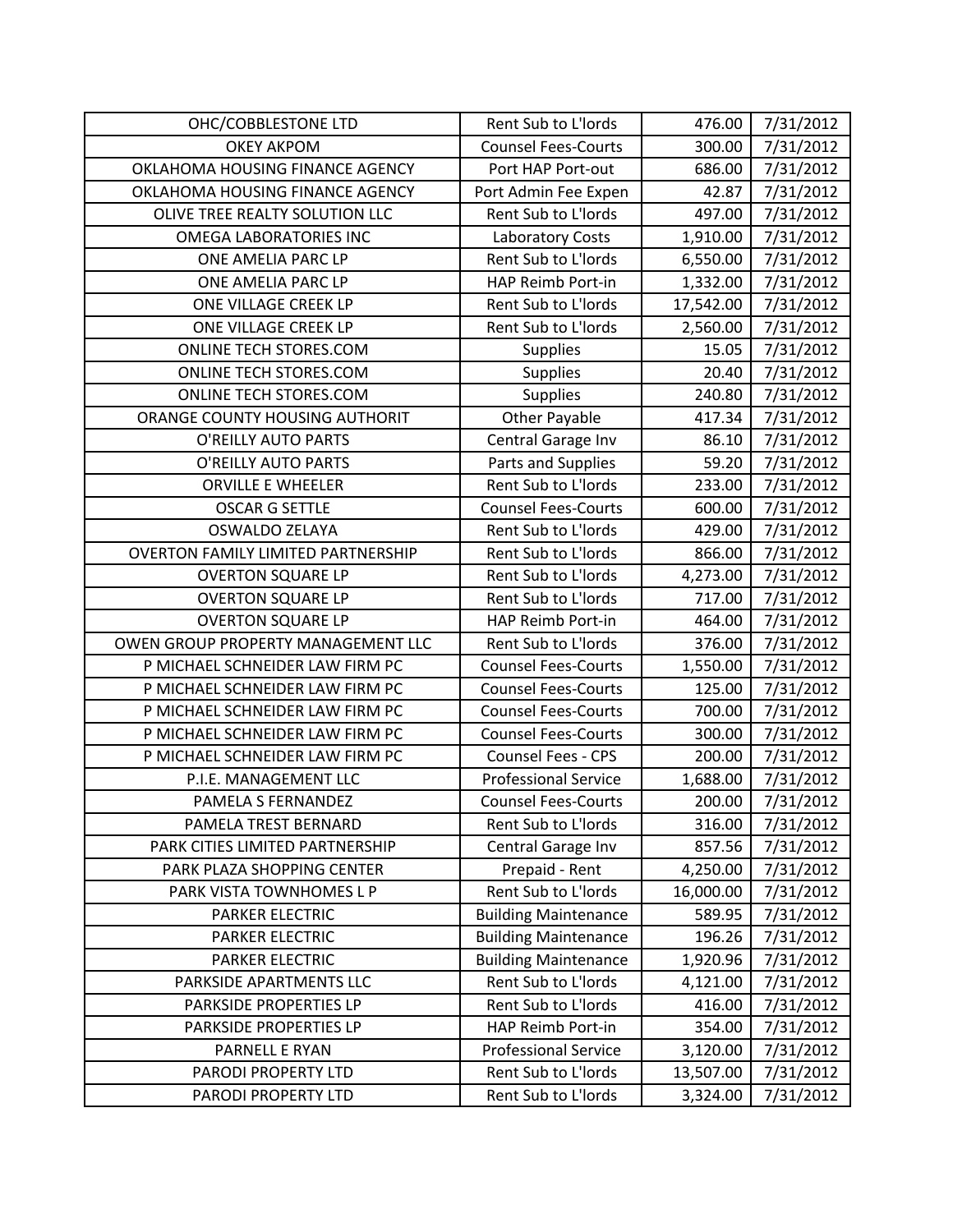| OHC/COBBLESTONE LTD | Rent Sub to L'lords | 476.00 | 7/31/2012 |
|---|---|---|---|
| OKEY AKPOM | Counsel Fees-Courts | 300.00 | 7/31/2012 |
| OKLAHOMA HOUSING FINANCE AGENCY | Port HAP Port-out | 686.00 | 7/31/2012 |
| OKLAHOMA HOUSING FINANCE AGENCY | Port Admin Fee Expen | 42.87 | 7/31/2012 |
| OLIVE TREE REALTY SOLUTION LLC | Rent Sub to L'lords | 497.00 | 7/31/2012 |
| OMEGA LABORATORIES INC | Laboratory Costs | 1,910.00 | 7/31/2012 |
| ONE AMELIA PARC LP | Rent Sub to L'lords | 6,550.00 | 7/31/2012 |
| ONE AMELIA PARC LP | HAP Reimb Port-in | 1,332.00 | 7/31/2012 |
| ONE VILLAGE CREEK LP | Rent Sub to L'lords | 17,542.00 | 7/31/2012 |
| ONE VILLAGE CREEK LP | Rent Sub to L'lords | 2,560.00 | 7/31/2012 |
| ONLINE TECH STORES.COM | Supplies | 15.05 | 7/31/2012 |
| ONLINE TECH STORES.COM | Supplies | 20.40 | 7/31/2012 |
| ONLINE TECH STORES.COM | Supplies | 240.80 | 7/31/2012 |
| ORANGE COUNTY HOUSING AUTHORIT | Other Payable | 417.34 | 7/31/2012 |
| O'REILLY AUTO PARTS | Central Garage Inv | 86.10 | 7/31/2012 |
| O'REILLY AUTO PARTS | Parts and Supplies | 59.20 | 7/31/2012 |
| ORVILLE E WHEELER | Rent Sub to L'lords | 233.00 | 7/31/2012 |
| OSCAR G SETTLE | Counsel Fees-Courts | 600.00 | 7/31/2012 |
| OSWALDO ZELAYA | Rent Sub to L'lords | 429.00 | 7/31/2012 |
| OVERTON FAMILY LIMITED PARTNERSHIP | Rent Sub to L'lords | 866.00 | 7/31/2012 |
| OVERTON SQUARE LP | Rent Sub to L'lords | 4,273.00 | 7/31/2012 |
| OVERTON SQUARE LP | Rent Sub to L'lords | 717.00 | 7/31/2012 |
| OVERTON SQUARE LP | HAP Reimb Port-in | 464.00 | 7/31/2012 |
| OWEN GROUP PROPERTY MANAGEMENT LLC | Rent Sub to L'lords | 376.00 | 7/31/2012 |
| P MICHAEL SCHNEIDER LAW FIRM PC | Counsel Fees-Courts | 1,550.00 | 7/31/2012 |
| P MICHAEL SCHNEIDER LAW FIRM PC | Counsel Fees-Courts | 125.00 | 7/31/2012 |
| P MICHAEL SCHNEIDER LAW FIRM PC | Counsel Fees-Courts | 700.00 | 7/31/2012 |
| P MICHAEL SCHNEIDER LAW FIRM PC | Counsel Fees-Courts | 300.00 | 7/31/2012 |
| P MICHAEL SCHNEIDER LAW FIRM PC | Counsel Fees - CPS | 200.00 | 7/31/2012 |
| P.I.E. MANAGEMENT LLC | Professional Service | 1,688.00 | 7/31/2012 |
| PAMELA S FERNANDEZ | Counsel Fees-Courts | 200.00 | 7/31/2012 |
| PAMELA TREST BERNARD | Rent Sub to L'lords | 316.00 | 7/31/2012 |
| PARK CITIES LIMITED PARTNERSHIP | Central Garage Inv | 857.56 | 7/31/2012 |
| PARK PLAZA SHOPPING CENTER | Prepaid - Rent | 4,250.00 | 7/31/2012 |
| PARK VISTA TOWNHOMES L P | Rent Sub to L'lords | 16,000.00 | 7/31/2012 |
| PARKER ELECTRIC | Building Maintenance | 589.95 | 7/31/2012 |
| PARKER ELECTRIC | Building Maintenance | 196.26 | 7/31/2012 |
| PARKER ELECTRIC | Building Maintenance | 1,920.96 | 7/31/2012 |
| PARKSIDE APARTMENTS LLC | Rent Sub to L'lords | 4,121.00 | 7/31/2012 |
| PARKSIDE PROPERTIES LP | Rent Sub to L'lords | 416.00 | 7/31/2012 |
| PARKSIDE PROPERTIES LP | HAP Reimb Port-in | 354.00 | 7/31/2012 |
| PARNELL E RYAN | Professional Service | 3,120.00 | 7/31/2012 |
| PARODI PROPERTY LTD | Rent Sub to L'lords | 13,507.00 | 7/31/2012 |
| PARODI PROPERTY LTD | Rent Sub to L'lords | 3,324.00 | 7/31/2012 |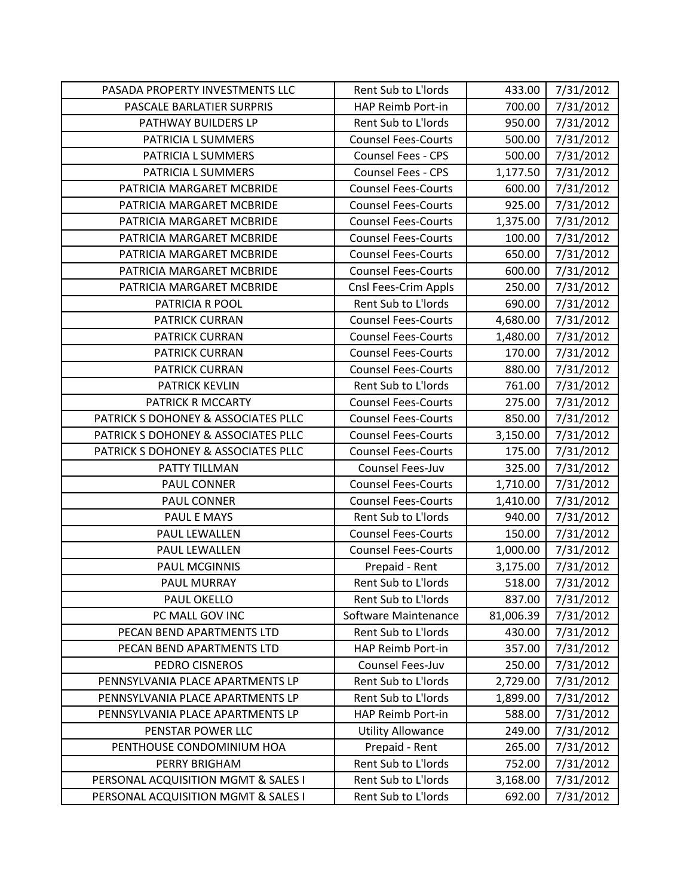| PASADA PROPERTY INVESTMENTS LLC | Rent Sub to L'lords | 433.00 | 7/31/2012 |
|---|---|---|---|
| PASCALE BARLATIER SURPRIS | HAP Reimb Port-in | 700.00 | 7/31/2012 |
| PATHWAY BUILDERS LP | Rent Sub to L'lords | 950.00 | 7/31/2012 |
| PATRICIA L SUMMERS | Counsel Fees-Courts | 500.00 | 7/31/2012 |
| PATRICIA L SUMMERS | Counsel Fees - CPS | 500.00 | 7/31/2012 |
| PATRICIA L SUMMERS | Counsel Fees - CPS | 1,177.50 | 7/31/2012 |
| PATRICIA MARGARET MCBRIDE | Counsel Fees-Courts | 600.00 | 7/31/2012 |
| PATRICIA MARGARET MCBRIDE | Counsel Fees-Courts | 925.00 | 7/31/2012 |
| PATRICIA MARGARET MCBRIDE | Counsel Fees-Courts | 1,375.00 | 7/31/2012 |
| PATRICIA MARGARET MCBRIDE | Counsel Fees-Courts | 100.00 | 7/31/2012 |
| PATRICIA MARGARET MCBRIDE | Counsel Fees-Courts | 650.00 | 7/31/2012 |
| PATRICIA MARGARET MCBRIDE | Counsel Fees-Courts | 600.00 | 7/31/2012 |
| PATRICIA MARGARET MCBRIDE | Cnsl Fees-Crim Appls | 250.00 | 7/31/2012 |
| PATRICIA R POOL | Rent Sub to L'lords | 690.00 | 7/31/2012 |
| PATRICK CURRAN | Counsel Fees-Courts | 4,680.00 | 7/31/2012 |
| PATRICK CURRAN | Counsel Fees-Courts | 1,480.00 | 7/31/2012 |
| PATRICK CURRAN | Counsel Fees-Courts | 170.00 | 7/31/2012 |
| PATRICK CURRAN | Counsel Fees-Courts | 880.00 | 7/31/2012 |
| PATRICK KEVLIN | Rent Sub to L'lords | 761.00 | 7/31/2012 |
| PATRICK R MCCARTY | Counsel Fees-Courts | 275.00 | 7/31/2012 |
| PATRICK S DOHONEY & ASSOCIATES PLLC | Counsel Fees-Courts | 850.00 | 7/31/2012 |
| PATRICK S DOHONEY & ASSOCIATES PLLC | Counsel Fees-Courts | 3,150.00 | 7/31/2012 |
| PATRICK S DOHONEY & ASSOCIATES PLLC | Counsel Fees-Courts | 175.00 | 7/31/2012 |
| PATTY TILLMAN | Counsel Fees-Juv | 325.00 | 7/31/2012 |
| PAUL CONNER | Counsel Fees-Courts | 1,710.00 | 7/31/2012 |
| PAUL CONNER | Counsel Fees-Courts | 1,410.00 | 7/31/2012 |
| PAUL E MAYS | Rent Sub to L'lords | 940.00 | 7/31/2012 |
| PAUL LEWALLEN | Counsel Fees-Courts | 150.00 | 7/31/2012 |
| PAUL LEWALLEN | Counsel Fees-Courts | 1,000.00 | 7/31/2012 |
| PAUL MCGINNIS | Prepaid - Rent | 3,175.00 | 7/31/2012 |
| PAUL MURRAY | Rent Sub to L'lords | 518.00 | 7/31/2012 |
| PAUL OKELLO | Rent Sub to L'lords | 837.00 | 7/31/2012 |
| PC MALL GOV INC | Software Maintenance | 81,006.39 | 7/31/2012 |
| PECAN BEND APARTMENTS LTD | Rent Sub to L'lords | 430.00 | 7/31/2012 |
| PECAN BEND APARTMENTS LTD | HAP Reimb Port-in | 357.00 | 7/31/2012 |
| PEDRO CISNEROS | Counsel Fees-Juv | 250.00 | 7/31/2012 |
| PENNSYLVANIA PLACE APARTMENTS LP | Rent Sub to L'lords | 2,729.00 | 7/31/2012 |
| PENNSYLVANIA PLACE APARTMENTS LP | Rent Sub to L'lords | 1,899.00 | 7/31/2012 |
| PENNSYLVANIA PLACE APARTMENTS LP | HAP Reimb Port-in | 588.00 | 7/31/2012 |
| PENSTAR POWER LLC | Utility Allowance | 249.00 | 7/31/2012 |
| PENTHOUSE CONDOMINIUM HOA | Prepaid - Rent | 265.00 | 7/31/2012 |
| PERRY BRIGHAM | Rent Sub to L'lords | 752.00 | 7/31/2012 |
| PERSONAL ACQUISITION MGMT & SALES I | Rent Sub to L'lords | 3,168.00 | 7/31/2012 |
| PERSONAL ACQUISITION MGMT & SALES I | Rent Sub to L'lords | 692.00 | 7/31/2012 |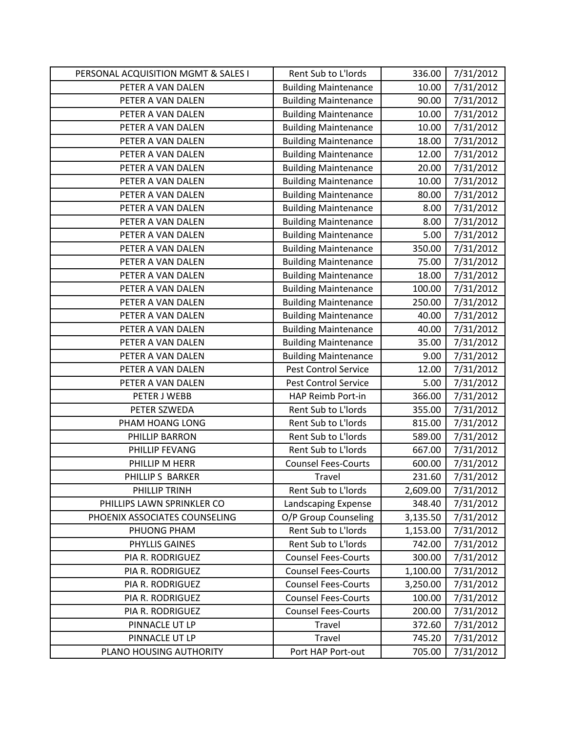| PERSONAL ACQUISITION MGMT & SALES I | Rent Sub to L'lords | 336.00 | 7/31/2012 |
|---|---|---|---|
| PETER A VAN DALEN | Building Maintenance | 10.00 | 7/31/2012 |
| PETER A VAN DALEN | Building Maintenance | 90.00 | 7/31/2012 |
| PETER A VAN DALEN | Building Maintenance | 10.00 | 7/31/2012 |
| PETER A VAN DALEN | Building Maintenance | 10.00 | 7/31/2012 |
| PETER A VAN DALEN | Building Maintenance | 18.00 | 7/31/2012 |
| PETER A VAN DALEN | Building Maintenance | 12.00 | 7/31/2012 |
| PETER A VAN DALEN | Building Maintenance | 20.00 | 7/31/2012 |
| PETER A VAN DALEN | Building Maintenance | 10.00 | 7/31/2012 |
| PETER A VAN DALEN | Building Maintenance | 80.00 | 7/31/2012 |
| PETER A VAN DALEN | Building Maintenance | 8.00 | 7/31/2012 |
| PETER A VAN DALEN | Building Maintenance | 8.00 | 7/31/2012 |
| PETER A VAN DALEN | Building Maintenance | 5.00 | 7/31/2012 |
| PETER A VAN DALEN | Building Maintenance | 350.00 | 7/31/2012 |
| PETER A VAN DALEN | Building Maintenance | 75.00 | 7/31/2012 |
| PETER A VAN DALEN | Building Maintenance | 18.00 | 7/31/2012 |
| PETER A VAN DALEN | Building Maintenance | 100.00 | 7/31/2012 |
| PETER A VAN DALEN | Building Maintenance | 250.00 | 7/31/2012 |
| PETER A VAN DALEN | Building Maintenance | 40.00 | 7/31/2012 |
| PETER A VAN DALEN | Building Maintenance | 40.00 | 7/31/2012 |
| PETER A VAN DALEN | Building Maintenance | 35.00 | 7/31/2012 |
| PETER A VAN DALEN | Building Maintenance | 9.00 | 7/31/2012 |
| PETER A VAN DALEN | Pest Control Service | 12.00 | 7/31/2012 |
| PETER A VAN DALEN | Pest Control Service | 5.00 | 7/31/2012 |
| PETER J WEBB | HAP Reimb Port-in | 366.00 | 7/31/2012 |
| PETER SZWEDA | Rent Sub to L'lords | 355.00 | 7/31/2012 |
| PHAM HOANG LONG | Rent Sub to L'lords | 815.00 | 7/31/2012 |
| PHILLIP BARRON | Rent Sub to L'lords | 589.00 | 7/31/2012 |
| PHILLIP FEVANG | Rent Sub to L'lords | 667.00 | 7/31/2012 |
| PHILLIP M HERR | Counsel Fees-Courts | 600.00 | 7/31/2012 |
| PHILLIP S BARKER | Travel | 231.60 | 7/31/2012 |
| PHILLIP TRINH | Rent Sub to L'lords | 2,609.00 | 7/31/2012 |
| PHILLIPS LAWN SPRINKLER CO | Landscaping Expense | 348.40 | 7/31/2012 |
| PHOENIX ASSOCIATES COUNSELING | O/P Group Counseling | 3,135.50 | 7/31/2012 |
| PHUONG PHAM | Rent Sub to L'lords | 1,153.00 | 7/31/2012 |
| PHYLLIS GAINES | Rent Sub to L'lords | 742.00 | 7/31/2012 |
| PIA R. RODRIGUEZ | Counsel Fees-Courts | 300.00 | 7/31/2012 |
| PIA R. RODRIGUEZ | Counsel Fees-Courts | 1,100.00 | 7/31/2012 |
| PIA R. RODRIGUEZ | Counsel Fees-Courts | 3,250.00 | 7/31/2012 |
| PIA R. RODRIGUEZ | Counsel Fees-Courts | 100.00 | 7/31/2012 |
| PIA R. RODRIGUEZ | Counsel Fees-Courts | 200.00 | 7/31/2012 |
| PINNACLE UT LP | Travel | 372.60 | 7/31/2012 |
| PINNACLE UT LP | Travel | 745.20 | 7/31/2012 |
| PLANO HOUSING AUTHORITY | Port HAP Port-out | 705.00 | 7/31/2012 |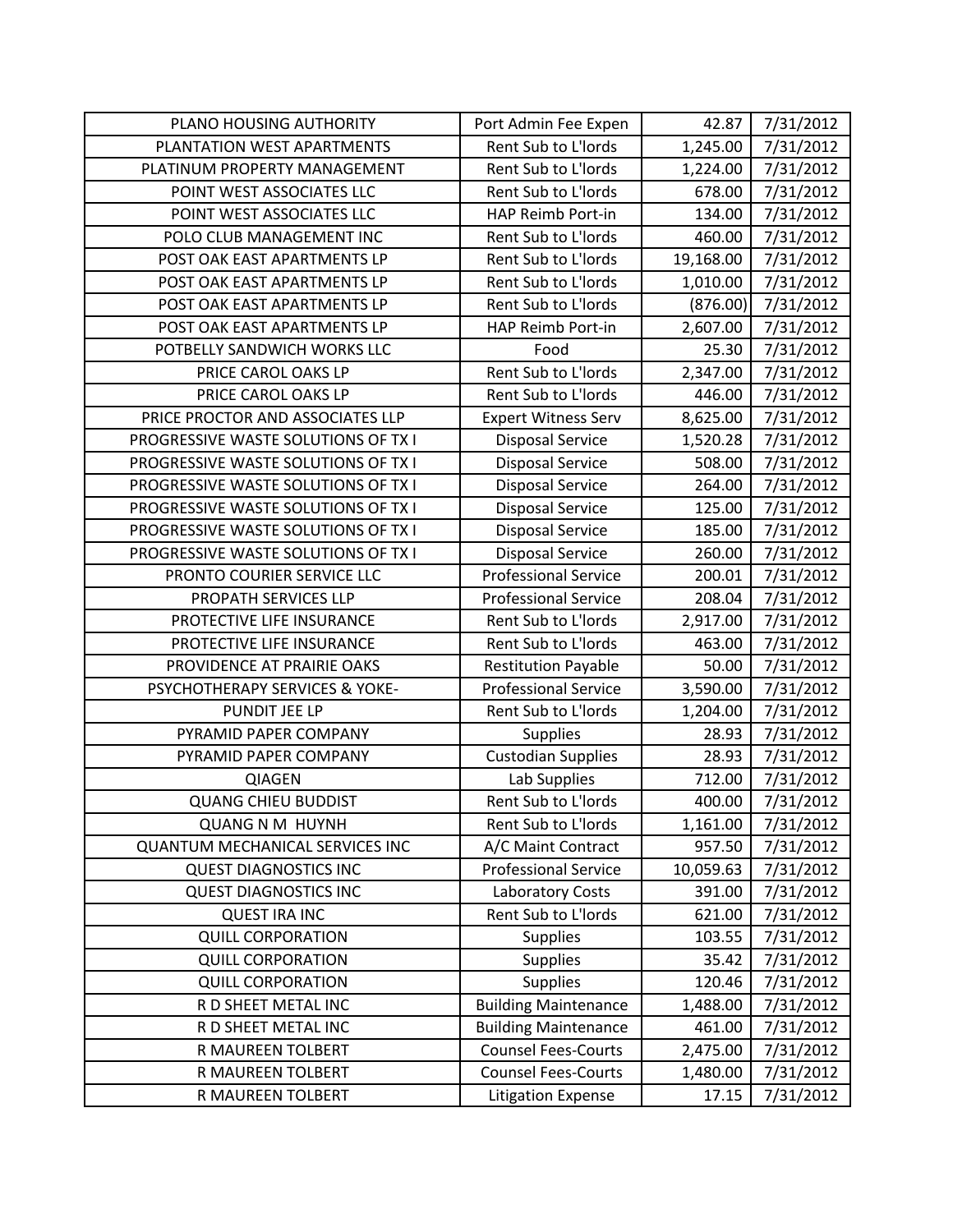| | | | |
|---|---|---|---|
| PLANO HOUSING AUTHORITY | Port Admin Fee Expen | 42.87 | 7/31/2012 |
| PLANTATION WEST APARTMENTS | Rent Sub to L'lords | 1,245.00 | 7/31/2012 |
| PLATINUM PROPERTY MANAGEMENT | Rent Sub to L'lords | 1,224.00 | 7/31/2012 |
| POINT WEST ASSOCIATES LLC | Rent Sub to L'lords | 678.00 | 7/31/2012 |
| POINT WEST ASSOCIATES LLC | HAP Reimb Port-in | 134.00 | 7/31/2012 |
| POLO CLUB MANAGEMENT INC | Rent Sub to L'lords | 460.00 | 7/31/2012 |
| POST OAK EAST APARTMENTS LP | Rent Sub to L'lords | 19,168.00 | 7/31/2012 |
| POST OAK EAST APARTMENTS LP | Rent Sub to L'lords | 1,010.00 | 7/31/2012 |
| POST OAK EAST APARTMENTS LP | Rent Sub to L'lords | (876.00) | 7/31/2012 |
| POST OAK EAST APARTMENTS LP | HAP Reimb Port-in | 2,607.00 | 7/31/2012 |
| POTBELLY SANDWICH WORKS LLC | Food | 25.30 | 7/31/2012 |
| PRICE CAROL OAKS LP | Rent Sub to L'lords | 2,347.00 | 7/31/2012 |
| PRICE CAROL OAKS LP | Rent Sub to L'lords | 446.00 | 7/31/2012 |
| PRICE PROCTOR AND ASSOCIATES LLP | Expert Witness Serv | 8,625.00 | 7/31/2012 |
| PROGRESSIVE WASTE SOLUTIONS OF TX I | Disposal Service | 1,520.28 | 7/31/2012 |
| PROGRESSIVE WASTE SOLUTIONS OF TX I | Disposal Service | 508.00 | 7/31/2012 |
| PROGRESSIVE WASTE SOLUTIONS OF TX I | Disposal Service | 264.00 | 7/31/2012 |
| PROGRESSIVE WASTE SOLUTIONS OF TX I | Disposal Service | 125.00 | 7/31/2012 |
| PROGRESSIVE WASTE SOLUTIONS OF TX I | Disposal Service | 185.00 | 7/31/2012 |
| PROGRESSIVE WASTE SOLUTIONS OF TX I | Disposal Service | 260.00 | 7/31/2012 |
| PRONTO COURIER SERVICE LLC | Professional Service | 200.01 | 7/31/2012 |
| PROPATH SERVICES LLP | Professional Service | 208.04 | 7/31/2012 |
| PROTECTIVE LIFE INSURANCE | Rent Sub to L'lords | 2,917.00 | 7/31/2012 |
| PROTECTIVE LIFE INSURANCE | Rent Sub to L'lords | 463.00 | 7/31/2012 |
| PROVIDENCE AT PRAIRIE OAKS | Restitution Payable | 50.00 | 7/31/2012 |
| PSYCHOTHERAPY SERVICES & YOKE- | Professional Service | 3,590.00 | 7/31/2012 |
| PUNDIT JEE LP | Rent Sub to L'lords | 1,204.00 | 7/31/2012 |
| PYRAMID PAPER COMPANY | Supplies | 28.93 | 7/31/2012 |
| PYRAMID PAPER COMPANY | Custodian Supplies | 28.93 | 7/31/2012 |
| QIAGEN | Lab Supplies | 712.00 | 7/31/2012 |
| QUANG CHIEU BUDDIST | Rent Sub to L'lords | 400.00 | 7/31/2012 |
| QUANG N M HUYNH | Rent Sub to L'lords | 1,161.00 | 7/31/2012 |
| QUANTUM MECHANICAL SERVICES INC | A/C Maint Contract | 957.50 | 7/31/2012 |
| QUEST DIAGNOSTICS INC | Professional Service | 10,059.63 | 7/31/2012 |
| QUEST DIAGNOSTICS INC | Laboratory Costs | 391.00 | 7/31/2012 |
| QUEST IRA INC | Rent Sub to L'lords | 621.00 | 7/31/2012 |
| QUILL CORPORATION | Supplies | 103.55 | 7/31/2012 |
| QUILL CORPORATION | Supplies | 35.42 | 7/31/2012 |
| QUILL CORPORATION | Supplies | 120.46 | 7/31/2012 |
| R D SHEET METAL INC | Building Maintenance | 1,488.00 | 7/31/2012 |
| R D SHEET METAL INC | Building Maintenance | 461.00 | 7/31/2012 |
| R MAUREEN TOLBERT | Counsel Fees-Courts | 2,475.00 | 7/31/2012 |
| R MAUREEN TOLBERT | Counsel Fees-Courts | 1,480.00 | 7/31/2012 |
| R MAUREEN TOLBERT | Litigation Expense | 17.15 | 7/31/2012 |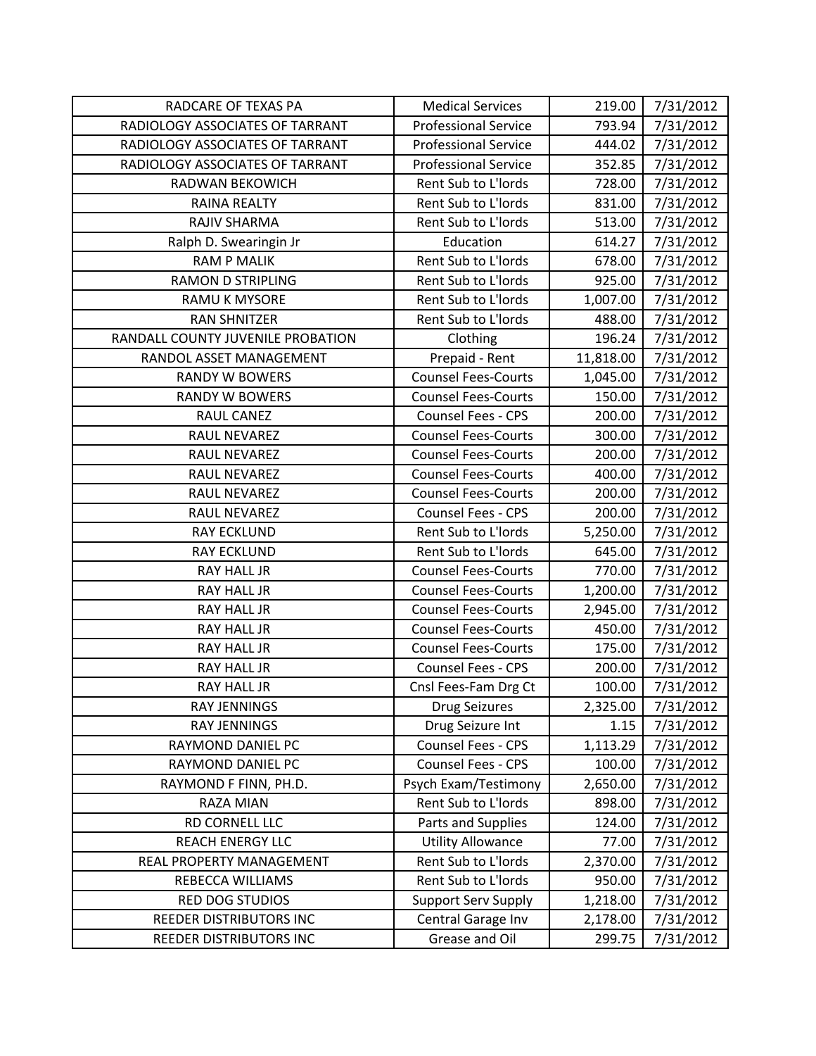| | | | |
|---|---|---|---|
| RADCARE OF TEXAS PA | Medical Services | 219.00 | 7/31/2012 |
| RADIOLOGY ASSOCIATES OF TARRANT | Professional Service | 793.94 | 7/31/2012 |
| RADIOLOGY ASSOCIATES OF TARRANT | Professional Service | 444.02 | 7/31/2012 |
| RADIOLOGY ASSOCIATES OF TARRANT | Professional Service | 352.85 | 7/31/2012 |
| RADWAN BEKOWICH | Rent Sub to L'lords | 728.00 | 7/31/2012 |
| RAINA REALTY | Rent Sub to L'lords | 831.00 | 7/31/2012 |
| RAJIV SHARMA | Rent Sub to L'lords | 513.00 | 7/31/2012 |
| Ralph D. Swearingin Jr | Education | 614.27 | 7/31/2012 |
| RAM P MALIK | Rent Sub to L'lords | 678.00 | 7/31/2012 |
| RAMON D STRIPLING | Rent Sub to L'lords | 925.00 | 7/31/2012 |
| RAMU K MYSORE | Rent Sub to L'lords | 1,007.00 | 7/31/2012 |
| RAN SHNITZER | Rent Sub to L'lords | 488.00 | 7/31/2012 |
| RANDALL COUNTY JUVENILE PROBATION | Clothing | 196.24 | 7/31/2012 |
| RANDOL ASSET MANAGEMENT | Prepaid - Rent | 11,818.00 | 7/31/2012 |
| RANDY W BOWERS | Counsel Fees-Courts | 1,045.00 | 7/31/2012 |
| RANDY W BOWERS | Counsel Fees-Courts | 150.00 | 7/31/2012 |
| RAUL CANEZ | Counsel Fees - CPS | 200.00 | 7/31/2012 |
| RAUL NEVAREZ | Counsel Fees-Courts | 300.00 | 7/31/2012 |
| RAUL NEVAREZ | Counsel Fees-Courts | 200.00 | 7/31/2012 |
| RAUL NEVAREZ | Counsel Fees-Courts | 400.00 | 7/31/2012 |
| RAUL NEVAREZ | Counsel Fees-Courts | 200.00 | 7/31/2012 |
| RAUL NEVAREZ | Counsel Fees - CPS | 200.00 | 7/31/2012 |
| RAY ECKLUND | Rent Sub to L'lords | 5,250.00 | 7/31/2012 |
| RAY ECKLUND | Rent Sub to L'lords | 645.00 | 7/31/2012 |
| RAY HALL JR | Counsel Fees-Courts | 770.00 | 7/31/2012 |
| RAY HALL JR | Counsel Fees-Courts | 1,200.00 | 7/31/2012 |
| RAY HALL JR | Counsel Fees-Courts | 2,945.00 | 7/31/2012 |
| RAY HALL JR | Counsel Fees-Courts | 450.00 | 7/31/2012 |
| RAY HALL JR | Counsel Fees-Courts | 175.00 | 7/31/2012 |
| RAY HALL JR | Counsel Fees - CPS | 200.00 | 7/31/2012 |
| RAY HALL JR | Cnsl Fees-Fam Drg Ct | 100.00 | 7/31/2012 |
| RAY JENNINGS | Drug Seizures | 2,325.00 | 7/31/2012 |
| RAY JENNINGS | Drug Seizure Int | 1.15 | 7/31/2012 |
| RAYMOND DANIEL PC | Counsel Fees - CPS | 1,113.29 | 7/31/2012 |
| RAYMOND DANIEL PC | Counsel Fees - CPS | 100.00 | 7/31/2012 |
| RAYMOND F FINN, PH.D. | Psych Exam/Testimony | 2,650.00 | 7/31/2012 |
| RAZA MIAN | Rent Sub to L'lords | 898.00 | 7/31/2012 |
| RD CORNELL LLC | Parts and Supplies | 124.00 | 7/31/2012 |
| REACH ENERGY LLC | Utility Allowance | 77.00 | 7/31/2012 |
| REAL PROPERTY MANAGEMENT | Rent Sub to L'lords | 2,370.00 | 7/31/2012 |
| REBECCA WILLIAMS | Rent Sub to L'lords | 950.00 | 7/31/2012 |
| RED DOG STUDIOS | Support Serv Supply | 1,218.00 | 7/31/2012 |
| REEDER DISTRIBUTORS INC | Central Garage Inv | 2,178.00 | 7/31/2012 |
| REEDER DISTRIBUTORS INC | Grease and Oil | 299.75 | 7/31/2012 |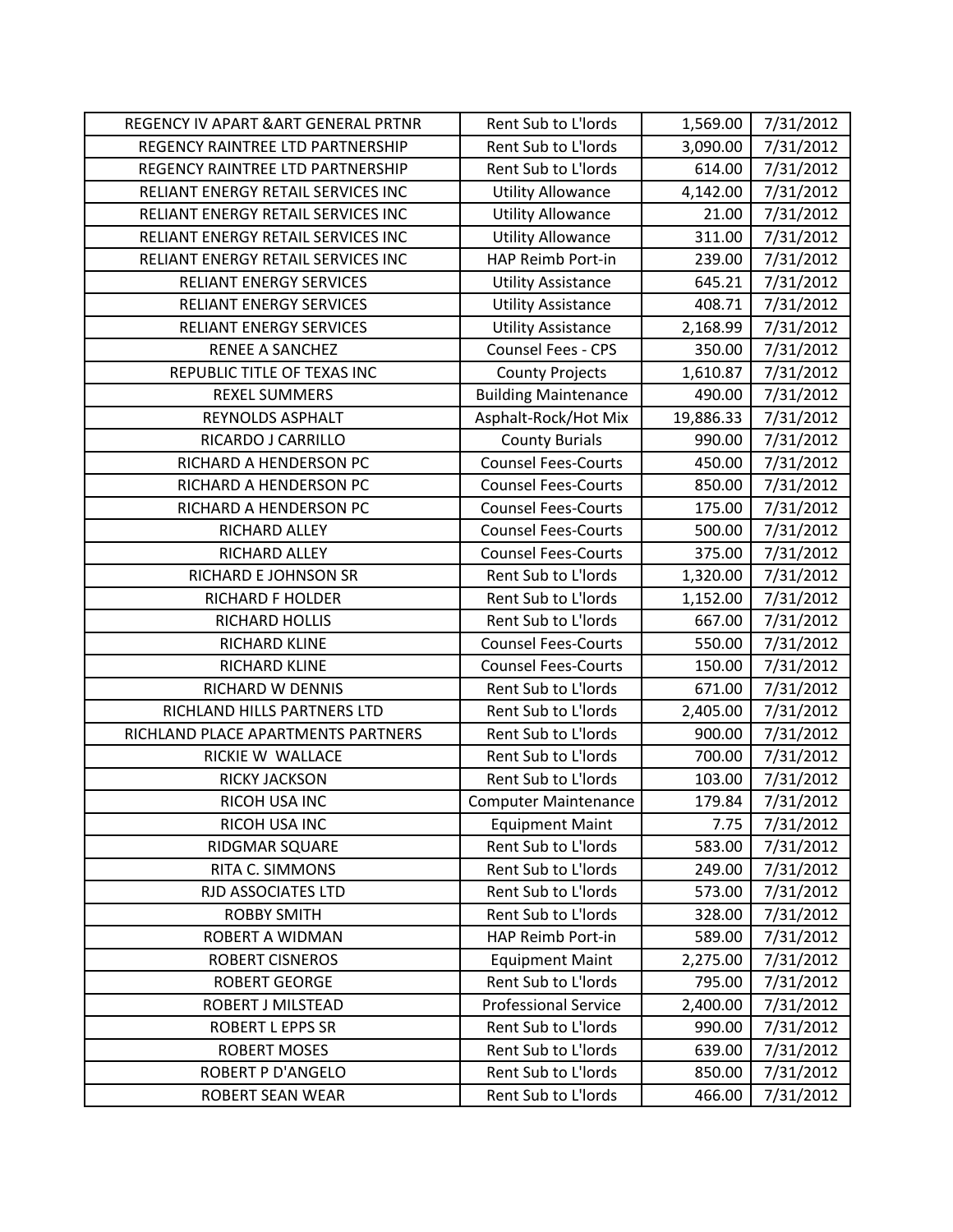| REGENCY IV APART &ART GENERAL PRTNR | Rent Sub to L'lords | 1,569.00 | 7/31/2012 |
|---|---|---|---|
| REGENCY RAINTREE LTD PARTNERSHIP | Rent Sub to L'lords | 3,090.00 | 7/31/2012 |
| REGENCY RAINTREE LTD PARTNERSHIP | Rent Sub to L'lords | 614.00 | 7/31/2012 |
| RELIANT ENERGY RETAIL SERVICES INC | Utility Allowance | 4,142.00 | 7/31/2012 |
| RELIANT ENERGY RETAIL SERVICES INC | Utility Allowance | 21.00 | 7/31/2012 |
| RELIANT ENERGY RETAIL SERVICES INC | Utility Allowance | 311.00 | 7/31/2012 |
| RELIANT ENERGY RETAIL SERVICES INC | HAP Reimb Port-in | 239.00 | 7/31/2012 |
| RELIANT ENERGY SERVICES | Utility Assistance | 645.21 | 7/31/2012 |
| RELIANT ENERGY SERVICES | Utility Assistance | 408.71 | 7/31/2012 |
| RELIANT ENERGY SERVICES | Utility Assistance | 2,168.99 | 7/31/2012 |
| RENEE A SANCHEZ | Counsel Fees - CPS | 350.00 | 7/31/2012 |
| REPUBLIC TITLE OF TEXAS INC | County Projects | 1,610.87 | 7/31/2012 |
| REXEL SUMMERS | Building Maintenance | 490.00 | 7/31/2012 |
| REYNOLDS ASPHALT | Asphalt-Rock/Hot Mix | 19,886.33 | 7/31/2012 |
| RICARDO J CARRILLO | County Burials | 990.00 | 7/31/2012 |
| RICHARD A HENDERSON PC | Counsel Fees-Courts | 450.00 | 7/31/2012 |
| RICHARD A HENDERSON PC | Counsel Fees-Courts | 850.00 | 7/31/2012 |
| RICHARD A HENDERSON PC | Counsel Fees-Courts | 175.00 | 7/31/2012 |
| RICHARD ALLEY | Counsel Fees-Courts | 500.00 | 7/31/2012 |
| RICHARD ALLEY | Counsel Fees-Courts | 375.00 | 7/31/2012 |
| RICHARD E JOHNSON SR | Rent Sub to L'lords | 1,320.00 | 7/31/2012 |
| RICHARD F HOLDER | Rent Sub to L'lords | 1,152.00 | 7/31/2012 |
| RICHARD HOLLIS | Rent Sub to L'lords | 667.00 | 7/31/2012 |
| RICHARD KLINE | Counsel Fees-Courts | 550.00 | 7/31/2012 |
| RICHARD KLINE | Counsel Fees-Courts | 150.00 | 7/31/2012 |
| RICHARD W DENNIS | Rent Sub to L'lords | 671.00 | 7/31/2012 |
| RICHLAND HILLS PARTNERS LTD | Rent Sub to L'lords | 2,405.00 | 7/31/2012 |
| RICHLAND PLACE APARTMENTS PARTNERS | Rent Sub to L'lords | 900.00 | 7/31/2012 |
| RICKIE W WALLACE | Rent Sub to L'lords | 700.00 | 7/31/2012 |
| RICKY JACKSON | Rent Sub to L'lords | 103.00 | 7/31/2012 |
| RICOH USA INC | Computer Maintenance | 179.84 | 7/31/2012 |
| RICOH USA INC | Equipment Maint | 7.75 | 7/31/2012 |
| RIDGMAR SQUARE | Rent Sub to L'lords | 583.00 | 7/31/2012 |
| RITA C. SIMMONS | Rent Sub to L'lords | 249.00 | 7/31/2012 |
| RJD ASSOCIATES LTD | Rent Sub to L'lords | 573.00 | 7/31/2012 |
| ROBBY SMITH | Rent Sub to L'lords | 328.00 | 7/31/2012 |
| ROBERT A WIDMAN | HAP Reimb Port-in | 589.00 | 7/31/2012 |
| ROBERT CISNEROS | Equipment Maint | 2,275.00 | 7/31/2012 |
| ROBERT GEORGE | Rent Sub to L'lords | 795.00 | 7/31/2012 |
| ROBERT J MILSTEAD | Professional Service | 2,400.00 | 7/31/2012 |
| ROBERT L EPPS SR | Rent Sub to L'lords | 990.00 | 7/31/2012 |
| ROBERT MOSES | Rent Sub to L'lords | 639.00 | 7/31/2012 |
| ROBERT P D'ANGELO | Rent Sub to L'lords | 850.00 | 7/31/2012 |
| ROBERT SEAN WEAR | Rent Sub to L'lords | 466.00 | 7/31/2012 |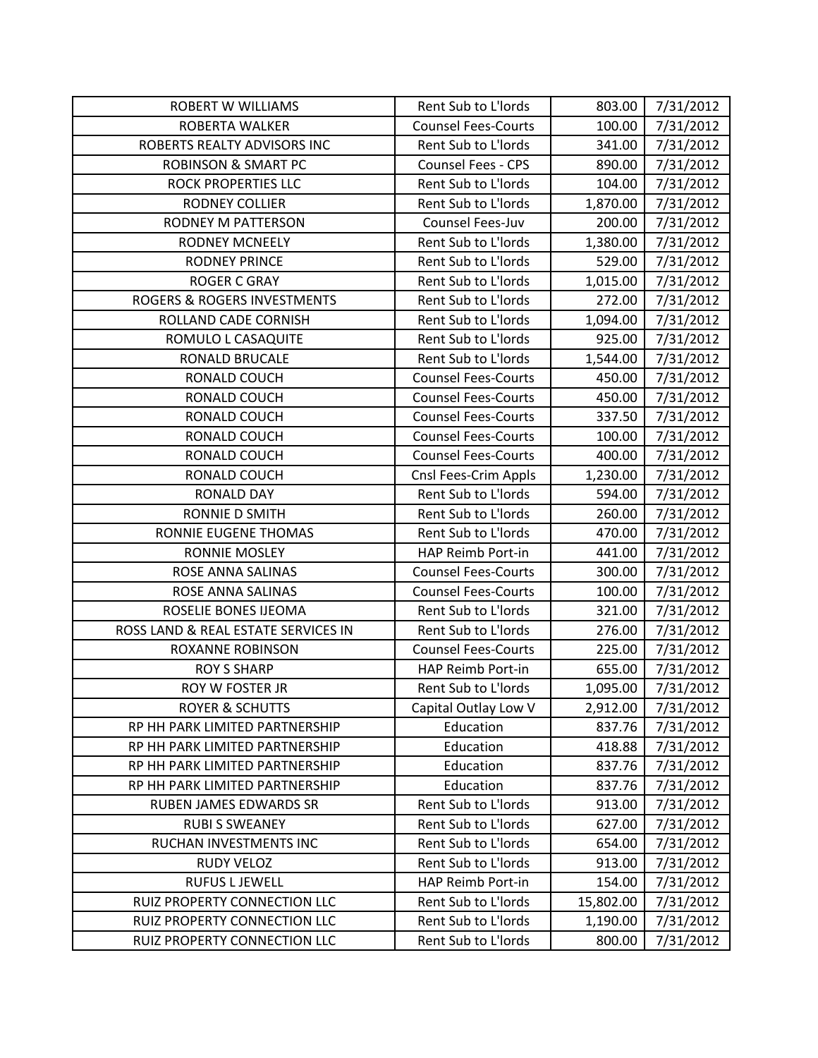| ROBERT W WILLIAMS | Rent Sub to L'lords | 803.00 | 7/31/2012 |
|---|---|---|---|
| ROBERTA WALKER | Counsel Fees-Courts | 100.00 | 7/31/2012 |
| ROBERTS REALTY ADVISORS INC | Rent Sub to L'lords | 341.00 | 7/31/2012 |
| ROBINSON & SMART PC | Counsel Fees - CPS | 890.00 | 7/31/2012 |
| ROCK PROPERTIES LLC | Rent Sub to L'lords | 104.00 | 7/31/2012 |
| RODNEY COLLIER | Rent Sub to L'lords | 1,870.00 | 7/31/2012 |
| RODNEY M PATTERSON | Counsel Fees-Juv | 200.00 | 7/31/2012 |
| RODNEY MCNEELY | Rent Sub to L'lords | 1,380.00 | 7/31/2012 |
| RODNEY PRINCE | Rent Sub to L'lords | 529.00 | 7/31/2012 |
| ROGER C GRAY | Rent Sub to L'lords | 1,015.00 | 7/31/2012 |
| ROGERS & ROGERS INVESTMENTS | Rent Sub to L'lords | 272.00 | 7/31/2012 |
| ROLLAND CADE CORNISH | Rent Sub to L'lords | 1,094.00 | 7/31/2012 |
| ROMULO L CASAQUITE | Rent Sub to L'lords | 925.00 | 7/31/2012 |
| RONALD BRUCALE | Rent Sub to L'lords | 1,544.00 | 7/31/2012 |
| RONALD COUCH | Counsel Fees-Courts | 450.00 | 7/31/2012 |
| RONALD COUCH | Counsel Fees-Courts | 450.00 | 7/31/2012 |
| RONALD COUCH | Counsel Fees-Courts | 337.50 | 7/31/2012 |
| RONALD COUCH | Counsel Fees-Courts | 100.00 | 7/31/2012 |
| RONALD COUCH | Counsel Fees-Courts | 400.00 | 7/31/2012 |
| RONALD COUCH | Cnsl Fees-Crim Appls | 1,230.00 | 7/31/2012 |
| RONALD DAY | Rent Sub to L'lords | 594.00 | 7/31/2012 |
| RONNIE D SMITH | Rent Sub to L'lords | 260.00 | 7/31/2012 |
| RONNIE EUGENE THOMAS | Rent Sub to L'lords | 470.00 | 7/31/2012 |
| RONNIE MOSLEY | HAP Reimb Port-in | 441.00 | 7/31/2012 |
| ROSE ANNA SALINAS | Counsel Fees-Courts | 300.00 | 7/31/2012 |
| ROSE ANNA SALINAS | Counsel Fees-Courts | 100.00 | 7/31/2012 |
| ROSELIE BONES IJEOMA | Rent Sub to L'lords | 321.00 | 7/31/2012 |
| ROSS LAND & REAL ESTATE SERVICES IN | Rent Sub to L'lords | 276.00 | 7/31/2012 |
| ROXANNE ROBINSON | Counsel Fees-Courts | 225.00 | 7/31/2012 |
| ROY S SHARP | HAP Reimb Port-in | 655.00 | 7/31/2012 |
| ROY W FOSTER JR | Rent Sub to L'lords | 1,095.00 | 7/31/2012 |
| ROYER & SCHUTTS | Capital Outlay Low V | 2,912.00 | 7/31/2012 |
| RP HH PARK LIMITED PARTNERSHIP | Education | 837.76 | 7/31/2012 |
| RP HH PARK LIMITED PARTNERSHIP | Education | 418.88 | 7/31/2012 |
| RP HH PARK LIMITED PARTNERSHIP | Education | 837.76 | 7/31/2012 |
| RP HH PARK LIMITED PARTNERSHIP | Education | 837.76 | 7/31/2012 |
| RUBEN JAMES EDWARDS SR | Rent Sub to L'lords | 913.00 | 7/31/2012 |
| RUBI S SWEANEY | Rent Sub to L'lords | 627.00 | 7/31/2012 |
| RUCHAN INVESTMENTS INC | Rent Sub to L'lords | 654.00 | 7/31/2012 |
| RUDY VELOZ | Rent Sub to L'lords | 913.00 | 7/31/2012 |
| RUFUS L JEWELL | HAP Reimb Port-in | 154.00 | 7/31/2012 |
| RUIZ PROPERTY CONNECTION LLC | Rent Sub to L'lords | 15,802.00 | 7/31/2012 |
| RUIZ PROPERTY CONNECTION LLC | Rent Sub to L'lords | 1,190.00 | 7/31/2012 |
| RUIZ PROPERTY CONNECTION LLC | Rent Sub to L'lords | 800.00 | 7/31/2012 |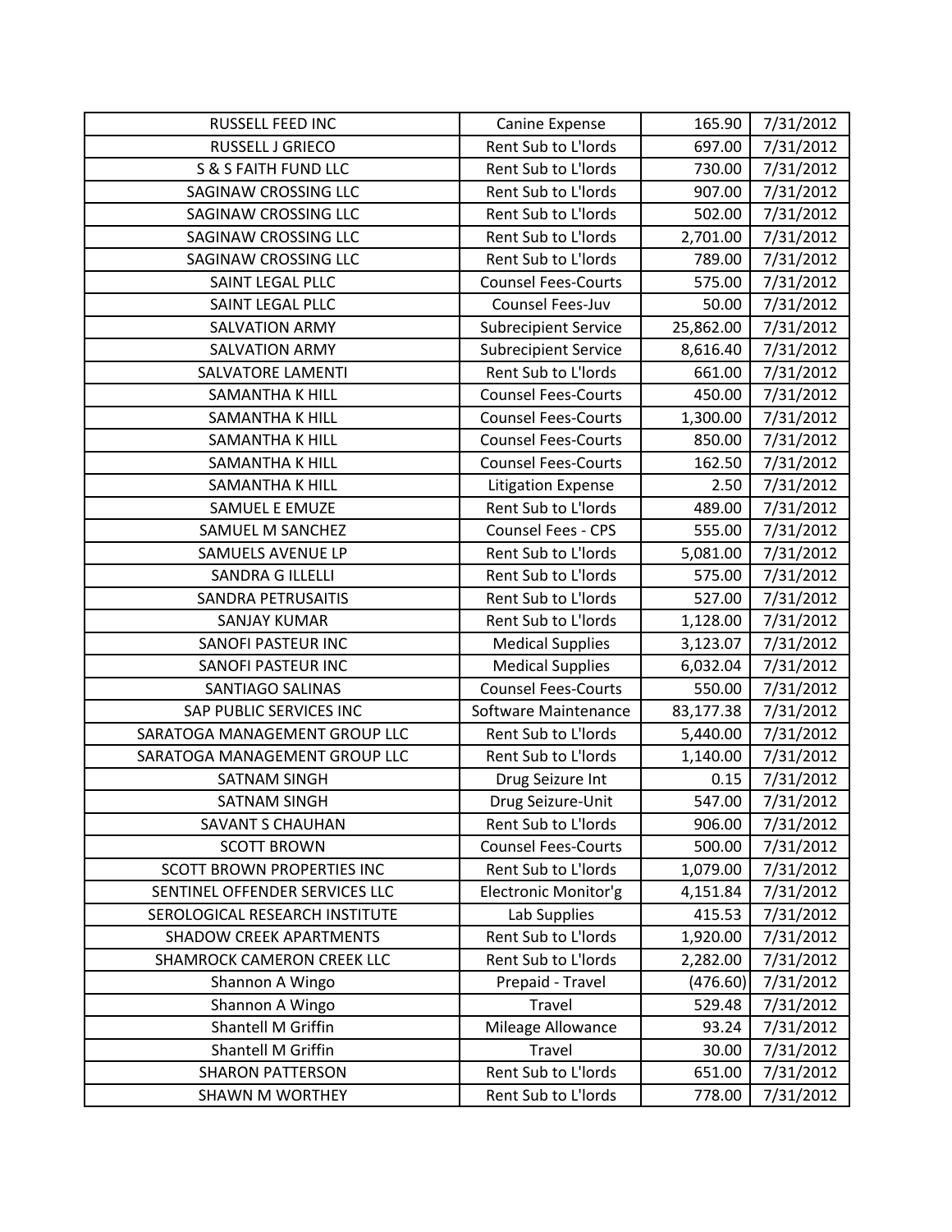| RUSSELL FEED INC | Canine Expense | 165.90 | 7/31/2012 |
|---|---|---|---|
| RUSSELL J GRIECO | Rent Sub to L'lords | 697.00 | 7/31/2012 |
| S & S FAITH FUND LLC | Rent Sub to L'lords | 730.00 | 7/31/2012 |
| SAGINAW CROSSING LLC | Rent Sub to L'lords | 907.00 | 7/31/2012 |
| SAGINAW CROSSING LLC | Rent Sub to L'lords | 502.00 | 7/31/2012 |
| SAGINAW CROSSING LLC | Rent Sub to L'lords | 2,701.00 | 7/31/2012 |
| SAGINAW CROSSING LLC | Rent Sub to L'lords | 789.00 | 7/31/2012 |
| SAINT LEGAL PLLC | Counsel Fees-Courts | 575.00 | 7/31/2012 |
| SAINT LEGAL PLLC | Counsel Fees-Juv | 50.00 | 7/31/2012 |
| SALVATION ARMY | Subrecipient Service | 25,862.00 | 7/31/2012 |
| SALVATION ARMY | Subrecipient Service | 8,616.40 | 7/31/2012 |
| SALVATORE LAMENTI | Rent Sub to L'lords | 661.00 | 7/31/2012 |
| SAMANTHA K HILL | Counsel Fees-Courts | 450.00 | 7/31/2012 |
| SAMANTHA K HILL | Counsel Fees-Courts | 1,300.00 | 7/31/2012 |
| SAMANTHA K HILL | Counsel Fees-Courts | 850.00 | 7/31/2012 |
| SAMANTHA K HILL | Counsel Fees-Courts | 162.50 | 7/31/2012 |
| SAMANTHA K HILL | Litigation Expense | 2.50 | 7/31/2012 |
| SAMUEL E EMUZE | Rent Sub to L'lords | 489.00 | 7/31/2012 |
| SAMUEL M SANCHEZ | Counsel Fees - CPS | 555.00 | 7/31/2012 |
| SAMUELS AVENUE LP | Rent Sub to L'lords | 5,081.00 | 7/31/2012 |
| SANDRA G ILLELLI | Rent Sub to L'lords | 575.00 | 7/31/2012 |
| SANDRA PETRUSAITIS | Rent Sub to L'lords | 527.00 | 7/31/2012 |
| SANJAY KUMAR | Rent Sub to L'lords | 1,128.00 | 7/31/2012 |
| SANOFI PASTEUR INC | Medical Supplies | 3,123.07 | 7/31/2012 |
| SANOFI PASTEUR INC | Medical Supplies | 6,032.04 | 7/31/2012 |
| SANTIAGO SALINAS | Counsel Fees-Courts | 550.00 | 7/31/2012 |
| SAP PUBLIC SERVICES INC | Software Maintenance | 83,177.38 | 7/31/2012 |
| SARATOGA MANAGEMENT GROUP LLC | Rent Sub to L'lords | 5,440.00 | 7/31/2012 |
| SARATOGA MANAGEMENT GROUP LLC | Rent Sub to L'lords | 1,140.00 | 7/31/2012 |
| SATNAM SINGH | Drug Seizure Int | 0.15 | 7/31/2012 |
| SATNAM SINGH | Drug Seizure-Unit | 547.00 | 7/31/2012 |
| SAVANT S CHAUHAN | Rent Sub to L'lords | 906.00 | 7/31/2012 |
| SCOTT BROWN | Counsel Fees-Courts | 500.00 | 7/31/2012 |
| SCOTT BROWN PROPERTIES INC | Rent Sub to L'lords | 1,079.00 | 7/31/2012 |
| SENTINEL OFFENDER SERVICES LLC | Electronic Monitor'g | 4,151.84 | 7/31/2012 |
| SEROLOGICAL RESEARCH INSTITUTE | Lab Supplies | 415.53 | 7/31/2012 |
| SHADOW CREEK APARTMENTS | Rent Sub to L'lords | 1,920.00 | 7/31/2012 |
| SHAMROCK CAMERON CREEK LLC | Rent Sub to L'lords | 2,282.00 | 7/31/2012 |
| Shannon A Wingo | Prepaid - Travel | (476.60) | 7/31/2012 |
| Shannon A Wingo | Travel | 529.48 | 7/31/2012 |
| Shantell M Griffin | Mileage Allowance | 93.24 | 7/31/2012 |
| Shantell M Griffin | Travel | 30.00 | 7/31/2012 |
| SHARON PATTERSON | Rent Sub to L'lords | 651.00 | 7/31/2012 |
| SHAWN M WORTHEY | Rent Sub to L'lords | 778.00 | 7/31/2012 |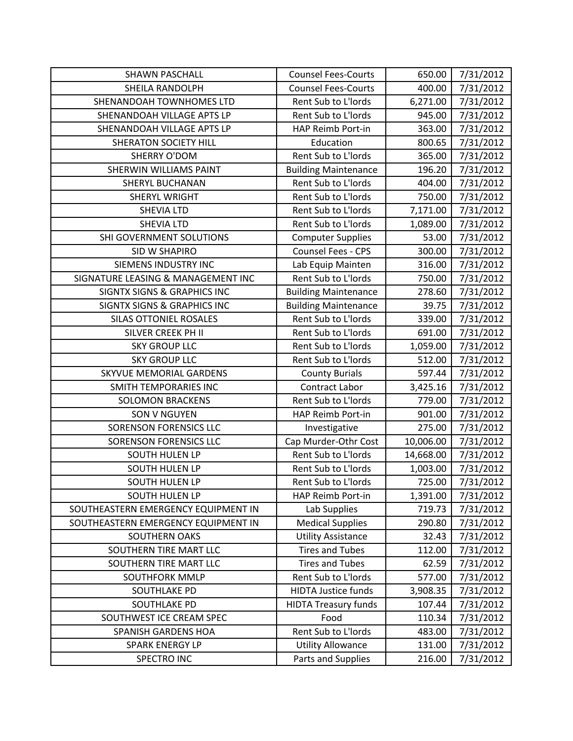| SHAWN PASCHALL | Counsel Fees-Courts | 650.00 | 7/31/2012 |
|---|---|---|---|
| SHEILA RANDOLPH | Counsel Fees-Courts | 400.00 | 7/31/2012 |
| SHENANDOAH TOWNHOMES LTD | Rent Sub to L'lords | 6,271.00 | 7/31/2012 |
| SHENANDOAH VILLAGE APTS LP | Rent Sub to L'lords | 945.00 | 7/31/2012 |
| SHENANDOAH VILLAGE APTS LP | HAP Reimb Port-in | 363.00 | 7/31/2012 |
| SHERATON SOCIETY HILL | Education | 800.65 | 7/31/2012 |
| SHERRY O'DOM | Rent Sub to L'lords | 365.00 | 7/31/2012 |
| SHERWIN WILLIAMS PAINT | Building Maintenance | 196.20 | 7/31/2012 |
| SHERYL BUCHANAN | Rent Sub to L'lords | 404.00 | 7/31/2012 |
| SHERYL WRIGHT | Rent Sub to L'lords | 750.00 | 7/31/2012 |
| SHEVIA LTD | Rent Sub to L'lords | 7,171.00 | 7/31/2012 |
| SHEVIA LTD | Rent Sub to L'lords | 1,089.00 | 7/31/2012 |
| SHI GOVERNMENT SOLUTIONS | Computer Supplies | 53.00 | 7/31/2012 |
| SID W SHAPIRO | Counsel Fees - CPS | 300.00 | 7/31/2012 |
| SIEMENS INDUSTRY INC | Lab Equip Mainten | 316.00 | 7/31/2012 |
| SIGNATURE LEASING & MANAGEMENT INC | Rent Sub to L'lords | 750.00 | 7/31/2012 |
| SIGNTX SIGNS & GRAPHICS INC | Building Maintenance | 278.60 | 7/31/2012 |
| SIGNTX SIGNS & GRAPHICS INC | Building Maintenance | 39.75 | 7/31/2012 |
| SILAS OTTONIEL ROSALES | Rent Sub to L'lords | 339.00 | 7/31/2012 |
| SILVER CREEK PH II | Rent Sub to L'lords | 691.00 | 7/31/2012 |
| SKY GROUP LLC | Rent Sub to L'lords | 1,059.00 | 7/31/2012 |
| SKY GROUP LLC | Rent Sub to L'lords | 512.00 | 7/31/2012 |
| SKYVUE MEMORIAL GARDENS | County Burials | 597.44 | 7/31/2012 |
| SMITH TEMPORARIES INC | Contract Labor | 3,425.16 | 7/31/2012 |
| SOLOMON BRACKENS | Rent Sub to L'lords | 779.00 | 7/31/2012 |
| SON V NGUYEN | HAP Reimb Port-in | 901.00 | 7/31/2012 |
| SORENSON FORENSICS LLC | Investigative | 275.00 | 7/31/2012 |
| SORENSON FORENSICS LLC | Cap Murder-Othr Cost | 10,006.00 | 7/31/2012 |
| SOUTH HULEN LP | Rent Sub to L'lords | 14,668.00 | 7/31/2012 |
| SOUTH HULEN LP | Rent Sub to L'lords | 1,003.00 | 7/31/2012 |
| SOUTH HULEN LP | Rent Sub to L'lords | 725.00 | 7/31/2012 |
| SOUTH HULEN LP | HAP Reimb Port-in | 1,391.00 | 7/31/2012 |
| SOUTHEASTERN EMERGENCY EQUIPMENT IN | Lab Supplies | 719.73 | 7/31/2012 |
| SOUTHEASTERN EMERGENCY EQUIPMENT IN | Medical Supplies | 290.80 | 7/31/2012 |
| SOUTHERN OAKS | Utility Assistance | 32.43 | 7/31/2012 |
| SOUTHERN TIRE MART LLC | Tires and Tubes | 112.00 | 7/31/2012 |
| SOUTHERN TIRE MART LLC | Tires and Tubes | 62.59 | 7/31/2012 |
| SOUTHFORK MMLP | Rent Sub to L'lords | 577.00 | 7/31/2012 |
| SOUTHLAKE PD | HIDTA Justice funds | 3,908.35 | 7/31/2012 |
| SOUTHLAKE PD | HIDTA Treasury funds | 107.44 | 7/31/2012 |
| SOUTHWEST ICE CREAM SPEC | Food | 110.34 | 7/31/2012 |
| SPANISH GARDENS HOA | Rent Sub to L'lords | 483.00 | 7/31/2012 |
| SPARK ENERGY LP | Utility Allowance | 131.00 | 7/31/2012 |
| SPECTRO INC | Parts and Supplies | 216.00 | 7/31/2012 |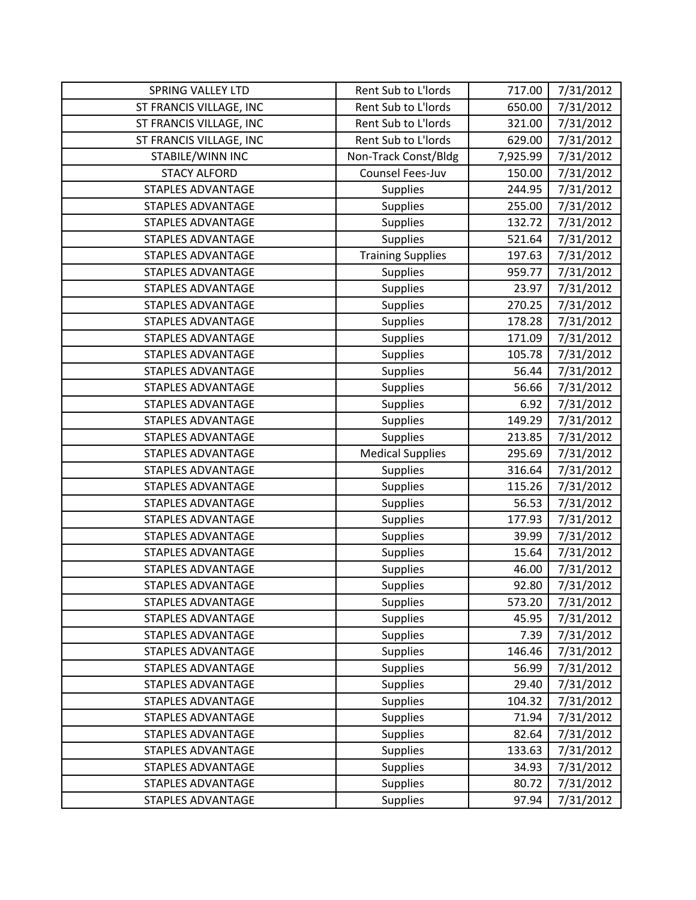| | | | |
|---|---|---|---|
| SPRING VALLEY LTD | Rent Sub to L'lords | 717.00 | 7/31/2012 |
| ST FRANCIS VILLAGE, INC | Rent Sub to L'lords | 650.00 | 7/31/2012 |
| ST FRANCIS VILLAGE, INC | Rent Sub to L'lords | 321.00 | 7/31/2012 |
| ST FRANCIS VILLAGE, INC | Rent Sub to L'lords | 629.00 | 7/31/2012 |
| STABILE/WINN INC | Non-Track Const/Bldg | 7,925.99 | 7/31/2012 |
| STACY ALFORD | Counsel Fees-Juv | 150.00 | 7/31/2012 |
| STAPLES ADVANTAGE | Supplies | 244.95 | 7/31/2012 |
| STAPLES ADVANTAGE | Supplies | 255.00 | 7/31/2012 |
| STAPLES ADVANTAGE | Supplies | 132.72 | 7/31/2012 |
| STAPLES ADVANTAGE | Supplies | 521.64 | 7/31/2012 |
| STAPLES ADVANTAGE | Training Supplies | 197.63 | 7/31/2012 |
| STAPLES ADVANTAGE | Supplies | 959.77 | 7/31/2012 |
| STAPLES ADVANTAGE | Supplies | 23.97 | 7/31/2012 |
| STAPLES ADVANTAGE | Supplies | 270.25 | 7/31/2012 |
| STAPLES ADVANTAGE | Supplies | 178.28 | 7/31/2012 |
| STAPLES ADVANTAGE | Supplies | 171.09 | 7/31/2012 |
| STAPLES ADVANTAGE | Supplies | 105.78 | 7/31/2012 |
| STAPLES ADVANTAGE | Supplies | 56.44 | 7/31/2012 |
| STAPLES ADVANTAGE | Supplies | 56.66 | 7/31/2012 |
| STAPLES ADVANTAGE | Supplies | 6.92 | 7/31/2012 |
| STAPLES ADVANTAGE | Supplies | 149.29 | 7/31/2012 |
| STAPLES ADVANTAGE | Supplies | 213.85 | 7/31/2012 |
| STAPLES ADVANTAGE | Medical Supplies | 295.69 | 7/31/2012 |
| STAPLES ADVANTAGE | Supplies | 316.64 | 7/31/2012 |
| STAPLES ADVANTAGE | Supplies | 115.26 | 7/31/2012 |
| STAPLES ADVANTAGE | Supplies | 56.53 | 7/31/2012 |
| STAPLES ADVANTAGE | Supplies | 177.93 | 7/31/2012 |
| STAPLES ADVANTAGE | Supplies | 39.99 | 7/31/2012 |
| STAPLES ADVANTAGE | Supplies | 15.64 | 7/31/2012 |
| STAPLES ADVANTAGE | Supplies | 46.00 | 7/31/2012 |
| STAPLES ADVANTAGE | Supplies | 92.80 | 7/31/2012 |
| STAPLES ADVANTAGE | Supplies | 573.20 | 7/31/2012 |
| STAPLES ADVANTAGE | Supplies | 45.95 | 7/31/2012 |
| STAPLES ADVANTAGE | Supplies | 7.39 | 7/31/2012 |
| STAPLES ADVANTAGE | Supplies | 146.46 | 7/31/2012 |
| STAPLES ADVANTAGE | Supplies | 56.99 | 7/31/2012 |
| STAPLES ADVANTAGE | Supplies | 29.40 | 7/31/2012 |
| STAPLES ADVANTAGE | Supplies | 104.32 | 7/31/2012 |
| STAPLES ADVANTAGE | Supplies | 71.94 | 7/31/2012 |
| STAPLES ADVANTAGE | Supplies | 82.64 | 7/31/2012 |
| STAPLES ADVANTAGE | Supplies | 133.63 | 7/31/2012 |
| STAPLES ADVANTAGE | Supplies | 34.93 | 7/31/2012 |
| STAPLES ADVANTAGE | Supplies | 80.72 | 7/31/2012 |
| STAPLES ADVANTAGE | Supplies | 97.94 | 7/31/2012 |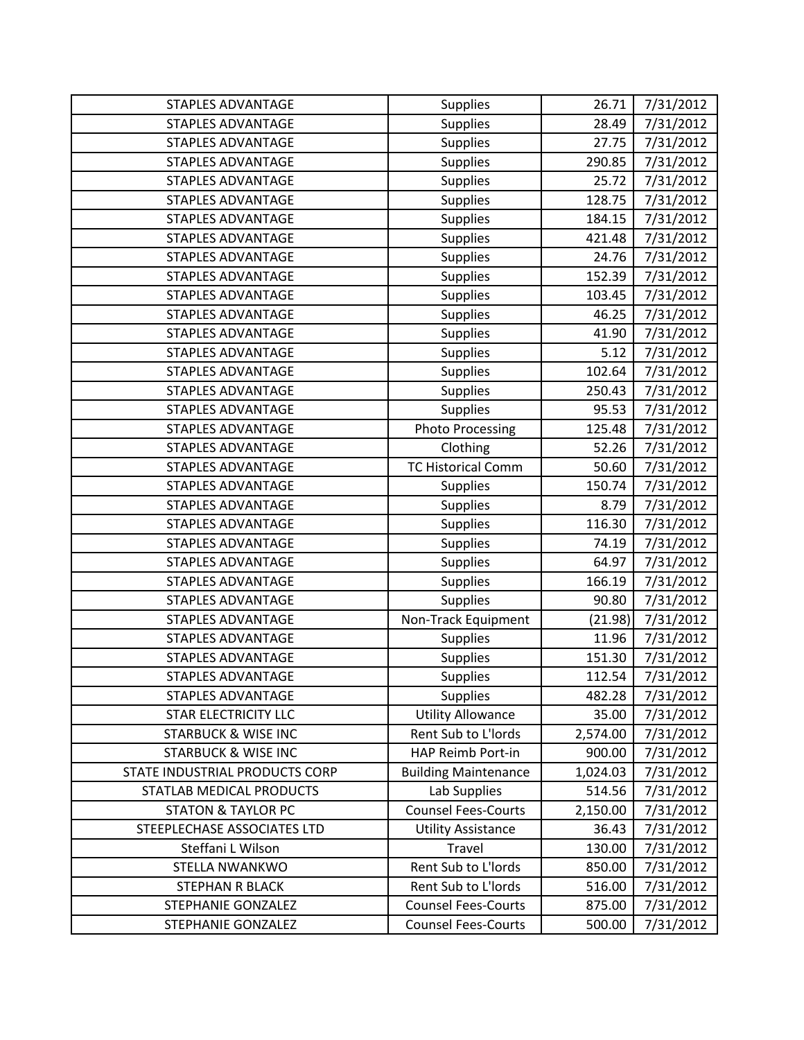| | | | |
|---|---|---|---|
| STAPLES ADVANTAGE | Supplies | 26.71 | 7/31/2012 |
| STAPLES ADVANTAGE | Supplies | 28.49 | 7/31/2012 |
| STAPLES ADVANTAGE | Supplies | 27.75 | 7/31/2012 |
| STAPLES ADVANTAGE | Supplies | 290.85 | 7/31/2012 |
| STAPLES ADVANTAGE | Supplies | 25.72 | 7/31/2012 |
| STAPLES ADVANTAGE | Supplies | 128.75 | 7/31/2012 |
| STAPLES ADVANTAGE | Supplies | 184.15 | 7/31/2012 |
| STAPLES ADVANTAGE | Supplies | 421.48 | 7/31/2012 |
| STAPLES ADVANTAGE | Supplies | 24.76 | 7/31/2012 |
| STAPLES ADVANTAGE | Supplies | 152.39 | 7/31/2012 |
| STAPLES ADVANTAGE | Supplies | 103.45 | 7/31/2012 |
| STAPLES ADVANTAGE | Supplies | 46.25 | 7/31/2012 |
| STAPLES ADVANTAGE | Supplies | 41.90 | 7/31/2012 |
| STAPLES ADVANTAGE | Supplies | 5.12 | 7/31/2012 |
| STAPLES ADVANTAGE | Supplies | 102.64 | 7/31/2012 |
| STAPLES ADVANTAGE | Supplies | 250.43 | 7/31/2012 |
| STAPLES ADVANTAGE | Supplies | 95.53 | 7/31/2012 |
| STAPLES ADVANTAGE | Photo Processing | 125.48 | 7/31/2012 |
| STAPLES ADVANTAGE | Clothing | 52.26 | 7/31/2012 |
| STAPLES ADVANTAGE | TC Historical Comm | 50.60 | 7/31/2012 |
| STAPLES ADVANTAGE | Supplies | 150.74 | 7/31/2012 |
| STAPLES ADVANTAGE | Supplies | 8.79 | 7/31/2012 |
| STAPLES ADVANTAGE | Supplies | 116.30 | 7/31/2012 |
| STAPLES ADVANTAGE | Supplies | 74.19 | 7/31/2012 |
| STAPLES ADVANTAGE | Supplies | 64.97 | 7/31/2012 |
| STAPLES ADVANTAGE | Supplies | 166.19 | 7/31/2012 |
| STAPLES ADVANTAGE | Supplies | 90.80 | 7/31/2012 |
| STAPLES ADVANTAGE | Non-Track Equipment | (21.98) | 7/31/2012 |
| STAPLES ADVANTAGE | Supplies | 11.96 | 7/31/2012 |
| STAPLES ADVANTAGE | Supplies | 151.30 | 7/31/2012 |
| STAPLES ADVANTAGE | Supplies | 112.54 | 7/31/2012 |
| STAPLES ADVANTAGE | Supplies | 482.28 | 7/31/2012 |
| STAR ELECTRICITY LLC | Utility Allowance | 35.00 | 7/31/2012 |
| STARBUCK & WISE INC | Rent Sub to L'lords | 2,574.00 | 7/31/2012 |
| STARBUCK & WISE INC | HAP Reimb Port-in | 900.00 | 7/31/2012 |
| STATE INDUSTRIAL PRODUCTS CORP | Building Maintenance | 1,024.03 | 7/31/2012 |
| STATLAB MEDICAL PRODUCTS | Lab Supplies | 514.56 | 7/31/2012 |
| STATON & TAYLOR PC | Counsel Fees-Courts | 2,150.00 | 7/31/2012 |
| STEEPLECHASE ASSOCIATES LTD | Utility Assistance | 36.43 | 7/31/2012 |
| Steffani L Wilson | Travel | 130.00 | 7/31/2012 |
| STELLA NWANKWO | Rent Sub to L'lords | 850.00 | 7/31/2012 |
| STEPHAN R BLACK | Rent Sub to L'lords | 516.00 | 7/31/2012 |
| STEPHANIE GONZALEZ | Counsel Fees-Courts | 875.00 | 7/31/2012 |
| STEPHANIE GONZALEZ | Counsel Fees-Courts | 500.00 | 7/31/2012 |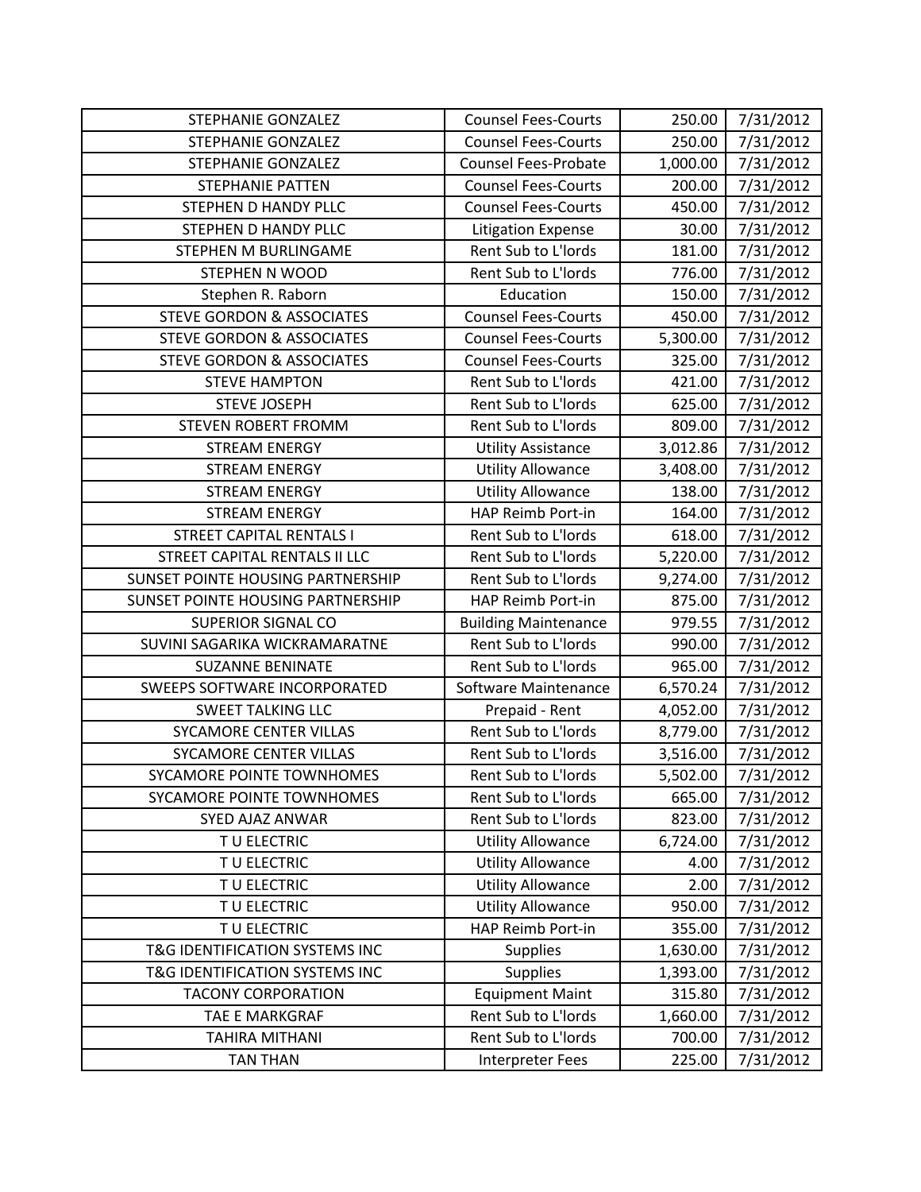| | | | |
|---|---|---|---|
| STEPHANIE GONZALEZ | Counsel Fees-Courts | 250.00 | 7/31/2012 |
| STEPHANIE GONZALEZ | Counsel Fees-Courts | 250.00 | 7/31/2012 |
| STEPHANIE GONZALEZ | Counsel Fees-Probate | 1,000.00 | 7/31/2012 |
| STEPHANIE PATTEN | Counsel Fees-Courts | 200.00 | 7/31/2012 |
| STEPHEN D HANDY PLLC | Counsel Fees-Courts | 450.00 | 7/31/2012 |
| STEPHEN D HANDY PLLC | Litigation Expense | 30.00 | 7/31/2012 |
| STEPHEN M BURLINGAME | Rent Sub to L'lords | 181.00 | 7/31/2012 |
| STEPHEN N WOOD | Rent Sub to L'lords | 776.00 | 7/31/2012 |
| Stephen R. Raborn | Education | 150.00 | 7/31/2012 |
| STEVE GORDON & ASSOCIATES | Counsel Fees-Courts | 450.00 | 7/31/2012 |
| STEVE GORDON & ASSOCIATES | Counsel Fees-Courts | 5,300.00 | 7/31/2012 |
| STEVE GORDON & ASSOCIATES | Counsel Fees-Courts | 325.00 | 7/31/2012 |
| STEVE HAMPTON | Rent Sub to L'lords | 421.00 | 7/31/2012 |
| STEVE JOSEPH | Rent Sub to L'lords | 625.00 | 7/31/2012 |
| STEVEN ROBERT FROMM | Rent Sub to L'lords | 809.00 | 7/31/2012 |
| STREAM ENERGY | Utility Assistance | 3,012.86 | 7/31/2012 |
| STREAM ENERGY | Utility Allowance | 3,408.00 | 7/31/2012 |
| STREAM ENERGY | Utility Allowance | 138.00 | 7/31/2012 |
| STREAM ENERGY | HAP Reimb Port-in | 164.00 | 7/31/2012 |
| STREET CAPITAL RENTALS I | Rent Sub to L'lords | 618.00 | 7/31/2012 |
| STREET CAPITAL RENTALS II LLC | Rent Sub to L'lords | 5,220.00 | 7/31/2012 |
| SUNSET POINTE HOUSING PARTNERSHIP | Rent Sub to L'lords | 9,274.00 | 7/31/2012 |
| SUNSET POINTE HOUSING PARTNERSHIP | HAP Reimb Port-in | 875.00 | 7/31/2012 |
| SUPERIOR SIGNAL CO | Building Maintenance | 979.55 | 7/31/2012 |
| SUVINI SAGARIKA WICKRAMARATNE | Rent Sub to L'lords | 990.00 | 7/31/2012 |
| SUZANNE BENINATE | Rent Sub to L'lords | 965.00 | 7/31/2012 |
| SWEEPS SOFTWARE INCORPORATED | Software Maintenance | 6,570.24 | 7/31/2012 |
| SWEET TALKING LLC | Prepaid - Rent | 4,052.00 | 7/31/2012 |
| SYCAMORE CENTER VILLAS | Rent Sub to L'lords | 8,779.00 | 7/31/2012 |
| SYCAMORE CENTER VILLAS | Rent Sub to L'lords | 3,516.00 | 7/31/2012 |
| SYCAMORE POINTE TOWNHOMES | Rent Sub to L'lords | 5,502.00 | 7/31/2012 |
| SYCAMORE POINTE TOWNHOMES | Rent Sub to L'lords | 665.00 | 7/31/2012 |
| SYED AJAZ ANWAR | Rent Sub to L'lords | 823.00 | 7/31/2012 |
| T U ELECTRIC | Utility Allowance | 6,724.00 | 7/31/2012 |
| T U ELECTRIC | Utility Allowance | 4.00 | 7/31/2012 |
| T U ELECTRIC | Utility Allowance | 2.00 | 7/31/2012 |
| T U ELECTRIC | Utility Allowance | 950.00 | 7/31/2012 |
| T U ELECTRIC | HAP Reimb Port-in | 355.00 | 7/31/2012 |
| T&G IDENTIFICATION SYSTEMS INC | Supplies | 1,630.00 | 7/31/2012 |
| T&G IDENTIFICATION SYSTEMS INC | Supplies | 1,393.00 | 7/31/2012 |
| TACONY CORPORATION | Equipment Maint | 315.80 | 7/31/2012 |
| TAE E MARKGRAF | Rent Sub to L'lords | 1,660.00 | 7/31/2012 |
| TAHIRA MITHANI | Rent Sub to L'lords | 700.00 | 7/31/2012 |
| TAN THAN | Interpreter Fees | 225.00 | 7/31/2012 |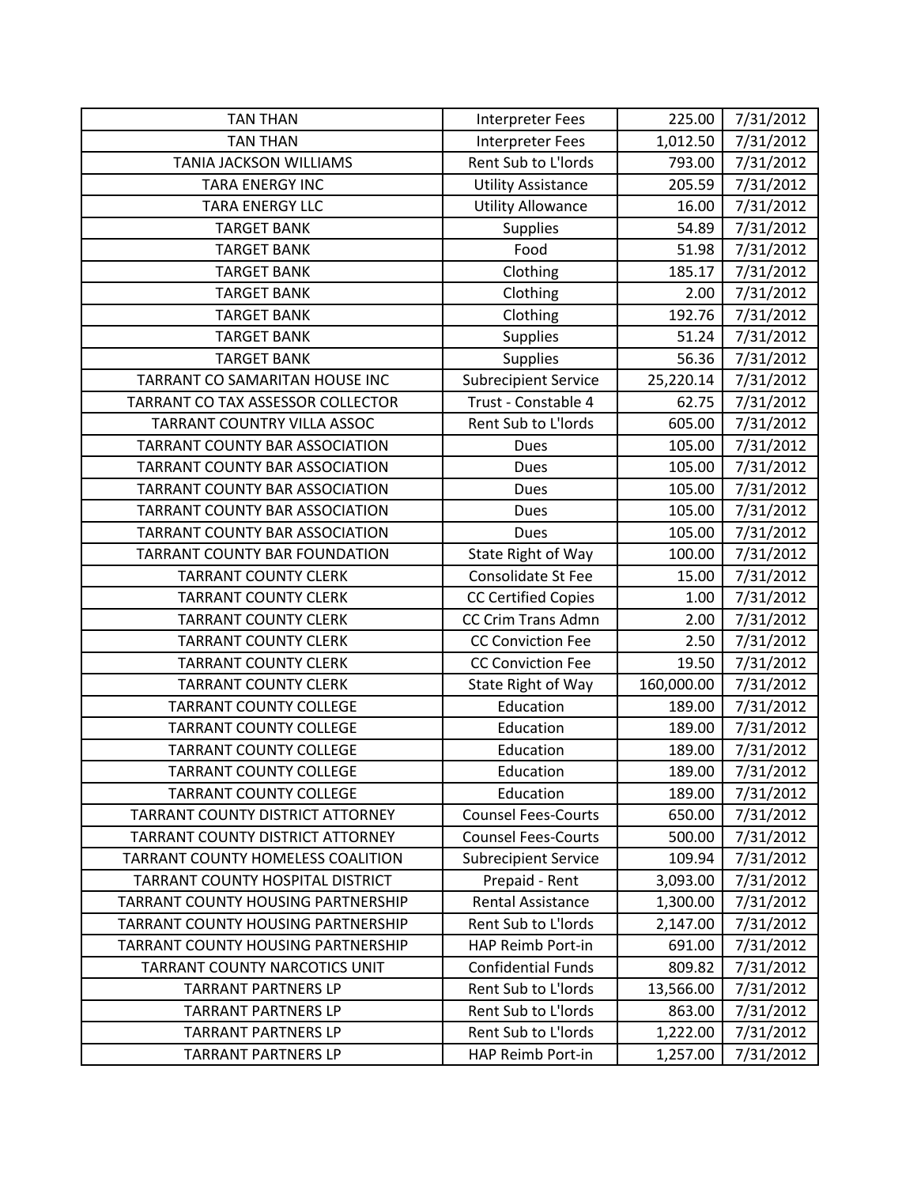| TAN THAN | Interpreter Fees | 225.00 | 7/31/2012 |
|---|---|---|---|
| TAN THAN | Interpreter Fees | 1,012.50 | 7/31/2012 |
| TANIA JACKSON WILLIAMS | Rent Sub to L'lords | 793.00 | 7/31/2012 |
| TARA ENERGY INC | Utility Assistance | 205.59 | 7/31/2012 |
| TARA ENERGY LLC | Utility Allowance | 16.00 | 7/31/2012 |
| TARGET BANK | Supplies | 54.89 | 7/31/2012 |
| TARGET BANK | Food | 51.98 | 7/31/2012 |
| TARGET BANK | Clothing | 185.17 | 7/31/2012 |
| TARGET BANK | Clothing | 2.00 | 7/31/2012 |
| TARGET BANK | Clothing | 192.76 | 7/31/2012 |
| TARGET BANK | Supplies | 51.24 | 7/31/2012 |
| TARGET BANK | Supplies | 56.36 | 7/31/2012 |
| TARRANT CO SAMARITAN HOUSE INC | Subrecipient Service | 25,220.14 | 7/31/2012 |
| TARRANT CO TAX ASSESSOR COLLECTOR | Trust - Constable 4 | 62.75 | 7/31/2012 |
| TARRANT COUNTRY VILLA ASSOC | Rent Sub to L'lords | 605.00 | 7/31/2012 |
| TARRANT COUNTY BAR ASSOCIATION | Dues | 105.00 | 7/31/2012 |
| TARRANT COUNTY BAR ASSOCIATION | Dues | 105.00 | 7/31/2012 |
| TARRANT COUNTY BAR ASSOCIATION | Dues | 105.00 | 7/31/2012 |
| TARRANT COUNTY BAR ASSOCIATION | Dues | 105.00 | 7/31/2012 |
| TARRANT COUNTY BAR ASSOCIATION | Dues | 105.00 | 7/31/2012 |
| TARRANT COUNTY BAR FOUNDATION | State Right of Way | 100.00 | 7/31/2012 |
| TARRANT COUNTY CLERK | Consolidate St Fee | 15.00 | 7/31/2012 |
| TARRANT COUNTY CLERK | CC Certified Copies | 1.00 | 7/31/2012 |
| TARRANT COUNTY CLERK | CC Crim Trans Admn | 2.00 | 7/31/2012 |
| TARRANT COUNTY CLERK | CC Conviction Fee | 2.50 | 7/31/2012 |
| TARRANT COUNTY CLERK | CC Conviction Fee | 19.50 | 7/31/2012 |
| TARRANT COUNTY CLERK | State Right of Way | 160,000.00 | 7/31/2012 |
| TARRANT COUNTY COLLEGE | Education | 189.00 | 7/31/2012 |
| TARRANT COUNTY COLLEGE | Education | 189.00 | 7/31/2012 |
| TARRANT COUNTY COLLEGE | Education | 189.00 | 7/31/2012 |
| TARRANT COUNTY COLLEGE | Education | 189.00 | 7/31/2012 |
| TARRANT COUNTY COLLEGE | Education | 189.00 | 7/31/2012 |
| TARRANT COUNTY DISTRICT ATTORNEY | Counsel Fees-Courts | 650.00 | 7/31/2012 |
| TARRANT COUNTY DISTRICT ATTORNEY | Counsel Fees-Courts | 500.00 | 7/31/2012 |
| TARRANT COUNTY HOMELESS COALITION | Subrecipient Service | 109.94 | 7/31/2012 |
| TARRANT COUNTY HOSPITAL DISTRICT | Prepaid - Rent | 3,093.00 | 7/31/2012 |
| TARRANT COUNTY HOUSING PARTNERSHIP | Rental Assistance | 1,300.00 | 7/31/2012 |
| TARRANT COUNTY HOUSING PARTNERSHIP | Rent Sub to L'lords | 2,147.00 | 7/31/2012 |
| TARRANT COUNTY HOUSING PARTNERSHIP | HAP Reimb Port-in | 691.00 | 7/31/2012 |
| TARRANT COUNTY NARCOTICS UNIT | Confidential Funds | 809.82 | 7/31/2012 |
| TARRANT PARTNERS LP | Rent Sub to L'lords | 13,566.00 | 7/31/2012 |
| TARRANT PARTNERS LP | Rent Sub to L'lords | 863.00 | 7/31/2012 |
| TARRANT PARTNERS LP | Rent Sub to L'lords | 1,222.00 | 7/31/2012 |
| TARRANT PARTNERS LP | HAP Reimb Port-in | 1,257.00 | 7/31/2012 |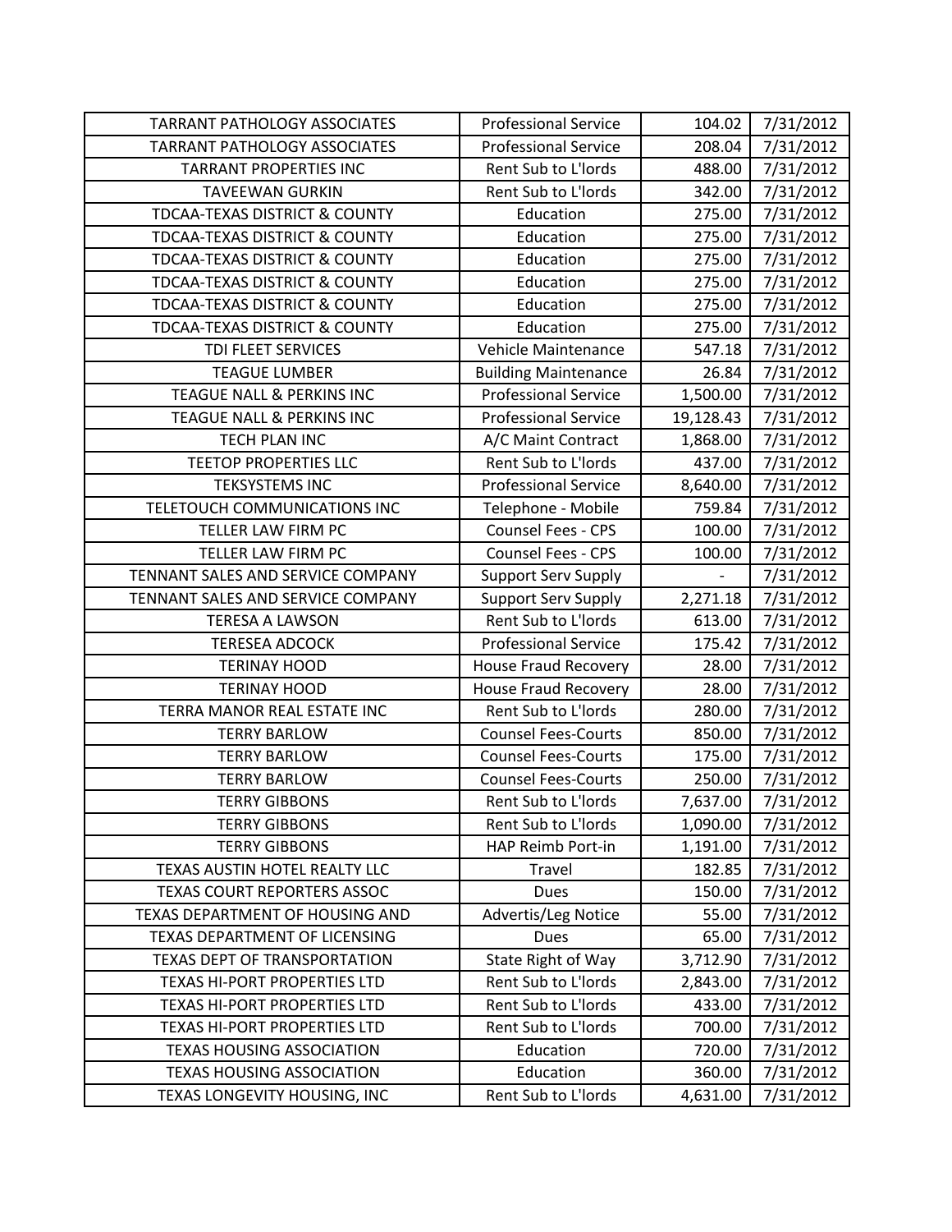| TARRANT PATHOLOGY ASSOCIATES | Professional Service | 104.02 | 7/31/2012 |
|---|---|---|---|
| TARRANT PATHOLOGY ASSOCIATES | Professional Service | 208.04 | 7/31/2012 |
| TARRANT PROPERTIES INC | Rent Sub to L'lords | 488.00 | 7/31/2012 |
| TAVEEWAN GURKIN | Rent Sub to L'lords | 342.00 | 7/31/2012 |
| TDCAA-TEXAS DISTRICT & COUNTY | Education | 275.00 | 7/31/2012 |
| TDCAA-TEXAS DISTRICT & COUNTY | Education | 275.00 | 7/31/2012 |
| TDCAA-TEXAS DISTRICT & COUNTY | Education | 275.00 | 7/31/2012 |
| TDCAA-TEXAS DISTRICT & COUNTY | Education | 275.00 | 7/31/2012 |
| TDCAA-TEXAS DISTRICT & COUNTY | Education | 275.00 | 7/31/2012 |
| TDCAA-TEXAS DISTRICT & COUNTY | Education | 275.00 | 7/31/2012 |
| TDI FLEET SERVICES | Vehicle Maintenance | 547.18 | 7/31/2012 |
| TEAGUE LUMBER | Building Maintenance | 26.84 | 7/31/2012 |
| TEAGUE NALL & PERKINS INC | Professional Service | 1,500.00 | 7/31/2012 |
| TEAGUE NALL & PERKINS INC | Professional Service | 19,128.43 | 7/31/2012 |
| TECH PLAN INC | A/C Maint Contract | 1,868.00 | 7/31/2012 |
| TEETOP PROPERTIES LLC | Rent Sub to L'lords | 437.00 | 7/31/2012 |
| TEKSYSTEMS INC | Professional Service | 8,640.00 | 7/31/2012 |
| TELETOUCH COMMUNICATIONS INC | Telephone - Mobile | 759.84 | 7/31/2012 |
| TELLER LAW FIRM PC | Counsel Fees - CPS | 100.00 | 7/31/2012 |
| TELLER LAW FIRM PC | Counsel Fees - CPS | 100.00 | 7/31/2012 |
| TENNANT SALES AND SERVICE COMPANY | Support Serv Supply | - | 7/31/2012 |
| TENNANT SALES AND SERVICE COMPANY | Support Serv Supply | 2,271.18 | 7/31/2012 |
| TERESA A LAWSON | Rent Sub to L'lords | 613.00 | 7/31/2012 |
| TERESEA ADCOCK | Professional Service | 175.42 | 7/31/2012 |
| TERINAY HOOD | House Fraud Recovery | 28.00 | 7/31/2012 |
| TERINAY HOOD | House Fraud Recovery | 28.00 | 7/31/2012 |
| TERRA MANOR REAL ESTATE INC | Rent Sub to L'lords | 280.00 | 7/31/2012 |
| TERRY BARLOW | Counsel Fees-Courts | 850.00 | 7/31/2012 |
| TERRY BARLOW | Counsel Fees-Courts | 175.00 | 7/31/2012 |
| TERRY BARLOW | Counsel Fees-Courts | 250.00 | 7/31/2012 |
| TERRY GIBBONS | Rent Sub to L'lords | 7,637.00 | 7/31/2012 |
| TERRY GIBBONS | Rent Sub to L'lords | 1,090.00 | 7/31/2012 |
| TERRY GIBBONS | HAP Reimb Port-in | 1,191.00 | 7/31/2012 |
| TEXAS AUSTIN HOTEL REALTY LLC | Travel | 182.85 | 7/31/2012 |
| TEXAS COURT REPORTERS ASSOC | Dues | 150.00 | 7/31/2012 |
| TEXAS DEPARTMENT OF HOUSING AND | Advertis/Leg Notice | 55.00 | 7/31/2012 |
| TEXAS DEPARTMENT OF LICENSING | Dues | 65.00 | 7/31/2012 |
| TEXAS DEPT OF TRANSPORTATION | State Right of Way | 3,712.90 | 7/31/2012 |
| TEXAS HI-PORT PROPERTIES LTD | Rent Sub to L'lords | 2,843.00 | 7/31/2012 |
| TEXAS HI-PORT PROPERTIES LTD | Rent Sub to L'lords | 433.00 | 7/31/2012 |
| TEXAS HI-PORT PROPERTIES LTD | Rent Sub to L'lords | 700.00 | 7/31/2012 |
| TEXAS HOUSING ASSOCIATION | Education | 720.00 | 7/31/2012 |
| TEXAS HOUSING ASSOCIATION | Education | 360.00 | 7/31/2012 |
| TEXAS LONGEVITY HOUSING, INC | Rent Sub to L'lords | 4,631.00 | 7/31/2012 |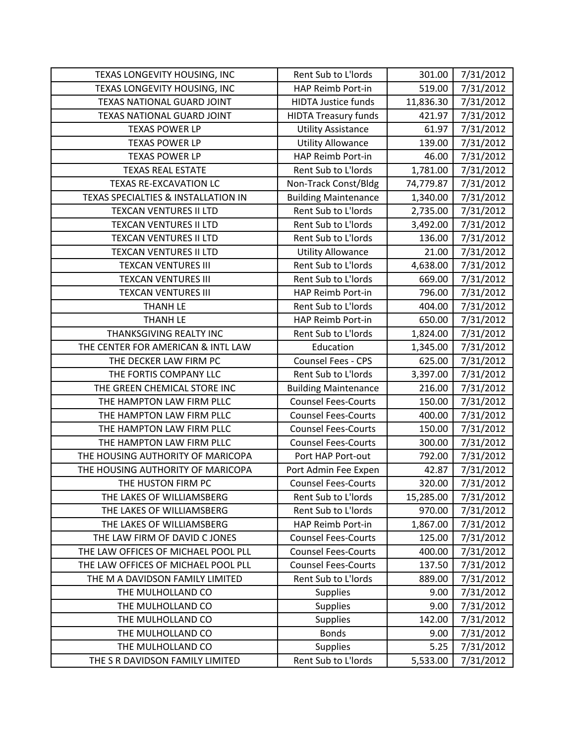| | | | |
|---|---|---|---|
| TEXAS LONGEVITY HOUSING, INC | Rent Sub to L'lords | 301.00 | 7/31/2012 |
| TEXAS LONGEVITY HOUSING, INC | HAP Reimb Port-in | 519.00 | 7/31/2012 |
| TEXAS NATIONAL GUARD JOINT | HIDTA Justice funds | 11,836.30 | 7/31/2012 |
| TEXAS NATIONAL GUARD JOINT | HIDTA Treasury funds | 421.97 | 7/31/2012 |
| TEXAS POWER LP | Utility Assistance | 61.97 | 7/31/2012 |
| TEXAS POWER LP | Utility Allowance | 139.00 | 7/31/2012 |
| TEXAS POWER LP | HAP Reimb Port-in | 46.00 | 7/31/2012 |
| TEXAS REAL ESTATE | Rent Sub to L'lords | 1,781.00 | 7/31/2012 |
| TEXAS RE-EXCAVATION LC | Non-Track Const/Bldg | 74,779.87 | 7/31/2012 |
| TEXAS SPECIALTIES & INSTALLATION IN | Building Maintenance | 1,340.00 | 7/31/2012 |
| TEXCAN VENTURES II LTD | Rent Sub to L'lords | 2,735.00 | 7/31/2012 |
| TEXCAN VENTURES II LTD | Rent Sub to L'lords | 3,492.00 | 7/31/2012 |
| TEXCAN VENTURES II LTD | Rent Sub to L'lords | 136.00 | 7/31/2012 |
| TEXCAN VENTURES II LTD | Utility Allowance | 21.00 | 7/31/2012 |
| TEXCAN VENTURES III | Rent Sub to L'lords | 4,638.00 | 7/31/2012 |
| TEXCAN VENTURES III | Rent Sub to L'lords | 669.00 | 7/31/2012 |
| TEXCAN VENTURES III | HAP Reimb Port-in | 796.00 | 7/31/2012 |
| THANH LE | Rent Sub to L'lords | 404.00 | 7/31/2012 |
| THANH LE | HAP Reimb Port-in | 650.00 | 7/31/2012 |
| THANKSGIVING REALTY INC | Rent Sub to L'lords | 1,824.00 | 7/31/2012 |
| THE CENTER FOR AMERICAN & INTL LAW | Education | 1,345.00 | 7/31/2012 |
| THE DECKER LAW FIRM PC | Counsel Fees - CPS | 625.00 | 7/31/2012 |
| THE FORTIS COMPANY LLC | Rent Sub to L'lords | 3,397.00 | 7/31/2012 |
| THE GREEN CHEMICAL STORE INC | Building Maintenance | 216.00 | 7/31/2012 |
| THE HAMPTON LAW FIRM PLLC | Counsel Fees-Courts | 150.00 | 7/31/2012 |
| THE HAMPTON LAW FIRM PLLC | Counsel Fees-Courts | 400.00 | 7/31/2012 |
| THE HAMPTON LAW FIRM PLLC | Counsel Fees-Courts | 150.00 | 7/31/2012 |
| THE HAMPTON LAW FIRM PLLC | Counsel Fees-Courts | 300.00 | 7/31/2012 |
| THE HOUSING AUTHORITY OF MARICOPA | Port HAP Port-out | 792.00 | 7/31/2012 |
| THE HOUSING AUTHORITY OF MARICOPA | Port Admin Fee Expen | 42.87 | 7/31/2012 |
| THE HUSTON FIRM PC | Counsel Fees-Courts | 320.00 | 7/31/2012 |
| THE LAKES OF WILLIAMSBERG | Rent Sub to L'lords | 15,285.00 | 7/31/2012 |
| THE LAKES OF WILLIAMSBERG | Rent Sub to L'lords | 970.00 | 7/31/2012 |
| THE LAKES OF WILLIAMSBERG | HAP Reimb Port-in | 1,867.00 | 7/31/2012 |
| THE LAW FIRM OF DAVID C JONES | Counsel Fees-Courts | 125.00 | 7/31/2012 |
| THE LAW OFFICES OF MICHAEL POOL PLL | Counsel Fees-Courts | 400.00 | 7/31/2012 |
| THE LAW OFFICES OF MICHAEL POOL PLL | Counsel Fees-Courts | 137.50 | 7/31/2012 |
| THE M A DAVIDSON FAMILY LIMITED | Rent Sub to L'lords | 889.00 | 7/31/2012 |
| THE MULHOLLAND CO | Supplies | 9.00 | 7/31/2012 |
| THE MULHOLLAND CO | Supplies | 9.00 | 7/31/2012 |
| THE MULHOLLAND CO | Supplies | 142.00 | 7/31/2012 |
| THE MULHOLLAND CO | Bonds | 9.00 | 7/31/2012 |
| THE MULHOLLAND CO | Supplies | 5.25 | 7/31/2012 |
| THE S R DAVIDSON FAMILY LIMITED | Rent Sub to L'lords | 5,533.00 | 7/31/2012 |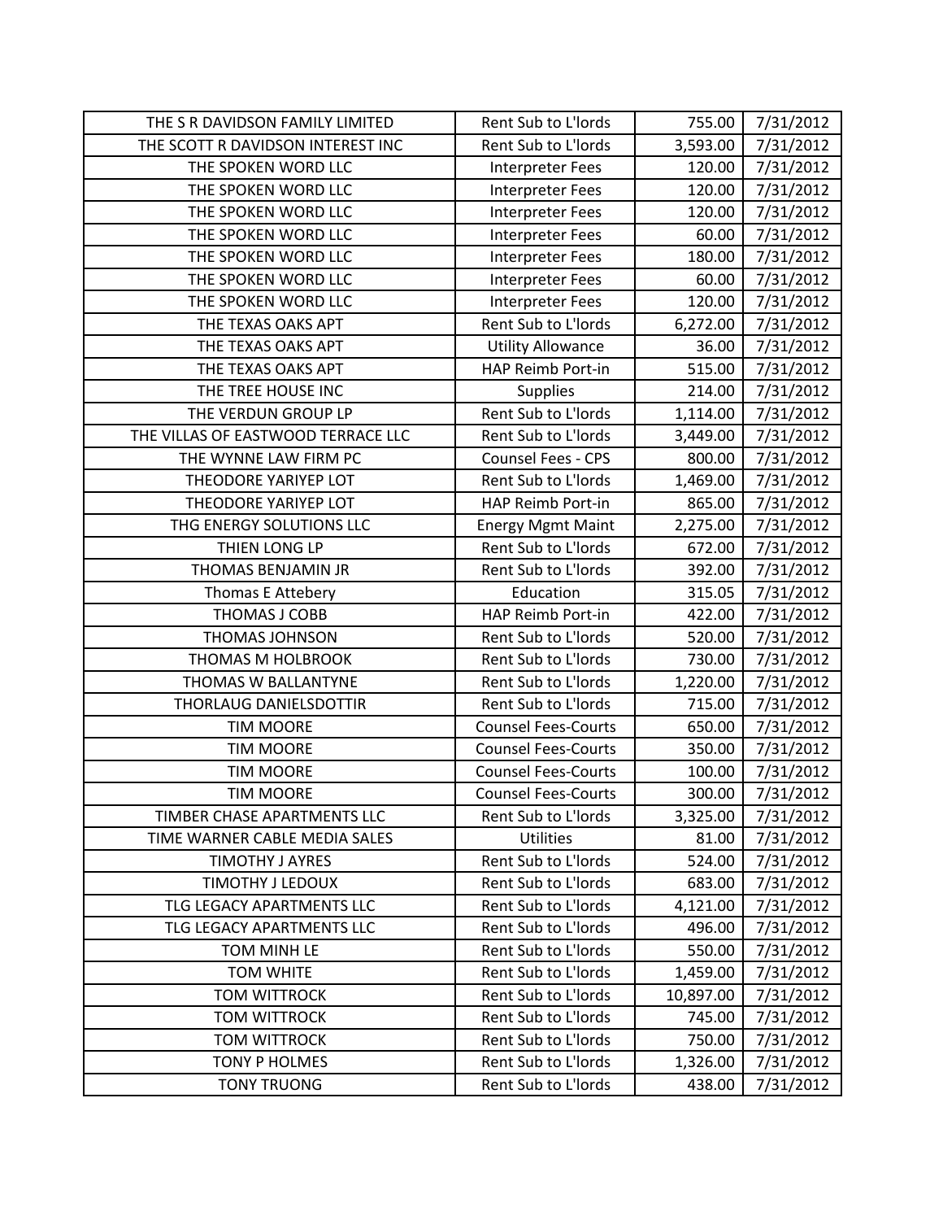| THE S R DAVIDSON FAMILY LIMITED | Rent Sub to L'lords | 755.00 | 7/31/2012 |
|---|---|---|---|
| THE SCOTT R DAVIDSON INTEREST INC | Rent Sub to L'lords | 3,593.00 | 7/31/2012 |
| THE SPOKEN WORD LLC | Interpreter Fees | 120.00 | 7/31/2012 |
| THE SPOKEN WORD LLC | Interpreter Fees | 120.00 | 7/31/2012 |
| THE SPOKEN WORD LLC | Interpreter Fees | 120.00 | 7/31/2012 |
| THE SPOKEN WORD LLC | Interpreter Fees | 60.00 | 7/31/2012 |
| THE SPOKEN WORD LLC | Interpreter Fees | 180.00 | 7/31/2012 |
| THE SPOKEN WORD LLC | Interpreter Fees | 60.00 | 7/31/2012 |
| THE SPOKEN WORD LLC | Interpreter Fees | 120.00 | 7/31/2012 |
| THE TEXAS OAKS APT | Rent Sub to L'lords | 6,272.00 | 7/31/2012 |
| THE TEXAS OAKS APT | Utility Allowance | 36.00 | 7/31/2012 |
| THE TEXAS OAKS APT | HAP Reimb Port-in | 515.00 | 7/31/2012 |
| THE TREE HOUSE INC | Supplies | 214.00 | 7/31/2012 |
| THE VERDUN GROUP LP | Rent Sub to L'lords | 1,114.00 | 7/31/2012 |
| THE VILLAS OF EASTWOOD TERRACE LLC | Rent Sub to L'lords | 3,449.00 | 7/31/2012 |
| THE WYNNE LAW FIRM PC | Counsel Fees - CPS | 800.00 | 7/31/2012 |
| THEODORE YARIYEP LOT | Rent Sub to L'lords | 1,469.00 | 7/31/2012 |
| THEODORE YARIYEP LOT | HAP Reimb Port-in | 865.00 | 7/31/2012 |
| THG ENERGY SOLUTIONS LLC | Energy Mgmt Maint | 2,275.00 | 7/31/2012 |
| THIEN LONG LP | Rent Sub to L'lords | 672.00 | 7/31/2012 |
| THOMAS BENJAMIN JR | Rent Sub to L'lords | 392.00 | 7/31/2012 |
| Thomas E Attebery | Education | 315.05 | 7/31/2012 |
| THOMAS J COBB | HAP Reimb Port-in | 422.00 | 7/31/2012 |
| THOMAS JOHNSON | Rent Sub to L'lords | 520.00 | 7/31/2012 |
| THOMAS M HOLBROOK | Rent Sub to L'lords | 730.00 | 7/31/2012 |
| THOMAS W BALLANTYNE | Rent Sub to L'lords | 1,220.00 | 7/31/2012 |
| THORLAUG DANIELSDOTTIR | Rent Sub to L'lords | 715.00 | 7/31/2012 |
| TIM MOORE | Counsel Fees-Courts | 650.00 | 7/31/2012 |
| TIM MOORE | Counsel Fees-Courts | 350.00 | 7/31/2012 |
| TIM MOORE | Counsel Fees-Courts | 100.00 | 7/31/2012 |
| TIM MOORE | Counsel Fees-Courts | 300.00 | 7/31/2012 |
| TIMBER CHASE APARTMENTS LLC | Rent Sub to L'lords | 3,325.00 | 7/31/2012 |
| TIME WARNER CABLE MEDIA SALES | Utilities | 81.00 | 7/31/2012 |
| TIMOTHY J AYRES | Rent Sub to L'lords | 524.00 | 7/31/2012 |
| TIMOTHY J LEDOUX | Rent Sub to L'lords | 683.00 | 7/31/2012 |
| TLG LEGACY APARTMENTS LLC | Rent Sub to L'lords | 4,121.00 | 7/31/2012 |
| TLG LEGACY APARTMENTS LLC | Rent Sub to L'lords | 496.00 | 7/31/2012 |
| TOM MINH LE | Rent Sub to L'lords | 550.00 | 7/31/2012 |
| TOM WHITE | Rent Sub to L'lords | 1,459.00 | 7/31/2012 |
| TOM WITTROCK | Rent Sub to L'lords | 10,897.00 | 7/31/2012 |
| TOM WITTROCK | Rent Sub to L'lords | 745.00 | 7/31/2012 |
| TOM WITTROCK | Rent Sub to L'lords | 750.00 | 7/31/2012 |
| TONY P HOLMES | Rent Sub to L'lords | 1,326.00 | 7/31/2012 |
| TONY TRUONG | Rent Sub to L'lords | 438.00 | 7/31/2012 |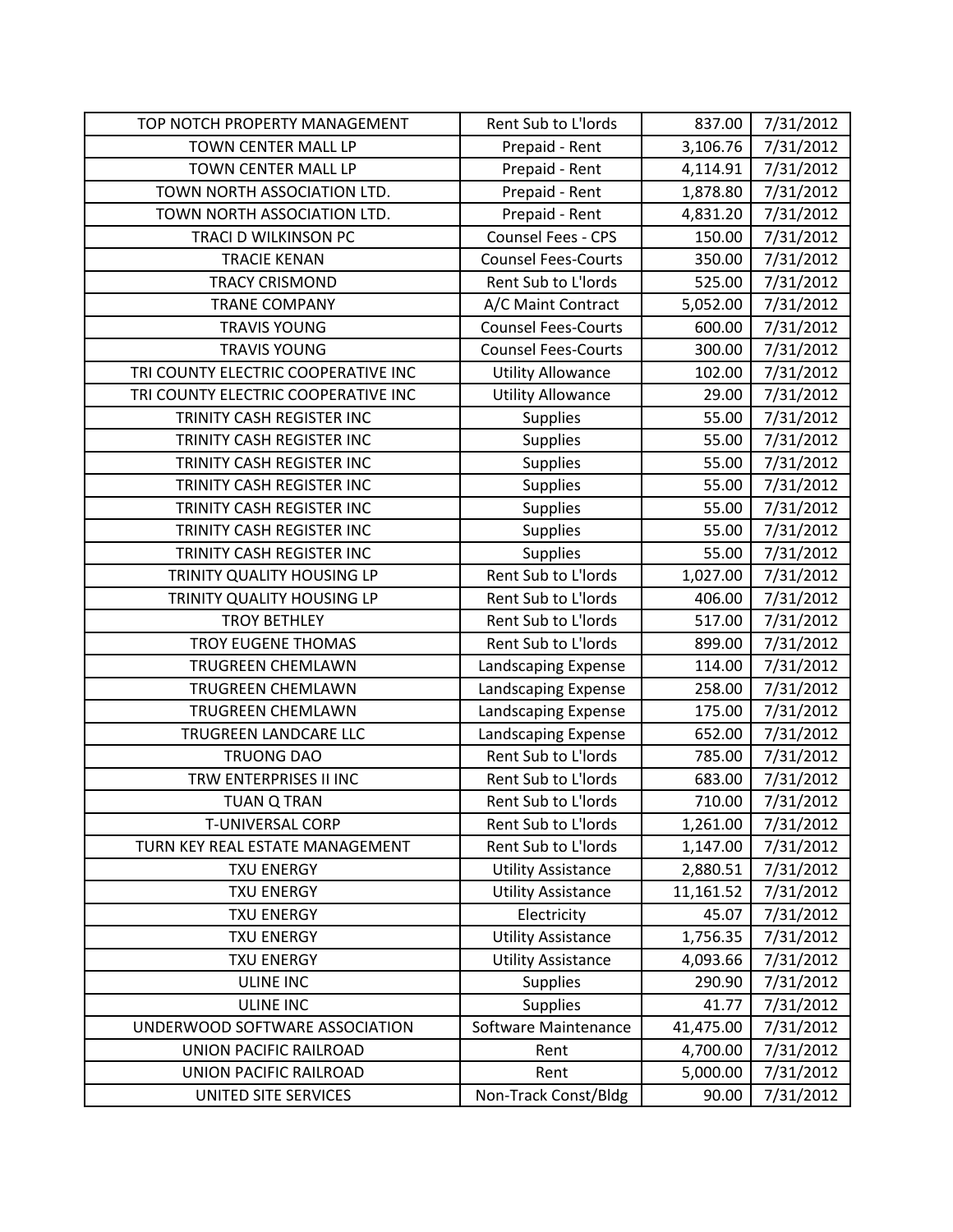| | | | |
|---|---|---|---|
| TOP NOTCH PROPERTY MANAGEMENT | Rent Sub to L'lords | 837.00 | 7/31/2012 |
| TOWN CENTER MALL LP | Prepaid - Rent | 3,106.76 | 7/31/2012 |
| TOWN CENTER MALL LP | Prepaid - Rent | 4,114.91 | 7/31/2012 |
| TOWN NORTH ASSOCIATION LTD. | Prepaid - Rent | 1,878.80 | 7/31/2012 |
| TOWN NORTH ASSOCIATION LTD. | Prepaid - Rent | 4,831.20 | 7/31/2012 |
| TRACI D WILKINSON PC | Counsel Fees - CPS | 150.00 | 7/31/2012 |
| TRACIE KENAN | Counsel Fees-Courts | 350.00 | 7/31/2012 |
| TRACY CRISMOND | Rent Sub to L'lords | 525.00 | 7/31/2012 |
| TRANE COMPANY | A/C Maint Contract | 5,052.00 | 7/31/2012 |
| TRAVIS YOUNG | Counsel Fees-Courts | 600.00 | 7/31/2012 |
| TRAVIS YOUNG | Counsel Fees-Courts | 300.00 | 7/31/2012 |
| TRI COUNTY ELECTRIC COOPERATIVE INC | Utility Allowance | 102.00 | 7/31/2012 |
| TRI COUNTY ELECTRIC COOPERATIVE INC | Utility Allowance | 29.00 | 7/31/2012 |
| TRINITY CASH REGISTER INC | Supplies | 55.00 | 7/31/2012 |
| TRINITY CASH REGISTER INC | Supplies | 55.00 | 7/31/2012 |
| TRINITY CASH REGISTER INC | Supplies | 55.00 | 7/31/2012 |
| TRINITY CASH REGISTER INC | Supplies | 55.00 | 7/31/2012 |
| TRINITY CASH REGISTER INC | Supplies | 55.00 | 7/31/2012 |
| TRINITY CASH REGISTER INC | Supplies | 55.00 | 7/31/2012 |
| TRINITY CASH REGISTER INC | Supplies | 55.00 | 7/31/2012 |
| TRINITY QUALITY HOUSING LP | Rent Sub to L'lords | 1,027.00 | 7/31/2012 |
| TRINITY QUALITY HOUSING LP | Rent Sub to L'lords | 406.00 | 7/31/2012 |
| TROY BETHLEY | Rent Sub to L'lords | 517.00 | 7/31/2012 |
| TROY EUGENE THOMAS | Rent Sub to L'lords | 899.00 | 7/31/2012 |
| TRUGREEN CHEMLAWN | Landscaping Expense | 114.00 | 7/31/2012 |
| TRUGREEN CHEMLAWN | Landscaping Expense | 258.00 | 7/31/2012 |
| TRUGREEN CHEMLAWN | Landscaping Expense | 175.00 | 7/31/2012 |
| TRUGREEN LANDCARE LLC | Landscaping Expense | 652.00 | 7/31/2012 |
| TRUONG DAO | Rent Sub to L'lords | 785.00 | 7/31/2012 |
| TRW ENTERPRISES II INC | Rent Sub to L'lords | 683.00 | 7/31/2012 |
| TUAN Q TRAN | Rent Sub to L'lords | 710.00 | 7/31/2012 |
| T-UNIVERSAL CORP | Rent Sub to L'lords | 1,261.00 | 7/31/2012 |
| TURN KEY REAL ESTATE MANAGEMENT | Rent Sub to L'lords | 1,147.00 | 7/31/2012 |
| TXU ENERGY | Utility Assistance | 2,880.51 | 7/31/2012 |
| TXU ENERGY | Utility Assistance | 11,161.52 | 7/31/2012 |
| TXU ENERGY | Electricity | 45.07 | 7/31/2012 |
| TXU ENERGY | Utility Assistance | 1,756.35 | 7/31/2012 |
| TXU ENERGY | Utility Assistance | 4,093.66 | 7/31/2012 |
| ULINE INC | Supplies | 290.90 | 7/31/2012 |
| ULINE INC | Supplies | 41.77 | 7/31/2012 |
| UNDERWOOD SOFTWARE ASSOCIATION | Software Maintenance | 41,475.00 | 7/31/2012 |
| UNION PACIFIC RAILROAD | Rent | 4,700.00 | 7/31/2012 |
| UNION PACIFIC RAILROAD | Rent | 5,000.00 | 7/31/2012 |
| UNITED SITE SERVICES | Non-Track Const/Bldg | 90.00 | 7/31/2012 |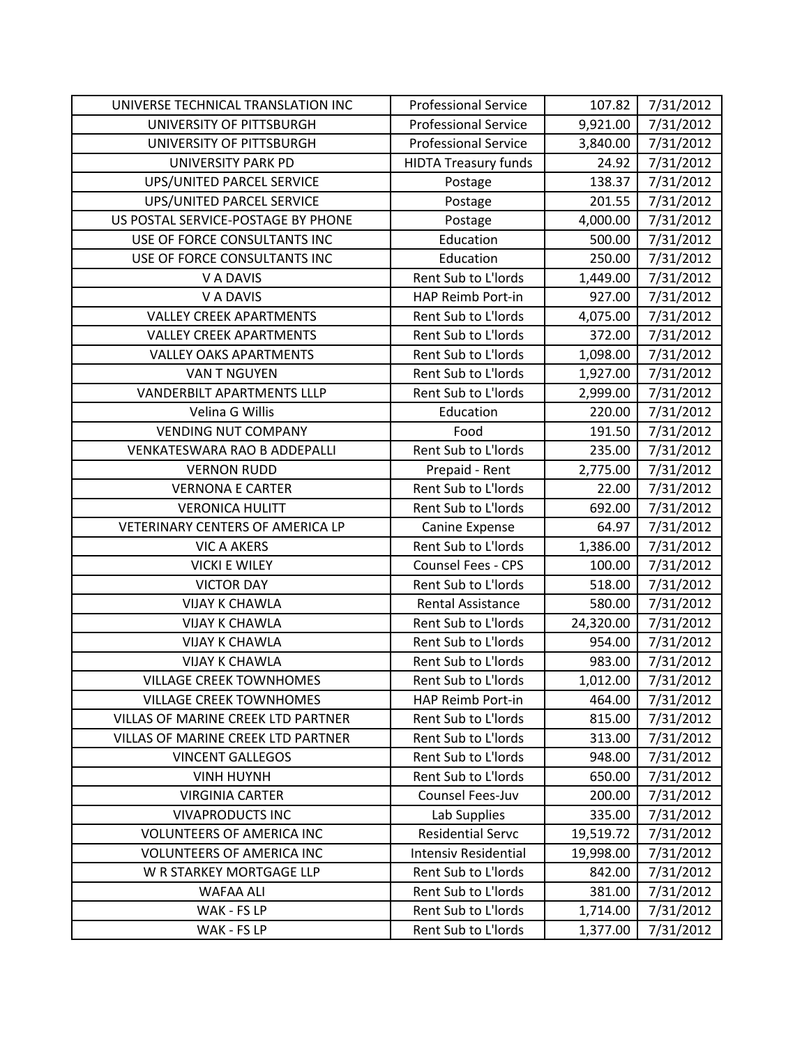| | | | |
|---|---|---|---|
| UNIVERSE TECHNICAL TRANSLATION INC | Professional Service | 107.82 | 7/31/2012 |
| UNIVERSITY OF PITTSBURGH | Professional Service | 9,921.00 | 7/31/2012 |
| UNIVERSITY OF PITTSBURGH | Professional Service | 3,840.00 | 7/31/2012 |
| UNIVERSITY PARK PD | HIDTA Treasury funds | 24.92 | 7/31/2012 |
| UPS/UNITED PARCEL SERVICE | Postage | 138.37 | 7/31/2012 |
| UPS/UNITED PARCEL SERVICE | Postage | 201.55 | 7/31/2012 |
| US POSTAL SERVICE-POSTAGE BY PHONE | Postage | 4,000.00 | 7/31/2012 |
| USE OF FORCE CONSULTANTS INC | Education | 500.00 | 7/31/2012 |
| USE OF FORCE CONSULTANTS INC | Education | 250.00 | 7/31/2012 |
| V A DAVIS | Rent Sub to L'lords | 1,449.00 | 7/31/2012 |
| V A DAVIS | HAP Reimb Port-in | 927.00 | 7/31/2012 |
| VALLEY CREEK APARTMENTS | Rent Sub to L'lords | 4,075.00 | 7/31/2012 |
| VALLEY CREEK APARTMENTS | Rent Sub to L'lords | 372.00 | 7/31/2012 |
| VALLEY OAKS APARTMENTS | Rent Sub to L'lords | 1,098.00 | 7/31/2012 |
| VAN T NGUYEN | Rent Sub to L'lords | 1,927.00 | 7/31/2012 |
| VANDERBILT APARTMENTS LLLP | Rent Sub to L'lords | 2,999.00 | 7/31/2012 |
| Velina G Willis | Education | 220.00 | 7/31/2012 |
| VENDING NUT COMPANY | Food | 191.50 | 7/31/2012 |
| VENKATESWARA RAO B ADDEPALLI | Rent Sub to L'lords | 235.00 | 7/31/2012 |
| VERNON RUDD | Prepaid - Rent | 2,775.00 | 7/31/2012 |
| VERNONA E CARTER | Rent Sub to L'lords | 22.00 | 7/31/2012 |
| VERONICA HULITT | Rent Sub to L'lords | 692.00 | 7/31/2012 |
| VETERINARY CENTERS OF AMERICA LP | Canine Expense | 64.97 | 7/31/2012 |
| VIC A AKERS | Rent Sub to L'lords | 1,386.00 | 7/31/2012 |
| VICKI E WILEY | Counsel Fees - CPS | 100.00 | 7/31/2012 |
| VICTOR DAY | Rent Sub to L'lords | 518.00 | 7/31/2012 |
| VIJAY K CHAWLA | Rental Assistance | 580.00 | 7/31/2012 |
| VIJAY K CHAWLA | Rent Sub to L'lords | 24,320.00 | 7/31/2012 |
| VIJAY K CHAWLA | Rent Sub to L'lords | 954.00 | 7/31/2012 |
| VIJAY K CHAWLA | Rent Sub to L'lords | 983.00 | 7/31/2012 |
| VILLAGE CREEK TOWNHOMES | Rent Sub to L'lords | 1,012.00 | 7/31/2012 |
| VILLAGE CREEK TOWNHOMES | HAP Reimb Port-in | 464.00 | 7/31/2012 |
| VILLAS OF MARINE CREEK LTD PARTNER | Rent Sub to L'lords | 815.00 | 7/31/2012 |
| VILLAS OF MARINE CREEK LTD PARTNER | Rent Sub to L'lords | 313.00 | 7/31/2012 |
| VINCENT GALLEGOS | Rent Sub to L'lords | 948.00 | 7/31/2012 |
| VINH HUYNH | Rent Sub to L'lords | 650.00 | 7/31/2012 |
| VIRGINIA CARTER | Counsel Fees-Juv | 200.00 | 7/31/2012 |
| VIVAPRODUCTS INC | Lab Supplies | 335.00 | 7/31/2012 |
| VOLUNTEERS OF AMERICA INC | Residential Servc | 19,519.72 | 7/31/2012 |
| VOLUNTEERS OF AMERICA INC | Intensiv Residential | 19,998.00 | 7/31/2012 |
| W R STARKEY MORTGAGE LLP | Rent Sub to L'lords | 842.00 | 7/31/2012 |
| WAFAA ALI | Rent Sub to L'lords | 381.00 | 7/31/2012 |
| WAK - FS LP | Rent Sub to L'lords | 1,714.00 | 7/31/2012 |
| WAK - FS LP | Rent Sub to L'lords | 1,377.00 | 7/31/2012 |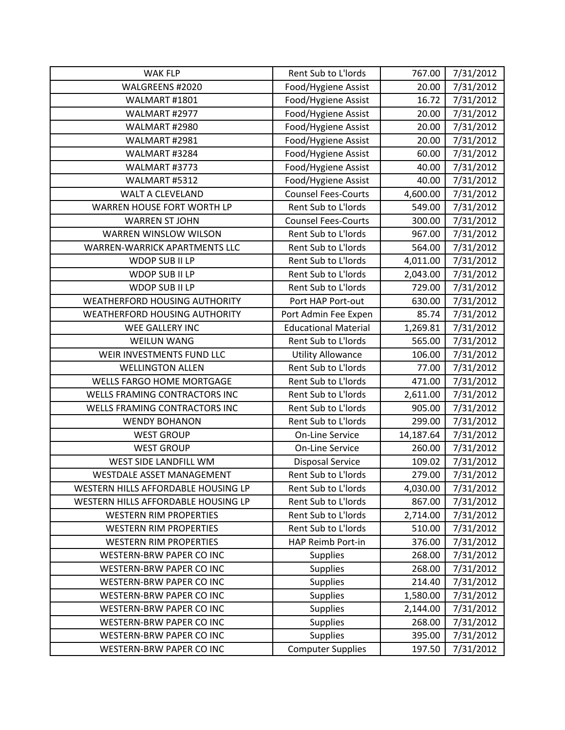| WAK FLP | Rent Sub to L'lords | 767.00 | 7/31/2012 |
|---|---|---|---|
| WALGREENS #2020 | Food/Hygiene Assist | 20.00 | 7/31/2012 |
| WALMART #1801 | Food/Hygiene Assist | 16.72 | 7/31/2012 |
| WALMART #2977 | Food/Hygiene Assist | 20.00 | 7/31/2012 |
| WALMART #2980 | Food/Hygiene Assist | 20.00 | 7/31/2012 |
| WALMART #2981 | Food/Hygiene Assist | 20.00 | 7/31/2012 |
| WALMART #3284 | Food/Hygiene Assist | 60.00 | 7/31/2012 |
| WALMART #3773 | Food/Hygiene Assist | 40.00 | 7/31/2012 |
| WALMART #5312 | Food/Hygiene Assist | 40.00 | 7/31/2012 |
| WALT A CLEVELAND | Counsel Fees-Courts | 4,600.00 | 7/31/2012 |
| WARREN HOUSE FORT WORTH LP | Rent Sub to L'lords | 549.00 | 7/31/2012 |
| WARREN ST JOHN | Counsel Fees-Courts | 300.00 | 7/31/2012 |
| WARREN WINSLOW WILSON | Rent Sub to L'lords | 967.00 | 7/31/2012 |
| WARREN-WARRICK APARTMENTS LLC | Rent Sub to L'lords | 564.00 | 7/31/2012 |
| WDOP SUB II LP | Rent Sub to L'lords | 4,011.00 | 7/31/2012 |
| WDOP SUB II LP | Rent Sub to L'lords | 2,043.00 | 7/31/2012 |
| WDOP SUB II LP | Rent Sub to L'lords | 729.00 | 7/31/2012 |
| WEATHERFORD HOUSING AUTHORITY | Port HAP Port-out | 630.00 | 7/31/2012 |
| WEATHERFORD HOUSING AUTHORITY | Port Admin Fee Expen | 85.74 | 7/31/2012 |
| WEE GALLERY INC | Educational Material | 1,269.81 | 7/31/2012 |
| WEILUN WANG | Rent Sub to L'lords | 565.00 | 7/31/2012 |
| WEIR INVESTMENTS FUND LLC | Utility Allowance | 106.00 | 7/31/2012 |
| WELLINGTON ALLEN | Rent Sub to L'lords | 77.00 | 7/31/2012 |
| WELLS FARGO HOME MORTGAGE | Rent Sub to L'lords | 471.00 | 7/31/2012 |
| WELLS FRAMING CONTRACTORS INC | Rent Sub to L'lords | 2,611.00 | 7/31/2012 |
| WELLS FRAMING CONTRACTORS INC | Rent Sub to L'lords | 905.00 | 7/31/2012 |
| WENDY BOHANON | Rent Sub to L'lords | 299.00 | 7/31/2012 |
| WEST GROUP | On-Line Service | 14,187.64 | 7/31/2012 |
| WEST GROUP | On-Line Service | 260.00 | 7/31/2012 |
| WEST SIDE LANDFILL WM | Disposal Service | 109.02 | 7/31/2012 |
| WESTDALE ASSET MANAGEMENT | Rent Sub to L'lords | 279.00 | 7/31/2012 |
| WESTERN HILLS AFFORDABLE HOUSING LP | Rent Sub to L'lords | 4,030.00 | 7/31/2012 |
| WESTERN HILLS AFFORDABLE HOUSING LP | Rent Sub to L'lords | 867.00 | 7/31/2012 |
| WESTERN RIM PROPERTIES | Rent Sub to L'lords | 2,714.00 | 7/31/2012 |
| WESTERN RIM PROPERTIES | Rent Sub to L'lords | 510.00 | 7/31/2012 |
| WESTERN RIM PROPERTIES | HAP Reimb Port-in | 376.00 | 7/31/2012 |
| WESTERN-BRW PAPER CO INC | Supplies | 268.00 | 7/31/2012 |
| WESTERN-BRW PAPER CO INC | Supplies | 268.00 | 7/31/2012 |
| WESTERN-BRW PAPER CO INC | Supplies | 214.40 | 7/31/2012 |
| WESTERN-BRW PAPER CO INC | Supplies | 1,580.00 | 7/31/2012 |
| WESTERN-BRW PAPER CO INC | Supplies | 2,144.00 | 7/31/2012 |
| WESTERN-BRW PAPER CO INC | Supplies | 268.00 | 7/31/2012 |
| WESTERN-BRW PAPER CO INC | Supplies | 395.00 | 7/31/2012 |
| WESTERN-BRW PAPER CO INC | Computer Supplies | 197.50 | 7/31/2012 |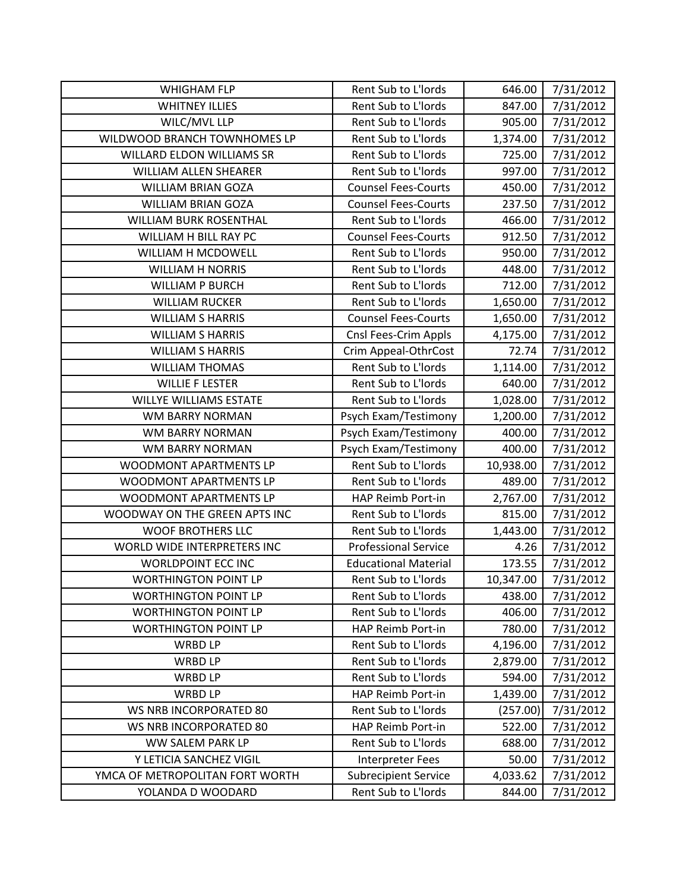| WHIGHAM FLP | Rent Sub to L'lords | 646.00 | 7/31/2012 |
|---|---|---|---|
| WHITNEY ILLIES | Rent Sub to L'lords | 847.00 | 7/31/2012 |
| WILC/MVL LLP | Rent Sub to L'lords | 905.00 | 7/31/2012 |
| WILDWOOD BRANCH TOWNHOMES LP | Rent Sub to L'lords | 1,374.00 | 7/31/2012 |
| WILLARD ELDON WILLIAMS SR | Rent Sub to L'lords | 725.00 | 7/31/2012 |
| WILLIAM ALLEN SHEARER | Rent Sub to L'lords | 997.00 | 7/31/2012 |
| WILLIAM BRIAN GOZA | Counsel Fees-Courts | 450.00 | 7/31/2012 |
| WILLIAM BRIAN GOZA | Counsel Fees-Courts | 237.50 | 7/31/2012 |
| WILLIAM BURK ROSENTHAL | Rent Sub to L'lords | 466.00 | 7/31/2012 |
| WILLIAM H BILL RAY PC | Counsel Fees-Courts | 912.50 | 7/31/2012 |
| WILLIAM H MCDOWELL | Rent Sub to L'lords | 950.00 | 7/31/2012 |
| WILLIAM H NORRIS | Rent Sub to L'lords | 448.00 | 7/31/2012 |
| WILLIAM P BURCH | Rent Sub to L'lords | 712.00 | 7/31/2012 |
| WILLIAM RUCKER | Rent Sub to L'lords | 1,650.00 | 7/31/2012 |
| WILLIAM S HARRIS | Counsel Fees-Courts | 1,650.00 | 7/31/2012 |
| WILLIAM S HARRIS | Cnsl Fees-Crim Appls | 4,175.00 | 7/31/2012 |
| WILLIAM S HARRIS | Crim Appeal-OthrCost | 72.74 | 7/31/2012 |
| WILLIAM THOMAS | Rent Sub to L'lords | 1,114.00 | 7/31/2012 |
| WILLIE F LESTER | Rent Sub to L'lords | 640.00 | 7/31/2012 |
| WILLYE WILLIAMS ESTATE | Rent Sub to L'lords | 1,028.00 | 7/31/2012 |
| WM BARRY NORMAN | Psych Exam/Testimony | 1,200.00 | 7/31/2012 |
| WM BARRY NORMAN | Psych Exam/Testimony | 400.00 | 7/31/2012 |
| WM BARRY NORMAN | Psych Exam/Testimony | 400.00 | 7/31/2012 |
| WOODMONT APARTMENTS LP | Rent Sub to L'lords | 10,938.00 | 7/31/2012 |
| WOODMONT APARTMENTS LP | Rent Sub to L'lords | 489.00 | 7/31/2012 |
| WOODMONT APARTMENTS LP | HAP Reimb Port-in | 2,767.00 | 7/31/2012 |
| WOODWAY ON THE GREEN APTS INC | Rent Sub to L'lords | 815.00 | 7/31/2012 |
| WOOF BROTHERS LLC | Rent Sub to L'lords | 1,443.00 | 7/31/2012 |
| WORLD WIDE INTERPRETERS INC | Professional Service | 4.26 | 7/31/2012 |
| WORLDPOINT ECC INC | Educational Material | 173.55 | 7/31/2012 |
| WORTHINGTON POINT LP | Rent Sub to L'lords | 10,347.00 | 7/31/2012 |
| WORTHINGTON POINT LP | Rent Sub to L'lords | 438.00 | 7/31/2012 |
| WORTHINGTON POINT LP | Rent Sub to L'lords | 406.00 | 7/31/2012 |
| WORTHINGTON POINT LP | HAP Reimb Port-in | 780.00 | 7/31/2012 |
| WRBD LP | Rent Sub to L'lords | 4,196.00 | 7/31/2012 |
| WRBD LP | Rent Sub to L'lords | 2,879.00 | 7/31/2012 |
| WRBD LP | Rent Sub to L'lords | 594.00 | 7/31/2012 |
| WRBD LP | HAP Reimb Port-in | 1,439.00 | 7/31/2012 |
| WS NRB INCORPORATED 80 | Rent Sub to L'lords | (257.00) | 7/31/2012 |
| WS NRB INCORPORATED 80 | HAP Reimb Port-in | 522.00 | 7/31/2012 |
| WW SALEM PARK LP | Rent Sub to L'lords | 688.00 | 7/31/2012 |
| Y LETICIA SANCHEZ VIGIL | Interpreter Fees | 50.00 | 7/31/2012 |
| YMCA OF METROPOLITAN FORT WORTH | Subrecipient Service | 4,033.62 | 7/31/2012 |
| YOLANDA D WOODARD | Rent Sub to L'lords | 844.00 | 7/31/2012 |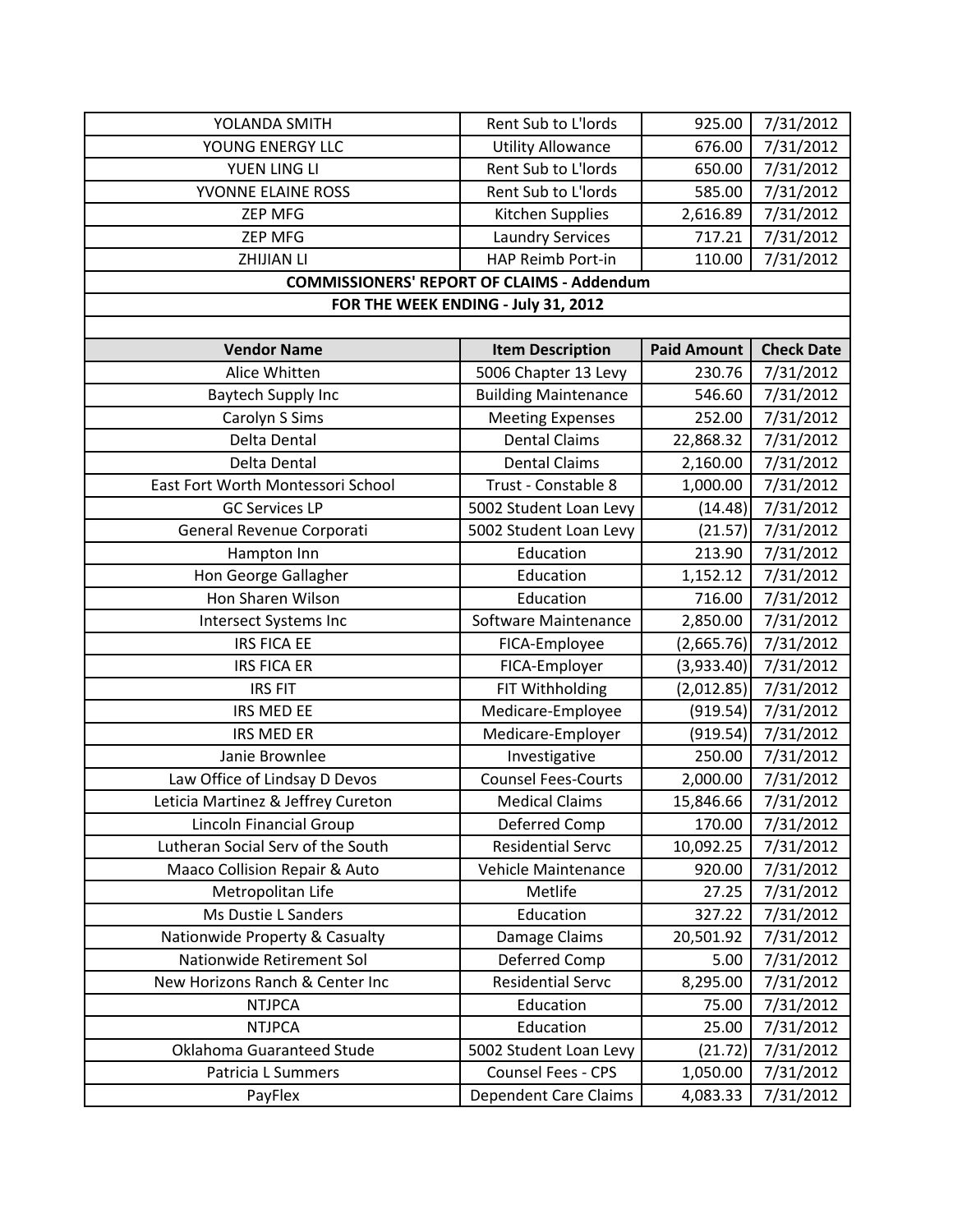| | | | |
|---|---|---|---|
| YOLANDA SMITH | Rent Sub to L'lords | 925.00 | 7/31/2012 |
| YOUNG ENERGY LLC | Utility Allowance | 676.00 | 7/31/2012 |
| YUEN LING LI | Rent Sub to L'lords | 650.00 | 7/31/2012 |
| YVONNE ELAINE ROSS | Rent Sub to L'lords | 585.00 | 7/31/2012 |
| ZEP MFG | Kitchen Supplies | 2,616.89 | 7/31/2012 |
| ZEP MFG | Laundry Services | 717.21 | 7/31/2012 |
| ZHIJIAN LI | HAP Reimb Port-in | 110.00 | 7/31/2012 |

**COMMISSIONERS' REPORT OF CLAIMS - Addendum**

**FOR THE WEEK ENDING - July 31, 2012**

| Vendor Name | Item Description | Paid Amount | Check Date |
|---|---|---|---|
| Alice Whitten | 5006 Chapter 13 Levy | 230.76 | 7/31/2012 |
| Baytech Supply Inc | Building Maintenance | 546.60 | 7/31/2012 |
| Carolyn S Sims | Meeting Expenses | 252.00 | 7/31/2012 |
| Delta Dental | Dental Claims | 22,868.32 | 7/31/2012 |
| Delta Dental | Dental Claims | 2,160.00 | 7/31/2012 |
| East Fort Worth Montessori School | Trust - Constable 8 | 1,000.00 | 7/31/2012 |
| GC Services LP | 5002 Student Loan Levy | (14.48) | 7/31/2012 |
| General Revenue Corporati | 5002 Student Loan Levy | (21.57) | 7/31/2012 |
| Hampton Inn | Education | 213.90 | 7/31/2012 |
| Hon George Gallagher | Education | 1,152.12 | 7/31/2012 |
| Hon Sharen Wilson | Education | 716.00 | 7/31/2012 |
| Intersect Systems Inc | Software Maintenance | 2,850.00 | 7/31/2012 |
| IRS FICA EE | FICA-Employee | (2,665.76) | 7/31/2012 |
| IRS FICA ER | FICA-Employer | (3,933.40) | 7/31/2012 |
| IRS FIT | FIT Withholding | (2,012.85) | 7/31/2012 |
| IRS MED EE | Medicare-Employee | (919.54) | 7/31/2012 |
| IRS MED ER | Medicare-Employer | (919.54) | 7/31/2012 |
| Janie Brownlee | Investigative | 250.00 | 7/31/2012 |
| Law Office of Lindsay D Devos | Counsel Fees-Courts | 2,000.00 | 7/31/2012 |
| Leticia Martinez & Jeffrey Cureton | Medical Claims | 15,846.66 | 7/31/2012 |
| Lincoln Financial Group | Deferred Comp | 170.00 | 7/31/2012 |
| Lutheran Social Serv of the South | Residential Servc | 10,092.25 | 7/31/2012 |
| Maaco Collision Repair & Auto | Vehicle Maintenance | 920.00 | 7/31/2012 |
| Metropolitan Life | Metlife | 27.25 | 7/31/2012 |
| Ms Dustie L Sanders | Education | 327.22 | 7/31/2012 |
| Nationwide Property & Casualty | Damage Claims | 20,501.92 | 7/31/2012 |
| Nationwide Retirement Sol | Deferred Comp | 5.00 | 7/31/2012 |
| New Horizons Ranch & Center Inc | Residential Servc | 8,295.00 | 7/31/2012 |
| NTJPCA | Education | 75.00 | 7/31/2012 |
| NTJPCA | Education | 25.00 | 7/31/2012 |
| Oklahoma Guaranteed Stude | 5002 Student Loan Levy | (21.72) | 7/31/2012 |
| Patricia L Summers | Counsel Fees - CPS | 1,050.00 | 7/31/2012 |
| PayFlex | Dependent Care Claims | 4,083.33 | 7/31/2012 |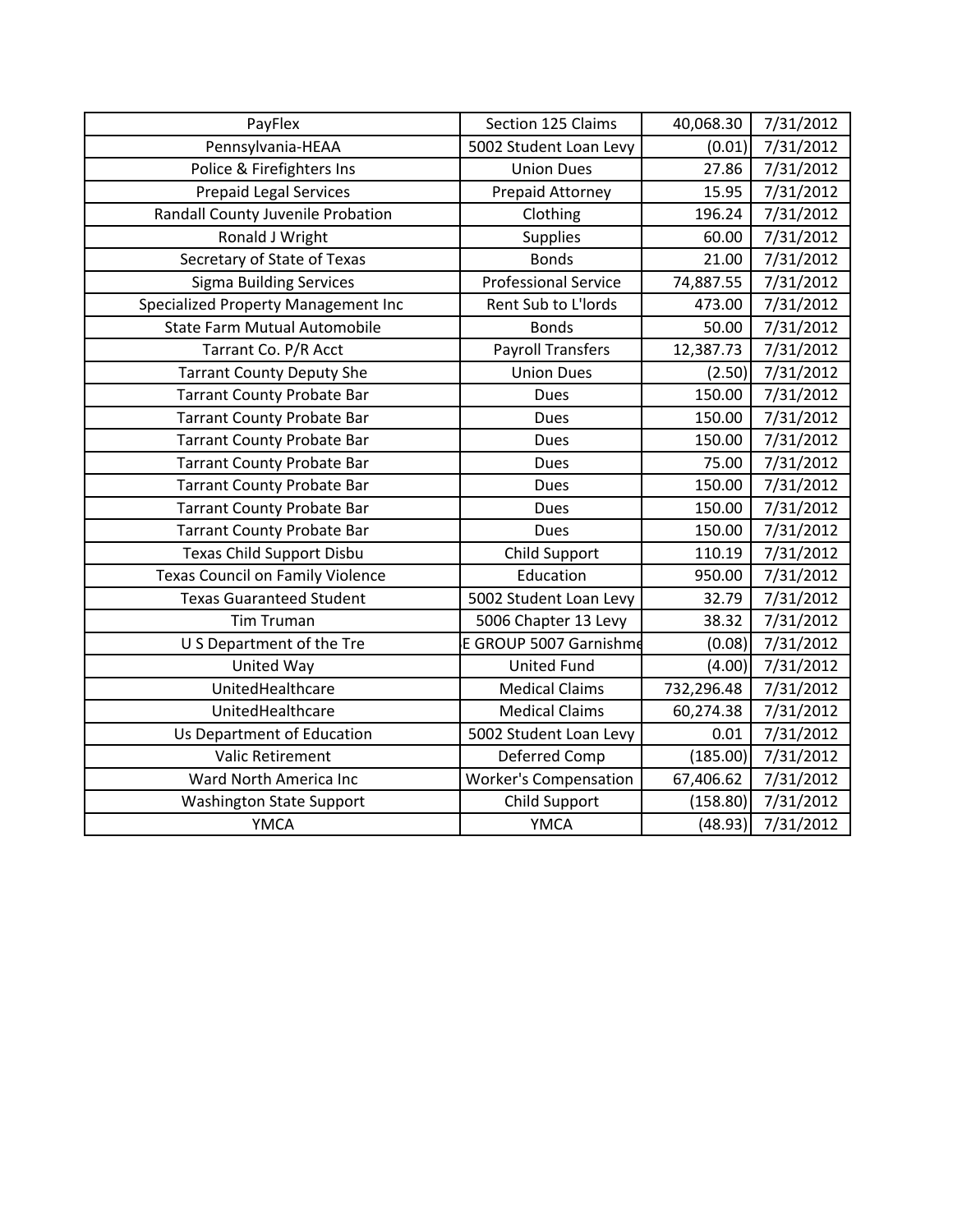| | | | |
|---|---|---|---|
| PayFlex | Section 125 Claims | 40,068.30 | 7/31/2012 |
| Pennsylvania-HEAA | 5002 Student Loan Levy | (0.01) | 7/31/2012 |
| Police & Firefighters Ins | Union Dues | 27.86 | 7/31/2012 |
| Prepaid Legal Services | Prepaid Attorney | 15.95 | 7/31/2012 |
| Randall County Juvenile Probation | Clothing | 196.24 | 7/31/2012 |
| Ronald J Wright | Supplies | 60.00 | 7/31/2012 |
| Secretary of State of Texas | Bonds | 21.00 | 7/31/2012 |
| Sigma Building Services | Professional Service | 74,887.55 | 7/31/2012 |
| Specialized Property Management Inc | Rent Sub to L'lords | 473.00 | 7/31/2012 |
| State Farm Mutual Automobile | Bonds | 50.00 | 7/31/2012 |
| Tarrant Co. P/R Acct | Payroll Transfers | 12,387.73 | 7/31/2012 |
| Tarrant County Deputy She | Union Dues | (2.50) | 7/31/2012 |
| Tarrant County Probate Bar | Dues | 150.00 | 7/31/2012 |
| Tarrant County Probate Bar | Dues | 150.00 | 7/31/2012 |
| Tarrant County Probate Bar | Dues | 150.00 | 7/31/2012 |
| Tarrant County Probate Bar | Dues | 75.00 | 7/31/2012 |
| Tarrant County Probate Bar | Dues | 150.00 | 7/31/2012 |
| Tarrant County Probate Bar | Dues | 150.00 | 7/31/2012 |
| Tarrant County Probate Bar | Dues | 150.00 | 7/31/2012 |
| Texas Child Support Disbu | Child Support | 110.19 | 7/31/2012 |
| Texas Council on Family Violence | Education | 950.00 | 7/31/2012 |
| Texas Guaranteed Student | 5002 Student Loan Levy | 32.79 | 7/31/2012 |
| Tim Truman | 5006 Chapter 13 Levy | 38.32 | 7/31/2012 |
| U S Department of the Tre | E GROUP 5007 Garnishme | (0.08) | 7/31/2012 |
| United Way | United Fund | (4.00) | 7/31/2012 |
| UnitedHealthcare | Medical Claims | 732,296.48 | 7/31/2012 |
| UnitedHealthcare | Medical Claims | 60,274.38 | 7/31/2012 |
| Us Department of Education | 5002 Student Loan Levy | 0.01 | 7/31/2012 |
| Valic Retirement | Deferred Comp | (185.00) | 7/31/2012 |
| Ward North America Inc | Worker's Compensation | 67,406.62 | 7/31/2012 |
| Washington State Support | Child Support | (158.80) | 7/31/2012 |
| YMCA | YMCA | (48.93) | 7/31/2012 |